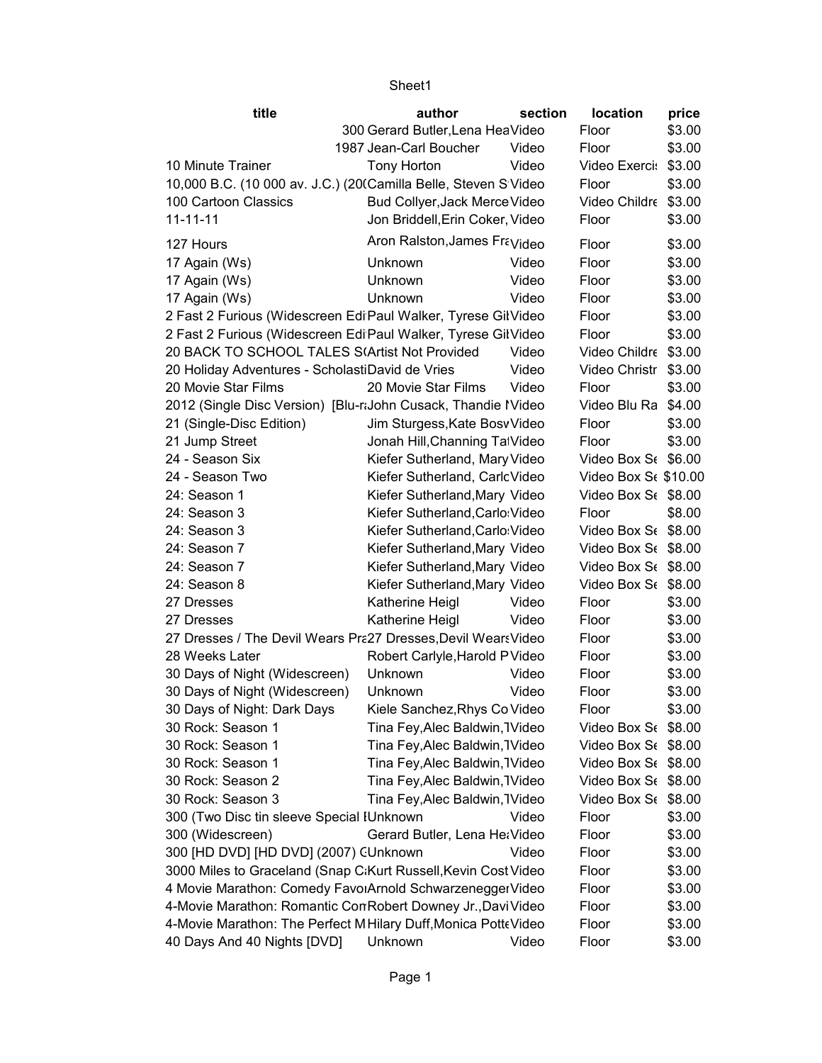Sheet1

| title | author | section | location | price |
|---|---|---|---|---|
| 300 | Gerard Butler,Lena Hea | Video | Floor | $3.00 |
| 1987 | Jean-Carl Boucher | Video | Floor | $3.00 |
| 10 Minute Trainer | Tony Horton | Video | Video Exercis | $3.00 |
| 10,000 B.C. (10 000 av. J.C.) (20( | Camilla Belle, Steven S | Video | Floor | $3.00 |
| 100 Cartoon Classics | Bud Collyer,Jack Merce | Video | Video Childre | $3.00 |
| 11-11-11 | Jon Briddell,Erin Coker, | Video | Floor | $3.00 |
| 127 Hours | Aron Ralston,James Fra | Video | Floor | $3.00 |
| 17 Again (Ws) | Unknown | Video | Floor | $3.00 |
| 17 Again (Ws) | Unknown | Video | Floor | $3.00 |
| 17 Again (Ws) | Unknown | Video | Floor | $3.00 |
| 2 Fast 2 Furious (Widescreen Edi | Paul Walker, Tyrese Gil | Video | Floor | $3.00 |
| 2 Fast 2 Furious (Widescreen Edi | Paul Walker, Tyrese Gil | Video | Floor | $3.00 |
| 20 BACK TO SCHOOL TALES S( | Artist Not Provided | Video | Video Childre | $3.00 |
| 20 Holiday Adventures - Scholasti | David de Vries | Video | Video Christr | $3.00 |
| 20 Movie Star Films | 20 Movie Star Films | Video | Floor | $3.00 |
| 2012 (Single Disc Version) [Blu-ra | John Cusack, Thandie N | Video | Video Blu Ra | $4.00 |
| 21 (Single-Disc Edition) | Jim Sturgess,Kate Bosw | Video | Floor | $3.00 |
| 21 Jump Street | Jonah Hill,Channing Ta | Video | Floor | $3.00 |
| 24 - Season Six | Kiefer Sutherland, Mary | Video | Video Box Se | $6.00 |
| 24 - Season Two | Kiefer Sutherland, Carlo | Video | Video Box Se | $10.00 |
| 24: Season 1 | Kiefer Sutherland,Mary | Video | Video Box Se | $8.00 |
| 24: Season 3 | Kiefer Sutherland,Carlo | Video | Floor | $8.00 |
| 24: Season 3 | Kiefer Sutherland,Carlo | Video | Video Box Se | $8.00 |
| 24: Season 7 | Kiefer Sutherland,Mary | Video | Video Box Se | $8.00 |
| 24: Season 7 | Kiefer Sutherland,Mary | Video | Video Box Se | $8.00 |
| 24: Season 8 | Kiefer Sutherland,Mary | Video | Video Box Se | $8.00 |
| 27 Dresses | Katherine Heigl | Video | Floor | $3.00 |
| 27 Dresses | Katherine Heigl | Video | Floor | $3.00 |
| 27 Dresses / The Devil Wears Pra | 27 Dresses,Devil Wears | Video | Floor | $3.00 |
| 28 Weeks Later | Robert Carlyle,Harold P | Video | Floor | $3.00 |
| 30 Days of Night (Widescreen) | Unknown | Video | Floor | $3.00 |
| 30 Days of Night (Widescreen) | Unknown | Video | Floor | $3.00 |
| 30 Days of Night: Dark Days | Kiele Sanchez,Rhys Co | Video | Floor | $3.00 |
| 30 Rock: Season 1 | Tina Fey,Alec Baldwin,T | Video | Video Box Se | $8.00 |
| 30 Rock: Season 1 | Tina Fey,Alec Baldwin,T | Video | Video Box Se | $8.00 |
| 30 Rock: Season 1 | Tina Fey,Alec Baldwin,T | Video | Video Box Se | $8.00 |
| 30 Rock: Season 2 | Tina Fey,Alec Baldwin,T | Video | Video Box Se | $8.00 |
| 30 Rock: Season 3 | Tina Fey,Alec Baldwin,T | Video | Video Box Se | $8.00 |
| 300 (Two Disc tin sleeve Special I | Unknown | Video | Floor | $3.00 |
| 300 (Widescreen) | Gerard Butler, Lena He | Video | Floor | $3.00 |
| 300 [HD DVD] [HD DVD] (2007) C | Unknown | Video | Floor | $3.00 |
| 3000 Miles to Graceland (Snap Ca | Kurt Russell,Kevin Cost | Video | Floor | $3.00 |
| 4 Movie Marathon: Comedy Favor | Arnold Schwarzenegger | Video | Floor | $3.00 |
| 4-Movie Marathon: Romantic Com | Robert Downey Jr.,Davi | Video | Floor | $3.00 |
| 4-Movie Marathon: The Perfect M | Hilary Duff,Monica Potte | Video | Floor | $3.00 |
| 40 Days And 40 Nights [DVD] | Unknown | Video | Floor | $3.00 |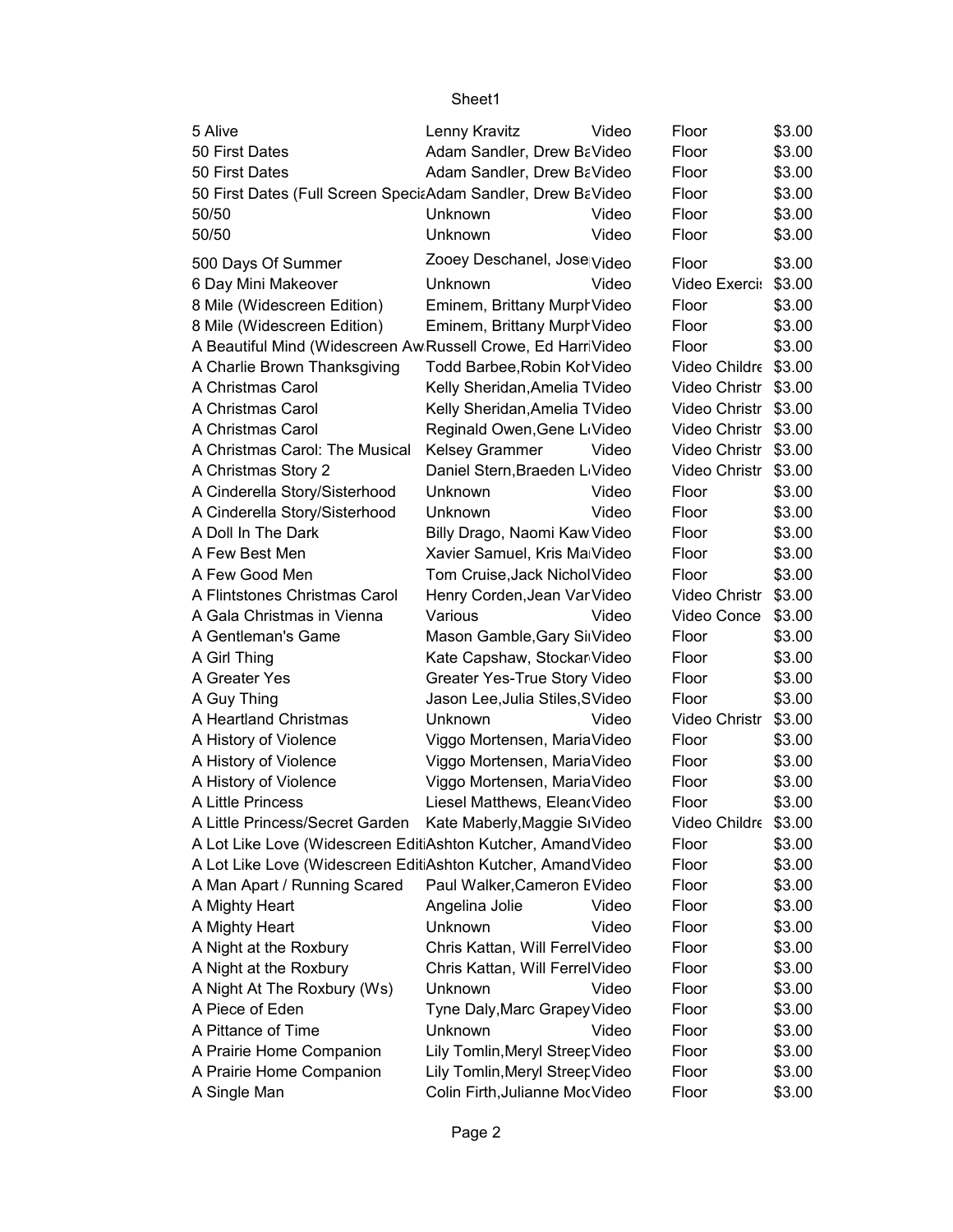| | | | | |
|---|---|---|---|---|
| 5 Alive | Lenny Kravitz | Video | Floor | $3.00 |
| 50 First Dates | Adam Sandler, Drew Ba | Video | Floor | $3.00 |
| 50 First Dates | Adam Sandler, Drew Ba | Video | Floor | $3.00 |
| 50 First Dates (Full Screen Specia | Adam Sandler, Drew Ba | Video | Floor | $3.00 |
| 50/50 | Unknown | Video | Floor | $3.00 |
| 50/50 | Unknown | Video | Floor | $3.00 |
| 500 Days Of Summer | Zooey Deschanel, Jose | Video | Floor | $3.00 |
| 6 Day Mini Makeover | Unknown | Video | Video Exercis | $3.00 |
| 8 Mile (Widescreen Edition) | Eminem, Brittany Murph | Video | Floor | $3.00 |
| 8 Mile (Widescreen Edition) | Eminem, Brittany Murph | Video | Floor | $3.00 |
| A Beautiful Mind (Widescreen Aw | Russell Crowe, Ed Harri | Video | Floor | $3.00 |
| A Charlie Brown Thanksgiving | Todd Barbee,Robin Koh | Video | Video Childre | $3.00 |
| A Christmas Carol | Kelly Sheridan,Amelia T | Video | Video Christm | $3.00 |
| A Christmas Carol | Kelly Sheridan,Amelia T | Video | Video Christm | $3.00 |
| A Christmas Carol | Reginald Owen,Gene Lo | Video | Video Christm | $3.00 |
| A Christmas Carol: The Musical | Kelsey Grammer | Video | Video Christm | $3.00 |
| A Christmas Story 2 | Daniel Stern,Braeden L | Video | Video Christm | $3.00 |
| A Cinderella Story/Sisterhood | Unknown | Video | Floor | $3.00 |
| A Cinderella Story/Sisterhood | Unknown | Video | Floor | $3.00 |
| A Doll In The Dark | Billy Drago, Naomi Kaw | Video | Floor | $3.00 |
| A Few Best Men | Xavier Samuel, Kris Ma | Video | Floor | $3.00 |
| A Few Good Men | Tom Cruise,Jack Nichol | Video | Floor | $3.00 |
| A Flintstones Christmas Carol | Henry Corden,Jean Var | Video | Video Christm | $3.00 |
| A Gala Christmas in Vienna | Various | Video | Video Conce | $3.00 |
| A Gentleman's Game | Mason Gamble,Gary Si | Video | Floor | $3.00 |
| A Girl Thing | Kate Capshaw, Stockar | Video | Floor | $3.00 |
| A Greater Yes | Greater Yes-True Story | Video | Floor | $3.00 |
| A Guy Thing | Jason Lee,Julia Stiles,S | Video | Floor | $3.00 |
| A Heartland Christmas | Unknown | Video | Video Christm | $3.00 |
| A History of Violence | Viggo Mortensen, Maria | Video | Floor | $3.00 |
| A History of Violence | Viggo Mortensen, Maria | Video | Floor | $3.00 |
| A History of Violence | Viggo Mortensen, Maria | Video | Floor | $3.00 |
| A Little Princess | Liesel Matthews, Elean | Video | Floor | $3.00 |
| A Little Princess/Secret Garden | Kate Maberly,Maggie S | Video | Video Childre | $3.00 |
| A Lot Like Love (Widescreen Editi | Ashton Kutcher, Amand | Video | Floor | $3.00 |
| A Lot Like Love (Widescreen Editi | Ashton Kutcher, Amand | Video | Floor | $3.00 |
| A Man Apart / Running Scared | Paul Walker,Cameron E | Video | Floor | $3.00 |
| A Mighty Heart | Angelina Jolie | Video | Floor | $3.00 |
| A Mighty Heart | Unknown | Video | Floor | $3.00 |
| A Night at the Roxbury | Chris Kattan, Will Ferrel | Video | Floor | $3.00 |
| A Night at the Roxbury | Chris Kattan, Will Ferrel | Video | Floor | $3.00 |
| A Night At The Roxbury (Ws) | Unknown | Video | Floor | $3.00 |
| A Piece of Eden | Tyne Daly,Marc Grapey | Video | Floor | $3.00 |
| A Pittance of Time | Unknown | Video | Floor | $3.00 |
| A Prairie Home Companion | Lily Tomlin,Meryl Streep | Video | Floor | $3.00 |
| A Prairie Home Companion | Lily Tomlin,Meryl Streep | Video | Floor | $3.00 |
| A Single Man | Colin Firth,Julianne Mo | Video | Floor | $3.00 |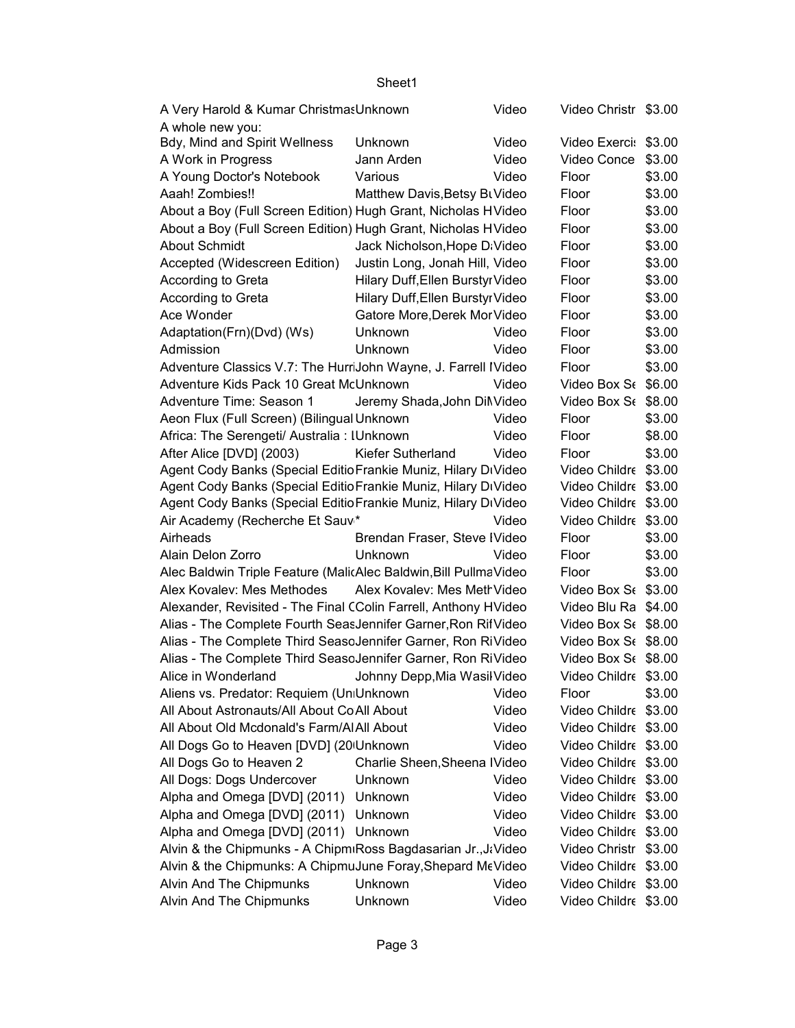| | | | | |
|---|---|---|---|---|
| A Very Harold & Kumar Christmas | Unknown | Video | Video Christr | $3.00 |
| A whole new you: Bdy, Mind and Spirit Wellness | Unknown | Video | Video Exercis | $3.00 |
| A Work in Progress | Jann Arden | Video | Video Conce | $3.00 |
| A Young Doctor's Notebook | Various | Video | Floor | $3.00 |
| Aaah! Zombies!! | Matthew Davis,Betsy Bu | Video | Floor | $3.00 |
| About a Boy (Full Screen Edition) | Hugh Grant, Nicholas H | Video | Floor | $3.00 |
| About a Boy (Full Screen Edition) | Hugh Grant, Nicholas H | Video | Floor | $3.00 |
| About Schmidt | Jack Nicholson,Hope Da | Video | Floor | $3.00 |
| Accepted (Widescreen Edition) | Justin Long, Jonah Hill, | Video | Floor | $3.00 |
| According to Greta | Hilary Duff,Ellen Burstyn | Video | Floor | $3.00 |
| According to Greta | Hilary Duff,Ellen Burstyn | Video | Floor | $3.00 |
| Ace Wonder | Gatore More,Derek Mor | Video | Floor | $3.00 |
| Adaptation(Frn)(Dvd) (Ws) | Unknown | Video | Floor | $3.00 |
| Admission | Unknown | Video | Floor | $3.00 |
| Adventure Classics V.7: The Hurri | John Wayne, J. Farrell I | Video | Floor | $3.00 |
| Adventure Kids Pack 10 Great Mo | Unknown | Video | Video Box Se | $6.00 |
| Adventure Time: Season 1 | Jeremy Shada,John DiM | Video | Video Box Se | $8.00 |
| Aeon Flux (Full Screen) (Bilingual | Unknown | Video | Floor | $3.00 |
| Africa: The Serengeti/ Australia : I | Unknown | Video | Floor | $8.00 |
| After Alice [DVD] (2003) | Kiefer Sutherland | Video | Floor | $3.00 |
| Agent Cody Banks (Special Editio | Frankie Muniz, Hilary Du | Video | Video Childre | $3.00 |
| Agent Cody Banks (Special Editio | Frankie Muniz, Hilary Du | Video | Video Childre | $3.00 |
| Agent Cody Banks (Special Editio | Frankie Muniz, Hilary Du | Video | Video Childre | $3.00 |
| Air Academy (Recherche Et Sauv | * | Video | Video Childre | $3.00 |
| Airheads | Brendan Fraser, Steve I | Video | Floor | $3.00 |
| Alain Delon Zorro | Unknown | Video | Floor | $3.00 |
| Alec Baldwin Triple Feature (Malic | Alec Baldwin,Bill Pullma | Video | Floor | $3.00 |
| Alex Kovalev: Mes Methodes | Alex Kovalev: Mes Meth | Video | Video Box Se | $3.00 |
| Alexander, Revisited - The Final C | Colin Farrell, Anthony H | Video | Video Blu Ra | $4.00 |
| Alias - The Complete Fourth Seas | Jennifer Garner,Ron Rif | Video | Video Box Se | $8.00 |
| Alias - The Complete Third Seaso | Jennifer Garner, Ron Ri | Video | Video Box Se | $8.00 |
| Alias - The Complete Third Seaso | Jennifer Garner, Ron Ri | Video | Video Box Se | $8.00 |
| Alice in Wonderland | Johnny Depp,Mia Wasik | Video | Video Childre | $3.00 |
| Aliens vs. Predator: Requiem (Un | Unknown | Video | Floor | $3.00 |
| All About Astronauts/All About Co | All About | Video | Video Childre | $3.00 |
| All About Old Mcdonald's Farm/Al | All About | Video | Video Childre | $3.00 |
| All Dogs Go to Heaven [DVD] (20 | Unknown | Video | Video Childre | $3.00 |
| All Dogs Go to Heaven 2 | Charlie Sheen,Sheena I | Video | Video Childre | $3.00 |
| All Dogs: Dogs Undercover | Unknown | Video | Video Childre | $3.00 |
| Alpha and Omega [DVD] (2011) | Unknown | Video | Video Childre | $3.00 |
| Alpha and Omega [DVD] (2011) | Unknown | Video | Video Childre | $3.00 |
| Alpha and Omega [DVD] (2011) | Unknown | Video | Video Childre | $3.00 |
| Alvin & the Chipmunks - A Chipm | Ross Bagdasarian Jr.,Ja | Video | Video Christr | $3.00 |
| Alvin & the Chipmunks: A Chipmu | June Foray,Shepard Me | Video | Video Childre | $3.00 |
| Alvin And The Chipmunks | Unknown | Video | Video Childre | $3.00 |
| Alvin And The Chipmunks | Unknown | Video | Video Childre | $3.00 |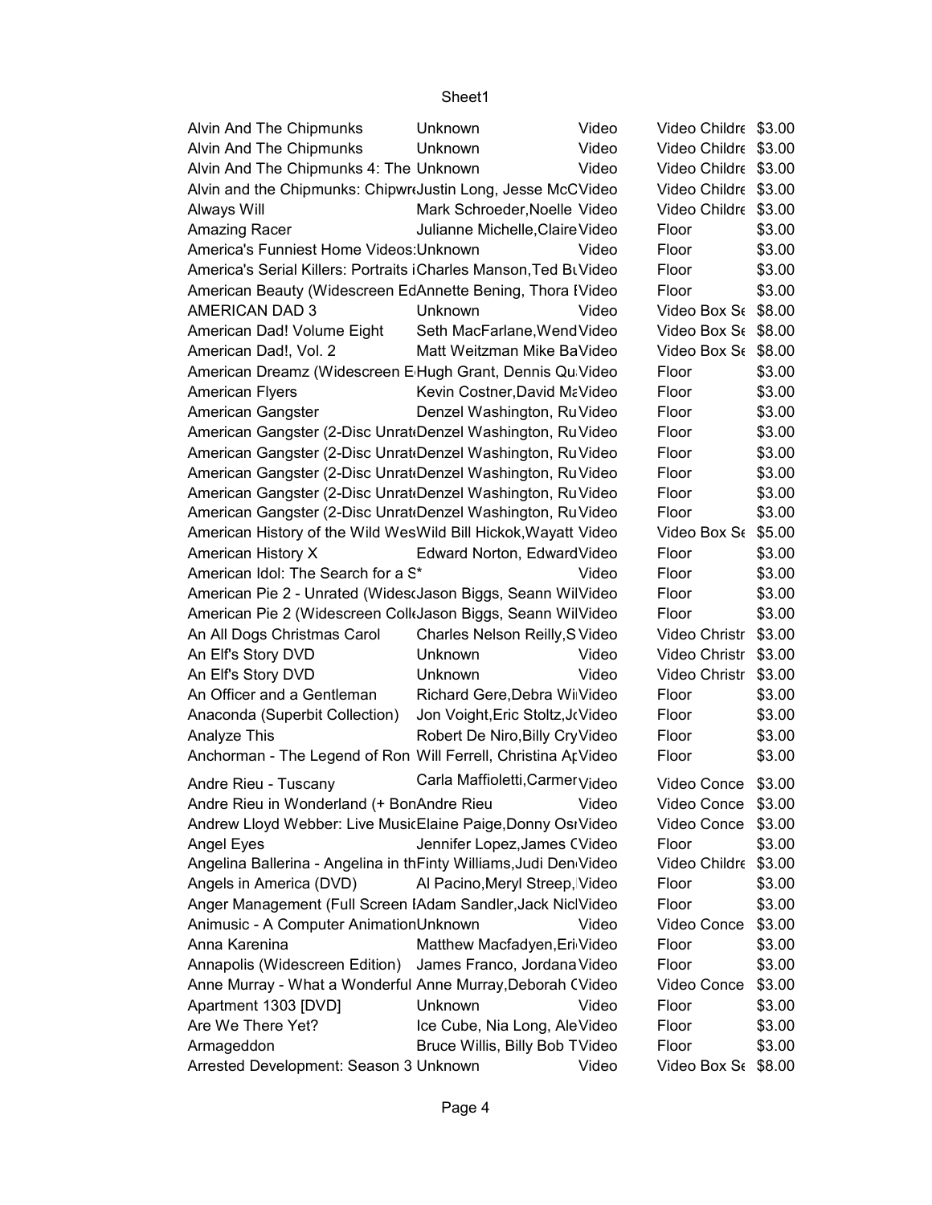| | | | | |
|---|---|---|---|---|
| Alvin And The Chipmunks | Unknown | Video | Video Childre | $3.00 |
| Alvin And The Chipmunks | Unknown | Video | Video Childre | $3.00 |
| Alvin And The Chipmunks 4: The | Unknown | Video | Video Childre | $3.00 |
| Alvin and the Chipmunks: Chipwr | Justin Long, Jesse McC | Video | Video Childre | $3.00 |
| Always Will | Mark Schroeder,Noelle | Video | Video Childre | $3.00 |
| Amazing Racer | Julianne Michelle,Claire | Video | Floor | $3.00 |
| America's Funniest Home Videos: | Unknown | Video | Floor | $3.00 |
| America's Serial Killers: Portraits i | Charles Manson,Ted Bu | Video | Floor | $3.00 |
| American Beauty (Widescreen Ed | Annette Bening, Thora I | Video | Floor | $3.00 |
| AMERICAN DAD 3 | Unknown | Video | Video Box Se | $8.00 |
| American Dad! Volume Eight | Seth MacFarlane,Wend | Video | Video Box Se | $8.00 |
| American Dad!, Vol. 2 | Matt Weitzman Mike Ba | Video | Video Box Se | $8.00 |
| American Dreamz (Widescreen E | Hugh Grant, Dennis Qu | Video | Floor | $3.00 |
| American Flyers | Kevin Costner,David Ma | Video | Floor | $3.00 |
| American Gangster | Denzel Washington, Ru | Video | Floor | $3.00 |
| American Gangster (2-Disc Unrat | Denzel Washington, Ru | Video | Floor | $3.00 |
| American Gangster (2-Disc Unrat | Denzel Washington, Ru | Video | Floor | $3.00 |
| American Gangster (2-Disc Unrat | Denzel Washington, Ru | Video | Floor | $3.00 |
| American Gangster (2-Disc Unrat | Denzel Washington, Ru | Video | Floor | $3.00 |
| American Gangster (2-Disc Unrat | Denzel Washington, Ru | Video | Floor | $3.00 |
| American History of the Wild Wes | Wild Bill Hickok,Wayatt | Video | Video Box Se | $5.00 |
| American History X | Edward Norton, Edward | Video | Floor | $3.00 |
| American Idol: The Search for a S* | | Video | Floor | $3.00 |
| American Pie 2 - Unrated (Wides | Jason Biggs, Seann Wil | Video | Floor | $3.00 |
| American Pie 2 (Widescreen Coll | Jason Biggs, Seann Wil | Video | Floor | $3.00 |
| An All Dogs Christmas Carol | Charles Nelson Reilly,S | Video | Video Christm | $3.00 |
| An Elf's Story DVD | Unknown | Video | Video Christm | $3.00 |
| An Elf's Story DVD | Unknown | Video | Video Christm | $3.00 |
| An Officer and a Gentleman | Richard Gere,Debra Wi | Video | Floor | $3.00 |
| Anaconda (Superbit Collection) | Jon Voight,Eric Stoltz,J | Video | Floor | $3.00 |
| Analyze This | Robert De Niro,Billy Cry | Video | Floor | $3.00 |
| Anchorman - The Legend of Ron | Will Ferrell, Christina Ap | Video | Floor | $3.00 |
| Andre Rieu - Tuscany | Carla Maffioletti,Carmer | Video | Video Conce | $3.00 |
| Andre Rieu in Wonderland (+ Bon | Andre Rieu | Video | Video Conce | $3.00 |
| Andrew Lloyd Webber: Live Music | Elaine Paige,Donny Os | Video | Video Conce | $3.00 |
| Angel Eyes | Jennifer Lopez,James C | Video | Floor | $3.00 |
| Angelina Ballerina - Angelina in th | Finty Williams,Judi Den | Video | Video Childre | $3.00 |
| Angels in America (DVD) | Al Pacino,Meryl Streep, | Video | Floor | $3.00 |
| Anger Management (Full Screen I | Adam Sandler,Jack Nic | Video | Floor | $3.00 |
| Animusic - A Computer Animation | Unknown | Video | Video Conce | $3.00 |
| Anna Karenina | Matthew Macfadyen,Eri | Video | Floor | $3.00 |
| Annapolis (Widescreen Edition) | James Franco, Jordana | Video | Floor | $3.00 |
| Anne Murray - What a Wonderful | Anne Murray,Deborah C | Video | Video Conce | $3.00 |
| Apartment 1303 [DVD] | Unknown | Video | Floor | $3.00 |
| Are We There Yet? | Ice Cube, Nia Long, Ale | Video | Floor | $3.00 |
| Armageddon | Bruce Willis, Billy Bob T | Video | Floor | $3.00 |
| Arrested Development: Season 3 | Unknown | Video | Video Box Se | $8.00 |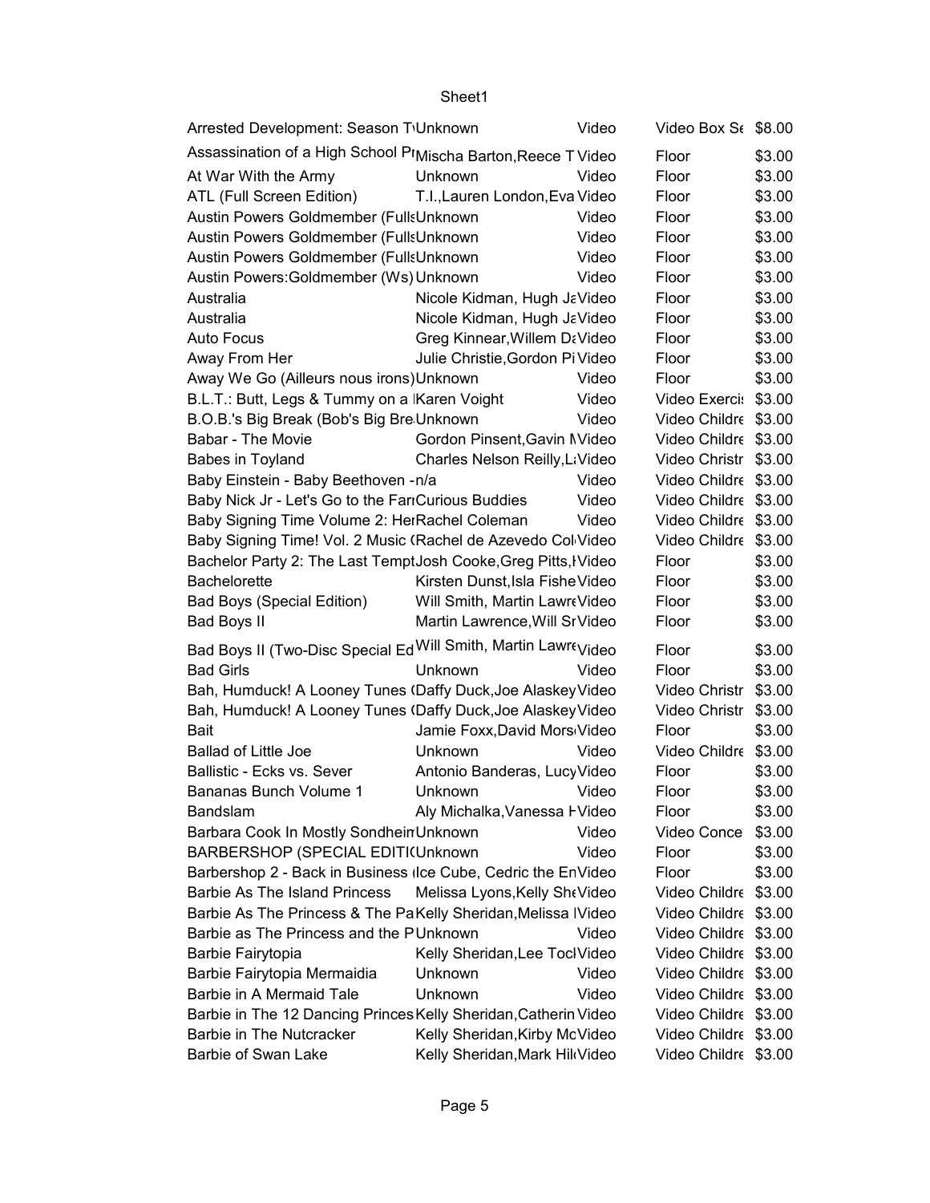| | | | | |
|---|---|---|---|---|
| Arrested Development: Season T | Unknown | Video | Video Box Se | $8.00 |
| Assassination of a High School Pr | Mischa Barton,Reece T | Video | Floor | $3.00 |
| At War With the Army | Unknown | Video | Floor | $3.00 |
| ATL (Full Screen Edition) | T.I.,Lauren London,Eva | Video | Floor | $3.00 |
| Austin Powers Goldmember (Fulls | Unknown | Video | Floor | $3.00 |
| Austin Powers Goldmember (Fulls | Unknown | Video | Floor | $3.00 |
| Austin Powers Goldmember (Fulls | Unknown | Video | Floor | $3.00 |
| Austin Powers:Goldmember (Ws) | Unknown | Video | Floor | $3.00 |
| Australia | Nicole Kidman, Hugh Ja | Video | Floor | $3.00 |
| Australia | Nicole Kidman, Hugh Ja | Video | Floor | $3.00 |
| Auto Focus | Greg Kinnear,Willem Da | Video | Floor | $3.00 |
| Away From Her | Julie Christie,Gordon Pi | Video | Floor | $3.00 |
| Away We Go (Ailleurs nous irons) | Unknown | Video | Floor | $3.00 |
| B.L.T.: Butt, Legs & Tummy on a | Karen Voight | Video | Video Exercis | $3.00 |
| B.O.B.'s Big Break (Bob's Big Bre | Unknown | Video | Video Childre | $3.00 |
| Babar - The Movie | Gordon Pinsent,Gavin M | Video | Video Childre | $3.00 |
| Babes in Toyland | Charles Nelson Reilly,La | Video | Video Christm | $3.00 |
| Baby Einstein - Baby Beethoven - | n/a | Video | Video Childre | $3.00 |
| Baby Nick Jr - Let's Go to the Far | Curious Buddies | Video | Video Childre | $3.00 |
| Baby Signing Time Volume 2: Her | Rachel Coleman | Video | Video Childre | $3.00 |
| Baby Signing Time! Vol. 2 Music ( | Rachel de Azevedo Col | Video | Video Childre | $3.00 |
| Bachelor Party 2: The Last Tempt | Josh Cooke,Greg Pitts,I | Video | Floor | $3.00 |
| Bachelorette | Kirsten Dunst,Isla Fishe | Video | Floor | $3.00 |
| Bad Boys (Special Edition) | Will Smith, Martin Lawre | Video | Floor | $3.00 |
| Bad Boys II | Martin Lawrence,Will Sr | Video | Floor | $3.00 |
| Bad Boys II (Two-Disc Special Ed | Will Smith, Martin Lawre | Video | Floor | $3.00 |
| Bad Girls | Unknown | Video | Floor | $3.00 |
| Bah, Humduck! A Looney Tunes ( | Daffy Duck,Joe Alaskey | Video | Video Christm | $3.00 |
| Bah, Humduck! A Looney Tunes ( | Daffy Duck,Joe Alaskey | Video | Video Christm | $3.00 |
| Bait | Jamie Foxx,David Mors | Video | Floor | $3.00 |
| Ballad of Little Joe | Unknown | Video | Video Childre | $3.00 |
| Ballistic - Ecks vs. Sever | Antonio Banderas, Lucy | Video | Floor | $3.00 |
| Bananas Bunch Volume 1 | Unknown | Video | Floor | $3.00 |
| Bandslam | Aly Michalka,Vanessa H | Video | Floor | $3.00 |
| Barbara Cook In Mostly Sondheim | Unknown | Video | Video Conce | $3.00 |
| BARBERSHOP (SPECIAL EDITI( | Unknown | Video | Floor | $3.00 |
| Barbershop 2 - Back in Business ( | Ice Cube, Cedric the En | Video | Floor | $3.00 |
| Barbie As The Island Princess | Melissa Lyons,Kelly She | Video | Video Childre | $3.00 |
| Barbie As The Princess & The Pa | Kelly Sheridan,Melissa I | Video | Video Childre | $3.00 |
| Barbie as The Princess and the P | Unknown | Video | Video Childre | $3.00 |
| Barbie Fairytopia | Kelly Sheridan,Lee Tocl | Video | Video Childre | $3.00 |
| Barbie Fairytopia Mermaidia | Unknown | Video | Video Childre | $3.00 |
| Barbie in A Mermaid Tale | Unknown | Video | Video Childre | $3.00 |
| Barbie in The 12 Dancing Princes | Kelly Sheridan,Catherin | Video | Video Childre | $3.00 |
| Barbie in The Nutcracker | Kelly Sheridan,Kirby Mc | Video | Video Childre | $3.00 |
| Barbie of Swan Lake | Kelly Sheridan,Mark Hil | Video | Video Childre | $3.00 |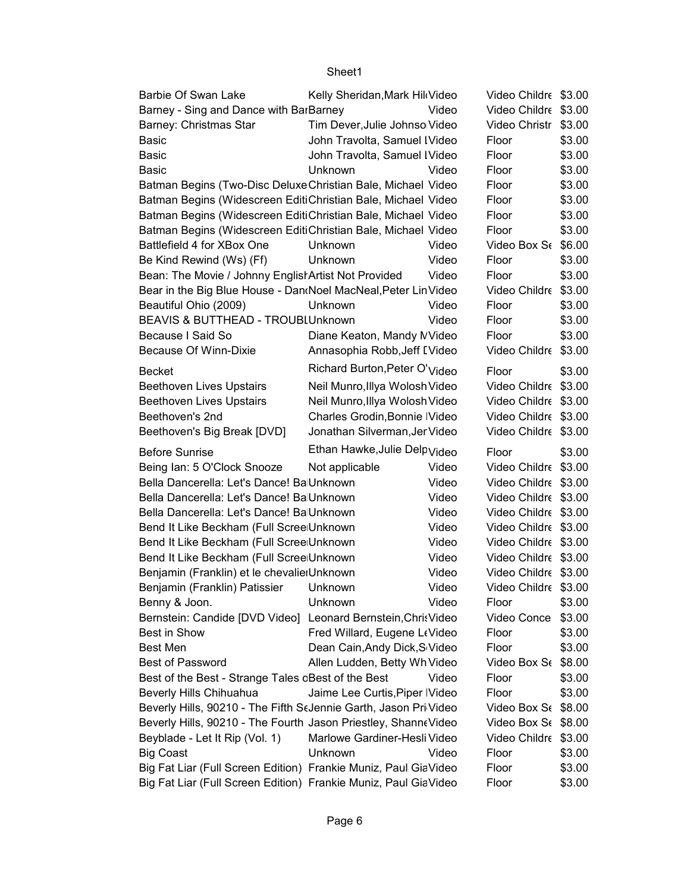| | | | | |
|---|---|---|---|---|
| Barbie Of Swan Lake | Kelly Sheridan,Mark Hil | Video | Video Childre | $3.00 |
| Barney - Sing and Dance with Bar | Barney | Video | Video Childre | $3.00 |
| Barney: Christmas Star | Tim Dever,Julie Johnso | Video | Video Christr | $3.00 |
| Basic | John Travolta, Samuel I | Video | Floor | $3.00 |
| Basic | John Travolta, Samuel I | Video | Floor | $3.00 |
| Basic | Unknown | Video | Floor | $3.00 |
| Batman Begins (Two-Disc Deluxe | Christian Bale, Michael | Video | Floor | $3.00 |
| Batman Begins (Widescreen Editi | Christian Bale, Michael | Video | Floor | $3.00 |
| Batman Begins (Widescreen Editi | Christian Bale, Michael | Video | Floor | $3.00 |
| Batman Begins (Widescreen Editi | Christian Bale, Michael | Video | Floor | $3.00 |
| Battlefield 4 for XBox One | Unknown | Video | Video Box Se | $6.00 |
| Be Kind Rewind (Ws) (Ff) | Unknown | Video | Floor | $3.00 |
| Bean: The Movie / Johnny English | Artist Not Provided | Video | Floor | $3.00 |
| Bear in the Big Blue House - Dan | Noel MacNeal,Peter Lin | Video | Video Childre | $3.00 |
| Beautiful Ohio (2009) | Unknown | Video | Floor | $3.00 |
| BEAVIS & BUTTHEAD - TROUBL | Unknown | Video | Floor | $3.00 |
| Because I Said So | Diane Keaton, Mandy M | Video | Floor | $3.00 |
| Because Of Winn-Dixie | Annasophia Robb,Jeff D | Video | Video Childre | $3.00 |
| Becket | Richard Burton,Peter O' | Video | Floor | $3.00 |
| Beethoven Lives Upstairs | Neil Munro,Illya Wolosh | Video | Video Childre | $3.00 |
| Beethoven Lives Upstairs | Neil Munro,Illya Wolosh | Video | Video Childre | $3.00 |
| Beethoven's 2nd | Charles Grodin,Bonnie I | Video | Video Childre | $3.00 |
| Beethoven's Big Break [DVD] | Jonathan Silverman,Jer | Video | Video Childre | $3.00 |
| Before Sunrise | Ethan Hawke,Julie Delp | Video | Floor | $3.00 |
| Being Ian: 5 O'Clock Snooze | Not applicable | Video | Video Childre | $3.00 |
| Bella Dancerella: Let's Dance! Ba | Unknown | Video | Video Childre | $3.00 |
| Bella Dancerella: Let's Dance! Ba | Unknown | Video | Video Childre | $3.00 |
| Bella Dancerella: Let's Dance! Ba | Unknown | Video | Video Childre | $3.00 |
| Bend It Like Beckham (Full Scree | Unknown | Video | Video Childre | $3.00 |
| Bend It Like Beckham (Full Scree | Unknown | Video | Video Childre | $3.00 |
| Bend It Like Beckham (Full Scree | Unknown | Video | Video Childre | $3.00 |
| Benjamin (Franklin) et le chevalie | Unknown | Video | Video Childre | $3.00 |
| Benjamin (Franklin) Patissier | Unknown | Video | Video Childre | $3.00 |
| Benny & Joon. | Unknown | Video | Floor | $3.00 |
| Bernstein: Candide [DVD Video] | Leonard Bernstein,Chris | Video | Video Conce | $3.00 |
| Best in Show | Fred Willard, Eugene L | Video | Floor | $3.00 |
| Best Men | Dean Cain,Andy Dick,S | Video | Floor | $3.00 |
| Best of Password | Allen Ludden, Betty Wh | Video | Video Box Se | $8.00 |
| Best of the Best - Strange Tales o | Best of the Best | Video | Floor | $3.00 |
| Beverly Hills Chihuahua | Jaime Lee Curtis,Piper I | Video | Floor | $3.00 |
| Beverly Hills, 90210 - The Fifth Se | Jennie Garth, Jason Pri | Video | Video Box Se | $8.00 |
| Beverly Hills, 90210 - The Fourth | Jason Priestley, Shanne | Video | Video Box Se | $8.00 |
| Beyblade - Let It Rip (Vol. 1) | Marlowe Gardiner-Hesli | Video | Video Childre | $3.00 |
| Big Coast | Unknown | Video | Floor | $3.00 |
| Big Fat Liar (Full Screen Edition) | Frankie Muniz, Paul Gia | Video | Floor | $3.00 |
| Big Fat Liar (Full Screen Edition) | Frankie Muniz, Paul Gia | Video | Floor | $3.00 |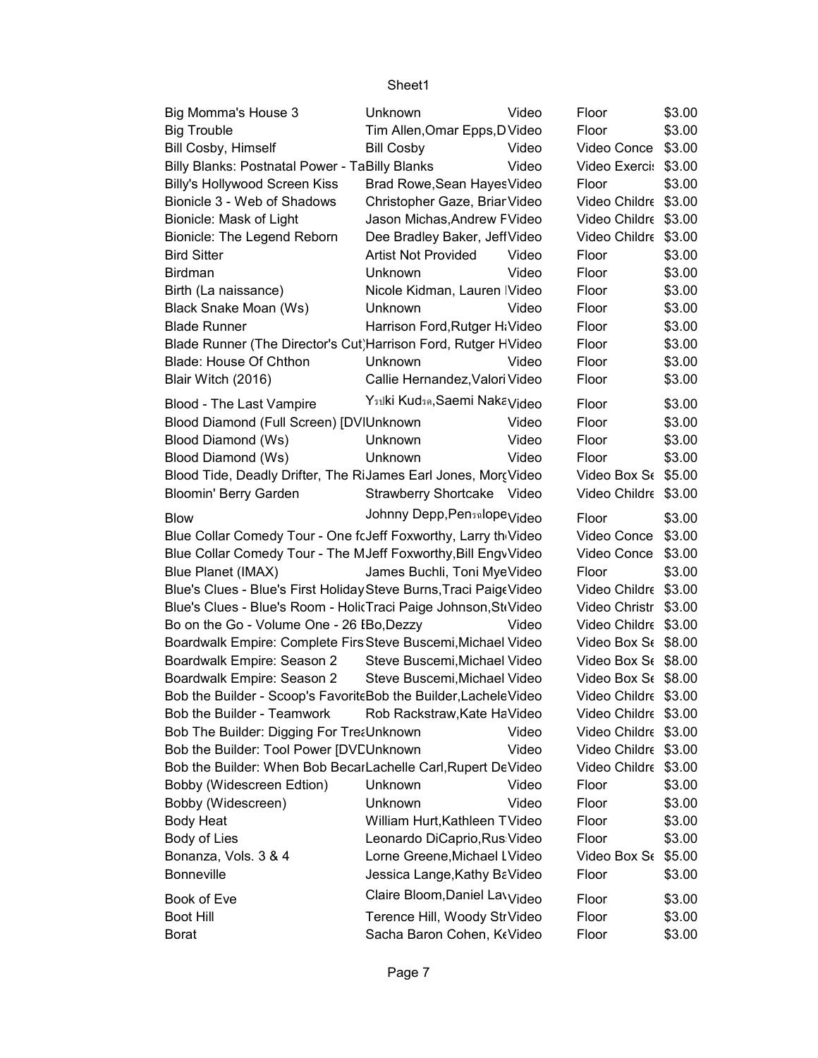| | | | | |
|---|---|---|---|---|
| Big Momma's House 3 | Unknown | Video | Floor | $3.00 |
| Big Trouble | Tim Allen,Omar Epps,D | Video | Floor | $3.00 |
| Bill Cosby, Himself | Bill Cosby | Video | Video Conce | $3.00 |
| Billy Blanks: Postnatal Power - Ta | Billy Blanks | Video | Video Exercis | $3.00 |
| Billy's Hollywood Screen Kiss | Brad Rowe,Sean Hayes | Video | Floor | $3.00 |
| Bionicle 3 - Web of Shadows | Christopher Gaze, Brian | Video | Video Childre | $3.00 |
| Bionicle: Mask of Light | Jason Michas,Andrew F | Video | Video Childre | $3.00 |
| Bionicle: The Legend Reborn | Dee Bradley Baker, Jeff | Video | Video Childre | $3.00 |
| Bird Sitter | Artist Not Provided | Video | Floor | $3.00 |
| Birdman | Unknown | Video | Floor | $3.00 |
| Birth (La naissance) | Nicole Kidman, Lauren | Video | Floor | $3.00 |
| Black Snake Moan (Ws) | Unknown | Video | Floor | $3.00 |
| Blade Runner | Harrison Ford,Rutger H | Video | Floor | $3.00 |
| Blade Runner (The Director's Cut) | Harrison Ford, Rutger H | Video | Floor | $3.00 |
| Blade: House Of Chthon | Unknown | Video | Floor | $3.00 |
| Blair Witch (2016) | Callie Hernandez,Valori | Video | Floor | $3.00 |
| Blood - The Last Vampire | Yรปki Kudร,Saemi Naka | Video | Floor | $3.00 |
| Blood Diamond (Full Screen) [DV | Unknown | Video | Floor | $3.00 |
| Blood Diamond (Ws) | Unknown | Video | Floor | $3.00 |
| Blood Diamond (Ws) | Unknown | Video | Floor | $3.00 |
| Blood Tide, Deadly Drifter, The Ri | James Earl Jones, Morg | Video | Video Box Se | $5.00 |
| Bloomin' Berry Garden | Strawberry Shortcake | Video | Video Childre | $3.00 |
| Blow | Johnny Depp,Penรlope | Video | Floor | $3.00 |
| Blue Collar Comedy Tour - One fo | Jeff Foxworthy, Larry th | Video | Video Conce | $3.00 |
| Blue Collar Comedy Tour - The M | Jeff Foxworthy,Bill Engv | Video | Video Conce | $3.00 |
| Blue Planet (IMAX) | James Buchli, Toni Mye | Video | Floor | $3.00 |
| Blue's Clues - Blue's First Holiday | Steve Burns,Traci Paige | Video | Video Childre | $3.00 |
| Blue's Clues - Blue's Room - Holi | Traci Paige Johnson,Ste | Video | Video Christm | $3.00 |
| Bo on the Go - Volume One - 26 E | Bo,Dezzy | Video | Video Childre | $3.00 |
| Boardwalk Empire: Complete Firs | Steve Buscemi,Michael | Video | Video Box Se | $8.00 |
| Boardwalk Empire: Season 2 | Steve Buscemi,Michael | Video | Video Box Se | $8.00 |
| Boardwalk Empire: Season 2 | Steve Buscemi,Michael | Video | Video Box Se | $8.00 |
| Bob the Builder - Scoop's Favorite | Bob the Builder,Lachele | Video | Video Childre | $3.00 |
| Bob the Builder - Teamwork | Rob Rackstraw,Kate Ha | Video | Video Childre | $3.00 |
| Bob The Builder: Digging For Trea | Unknown | Video | Video Childre | $3.00 |
| Bob the Builder: Tool Power [DVD | Unknown | Video | Video Childre | $3.00 |
| Bob the Builder: When Bob Becar | Lachelle Carl,Rupert De | Video | Video Childre | $3.00 |
| Bobby (Widescreen Edtion) | Unknown | Video | Floor | $3.00 |
| Bobby (Widescreen) | Unknown | Video | Floor | $3.00 |
| Body Heat | William Hurt,Kathleen T | Video | Floor | $3.00 |
| Body of Lies | Leonardo DiCaprio,Rus | Video | Floor | $3.00 |
| Bonanza, Vols. 3 & 4 | Lorne Greene,Michael L | Video | Video Box Se | $5.00 |
| Bonneville | Jessica Lange,Kathy Ba | Video | Floor | $3.00 |
| Book of Eve | Claire Bloom,Daniel Lav | Video | Floor | $3.00 |
| Boot Hill | Terence Hill, Woody Str | Video | Floor | $3.00 |
| Borat | Sacha Baron Cohen, Ke | Video | Floor | $3.00 |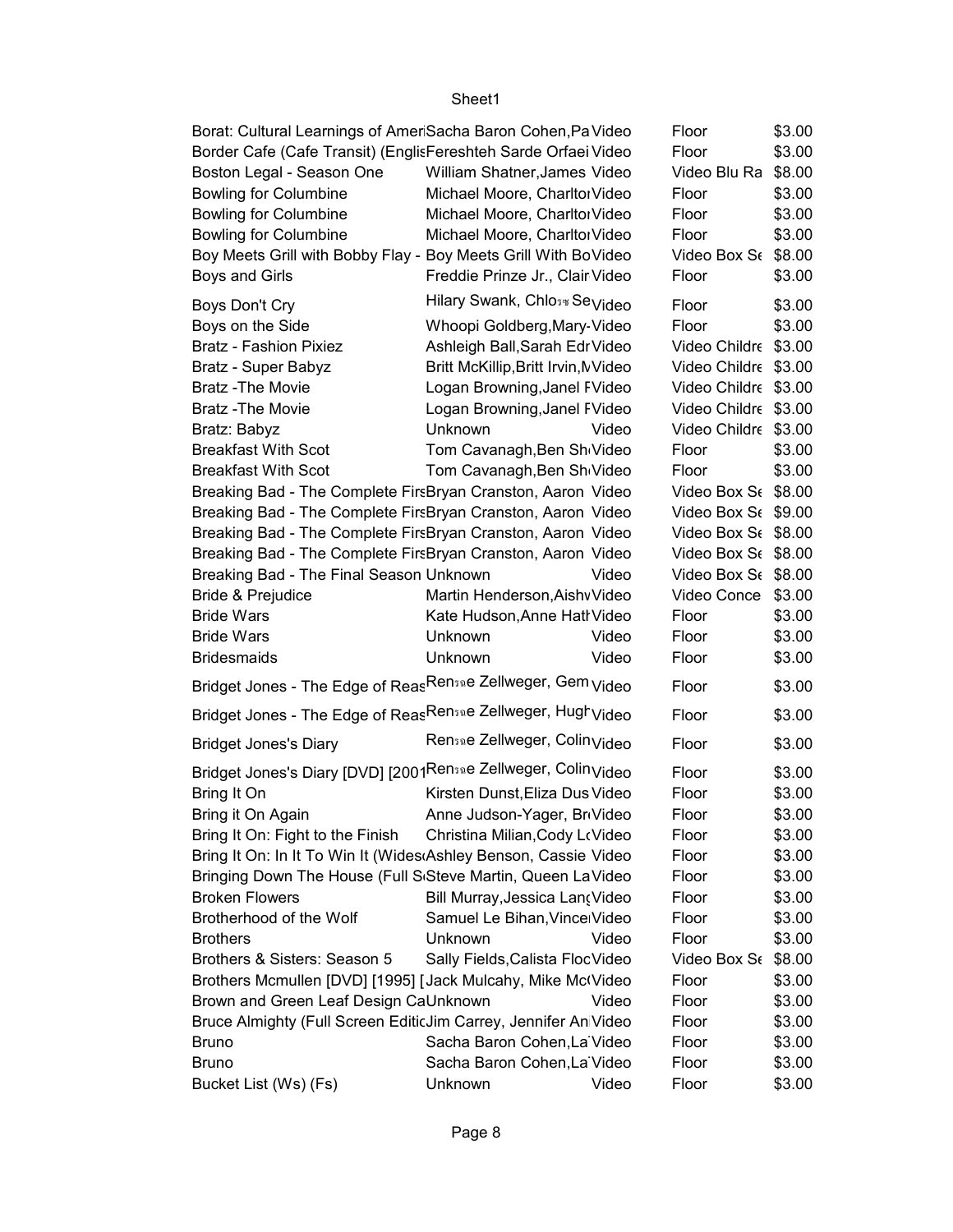| | | | | |
|---|---|---|---|---|
| Borat: Cultural Learnings of Ameri | Sacha Baron Cohen,Pa | Video | Floor | $3.00 |
| Border Cafe (Cafe Transit) (Englis | Fereshteh Sarde Orfaei | Video | Floor | $3.00 |
| Boston Legal - Season One | William Shatner,James | Video | Video Blu Ra | $8.00 |
| Bowling for Columbine | Michael Moore, Charlto | Video | Floor | $3.00 |
| Bowling for Columbine | Michael Moore, Charlto | Video | Floor | $3.00 |
| Bowling for Columbine | Michael Moore, Charlto | Video | Floor | $3.00 |
| Boy Meets Grill with Bobby Flay - | Boy Meets Grill With Bo | Video | Video Box Se | $8.00 |
| Boys and Girls | Freddie Prinze Jr., Clair | Video | Floor | $3.00 |
| Boys Don't Cry | Hilary Swank, Chlo�� Se | Video | Floor | $3.00 |
| Boys on the Side | Whoopi Goldberg,Mary- | Video | Floor | $3.00 |
| Bratz - Fashion Pixiez | Ashleigh Ball,Sarah Edr | Video | Video Childre | $3.00 |
| Bratz - Super Babyz | Britt McKillip,Britt Irvin,M | Video | Video Childre | $3.00 |
| Bratz -The Movie | Logan Browning,Janel F | Video | Video Childre | $3.00 |
| Bratz -The Movie | Logan Browning,Janel F | Video | Video Childre | $3.00 |
| Bratz: Babyz | Unknown | Video | Video Childre | $3.00 |
| Breakfast With Scot | Tom Cavanagh,Ben Sh | Video | Floor | $3.00 |
| Breakfast With Scot | Tom Cavanagh,Ben Sh | Video | Floor | $3.00 |
| Breaking Bad - The Complete Firs | Bryan Cranston, Aaron | Video | Video Box Se | $8.00 |
| Breaking Bad - The Complete Firs | Bryan Cranston, Aaron | Video | Video Box Se | $9.00 |
| Breaking Bad - The Complete Firs | Bryan Cranston, Aaron | Video | Video Box Se | $8.00 |
| Breaking Bad - The Complete Firs | Bryan Cranston, Aaron | Video | Video Box Se | $8.00 |
| Breaking Bad - The Final Season | Unknown | Video | Video Box Se | $8.00 |
| Bride & Prejudice | Martin Henderson,Aishw | Video | Video Conce | $3.00 |
| Bride Wars | Kate Hudson,Anne Hath | Video | Floor | $3.00 |
| Bride Wars | Unknown | Video | Floor | $3.00 |
| Bridesmaids | Unknown | Video | Floor | $3.00 |
| Bridget Jones - The Edge of Reas | Ren��e Zellweger, Gem | Video | Floor | $3.00 |
| Bridget Jones - The Edge of Reas | Ren��e Zellweger, Hugh | Video | Floor | $3.00 |
| Bridget Jones's Diary | Ren��e Zellweger, Colin | Video | Floor | $3.00 |
| Bridget Jones's Diary [DVD] [2001 | Ren��e Zellweger, Colin | Video | Floor | $3.00 |
| Bring It On | Kirsten Dunst,Eliza Dus | Video | Floor | $3.00 |
| Bring it On Again | Anne Judson-Yager, Br | Video | Floor | $3.00 |
| Bring It On: Fight to the Finish | Christina Milian,Cody Lo | Video | Floor | $3.00 |
| Bring It On: In It To Win It (Wides | Ashley Benson, Cassie | Video | Floor | $3.00 |
| Bringing Down The House (Full S | Steve Martin, Queen La | Video | Floor | $3.00 |
| Broken Flowers | Bill Murray,Jessica Lang | Video | Floor | $3.00 |
| Brotherhood of the Wolf | Samuel Le Bihan,Vince | Video | Floor | $3.00 |
| Brothers | Unknown | Video | Floor | $3.00 |
| Brothers & Sisters: Season 5 | Sally Fields,Calista Floc | Video | Video Box Se | $8.00 |
| Brothers Mcmullen [DVD] [1995] [ | Jack Mulcahy, Mike Mc | Video | Floor | $3.00 |
| Brown and Green Leaf Design Ca | Unknown | Video | Floor | $3.00 |
| Bruce Almighty (Full Screen Editic | Jim Carrey, Jennifer An | Video | Floor | $3.00 |
| Bruno | Sacha Baron Cohen,La | Video | Floor | $3.00 |
| Bruno | Sacha Baron Cohen,La | Video | Floor | $3.00 |
| Bucket List (Ws) (Fs) | Unknown | Video | Floor | $3.00 |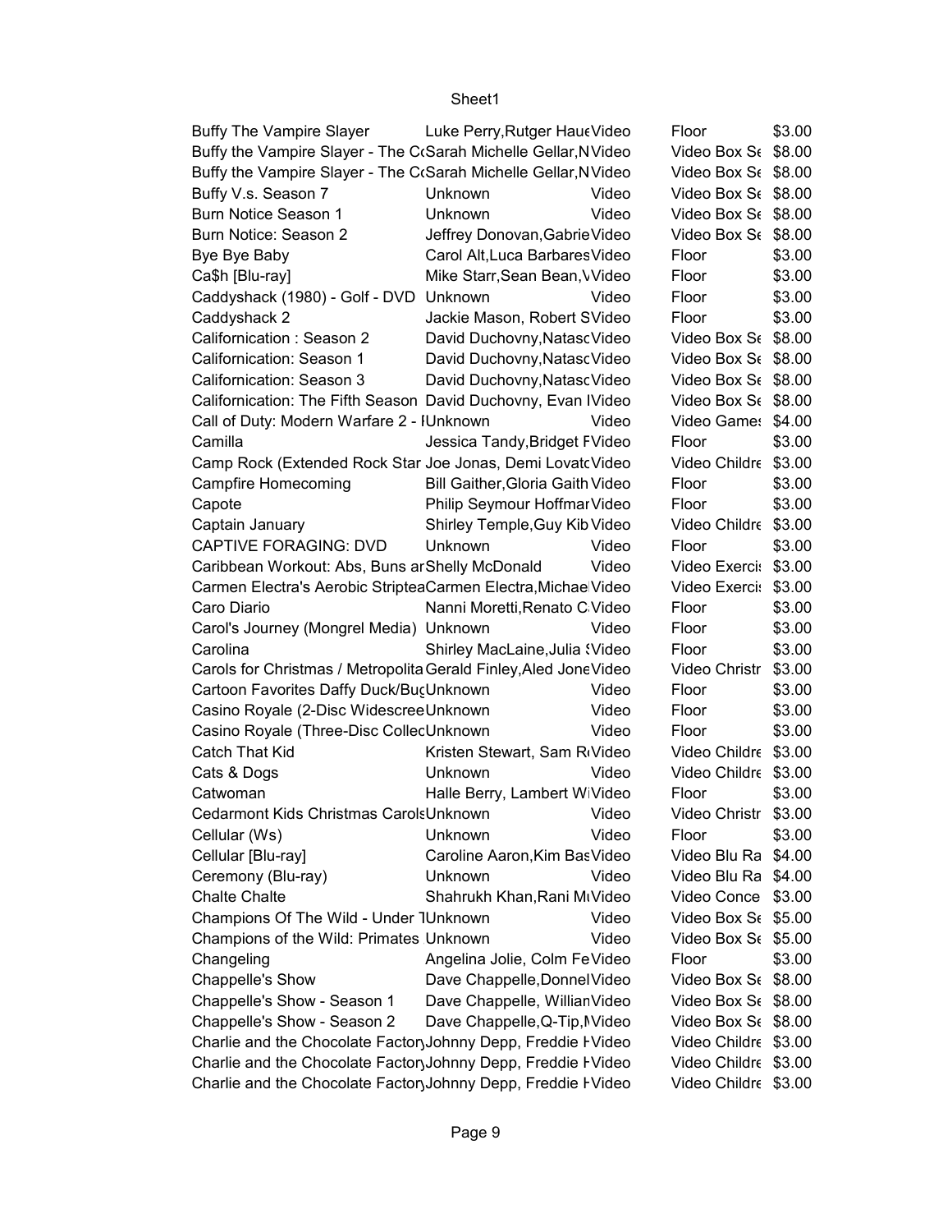| | | | | |
|---|---|---|---|---|
| Buffy The Vampire Slayer | Luke Perry,Rutger Haue | Video | Floor | $3.00 |
| Buffy the Vampire Slayer - The Co | Sarah Michelle Gellar,N | Video | Video Box Se | $8.00 |
| Buffy the Vampire Slayer - The Co | Sarah Michelle Gellar,N | Video | Video Box Se | $8.00 |
| Buffy V.s. Season 7 | Unknown | Video | Video Box Se | $8.00 |
| Burn Notice Season 1 | Unknown | Video | Video Box Se | $8.00 |
| Burn Notice: Season 2 | Jeffrey Donovan,Gabrie | Video | Video Box Se | $8.00 |
| Bye Bye Baby | Carol Alt,Luca Barbares | Video | Floor | $3.00 |
| Ca$h [Blu-ray] | Mike Starr,Sean Bean,V | Video | Floor | $3.00 |
| Caddyshack (1980) - Golf - DVD | Unknown | Video | Floor | $3.00 |
| Caddyshack 2 | Jackie Mason, Robert S | Video | Floor | $3.00 |
| Californication : Season 2 | David Duchovny,Natasc | Video | Video Box Se | $8.00 |
| Californication: Season 1 | David Duchovny,Natasc | Video | Video Box Se | $8.00 |
| Californication: Season 3 | David Duchovny,Natasc | Video | Video Box Se | $8.00 |
| Californication: The Fifth Season | David Duchovny, Evan I | Video | Video Box Se | $8.00 |
| Call of Duty: Modern Warfare 2 - I | Unknown | Video | Video Games | $4.00 |
| Camilla | Jessica Tandy,Bridget F | Video | Floor | $3.00 |
| Camp Rock (Extended Rock Star | Joe Jonas, Demi Lovato | Video | Video Childre | $3.00 |
| Campfire Homecoming | Bill Gaither,Gloria Gaith | Video | Floor | $3.00 |
| Capote | Philip Seymour Hoffmar | Video | Floor | $3.00 |
| Captain January | Shirley Temple,Guy Kib | Video | Video Childre | $3.00 |
| CAPTIVE FORAGING: DVD | Unknown | Video | Floor | $3.00 |
| Caribbean Workout: Abs, Buns ar | Shelly McDonald | Video | Video Exercis | $3.00 |
| Carmen Electra's Aerobic Striptea | Carmen Electra,Michae | Video | Video Exercis | $3.00 |
| Caro Diario | Nanni Moretti,Renato C | Video | Floor | $3.00 |
| Carol's Journey (Mongrel Media) | Unknown | Video | Floor | $3.00 |
| Carolina | Shirley MacLaine,Julia S | Video | Floor | $3.00 |
| Carols for Christmas / Metropolita | Gerald Finley,Aled Jone | Video | Video Christm | $3.00 |
| Cartoon Favorites Daffy Duck/Bug | Unknown | Video | Floor | $3.00 |
| Casino Royale (2-Disc Widescree | Unknown | Video | Floor | $3.00 |
| Casino Royale (Three-Disc Collec | Unknown | Video | Floor | $3.00 |
| Catch That Kid | Kristen Stewart, Sam R | Video | Video Childre | $3.00 |
| Cats & Dogs | Unknown | Video | Video Childre | $3.00 |
| Catwoman | Halle Berry, Lambert Wi | Video | Floor | $3.00 |
| Cedarmont Kids Christmas Carols | Unknown | Video | Video Christm | $3.00 |
| Cellular (Ws) | Unknown | Video | Floor | $3.00 |
| Cellular [Blu-ray] | Caroline Aaron,Kim Bas | Video | Video Blu Ra | $4.00 |
| Ceremony (Blu-ray) | Unknown | Video | Video Blu Ra | $4.00 |
| Chalte Chalte | Shahrukh Khan,Rani Mu | Video | Video Conce | $3.00 |
| Champions Of The Wild - Under T | Unknown | Video | Video Box Se | $5.00 |
| Champions of the Wild: Primates | Unknown | Video | Video Box Se | $5.00 |
| Changeling | Angelina Jolie, Colm Fe | Video | Floor | $3.00 |
| Chappelle's Show | Dave Chappelle,Donnel | Video | Video Box Se | $8.00 |
| Chappelle's Show - Season 1 | Dave Chappelle, Willian | Video | Video Box Se | $8.00 |
| Chappelle's Show - Season 2 | Dave Chappelle,Q-Tip,M | Video | Video Box Se | $8.00 |
| Charlie and the Chocolate Factory | Johnny Depp, Freddie H | Video | Video Childre | $3.00 |
| Charlie and the Chocolate Factory | Johnny Depp, Freddie H | Video | Video Childre | $3.00 |
| Charlie and the Chocolate Factory | Johnny Depp, Freddie H | Video | Video Childre | $3.00 |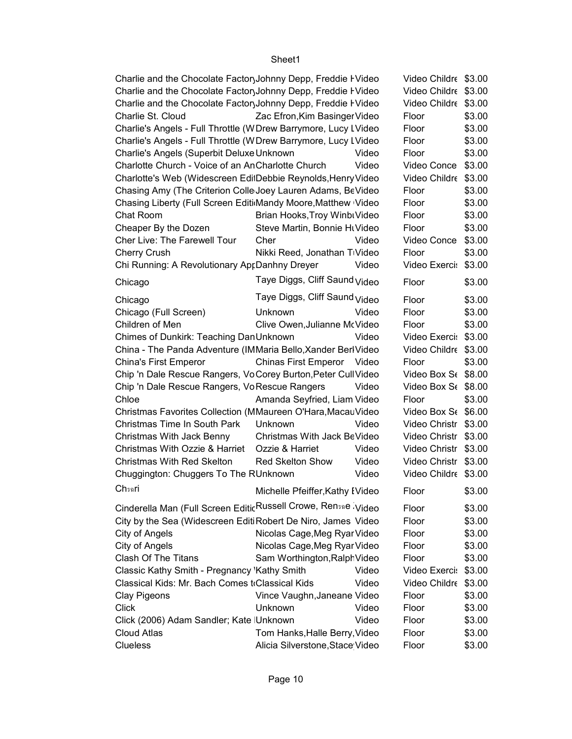| | | | | |
|---|---|---|---|---|
| Charlie and the Chocolate Factory | Johnny Depp, Freddie H | Video | Video Childre | $3.00 |
| Charlie and the Chocolate Factory | Johnny Depp, Freddie H | Video | Video Childre | $3.00 |
| Charlie and the Chocolate Factory | Johnny Depp, Freddie H | Video | Video Childre | $3.00 |
| Charlie St. Cloud | Zac Efron,Kim Basinger | Video | Floor | $3.00 |
| Charlie's Angels - Full Throttle (W | Drew Barrymore, Lucy L | Video | Floor | $3.00 |
| Charlie's Angels - Full Throttle (W | Drew Barrymore, Lucy L | Video | Floor | $3.00 |
| Charlie's Angels (Superbit Deluxe | Unknown | Video | Floor | $3.00 |
| Charlotte Church - Voice of an An | Charlotte Church | Video | Video Conce | $3.00 |
| Charlotte's Web (Widescreen Edit | Debbie Reynolds,Henry | Video | Video Childre | $3.00 |
| Chasing Amy (The Criterion Colle | Joey Lauren Adams, Be | Video | Floor | $3.00 |
| Chasing Liberty (Full Screen Editi | Mandy Moore,Matthew | Video | Floor | $3.00 |
| Chat Room | Brian Hooks,Troy Winb | Video | Floor | $3.00 |
| Cheaper By the Dozen | Steve Martin, Bonnie Hu | Video | Floor | $3.00 |
| Cher Live: The Farewell Tour | Cher | Video | Video Conce | $3.00 |
| Cherry Crush | Nikki Reed, Jonathan T | Video | Floor | $3.00 |
| Chi Running: A Revolutionary App | Danhny Dreyer | Video | Video Exercis | $3.00 |
| Chicago | Taye Diggs, Cliff Saund | Video | Floor | $3.00 |
| Chicago | Taye Diggs, Cliff Saund | Video | Floor | $3.00 |
| Chicago (Full Screen) | Unknown | Video | Floor | $3.00 |
| Children of Men | Clive Owen,Julianne Mc | Video | Floor | $3.00 |
| Chimes of Dunkirk: Teaching Dan | Unknown | Video | Video Exercis | $3.00 |
| China - The Panda Adventure (IM | Maria Bello,Xander Berl | Video | Video Childre | $3.00 |
| China's First Emperor | Chinas First Emperor | Video | Floor | $3.00 |
| Chip 'n Dale Rescue Rangers, Vo | Corey Burton,Peter Cull | Video | Video Box Se | $8.00 |
| Chip 'n Dale Rescue Rangers, Vo | Rescue Rangers | Video | Video Box Se | $8.00 |
| Chloe | Amanda Seyfried, Liam | Video | Floor | $3.00 |
| Christmas Favorites Collection (M | Maureen O'Hara,Macau | Video | Video Box Se | $6.00 |
| Christmas Time In South Park | Unknown | Video | Video Christm | $3.00 |
| Christmas With Jack Benny | Christmas With Jack Be | Video | Video Christm | $3.00 |
| Christmas With Ozzie & Harriet | Ozzie & Harriet | Video | Video Christm | $3.00 |
| Christmas With Red Skelton | Red Skelton Show | Video | Video Christm | $3.00 |
| Chuggington: Chuggers To The R | Unknown | Video | Video Childre | $3.00 |
| Chéri | Michelle Pfeiffer,Kathy B | Video | Floor | $3.00 |
| Cinderella Man (Full Screen Editio | Russell Crowe, Renée | Video | Floor | $3.00 |
| City by the Sea (Widescreen Editi | Robert De Niro, James | Video | Floor | $3.00 |
| City of Angels | Nicolas Cage,Meg Ryan | Video | Floor | $3.00 |
| City of Angels | Nicolas Cage,Meg Ryan | Video | Floor | $3.00 |
| Clash Of The Titans | Sam Worthington,Ralph | Video | Floor | $3.00 |
| Classic Kathy Smith - Pregnancy | Kathy Smith | Video | Video Exercis | $3.00 |
| Classical Kids: Mr. Bach Comes to | Classical Kids | Video | Video Childre | $3.00 |
| Clay Pigeons | Vince Vaughn,Janeane | Video | Floor | $3.00 |
| Click | Unknown | Video | Floor | $3.00 |
| Click (2006) Adam Sandler; Kate | Unknown | Video | Floor | $3.00 |
| Cloud Atlas | Tom Hanks,Halle Berry, | Video | Floor | $3.00 |
| Clueless | Alicia Silverstone,Stace | Video | Floor | $3.00 |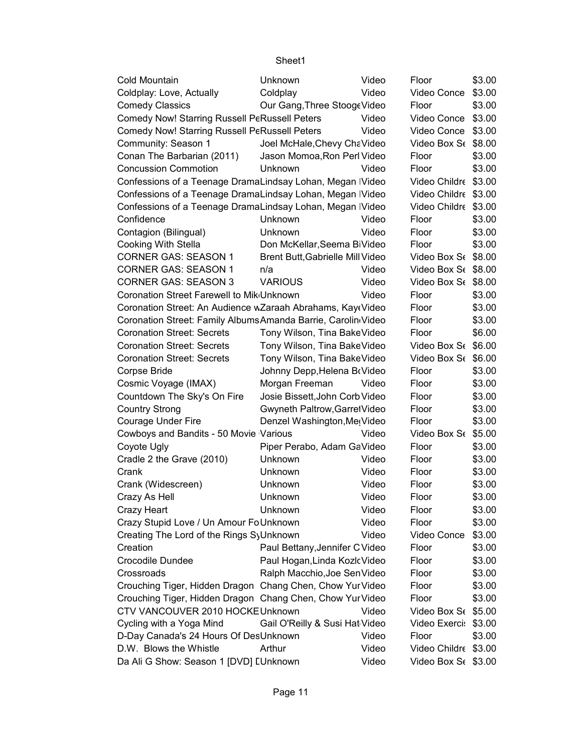Sheet1

| | | | | |
|---|---|---|---|---|
| Cold Mountain | Unknown | Video | Floor | $3.00 |
| Coldplay: Love, Actually | Coldplay | Video | Video Conce | $3.00 |
| Comedy Classics | Our Gang,Three Stooge | Video | Floor | $3.00 |
| Comedy Now! Starring Russell Pe | Russell Peters | Video | Video Conce | $3.00 |
| Comedy Now! Starring Russell Pe | Russell Peters | Video | Video Conce | $3.00 |
| Community: Season 1 | Joel McHale,Chevy Cha | Video | Video Box Se | $8.00 |
| Conan The Barbarian (2011) | Jason Momoa,Ron Perl | Video | Floor | $3.00 |
| Concussion Commotion | Unknown | Video | Floor | $3.00 |
| Confessions of a Teenage Drama | Lindsay Lohan, Megan I | Video | Video Childre | $3.00 |
| Confessions of a Teenage Drama | Lindsay Lohan, Megan I | Video | Video Childre | $3.00 |
| Confessions of a Teenage Drama | Lindsay Lohan, Megan I | Video | Video Childre | $3.00 |
| Confidence | Unknown | Video | Floor | $3.00 |
| Contagion (Bilingual) | Unknown | Video | Floor | $3.00 |
| Cooking With Stella | Don McKellar,Seema Bi | Video | Floor | $3.00 |
| CORNER GAS: SEASON 1 | Brent Butt,Gabrielle Mill | Video | Video Box Se | $8.00 |
| CORNER GAS: SEASON 1 | n/a | Video | Video Box Se | $8.00 |
| CORNER GAS: SEASON 3 | VARIOUS | Video | Video Box Se | $8.00 |
| Coronation Street Farewell to Mik | Unknown | Video | Floor | $3.00 |
| Coronation Street: An Audience w | Zaraah Abrahams, Kay | Video | Floor | $3.00 |
| Coronation Street: Family Albums | Amanda Barrie, Carolin | Video | Floor | $3.00 |
| Coronation Street: Secrets | Tony Wilson, Tina Bake | Video | Floor | $6.00 |
| Coronation Street: Secrets | Tony Wilson, Tina Bake | Video | Video Box Se | $6.00 |
| Coronation Street: Secrets | Tony Wilson, Tina Bake | Video | Video Box Se | $6.00 |
| Corpse Bride | Johnny Depp,Helena B | Video | Floor | $3.00 |
| Cosmic Voyage (IMAX) | Morgan Freeman | Video | Floor | $3.00 |
| Countdown The Sky's On Fire | Josie Bissett,John Corb | Video | Floor | $3.00 |
| Country Strong | Gwyneth Paltrow,Garret | Video | Floor | $3.00 |
| Courage Under Fire | Denzel Washington,Me | Video | Floor | $3.00 |
| Cowboys and Bandits - 50 Movie | Various | Video | Video Box Se | $5.00 |
| Coyote Ugly | Piper Perabo, Adam Ga | Video | Floor | $3.00 |
| Cradle 2 the Grave (2010) | Unknown | Video | Floor | $3.00 |
| Crank | Unknown | Video | Floor | $3.00 |
| Crank (Widescreen) | Unknown | Video | Floor | $3.00 |
| Crazy As Hell | Unknown | Video | Floor | $3.00 |
| Crazy Heart | Unknown | Video | Floor | $3.00 |
| Crazy Stupid Love / Un Amour Fo | Unknown | Video | Floor | $3.00 |
| Creating The Lord of the Rings Sy | Unknown | Video | Video Conce | $3.00 |
| Creation | Paul Bettany,Jennifer C | Video | Floor | $3.00 |
| Crocodile Dundee | Paul Hogan,Linda Kozlo | Video | Floor | $3.00 |
| Crossroads | Ralph Macchio,Joe Sen | Video | Floor | $3.00 |
| Crouching Tiger, Hidden Dragon | Chang Chen, Chow Yun | Video | Floor | $3.00 |
| Crouching Tiger, Hidden Dragon | Chang Chen, Chow Yun | Video | Floor | $3.00 |
| CTV VANCOUVER 2010 HOCKE | Unknown | Video | Video Box Se | $5.00 |
| Cycling with a Yoga Mind | Gail O'Reilly & Susi Hat | Video | Video Exercis | $3.00 |
| D-Day Canada's 24 Hours Of Des | Unknown | Video | Floor | $3.00 |
| D.W. Blows the Whistle | Arthur | Video | Video Childre | $3.00 |
| Da Ali G Show: Season 1 [DVD] [ | Unknown | Video | Video Box Se | $3.00 |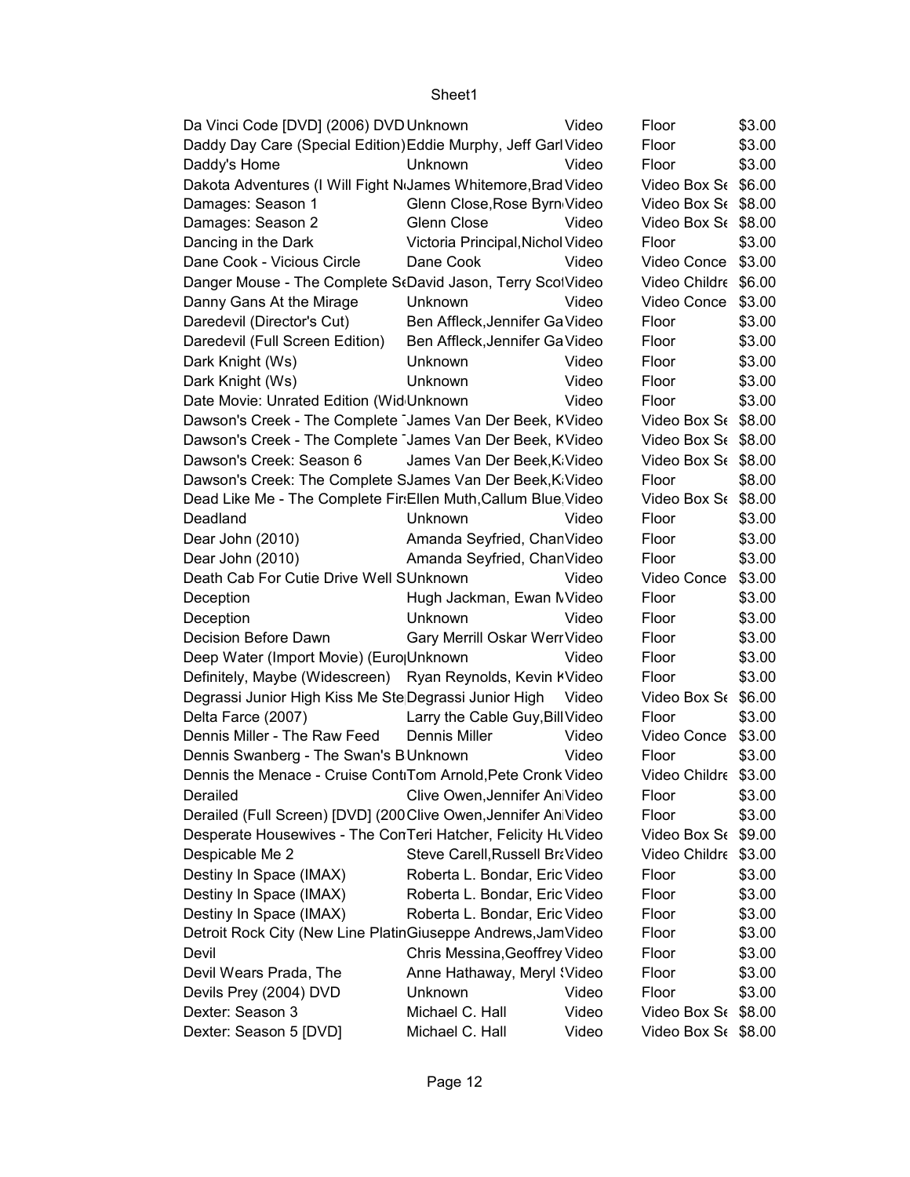| | | | | |
|---|---|---|---|---|
| Da Vinci Code [DVD] (2006) DVD | Unknown | Video | Floor | $3.00 |
| Daddy Day Care (Special Edition) | Eddie Murphy, Jeff Garl | Video | Floor | $3.00 |
| Daddy's Home | Unknown | Video | Floor | $3.00 |
| Dakota Adventures (I Will Fight N | James Whitemore,Brad | Video | Video Box Se | $6.00 |
| Damages: Season 1 | Glenn Close,Rose Byrn | Video | Video Box Se | $8.00 |
| Damages: Season 2 | Glenn Close | Video | Video Box Se | $8.00 |
| Dancing in the Dark | Victoria Principal,Nichol | Video | Floor | $3.00 |
| Dane Cook - Vicious Circle | Dane Cook | Video | Video Conce | $3.00 |
| Danger Mouse - The Complete Se | David Jason, Terry Scot | Video | Video Childre | $6.00 |
| Danny Gans At the Mirage | Unknown | Video | Video Conce | $3.00 |
| Daredevil (Director's Cut) | Ben Affleck,Jennifer Ga | Video | Floor | $3.00 |
| Daredevil (Full Screen Edition) | Ben Affleck,Jennifer Ga | Video | Floor | $3.00 |
| Dark Knight (Ws) | Unknown | Video | Floor | $3.00 |
| Dark Knight (Ws) | Unknown | Video | Floor | $3.00 |
| Date Movie: Unrated Edition (Wid | Unknown | Video | Floor | $3.00 |
| Dawson's Creek - The Complete T | James Van Der Beek, K | Video | Video Box Se | $8.00 |
| Dawson's Creek - The Complete T | James Van Der Beek, K | Video | Video Box Se | $8.00 |
| Dawson's Creek: Season 6 | James Van Der Beek,K | Video | Video Box Se | $8.00 |
| Dawson's Creek: The Complete S | James Van Der Beek,K | Video | Floor | $8.00 |
| Dead Like Me - The Complete Fir | Ellen Muth,Callum Blue, | Video | Video Box Se | $8.00 |
| Deadland | Unknown | Video | Floor | $3.00 |
| Dear John (2010) | Amanda Seyfried, Chan | Video | Floor | $3.00 |
| Dear John (2010) | Amanda Seyfried, Chan | Video | Floor | $3.00 |
| Death Cab For Cutie Drive Well S | Unknown | Video | Video Conce | $3.00 |
| Deception | Hugh Jackman, Ewan M | Video | Floor | $3.00 |
| Deception | Unknown | Video | Floor | $3.00 |
| Decision Before Dawn | Gary Merrill Oskar Werr | Video | Floor | $3.00 |
| Deep Water (Import Movie) (Euro | Unknown | Video | Floor | $3.00 |
| Definitely, Maybe (Widescreen) | Ryan Reynolds, Kevin K | Video | Floor | $3.00 |
| Degrassi Junior High Kiss Me Ste | Degrassi Junior High | Video | Video Box Se | $6.00 |
| Delta Farce (2007) | Larry the Cable Guy,Bill | Video | Floor | $3.00 |
| Dennis Miller - The Raw Feed | Dennis Miller | Video | Video Conce | $3.00 |
| Dennis Swanberg - The Swan's B | Unknown | Video | Floor | $3.00 |
| Dennis the Menace - Cruise Conti | Tom Arnold,Pete Cronk | Video | Video Childre | $3.00 |
| Derailed | Clive Owen,Jennifer An | Video | Floor | $3.00 |
| Derailed (Full Screen) [DVD] (200 | Clive Owen,Jennifer An | Video | Floor | $3.00 |
| Desperate Housewives - The Con | Teri Hatcher, Felicity Hu | Video | Video Box Se | $9.00 |
| Despicable Me 2 | Steve Carell,Russell Bra | Video | Video Childre | $3.00 |
| Destiny In Space (IMAX) | Roberta L. Bondar, Eric | Video | Floor | $3.00 |
| Destiny In Space (IMAX) | Roberta L. Bondar, Eric | Video | Floor | $3.00 |
| Destiny In Space (IMAX) | Roberta L. Bondar, Eric | Video | Floor | $3.00 |
| Detroit Rock City (New Line Platin | Giuseppe Andrews,Jam | Video | Floor | $3.00 |
| Devil | Chris Messina,Geoffrey | Video | Floor | $3.00 |
| Devil Wears Prada, The | Anne Hathaway, Meryl S | Video | Floor | $3.00 |
| Devils Prey (2004) DVD | Unknown | Video | Floor | $3.00 |
| Dexter: Season 3 | Michael C. Hall | Video | Video Box Se | $8.00 |
| Dexter: Season 5 [DVD] | Michael C. Hall | Video | Video Box Se | $8.00 |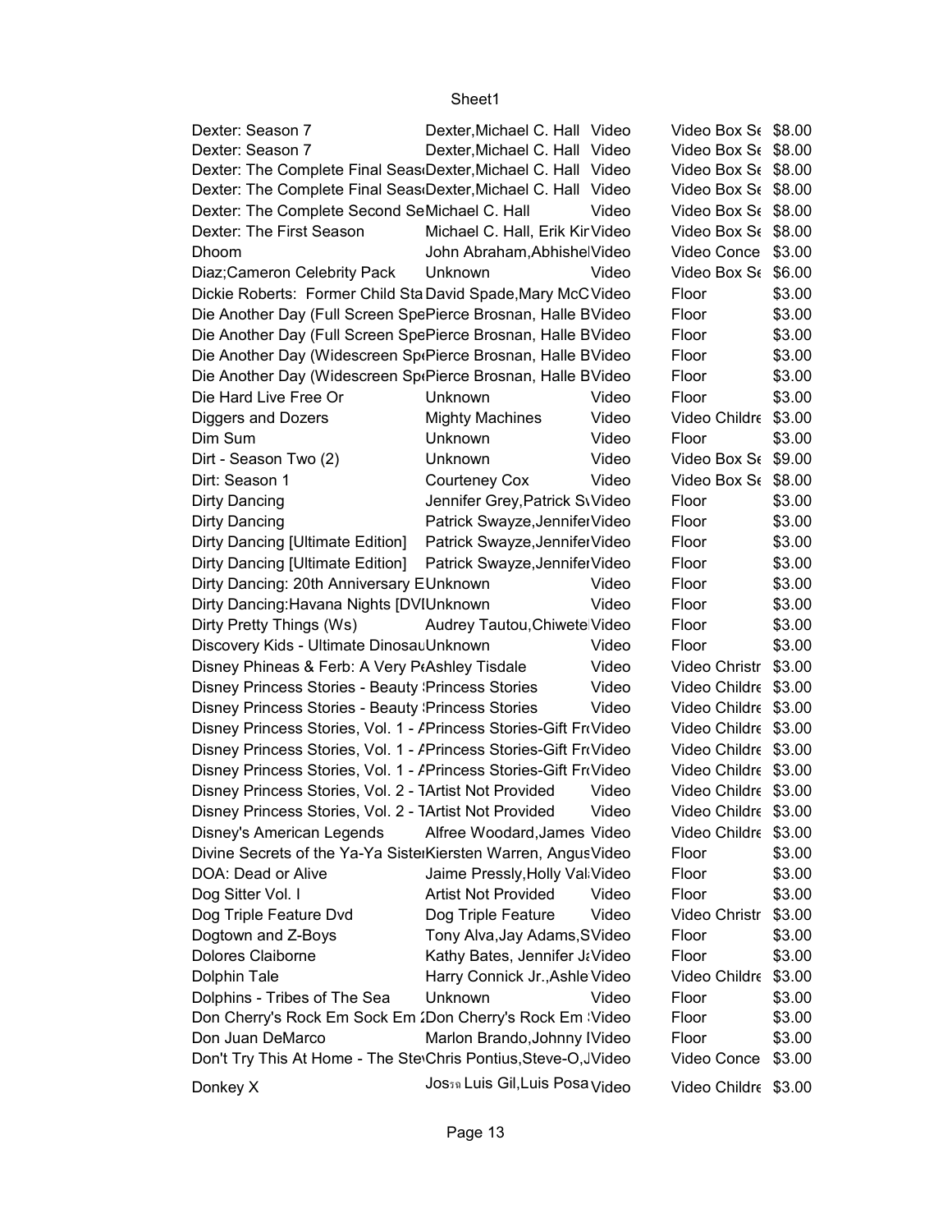| | | | | |
|---|---|---|---|---|
| Dexter: Season 7 | Dexter,Michael C. Hall | Video | Video Box Se | $8.00 |
| Dexter: Season 7 | Dexter,Michael C. Hall | Video | Video Box Se | $8.00 |
| Dexter: The Complete Final Seas | Dexter,Michael C. Hall | Video | Video Box Se | $8.00 |
| Dexter: The Complete Final Seas | Dexter,Michael C. Hall | Video | Video Box Se | $8.00 |
| Dexter: The Complete Second Se | Michael C. Hall | Video | Video Box Se | $8.00 |
| Dexter: The First Season | Michael C. Hall, Erik Kir | Video | Video Box Se | $8.00 |
| Dhoom | John Abraham,Abhishel | Video | Video Conce | $3.00 |
| Diaz;Cameron Celebrity Pack | Unknown | Video | Video Box Se | $6.00 |
| Dickie Roberts: Former Child Sta | David Spade,Mary McC | Video | Floor | $3.00 |
| Die Another Day (Full Screen Spe | Pierce Brosnan, Halle B | Video | Floor | $3.00 |
| Die Another Day (Full Screen Spe | Pierce Brosnan, Halle B | Video | Floor | $3.00 |
| Die Another Day (Widescreen Sp | Pierce Brosnan, Halle B | Video | Floor | $3.00 |
| Die Another Day (Widescreen Sp | Pierce Brosnan, Halle B | Video | Floor | $3.00 |
| Die Hard Live Free Or | Unknown | Video | Floor | $3.00 |
| Diggers and Dozers | Mighty Machines | Video | Video Childre | $3.00 |
| Dim Sum | Unknown | Video | Floor | $3.00 |
| Dirt - Season Two (2) | Unknown | Video | Video Box Se | $9.00 |
| Dirt: Season 1 | Courteney Cox | Video | Video Box Se | $8.00 |
| Dirty Dancing | Jennifer Grey,Patrick S | Video | Floor | $3.00 |
| Dirty Dancing | Patrick Swayze,Jennifer | Video | Floor | $3.00 |
| Dirty Dancing [Ultimate Edition] | Patrick Swayze,Jennifer | Video | Floor | $3.00 |
| Dirty Dancing [Ultimate Edition] | Patrick Swayze,Jennifer | Video | Floor | $3.00 |
| Dirty Dancing: 20th Anniversary E | Unknown | Video | Floor | $3.00 |
| Dirty Dancing:Havana Nights [DVI | Unknown | Video | Floor | $3.00 |
| Dirty Pretty Things (Ws) | Audrey Tautou,Chiwete | Video | Floor | $3.00 |
| Discovery Kids - Ultimate Dinosau | Unknown | Video | Floor | $3.00 |
| Disney Phineas & Ferb: A Very P | Ashley Tisdale | Video | Video Christr | $3.00 |
| Disney Princess Stories - Beauty | Princess Stories | Video | Video Childre | $3.00 |
| Disney Princess Stories - Beauty | Princess Stories | Video | Video Childre | $3.00 |
| Disney Princess Stories, Vol. 1 - A | Princess Stories-Gift Fr | Video | Video Childre | $3.00 |
| Disney Princess Stories, Vol. 1 - A | Princess Stories-Gift Fr | Video | Video Childre | $3.00 |
| Disney Princess Stories, Vol. 1 - A | Princess Stories-Gift Fr | Video | Video Childre | $3.00 |
| Disney Princess Stories, Vol. 2 - T | Artist Not Provided | Video | Video Childre | $3.00 |
| Disney Princess Stories, Vol. 2 - T | Artist Not Provided | Video | Video Childre | $3.00 |
| Disney's American Legends | Alfree Woodard,James | Video | Video Childre | $3.00 |
| Divine Secrets of the Ya-Ya Sister | Kiersten Warren, Angus | Video | Floor | $3.00 |
| DOA: Dead or Alive | Jaime Pressly,Holly Val | Video | Floor | $3.00 |
| Dog Sitter Vol. I | Artist Not Provided | Video | Floor | $3.00 |
| Dog Triple Feature Dvd | Dog Triple Feature | Video | Video Christr | $3.00 |
| Dogtown and Z-Boys | Tony Alva,Jay Adams,S | Video | Floor | $3.00 |
| Dolores Claiborne | Kathy Bates, Jennifer J | Video | Floor | $3.00 |
| Dolphin Tale | Harry Connick Jr.,Ashle | Video | Video Childre | $3.00 |
| Dolphins - Tribes of The Sea | Unknown | Video | Floor | $3.00 |
| Don Cherry's Rock Em Sock Em 2 | Don Cherry's Rock Em | Video | Floor | $3.00 |
| Don Juan DeMarco | Marlon Brando,Johnny I | Video | Floor | $3.00 |
| Don't Try This At Home - The Ste | Chris Pontius,Steve-O,J | Video | Video Conce | $3.00 |
| Donkey X | Jos?? Luis Gil,Luis Posa | Video | Video Childre | $3.00 |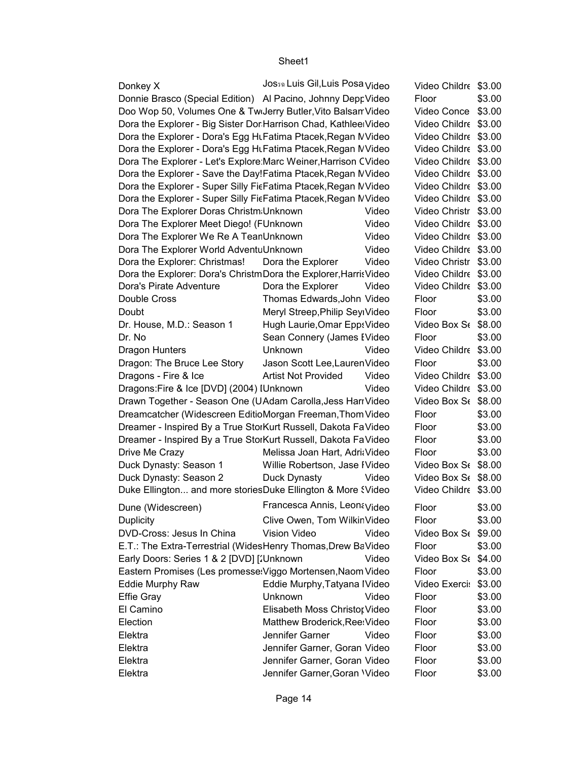| | | | | |
|---|---|---|---|---|
| Donkey X | Jos｢ Luis Gil,Luis Posa | Video | Video Childre | $3.00 |
| Donnie Brasco (Special Edition) | Al Pacino, Johnny Depp | Video | Floor | $3.00 |
| Doo Wop 50, Volumes One & Tw | Jerry Butler,Vito Balsam | Video | Video Conce | $3.00 |
| Dora the Explorer - Big Sister Dor | Harrison Chad, Kathleen | Video | Video Childre | $3.00 |
| Dora the Explorer - Dora's Egg Hu | Fatima Ptacek,Regan M | Video | Video Childre | $3.00 |
| Dora the Explorer - Dora's Egg Hu | Fatima Ptacek,Regan M | Video | Video Childre | $3.00 |
| Dora The Explorer - Let's Explore | Marc Weiner,Harrison C | Video | Video Childre | $3.00 |
| Dora the Explorer - Save the Day! | Fatima Ptacek,Regan M | Video | Video Childre | $3.00 |
| Dora the Explorer - Super Silly Fie | Fatima Ptacek,Regan M | Video | Video Childre | $3.00 |
| Dora the Explorer - Super Silly Fie | Fatima Ptacek,Regan M | Video | Video Childre | $3.00 |
| Dora The Explorer Doras Christma | Unknown | Video | Video Christr | $3.00 |
| Dora The Explorer Meet Diego! (F | Unknown | Video | Video Childre | $3.00 |
| Dora The Explorer We Re A Team | Unknown | Video | Video Childre | $3.00 |
| Dora The Explorer World Adventu | Unknown | Video | Video Childre | $3.00 |
| Dora the Explorer: Christmas! | Dora the Explorer | Video | Video Christr | $3.00 |
| Dora the Explorer: Dora's Christm | Dora the Explorer,Harris | Video | Video Childre | $3.00 |
| Dora's Pirate Adventure | Dora the Explorer | Video | Video Childre | $3.00 |
| Double Cross | Thomas Edwards,John | Video | Floor | $3.00 |
| Doubt | Meryl Streep,Philip Sey | Video | Floor | $3.00 |
| Dr. House, M.D.: Season 1 | Hugh Laurie,Omar Epps | Video | Video Box Se | $8.00 |
| Dr. No | Sean Connery (James B | Video | Floor | $3.00 |
| Dragon Hunters | Unknown | Video | Video Childre | $3.00 |
| Dragon: The Bruce Lee Story | Jason Scott Lee,Lauren | Video | Floor | $3.00 |
| Dragons - Fire & Ice | Artist Not Provided | Video | Video Childre | $3.00 |
| Dragons:Fire & Ice [DVD] (2004) [ | Unknown | Video | Video Childre | $3.00 |
| Drawn Together - Season One (U | Adam Carolla,Jess Harr | Video | Video Box Se | $8.00 |
| Dreamcatcher (Widescreen Editio | Morgan Freeman,Thom | Video | Floor | $3.00 |
| Dreamer - Inspired By a True Stor | Kurt Russell, Dakota Fa | Video | Floor | $3.00 |
| Dreamer - Inspired By a True Stor | Kurt Russell, Dakota Fa | Video | Floor | $3.00 |
| Drive Me Crazy | Melissa Joan Hart, Adria | Video | Floor | $3.00 |
| Duck Dynasty: Season 1 | Willie Robertson, Jase R | Video | Video Box Se | $8.00 |
| Duck Dynasty: Season 2 | Duck Dynasty | Video | Video Box Se | $8.00 |
| Duke Ellington... and more stories | Duke Ellington & More S | Video | Video Childre | $3.00 |
| Dune (Widescreen) | Francesca Annis, Leona | Video | Floor | $3.00 |
| Duplicity | Clive Owen, Tom Wilkin | Video | Floor | $3.00 |
| DVD-Cross: Jesus In China | Vision Video | Video | Video Box Se | $9.00 |
| E.T.: The Extra-Terrestrial (Wides | Henry Thomas,Drew Ba | Video | Floor | $3.00 |
| Early Doors: Series 1 & 2 [DVD] [2 | Unknown | Video | Video Box Se | $4.00 |
| Eastern Promises (Les promesses | Viggo Mortensen,Naom | Video | Floor | $3.00 |
| Eddie Murphy Raw | Eddie Murphy,Tatyana I | Video | Video Exercis | $3.00 |
| Effie Gray | Unknown | Video | Floor | $3.00 |
| El Camino | Elisabeth Moss Christop | Video | Floor | $3.00 |
| Election | Matthew Broderick,Rees | Video | Floor | $3.00 |
| Elektra | Jennifer Garner | Video | Floor | $3.00 |
| Elektra | Jennifer Garner, Goran | Video | Floor | $3.00 |
| Elektra | Jennifer Garner, Goran | Video | Floor | $3.00 |
| Elektra | Jennifer Garner,Goran V | Video | Floor | $3.00 |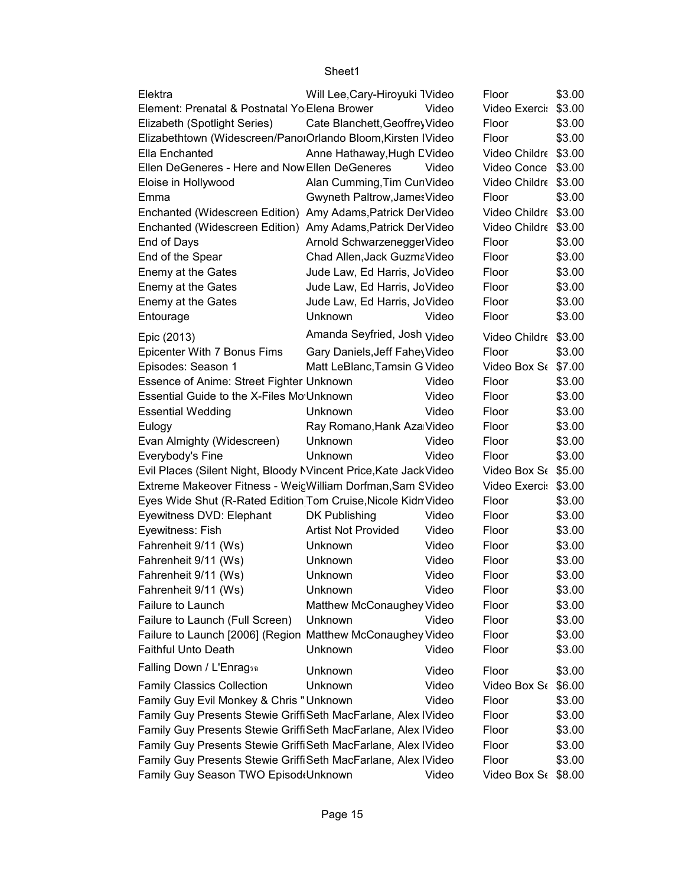| | | | | |
|---|---|---|---|---|
| Elektra | Will Lee,Cary-Hiroyuki T | Video | Floor | $3.00 |
| Element: Prenatal & Postnatal Yo | Elena Brower | Video | Video Exercis | $3.00 |
| Elizabeth (Spotlight Series) | Cate Blanchett,Geoffrey | Video | Floor | $3.00 |
| Elizabethtown (Widescreen/Pano | Orlando Bloom,Kirsten I | Video | Floor | $3.00 |
| Ella Enchanted | Anne Hathaway,Hugh D | Video | Video Childre | $3.00 |
| Ellen DeGeneres - Here and Now | Ellen DeGeneres | Video | Video Conce | $3.00 |
| Eloise in Hollywood | Alan Cumming,Tim Cur | Video | Video Childre | $3.00 |
| Emma | Gwyneth Paltrow,James | Video | Floor | $3.00 |
| Enchanted (Widescreen Edition) | Amy Adams,Patrick Der | Video | Video Childre | $3.00 |
| Enchanted (Widescreen Edition) | Amy Adams,Patrick Der | Video | Video Childre | $3.00 |
| End of Days | Arnold Schwarzenegger | Video | Floor | $3.00 |
| End of the Spear | Chad Allen,Jack Guzma | Video | Floor | $3.00 |
| Enemy at the Gates | Jude Law, Ed Harris, Jo | Video | Floor | $3.00 |
| Enemy at the Gates | Jude Law, Ed Harris, Jo | Video | Floor | $3.00 |
| Enemy at the Gates | Jude Law, Ed Harris, Jo | Video | Floor | $3.00 |
| Entourage | Unknown | Video | Floor | $3.00 |
| Epic (2013) | Amanda Seyfried, Josh | Video | Video Childre | $3.00 |
| Epicenter With 7 Bonus Fims | Gary Daniels,Jeff Fahey | Video | Floor | $3.00 |
| Episodes: Season 1 | Matt LeBlanc,Tamsin G | Video | Video Box Se | $7.00 |
| Essence of Anime: Street Fighter | Unknown | Video | Floor | $3.00 |
| Essential Guide to the X-Files Mo | Unknown | Video | Floor | $3.00 |
| Essential Wedding | Unknown | Video | Floor | $3.00 |
| Eulogy | Ray Romano,Hank Aza | Video | Floor | $3.00 |
| Evan Almighty (Widescreen) | Unknown | Video | Floor | $3.00 |
| Everybody's Fine | Unknown | Video | Floor | $3.00 |
| Evil Places (Silent Night, Bloody N | Vincent Price,Kate Jack | Video | Video Box Se | $5.00 |
| Extreme Makeover Fitness - Weig | William Dorfman,Sam S | Video | Video Exercis | $3.00 |
| Eyes Wide Shut (R-Rated Edition | Tom Cruise,Nicole Kidm | Video | Floor | $3.00 |
| Eyewitness DVD: Elephant | DK Publishing | Video | Floor | $3.00 |
| Eyewitness: Fish | Artist Not Provided | Video | Floor | $3.00 |
| Fahrenheit 9/11 (Ws) | Unknown | Video | Floor | $3.00 |
| Fahrenheit 9/11 (Ws) | Unknown | Video | Floor | $3.00 |
| Fahrenheit 9/11 (Ws) | Unknown | Video | Floor | $3.00 |
| Fahrenheit 9/11 (Ws) | Unknown | Video | Floor | $3.00 |
| Failure to Launch | Matthew McConaughey | Video | Floor | $3.00 |
| Failure to Launch (Full Screen) | Unknown | Video | Floor | $3.00 |
| Failure to Launch [2006] (Region | Matthew McConaughey | Video | Floor | $3.00 |
| Faithful Unto Death | Unknown | Video | Floor | $3.00 |
| Falling Down / L'Enrag | Unknown | Video | Floor | $3.00 |
| Family Classics Collection | Unknown | Video | Video Box Se | $6.00 |
| Family Guy Evil Monkey & Chris " | Unknown | Video | Floor | $3.00 |
| Family Guy Presents Stewie Griffi | Seth MacFarlane, Alex I | Video | Floor | $3.00 |
| Family Guy Presents Stewie Griffi | Seth MacFarlane, Alex I | Video | Floor | $3.00 |
| Family Guy Presents Stewie Griffi | Seth MacFarlane, Alex I | Video | Floor | $3.00 |
| Family Guy Presents Stewie Griffi | Seth MacFarlane, Alex I | Video | Floor | $3.00 |
| Family Guy Season TWO Episod | Unknown | Video | Video Box Se | $8.00 |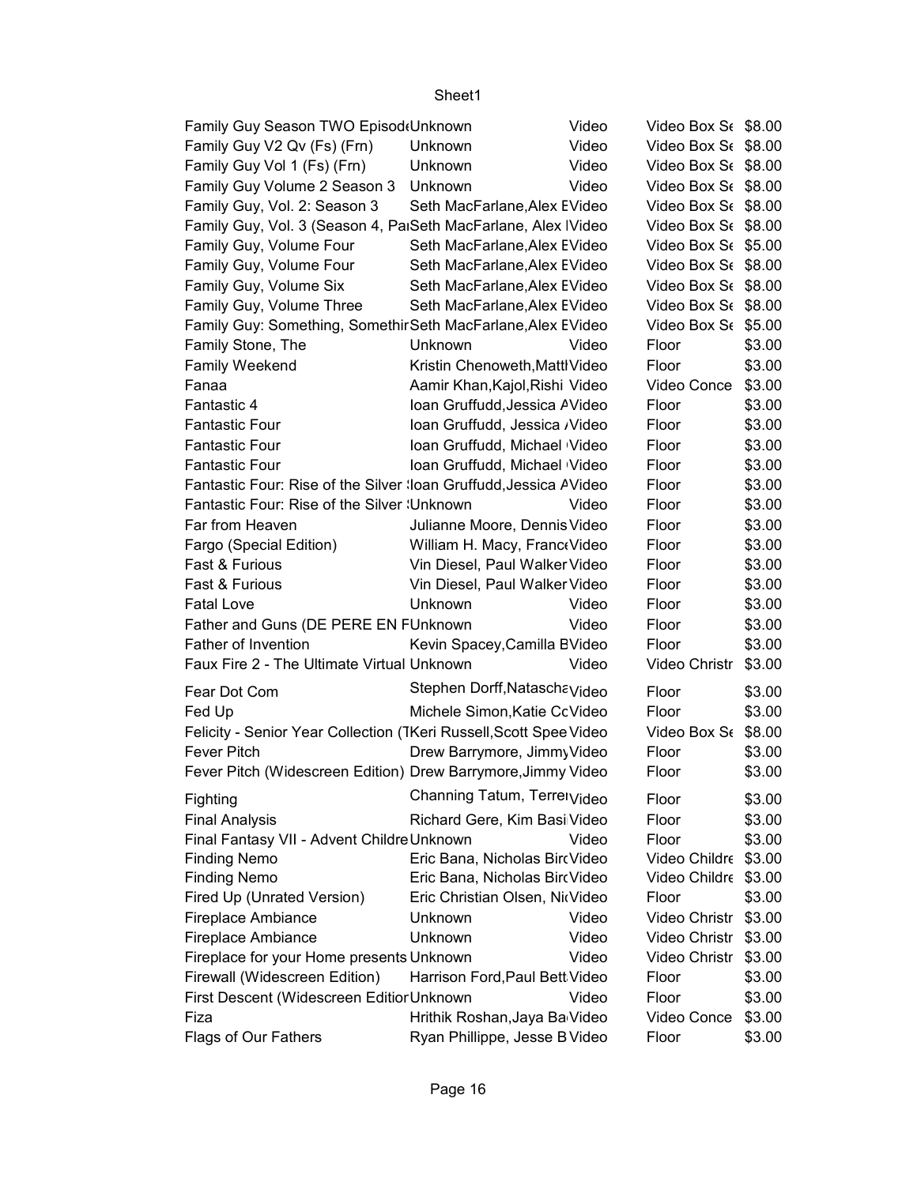| | | | | |
|---|---|---|---|---|
| Family Guy Season TWO Episod( | Unknown | Video | Video Box Se | $8.00 |
| Family Guy V2 Qv (Fs) (Frn) | Unknown | Video | Video Box Se | $8.00 |
| Family Guy Vol 1 (Fs) (Frn) | Unknown | Video | Video Box Se | $8.00 |
| Family Guy Volume 2 Season 3 | Unknown | Video | Video Box Se | $8.00 |
| Family Guy, Vol. 2: Season 3 | Seth MacFarlane,Alex E | Video | Video Box Se | $8.00 |
| Family Guy, Vol. 3 (Season 4, Pa | Seth MacFarlane, Alex I | Video | Video Box Se | $8.00 |
| Family Guy, Volume Four | Seth MacFarlane,Alex E | Video | Video Box Se | $5.00 |
| Family Guy, Volume Four | Seth MacFarlane,Alex E | Video | Video Box Se | $8.00 |
| Family Guy, Volume Six | Seth MacFarlane,Alex E | Video | Video Box Se | $8.00 |
| Family Guy, Volume Three | Seth MacFarlane,Alex E | Video | Video Box Se | $8.00 |
| Family Guy: Something, Somethir | Seth MacFarlane,Alex E | Video | Video Box Se | $5.00 |
| Family Stone, The | Unknown | Video | Floor | $3.00 |
| Family Weekend | Kristin Chenoweth,Matt | Video | Floor | $3.00 |
| Fanaa | Aamir Khan,Kajol,Rishi | Video | Video Conce | $3.00 |
| Fantastic 4 | Ioan Gruffudd,Jessica A | Video | Floor | $3.00 |
| Fantastic Four | Ioan Gruffudd, Jessica / | Video | Floor | $3.00 |
| Fantastic Four | Ioan Gruffudd, Michael | Video | Floor | $3.00 |
| Fantastic Four | Ioan Gruffudd, Michael | Video | Floor | $3.00 |
| Fantastic Four: Rise of the Silver | Ioan Gruffudd,Jessica A | Video | Floor | $3.00 |
| Fantastic Four: Rise of the Silver | Unknown | Video | Floor | $3.00 |
| Far from Heaven | Julianne Moore, Dennis | Video | Floor | $3.00 |
| Fargo (Special Edition) | William H. Macy, Franc | Video | Floor | $3.00 |
| Fast & Furious | Vin Diesel, Paul Walker | Video | Floor | $3.00 |
| Fast & Furious | Vin Diesel, Paul Walker | Video | Floor | $3.00 |
| Fatal Love | Unknown | Video | Floor | $3.00 |
| Father and Guns (DE PERE EN F | Unknown | Video | Floor | $3.00 |
| Father of Invention | Kevin Spacey,Camilla B | Video | Floor | $3.00 |
| Faux Fire 2 - The Ultimate Virtual | Unknown | Video | Video Christr | $3.00 |
| Fear Dot Com | Stephen Dorff,Natascha | Video | Floor | $3.00 |
| Fed Up | Michele Simon,Katie Cc | Video | Floor | $3.00 |
| Felicity - Senior Year Collection (T | Keri Russell,Scott Spee | Video | Video Box Se | $8.00 |
| Fever Pitch | Drew Barrymore, Jimmy | Video | Floor | $3.00 |
| Fever Pitch (Widescreen Edition) | Drew Barrymore,Jimmy | Video | Floor | $3.00 |
| Fighting | Channing Tatum, Terrel | Video | Floor | $3.00 |
| Final Analysis | Richard Gere, Kim Basi | Video | Floor | $3.00 |
| Final Fantasy VII - Advent Childre | Unknown | Video | Floor | $3.00 |
| Finding Nemo | Eric Bana, Nicholas Birc | Video | Video Childre | $3.00 |
| Finding Nemo | Eric Bana, Nicholas Birc | Video | Video Childre | $3.00 |
| Fired Up (Unrated Version) | Eric Christian Olsen, Ni | Video | Floor | $3.00 |
| Fireplace Ambiance | Unknown | Video | Video Christr | $3.00 |
| Fireplace Ambiance | Unknown | Video | Video Christr | $3.00 |
| Fireplace for your Home presents | Unknown | Video | Video Christr | $3.00 |
| Firewall (Widescreen Edition) | Harrison Ford,Paul Bett | Video | Floor | $3.00 |
| First Descent (Widescreen Editior | Unknown | Video | Floor | $3.00 |
| Fiza | Hrithik Roshan,Jaya Ba | Video | Video Conce | $3.00 |
| Flags of Our Fathers | Ryan Phillippe, Jesse B | Video | Floor | $3.00 |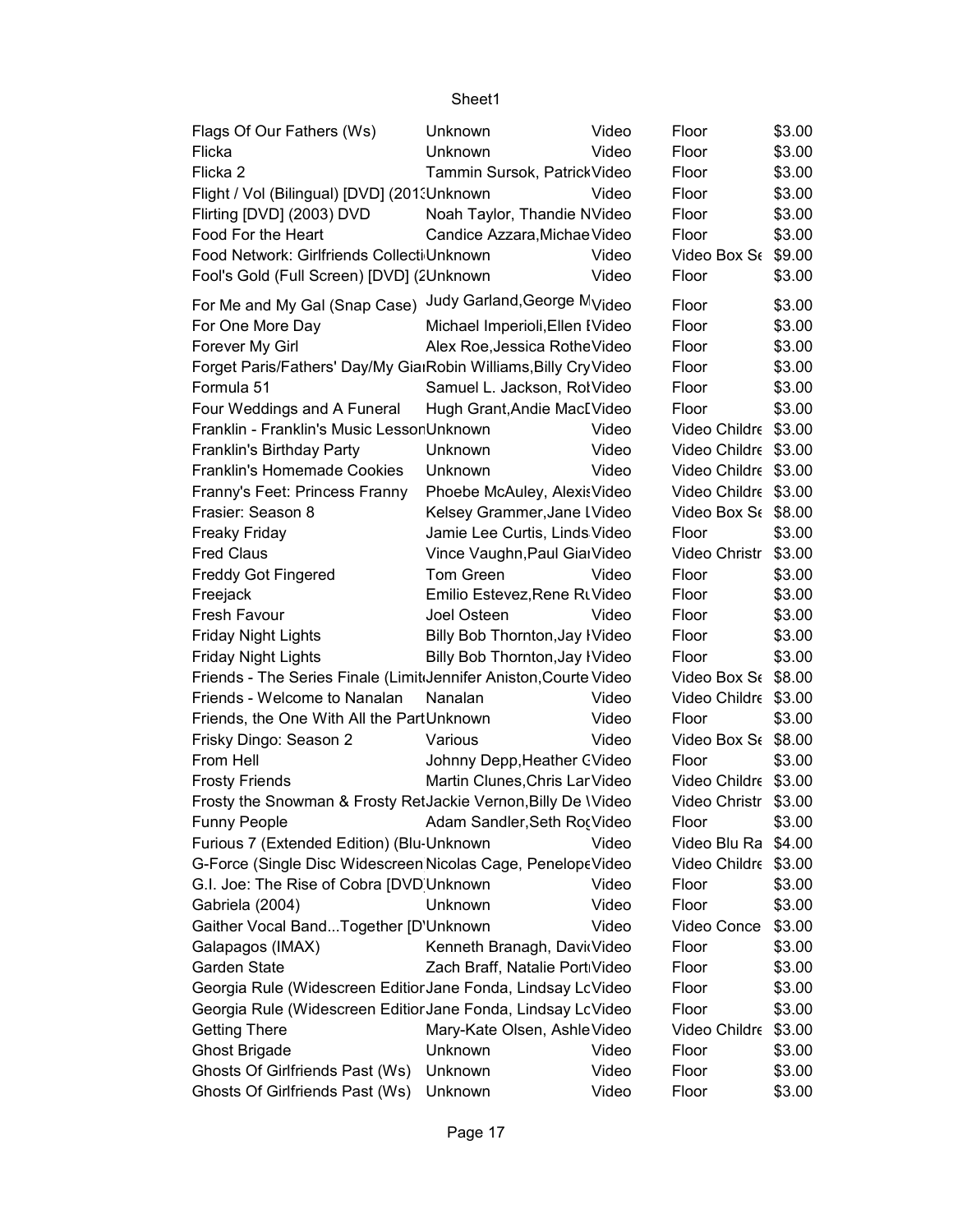Sheet1

| | | | | |
|---|---|---|---|---|
| Flags Of Our Fathers (Ws) | Unknown | Video | Floor | $3.00 |
| Flicka | Unknown | Video | Floor | $3.00 |
| Flicka 2 | Tammin Sursok, Patrick | Video | Floor | $3.00 |
| Flight / Vol (Bilingual) [DVD] (2013 | Unknown | Video | Floor | $3.00 |
| Flirting [DVD] (2003) DVD | Noah Taylor, Thandie N | Video | Floor | $3.00 |
| Food For the Heart | Candice Azzara,Michae | Video | Floor | $3.00 |
| Food Network: Girlfriends Collecti | Unknown | Video | Video Box Se | $9.00 |
| Fool's Gold (Full Screen) [DVD] (2 | Unknown | Video | Floor | $3.00 |
| For Me and My Gal (Snap Case) | Judy Garland,George M | Video | Floor | $3.00 |
| For One More Day | Michael Imperioli,Ellen B | Video | Floor | $3.00 |
| Forever My Girl | Alex Roe,Jessica Rothe | Video | Floor | $3.00 |
| Forget Paris/Fathers' Day/My Gia | Robin Williams,Billy Cry | Video | Floor | $3.00 |
| Formula 51 | Samuel L. Jackson, Rob | Video | Floor | $3.00 |
| Four Weddings and A Funeral | Hugh Grant,Andie MacD | Video | Floor | $3.00 |
| Franklin - Franklin's Music Lesson | Unknown | Video | Video Childre | $3.00 |
| Franklin's Birthday Party | Unknown | Video | Video Childre | $3.00 |
| Franklin's Homemade Cookies | Unknown | Video | Video Childre | $3.00 |
| Franny's Feet: Princess Franny | Phoebe McAuley, Alexis | Video | Video Childre | $3.00 |
| Frasier: Season 8 | Kelsey Grammer,Jane L | Video | Video Box Se | $8.00 |
| Freaky Friday | Jamie Lee Curtis, Linds | Video | Floor | $3.00 |
| Fred Claus | Vince Vaughn,Paul Gia | Video | Video Christm | $3.00 |
| Freddy Got Fingered | Tom Green | Video | Floor | $3.00 |
| Freejack | Emilio Estevez,Rene Ru | Video | Floor | $3.00 |
| Fresh Favour | Joel Osteen | Video | Floor | $3.00 |
| Friday Night Lights | Billy Bob Thornton,Jay H | Video | Floor | $3.00 |
| Friday Night Lights | Billy Bob Thornton,Jay H | Video | Floor | $3.00 |
| Friends - The Series Finale (Limit | Jennifer Aniston,Courte | Video | Video Box Se | $8.00 |
| Friends - Welcome to Nanalan | Nanalan | Video | Video Childre | $3.00 |
| Friends, the One With All the Part | Unknown | Video | Floor | $3.00 |
| Frisky Dingo: Season 2 | Various | Video | Video Box Se | $8.00 |
| From Hell | Johnny Depp,Heather G | Video | Floor | $3.00 |
| Frosty Friends | Martin Clunes,Chris Lar | Video | Video Childre | $3.00 |
| Frosty the Snowman & Frosty Ret | Jackie Vernon,Billy De W | Video | Video Christm | $3.00 |
| Funny People | Adam Sandler,Seth Rog | Video | Floor | $3.00 |
| Furious 7 (Extended Edition) (Blu- | Unknown | Video | Video Blu Ra | $4.00 |
| G-Force (Single Disc Widescreen | Nicolas Cage, Penelope | Video | Video Childre | $3.00 |
| G.I. Joe: The Rise of Cobra [DVD | Unknown | Video | Floor | $3.00 |
| Gabriela (2004) | Unknown | Video | Floor | $3.00 |
| Gaither Vocal Band...Together [D | Unknown | Video | Video Conce | $3.00 |
| Galapagos (IMAX) | Kenneth Branagh, David | Video | Floor | $3.00 |
| Garden State | Zach Braff, Natalie Port | Video | Floor | $3.00 |
| Georgia Rule (Widescreen Edition | Jane Fonda, Lindsay Lo | Video | Floor | $3.00 |
| Georgia Rule (Widescreen Edition | Jane Fonda, Lindsay Lo | Video | Floor | $3.00 |
| Getting There | Mary-Kate Olsen, Ashle | Video | Video Childre | $3.00 |
| Ghost Brigade | Unknown | Video | Floor | $3.00 |
| Ghosts Of Girlfriends Past (Ws) | Unknown | Video | Floor | $3.00 |
| Ghosts Of Girlfriends Past (Ws) | Unknown | Video | Floor | $3.00 |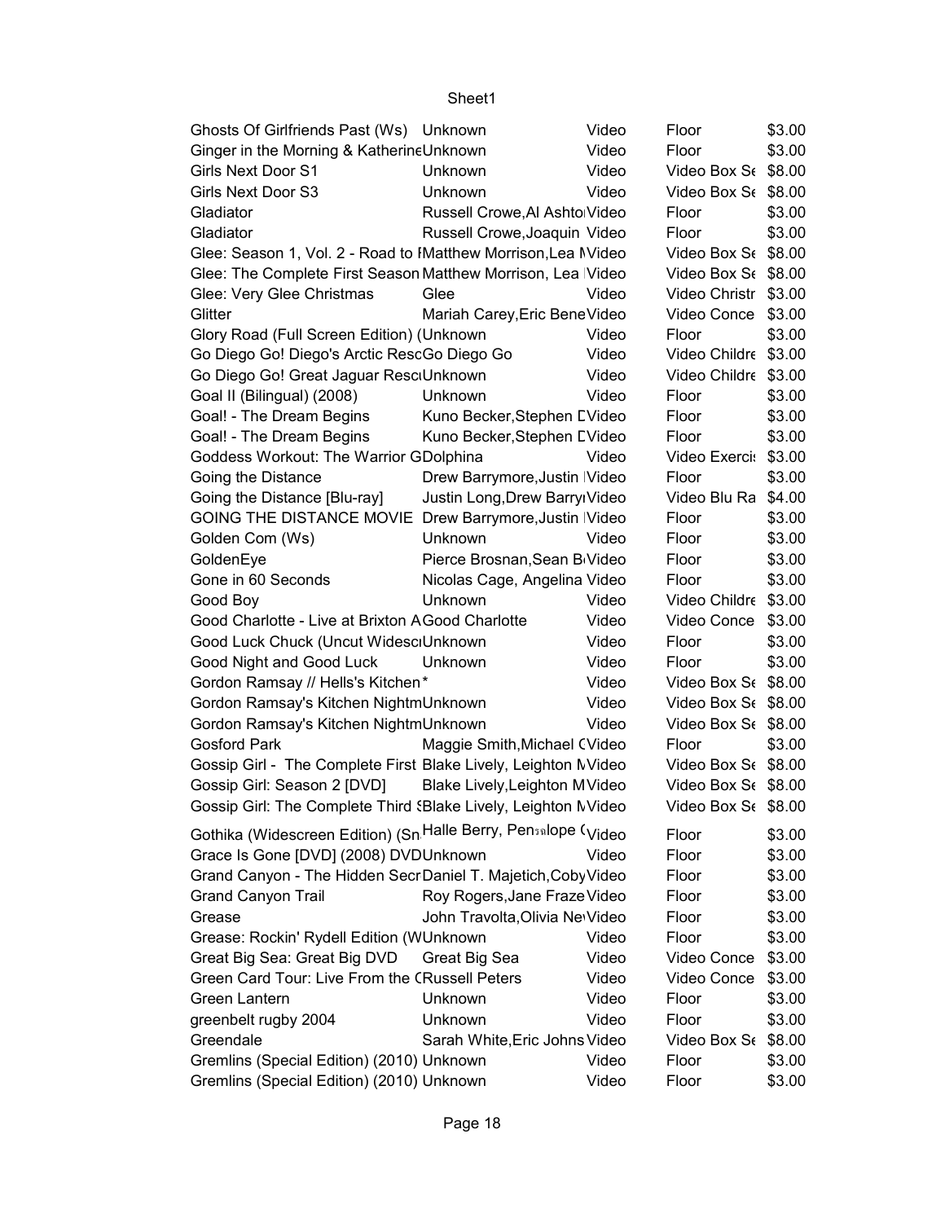Sheet1

| | | | | |
|---|---|---|---|---|
| Ghosts Of Girlfriends Past (Ws) | Unknown | Video | Floor | $3.00 |
| Ginger in the Morning & Katherine | Unknown | Video | Floor | $3.00 |
| Girls Next Door S1 | Unknown | Video | Video Box Se | $8.00 |
| Girls Next Door S3 | Unknown | Video | Video Box Se | $8.00 |
| Gladiator | Russell Crowe,Al Ashto | Video | Floor | $3.00 |
| Gladiator | Russell Crowe,Joaquin | Video | Floor | $3.00 |
| Glee: Season 1, Vol. 2 - Road to I | Matthew Morrison,Lea M | Video | Video Box Se | $8.00 |
| Glee: The Complete First Season | Matthew Morrison, Lea | Video | Video Box Se | $8.00 |
| Glee: Very Glee Christmas | Glee | Video | Video Christm | $3.00 |
| Glitter | Mariah Carey,Eric Bene | Video | Video Conce | $3.00 |
| Glory Road (Full Screen Edition) ( | Unknown | Video | Floor | $3.00 |
| Go Diego Go! Diego's Arctic Resc | Go Diego Go | Video | Video Childre | $3.00 |
| Go Diego Go! Great Jaguar Resc | Unknown | Video | Video Childre | $3.00 |
| Goal II (Bilingual) (2008) | Unknown | Video | Floor | $3.00 |
| Goal! - The Dream Begins | Kuno Becker,Stephen D | Video | Floor | $3.00 |
| Goal! - The Dream Begins | Kuno Becker,Stephen D | Video | Floor | $3.00 |
| Goddess Workout: The Warrior G | Dolphina | Video | Video Exercis | $3.00 |
| Going the Distance | Drew Barrymore,Justin | Video | Floor | $3.00 |
| Going the Distance [Blu-ray] | Justin Long,Drew Barry | Video | Video Blu Ra | $4.00 |
| GOING THE DISTANCE MOVIE | Drew Barrymore,Justin | Video | Floor | $3.00 |
| Golden Com (Ws) | Unknown | Video | Floor | $3.00 |
| GoldenEye | Pierce Brosnan,Sean B | Video | Floor | $3.00 |
| Gone in 60 Seconds | Nicolas Cage, Angelina | Video | Floor | $3.00 |
| Good Boy | Unknown | Video | Video Childre | $3.00 |
| Good Charlotte - Live at Brixton A | Good Charlotte | Video | Video Conce | $3.00 |
| Good Luck Chuck (Uncut Widesc | Unknown | Video | Floor | $3.00 |
| Good Night and Good Luck | Unknown | Video | Floor | $3.00 |
| Gordon Ramsay // Hells's Kitchen | * | Video | Video Box Se | $8.00 |
| Gordon Ramsay's Kitchen Nightm | Unknown | Video | Video Box Se | $8.00 |
| Gordon Ramsay's Kitchen Nightm | Unknown | Video | Video Box Se | $8.00 |
| Gosford Park | Maggie Smith,Michael C | Video | Floor | $3.00 |
| Gossip Girl - The Complete First | Blake Lively, Leighton M | Video | Video Box Se | $8.00 |
| Gossip Girl: Season 2 [DVD] | Blake Lively,Leighton M | Video | Video Box Se | $8.00 |
| Gossip Girl: The Complete Third S | Blake Lively, Leighton M | Video | Video Box Se | $8.00 |
| Gothika (Widescreen Edition) (Sn | Halle Berry, Penélope C | Video | Floor | $3.00 |
| Grace Is Gone [DVD] (2008) DVD | Unknown | Video | Floor | $3.00 |
| Grand Canyon - The Hidden Secr | Daniel T. Majetich,Coby | Video | Floor | $3.00 |
| Grand Canyon Trail | Roy Rogers,Jane Fraze | Video | Floor | $3.00 |
| Grease | John Travolta,Olivia Ne | Video | Floor | $3.00 |
| Grease: Rockin' Rydell Edition (W | Unknown | Video | Floor | $3.00 |
| Great Big Sea: Great Big DVD | Great Big Sea | Video | Video Conce | $3.00 |
| Green Card Tour: Live From the C | Russell Peters | Video | Video Conce | $3.00 |
| Green Lantern | Unknown | Video | Floor | $3.00 |
| greenbelt rugby 2004 | Unknown | Video | Floor | $3.00 |
| Greendale | Sarah White,Eric Johns | Video | Video Box Se | $8.00 |
| Gremlins (Special Edition) (2010) | Unknown | Video | Floor | $3.00 |
| Gremlins (Special Edition) (2010) | Unknown | Video | Floor | $3.00 |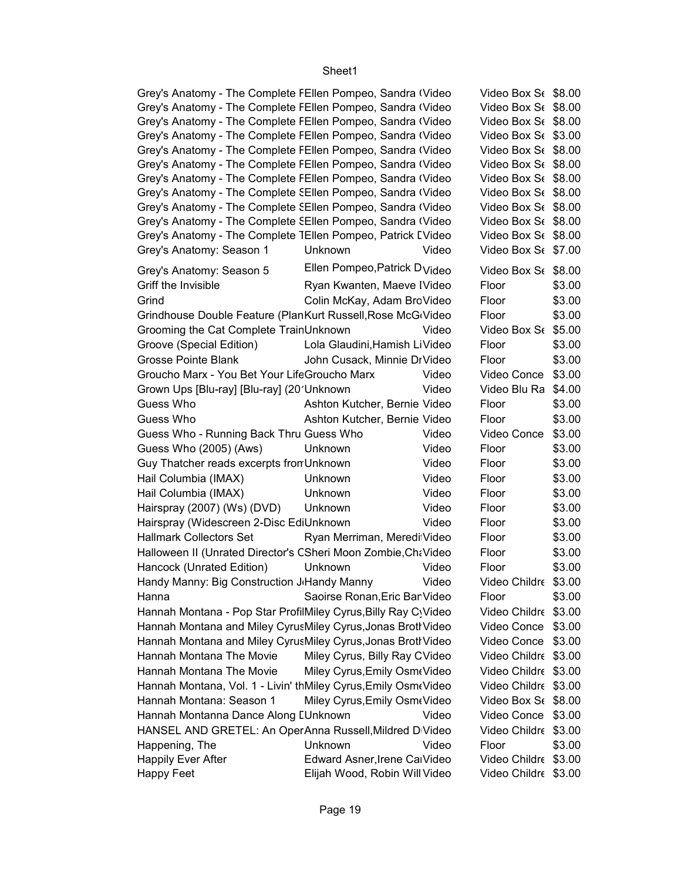| | | | | |
|---|---|---|---|---|
| Grey's Anatomy - The Complete F | Ellen Pompeo, Sandra ( | Video | Video Box Se | $8.00 |
| Grey's Anatomy - The Complete F | Ellen Pompeo, Sandra ( | Video | Video Box Se | $8.00 |
| Grey's Anatomy - The Complete F | Ellen Pompeo, Sandra ( | Video | Video Box Se | $8.00 |
| Grey's Anatomy - The Complete F | Ellen Pompeo, Sandra ( | Video | Video Box Se | $3.00 |
| Grey's Anatomy - The Complete F | Ellen Pompeo, Sandra ( | Video | Video Box Se | $8.00 |
| Grey's Anatomy - The Complete F | Ellen Pompeo, Sandra ( | Video | Video Box Se | $8.00 |
| Grey's Anatomy - The Complete F | Ellen Pompeo, Sandra ( | Video | Video Box Se | $8.00 |
| Grey's Anatomy - The Complete S | Ellen Pompeo, Sandra ( | Video | Video Box Se | $8.00 |
| Grey's Anatomy - The Complete S | Ellen Pompeo, Sandra ( | Video | Video Box Se | $8.00 |
| Grey's Anatomy - The Complete S | Ellen Pompeo, Sandra ( | Video | Video Box Se | $8.00 |
| Grey's Anatomy - The Complete T | Ellen Pompeo, Patrick D | Video | Video Box Se | $8.00 |
| Grey's Anatomy: Season 1 | Unknown | Video | Video Box Se | $7.00 |
| Grey's Anatomy: Season 5 | Ellen Pompeo,Patrick D | Video | Video Box Se | $8.00 |
| Griff the Invisible | Ryan Kwanten, Maeve I | Video | Floor | $3.00 |
| Grind | Colin McKay, Adam Bro | Video | Floor | $3.00 |
| Grindhouse Double Feature (Plan | Kurt Russell,Rose McG | Video | Floor | $3.00 |
| Grooming the Cat Complete Train | Unknown | Video | Video Box Se | $5.00 |
| Groove (Special Edition) | Lola Glaudini,Hamish Li | Video | Floor | $3.00 |
| Grosse Pointe Blank | John Cusack, Minnie Dr | Video | Floor | $3.00 |
| Groucho Marx - You Bet Your Life | Groucho Marx | Video | Video Conce | $3.00 |
| Grown Ups [Blu-ray] [Blu-ray] (201 | Unknown | Video | Video Blu Ra | $4.00 |
| Guess Who | Ashton Kutcher, Bernie | Video | Floor | $3.00 |
| Guess Who | Ashton Kutcher, Bernie | Video | Floor | $3.00 |
| Guess Who - Running Back Thru | Guess Who | Video | Video Conce | $3.00 |
| Guess Who (2005) (Aws) | Unknown | Video | Floor | $3.00 |
| Guy Thatcher reads excerpts from | Unknown | Video | Floor | $3.00 |
| Hail Columbia (IMAX) | Unknown | Video | Floor | $3.00 |
| Hail Columbia (IMAX) | Unknown | Video | Floor | $3.00 |
| Hairspray (2007) (Ws) (DVD) | Unknown | Video | Floor | $3.00 |
| Hairspray (Widescreen 2-Disc Edi | Unknown | Video | Floor | $3.00 |
| Hallmark Collectors Set | Ryan Merriman, Meredi | Video | Floor | $3.00 |
| Halloween II (Unrated Director's C | Sheri Moon Zombie,Cha | Video | Floor | $3.00 |
| Hancock (Unrated Edition) | Unknown | Video | Floor | $3.00 |
| Handy Manny: Big Construction J | Handy Manny | Video | Video Childre | $3.00 |
| Hanna | Saoirse Ronan,Eric Bar | Video | Floor | $3.00 |
| Hannah Montana - Pop Star Profil | Miley Cyrus,Billy Ray C | Video | Video Childre | $3.00 |
| Hannah Montana and Miley Cyrus | Miley Cyrus,Jonas Broth | Video | Video Conce | $3.00 |
| Hannah Montana and Miley Cyrus | Miley Cyrus,Jonas Broth | Video | Video Conce | $3.00 |
| Hannah Montana The Movie | Miley Cyrus, Billy Ray C | Video | Video Childre | $3.00 |
| Hannah Montana The Movie | Miley Cyrus,Emily Osme | Video | Video Childre | $3.00 |
| Hannah Montana, Vol. 1 - Livin' th | Miley Cyrus,Emily Osme | Video | Video Childre | $3.00 |
| Hannah Montana: Season 1 | Miley Cyrus,Emily Osme | Video | Video Box Se | $8.00 |
| Hannah Montanna Dance Along D | Unknown | Video | Video Conce | $3.00 |
| HANSEL AND GRETEL: An Oper | Anna Russell,Mildred D | Video | Video Childre | $3.00 |
| Happening, The | Unknown | Video | Floor | $3.00 |
| Happily Ever After | Edward Asner,Irene Ca | Video | Video Childre | $3.00 |
| Happy Feet | Elijah Wood, Robin Will | Video | Video Childre | $3.00 |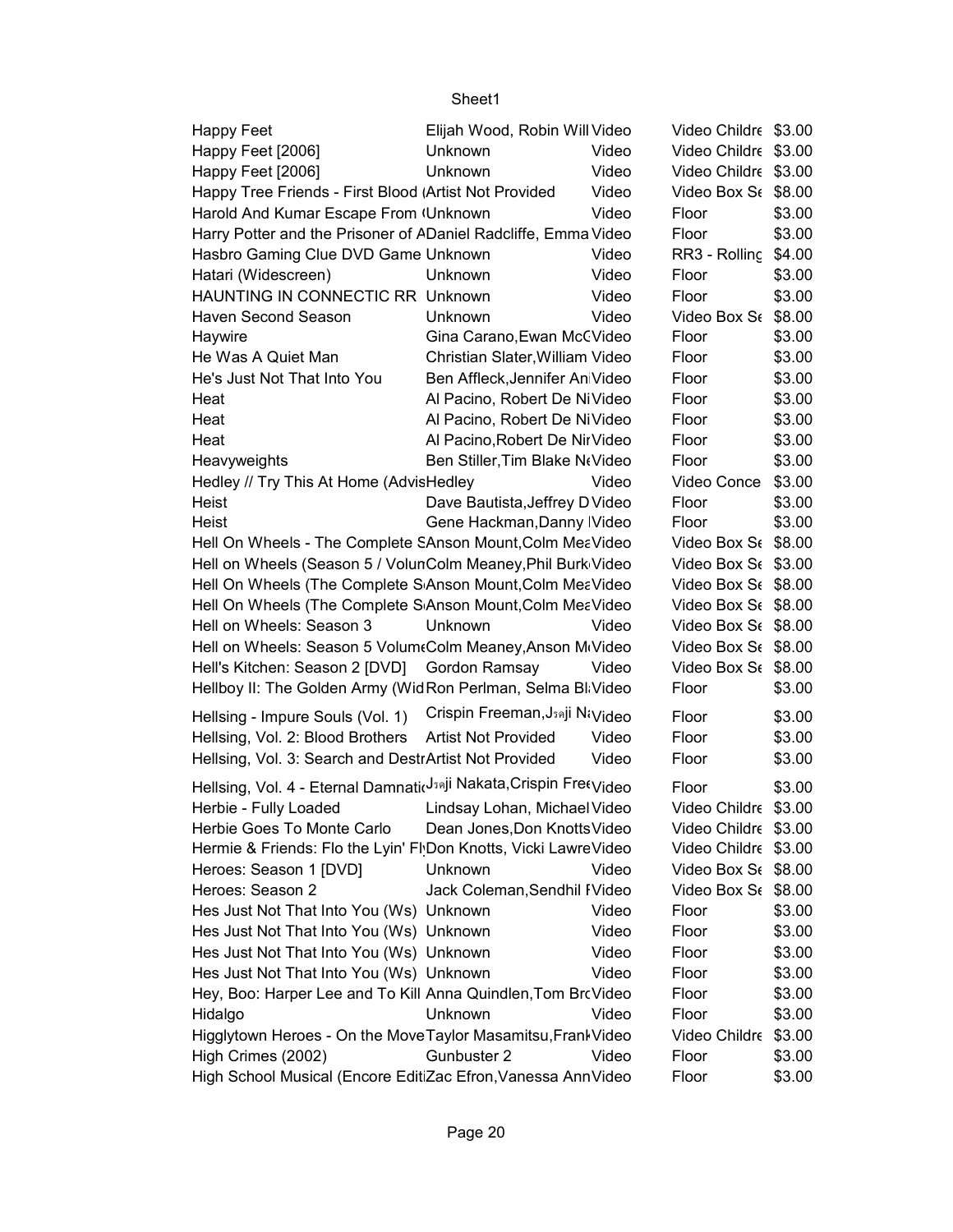| | | | | |
|---|---|---|---|---|
| Happy Feet | Elijah Wood, Robin Will | Video | Video Childre | $3.00 |
| Happy Feet [2006] | Unknown | Video | Video Childre | $3.00 |
| Happy Feet [2006] | Unknown | Video | Video Childre | $3.00 |
| Happy Tree Friends - First Blood ( | Artist Not Provided | Video | Video Box Se | $8.00 |
| Harold And Kumar Escape From ( | Unknown | Video | Floor | $3.00 |
| Harry Potter and the Prisoner of A | Daniel Radcliffe, Emma | Video | Floor | $3.00 |
| Hasbro Gaming Clue DVD Game | Unknown | Video | RR3 - Rolling | $4.00 |
| Hatari (Widescreen) | Unknown | Video | Floor | $3.00 |
| HAUNTING IN CONNECTIC RR | Unknown | Video | Floor | $3.00 |
| Haven Second Season | Unknown | Video | Video Box Se | $8.00 |
| Haywire | Gina Carano,Ewan McG | Video | Floor | $3.00 |
| He Was A Quiet Man | Christian Slater,William | Video | Floor | $3.00 |
| He's Just Not That Into You | Ben Affleck,Jennifer Ani | Video | Floor | $3.00 |
| Heat | Al Pacino, Robert De Ni | Video | Floor | $3.00 |
| Heat | Al Pacino, Robert De Ni | Video | Floor | $3.00 |
| Heat | Al Pacino,Robert De Nir | Video | Floor | $3.00 |
| Heavyweights | Ben Stiller,Tim Blake Ne | Video | Floor | $3.00 |
| Hedley // Try This At Home (Advis | Hedley | Video | Video Conce | $3.00 |
| Heist | Dave Bautista,Jeffrey D | Video | Floor | $3.00 |
| Heist | Gene Hackman,Danny I | Video | Floor | $3.00 |
| Hell On Wheels - The Complete S | Anson Mount,Colm Mea | Video | Video Box Se | $8.00 |
| Hell on Wheels (Season 5 / Volun | Colm Meaney,Phil Burk | Video | Video Box Se | $3.00 |
| Hell On Wheels (The Complete S | Anson Mount,Colm Mea | Video | Video Box Se | $8.00 |
| Hell On Wheels (The Complete S | Anson Mount,Colm Mea | Video | Video Box Se | $8.00 |
| Hell on Wheels: Season 3 | Unknown | Video | Video Box Se | $8.00 |
| Hell on Wheels: Season 5 Volume | Colm Meaney,Anson M | Video | Video Box Se | $8.00 |
| Hell's Kitchen: Season 2 [DVD] | Gordon Ramsay | Video | Video Box Se | $8.00 |
| Hellboy II: The Golden Army (Wid | Ron Perlman, Selma Bl | Video | Floor | $3.00 |
| Hellsing - Impure Souls (Vol. 1) | Crispin Freeman,Jรดji N | Video | Floor | $3.00 |
| Hellsing, Vol. 2: Blood Brothers | Artist Not Provided | Video | Floor | $3.00 |
| Hellsing, Vol. 3: Search and Destr | Artist Not Provided | Video | Floor | $3.00 |
| Hellsing, Vol. 4 - Eternal Damnati | Jรดji Nakata,Crispin Free | Video | Floor | $3.00 |
| Herbie - Fully Loaded | Lindsay Lohan, Michael | Video | Video Childre | $3.00 |
| Herbie Goes To Monte Carlo | Dean Jones,Don Knotts | Video | Video Childre | $3.00 |
| Hermie & Friends: Flo the Lyin' Fl | Don Knotts, Vicki Lawre | Video | Video Childre | $3.00 |
| Heroes: Season 1 [DVD] | Unknown | Video | Video Box Se | $8.00 |
| Heroes: Season 2 | Jack Coleman,Sendhil I | Video | Video Box Se | $8.00 |
| Hes Just Not That Into You (Ws) | Unknown | Video | Floor | $3.00 |
| Hes Just Not That Into You (Ws) | Unknown | Video | Floor | $3.00 |
| Hes Just Not That Into You (Ws) | Unknown | Video | Floor | $3.00 |
| Hes Just Not That Into You (Ws) | Unknown | Video | Floor | $3.00 |
| Hey, Boo: Harper Lee and To Kill | Anna Quindlen,Tom Bro | Video | Floor | $3.00 |
| Hidalgo | Unknown | Video | Floor | $3.00 |
| Higglytown Heroes - On the Move | Taylor Masamitsu,Frank | Video | Video Childre | $3.00 |
| High Crimes (2002) | Gunbuster 2 | Video | Floor | $3.00 |
| High School Musical (Encore Editi | Zac Efron,Vanessa Ann | Video | Floor | $3.00 |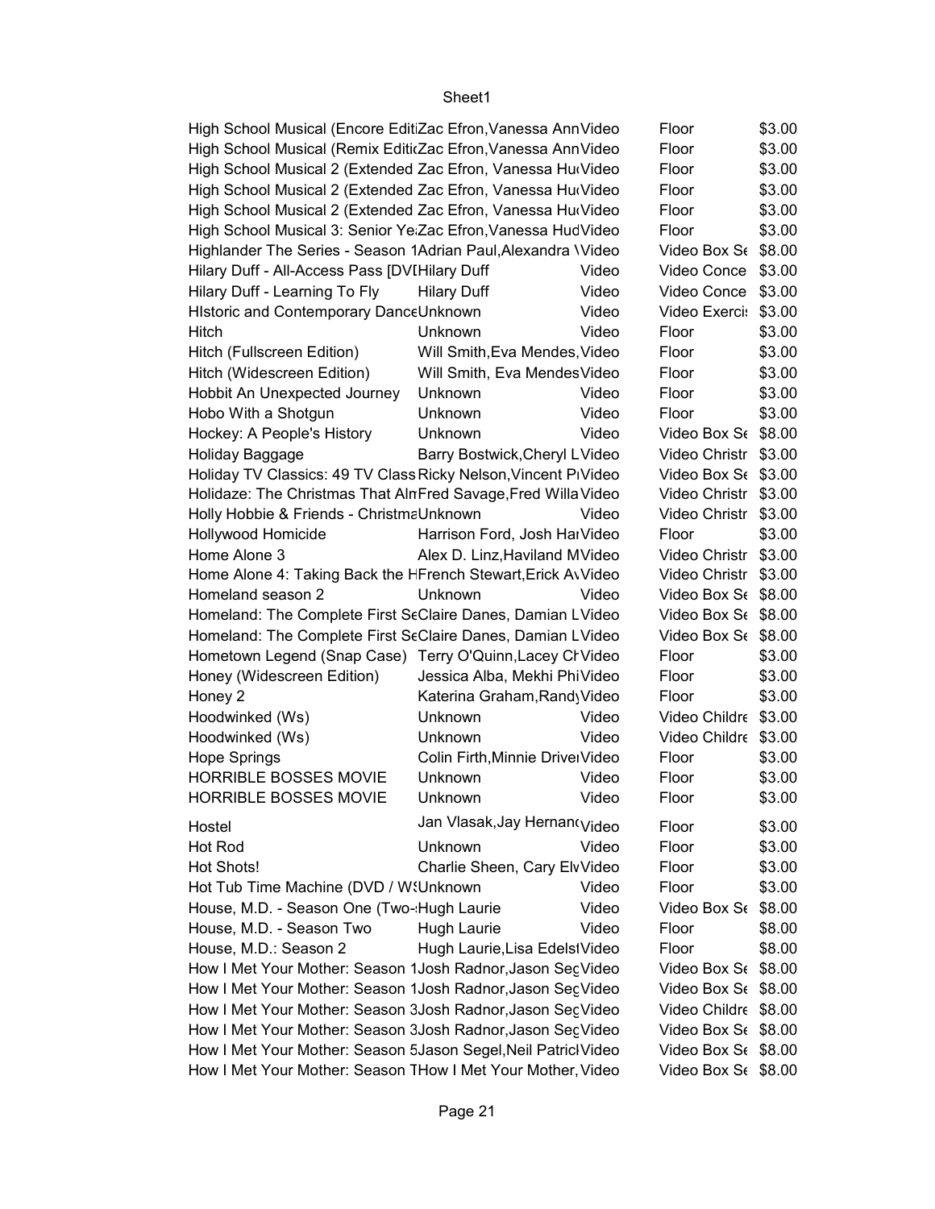Sheet1

| | | | | |
|---|---|---|---|---|
| High School Musical (Encore Editi | Zac Efron,Vanessa Ann | Video | Floor | $3.00 |
| High School Musical (Remix Editi | Zac Efron,Vanessa Ann | Video | Floor | $3.00 |
| High School Musical 2 (Extended | Zac Efron, Vanessa Hu | Video | Floor | $3.00 |
| High School Musical 2 (Extended | Zac Efron, Vanessa Hu | Video | Floor | $3.00 |
| High School Musical 2 (Extended | Zac Efron, Vanessa Hu | Video | Floor | $3.00 |
| High School Musical 3: Senior Ye | Zac Efron,Vanessa Hud | Video | Floor | $3.00 |
| Highlander The Series - Season 1 | Adrian Paul,Alexandra \ | Video | Video Box Se | $8.00 |
| Hilary Duff - All-Access Pass [DV[ | Hilary Duff | Video | Video Conce | $3.00 |
| Hilary Duff - Learning To Fly | Hilary Duff | Video | Video Conce | $3.00 |
| HIstoric and Contemporary Dance | Unknown | Video | Video Exerci | $3.00 |
| Hitch | Unknown | Video | Floor | $3.00 |
| Hitch (Fullscreen Edition) | Will Smith,Eva Mendes, | Video | Floor | $3.00 |
| Hitch (Widescreen Edition) | Will Smith, Eva Mendes | Video | Floor | $3.00 |
| Hobbit An Unexpected Journey | Unknown | Video | Floor | $3.00 |
| Hobo With a Shotgun | Unknown | Video | Floor | $3.00 |
| Hockey: A People's History | Unknown | Video | Video Box Se | $8.00 |
| Holiday Baggage | Barry Bostwick,Cheryl L | Video | Video Christr | $3.00 |
| Holiday TV Classics: 49 TV Class | Ricky Nelson,Vincent P | Video | Video Box Se | $3.00 |
| Holidaze: The Christmas That Alm | Fred Savage,Fred Willa | Video | Video Christr | $3.00 |
| Holly Hobbie & Friends - Christma | Unknown | Video | Video Christr | $3.00 |
| Hollywood Homicide | Harrison Ford, Josh Ha | Video | Floor | $3.00 |
| Home Alone 3 | Alex D. Linz,Haviland M | Video | Video Christr | $3.00 |
| Home Alone 4: Taking Back the H | French Stewart,Erick A | Video | Video Christr | $3.00 |
| Homeland season 2 | Unknown | Video | Video Box Se | $8.00 |
| Homeland: The Complete First Se | Claire Danes, Damian L | Video | Video Box Se | $8.00 |
| Homeland: The Complete First Se | Claire Danes, Damian L | Video | Video Box Se | $8.00 |
| Hometown Legend (Snap Case) | Terry O'Quinn,Lacey Ch | Video | Floor | $3.00 |
| Honey (Widescreen Edition) | Jessica Alba, Mekhi Phi | Video | Floor | $3.00 |
| Honey 2 | Katerina Graham,Randy | Video | Floor | $3.00 |
| Hoodwinked (Ws) | Unknown | Video | Video Childre | $3.00 |
| Hoodwinked (Ws) | Unknown | Video | Video Childre | $3.00 |
| Hope Springs | Colin Firth,Minnie Drive | Video | Floor | $3.00 |
| HORRIBLE BOSSES MOVIE | Unknown | Video | Floor | $3.00 |
| HORRIBLE BOSSES MOVIE | Unknown | Video | Floor | $3.00 |
| Hostel | Jan Vlasak,Jay Hernand | Video | Floor | $3.00 |
| Hot Rod | Unknown | Video | Floor | $3.00 |
| Hot Shots! | Charlie Sheen, Cary Elv | Video | Floor | $3.00 |
| Hot Tub Time Machine (DVD / W | Unknown | Video | Floor | $3.00 |
| House, M.D. - Season One (Two- | Hugh Laurie | Video | Video Box Se | $8.00 |
| House, M.D. - Season Two | Hugh Laurie | Video | Floor | $8.00 |
| House, M.D.: Season 2 | Hugh Laurie,Lisa Edels | Video | Floor | $8.00 |
| How I Met Your Mother: Season 1 | Josh Radnor,Jason Seg | Video | Video Box Se | $8.00 |
| How I Met Your Mother: Season 1 | Josh Radnor,Jason Seg | Video | Video Box Se | $8.00 |
| How I Met Your Mother: Season 3 | Josh Radnor,Jason Seg | Video | Video Childre | $8.00 |
| How I Met Your Mother: Season 3 | Josh Radnor,Jason Seg | Video | Video Box Se | $8.00 |
| How I Met Your Mother: Season 5 | Jason Segel,Neil Patric | Video | Video Box Se | $8.00 |
| How I Met Your Mother: Season T | How I Met Your Mother, | Video | Video Box Se | $8.00 |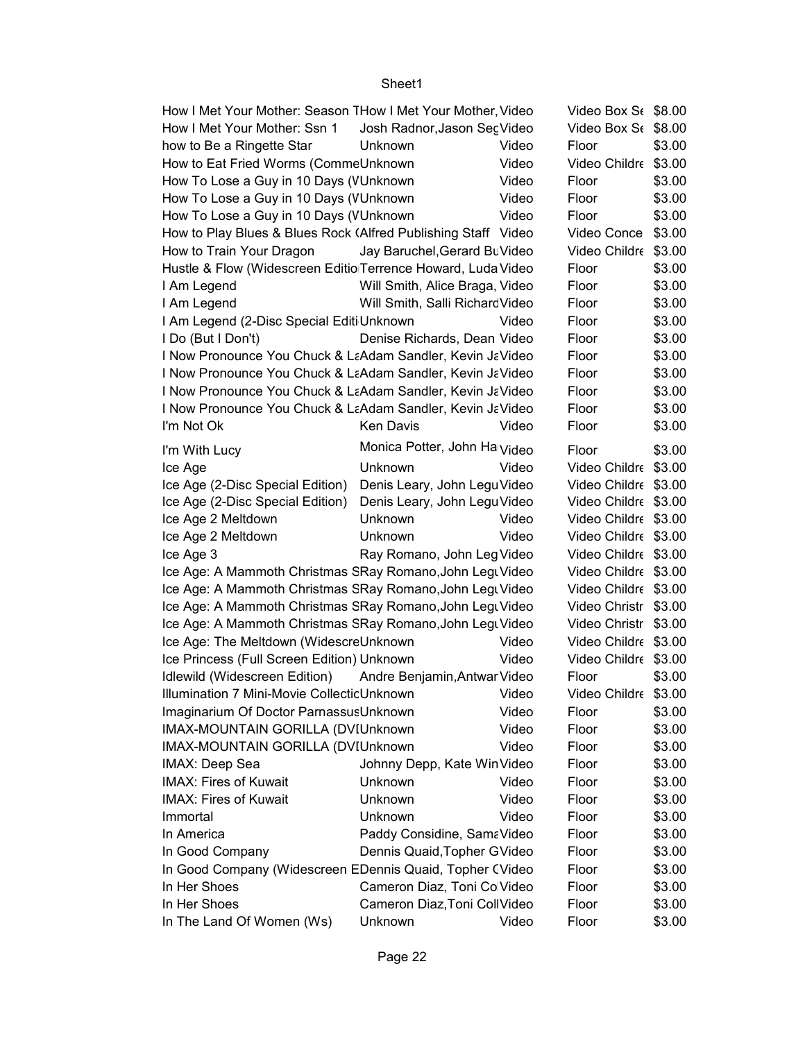Sheet1

| | | | | |
|---|---|---|---|---|
| How I Met Your Mother: Season THow I Met Your Mother, | | Video | Video Box Se | $8.00 |
| How I Met Your Mother: Ssn 1 | Josh Radnor,Jason Seg | Video | Video Box Se | $8.00 |
| how to Be a Ringette Star | Unknown | Video | Floor | $3.00 |
| How to Eat Fried Worms (Comme | Unknown | Video | Video Childre | $3.00 |
| How To Lose a Guy in 10 Days (V | Unknown | Video | Floor | $3.00 |
| How To Lose a Guy in 10 Days (V | Unknown | Video | Floor | $3.00 |
| How To Lose a Guy in 10 Days (V | Unknown | Video | Floor | $3.00 |
| How to Play Blues & Blues Rock ( | Alfred Publishing Staff | Video | Video Conce | $3.00 |
| How to Train Your Dragon | Jay Baruchel,Gerard Bu | Video | Video Childre | $3.00 |
| Hustle & Flow (Widescreen Editio | Terrence Howard, Luda | Video | Floor | $3.00 |
| I Am Legend | Will Smith, Alice Braga, | Video | Floor | $3.00 |
| I Am Legend | Will Smith, Salli Richard | Video | Floor | $3.00 |
| I Am Legend (2-Disc Special Editi | Unknown | Video | Floor | $3.00 |
| I Do (But I Don't) | Denise Richards, Dean | Video | Floor | $3.00 |
| I Now Pronounce You Chuck & La | Adam Sandler, Kevin Ja | Video | Floor | $3.00 |
| I Now Pronounce You Chuck & La | Adam Sandler, Kevin Ja | Video | Floor | $3.00 |
| I Now Pronounce You Chuck & La | Adam Sandler, Kevin Ja | Video | Floor | $3.00 |
| I Now Pronounce You Chuck & La | Adam Sandler, Kevin Ja | Video | Floor | $3.00 |
| I'm Not Ok | Ken Davis | Video | Floor | $3.00 |
| I'm With Lucy | Monica Potter, John Ha | Video | Floor | $3.00 |
| Ice Age | Unknown | Video | Video Childre | $3.00 |
| Ice Age (2-Disc Special Edition) | Denis Leary, John Legu | Video | Video Childre | $3.00 |
| Ice Age (2-Disc Special Edition) | Denis Leary, John Legu | Video | Video Childre | $3.00 |
| Ice Age 2 Meltdown | Unknown | Video | Video Childre | $3.00 |
| Ice Age 2 Meltdown | Unknown | Video | Video Childre | $3.00 |
| Ice Age 3 | Ray Romano, John Leg | Video | Video Childre | $3.00 |
| Ice Age: A Mammoth Christmas S | Ray Romano,John Legu | Video | Video Childre | $3.00 |
| Ice Age: A Mammoth Christmas S | Ray Romano,John Legu | Video | Video Childre | $3.00 |
| Ice Age: A Mammoth Christmas S | Ray Romano,John Legu | Video | Video Christm | $3.00 |
| Ice Age: A Mammoth Christmas S | Ray Romano,John Legu | Video | Video Christm | $3.00 |
| Ice Age: The Meltdown (Widescre | Unknown | Video | Video Childre | $3.00 |
| Ice Princess (Full Screen Edition) | Unknown | Video | Video Childre | $3.00 |
| Idlewild (Widescreen Edition) | Andre Benjamin,Antwar | Video | Floor | $3.00 |
| Illumination 7 Mini-Movie Collectio | Unknown | Video | Video Childre | $3.00 |
| Imaginarium Of Doctor Parnassus | Unknown | Video | Floor | $3.00 |
| IMAX-MOUNTAIN GORILLA (DVD | Unknown | Video | Floor | $3.00 |
| IMAX-MOUNTAIN GORILLA (DVD | Unknown | Video | Floor | $3.00 |
| IMAX: Deep Sea | Johnny Depp, Kate Win | Video | Floor | $3.00 |
| IMAX: Fires of Kuwait | Unknown | Video | Floor | $3.00 |
| IMAX: Fires of Kuwait | Unknown | Video | Floor | $3.00 |
| Immortal | Unknown | Video | Floor | $3.00 |
| In America | Paddy Considine, Sama | Video | Floor | $3.00 |
| In Good Company | Dennis Quaid,Topher G | Video | Floor | $3.00 |
| In Good Company (Widescreen E | Dennis Quaid, Topher G | Video | Floor | $3.00 |
| In Her Shoes | Cameron Diaz, Toni Co | Video | Floor | $3.00 |
| In Her Shoes | Cameron Diaz,Toni Coll | Video | Floor | $3.00 |
| In The Land Of Women (Ws) | Unknown | Video | Floor | $3.00 |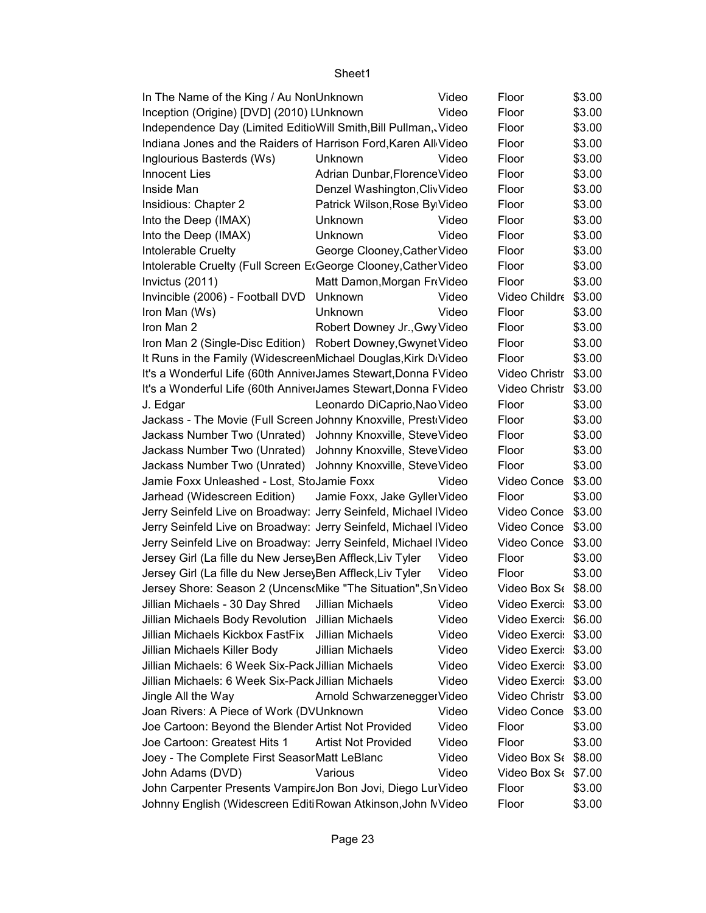| | | | | |
|---|---|---|---|---|
| In The Name of the King / Au Non | Unknown | Video | Floor | $3.00 |
| Inception (Origine) [DVD] (2010) L | Unknown | Video | Floor | $3.00 |
| Independence Day (Limited Editio | Will Smith,Bill Pullman,J | Video | Floor | $3.00 |
| Indiana Jones and the Raiders of | Harrison Ford,Karen All | Video | Floor | $3.00 |
| Inglourious Basterds (Ws) | Unknown | Video | Floor | $3.00 |
| Innocent Lies | Adrian Dunbar,Florence | Video | Floor | $3.00 |
| Inside Man | Denzel Washington,Cliv | Video | Floor | $3.00 |
| Insidious: Chapter 2 | Patrick Wilson,Rose By | Video | Floor | $3.00 |
| Into the Deep (IMAX) | Unknown | Video | Floor | $3.00 |
| Into the Deep (IMAX) | Unknown | Video | Floor | $3.00 |
| Intolerable Cruelty | George Clooney,Cather | Video | Floor | $3.00 |
| Intolerable Cruelty (Full Screen E | George Clooney,Cather | Video | Floor | $3.00 |
| Invictus (2011) | Matt Damon,Morgan Fr | Video | Floor | $3.00 |
| Invincible (2006) - Football DVD | Unknown | Video | Video Childre | $3.00 |
| Iron Man (Ws) | Unknown | Video | Floor | $3.00 |
| Iron Man 2 | Robert Downey Jr.,Gwy | Video | Floor | $3.00 |
| Iron Man 2 (Single-Disc Edition) | Robert Downey,Gwynet | Video | Floor | $3.00 |
| It Runs in the Family (Widescreen | Michael Douglas,Kirk D | Video | Floor | $3.00 |
| It's a Wonderful Life (60th Anniver | James Stewart,Donna F | Video | Video Christm | $3.00 |
| It's a Wonderful Life (60th Anniver | James Stewart,Donna F | Video | Video Christm | $3.00 |
| J. Edgar | Leonardo DiCaprio,Nao | Video | Floor | $3.00 |
| Jackass - The Movie (Full Screen | Johnny Knoxville, Prest | Video | Floor | $3.00 |
| Jackass Number Two (Unrated) | Johnny Knoxville, Steve | Video | Floor | $3.00 |
| Jackass Number Two (Unrated) | Johnny Knoxville, Steve | Video | Floor | $3.00 |
| Jackass Number Two (Unrated) | Johnny Knoxville, Steve | Video | Floor | $3.00 |
| Jamie Foxx Unleashed - Lost, Sto | Jamie Foxx | Video | Video Conce | $3.00 |
| Jarhead (Widescreen Edition) | Jamie Foxx, Jake Gyller | Video | Floor | $3.00 |
| Jerry Seinfeld Live on Broadway: | Jerry Seinfeld, Michael I | Video | Video Conce | $3.00 |
| Jerry Seinfeld Live on Broadway: | Jerry Seinfeld, Michael I | Video | Video Conce | $3.00 |
| Jerry Seinfeld Live on Broadway: | Jerry Seinfeld, Michael I | Video | Video Conce | $3.00 |
| Jersey Girl (La fille du New Jersey | Ben Affleck,Liv Tyler | Video | Floor | $3.00 |
| Jersey Girl (La fille du New Jersey | Ben Affleck,Liv Tyler | Video | Floor | $3.00 |
| Jersey Shore: Season 2 (Uncens | Mike "The Situation",Sn | Video | Video Box Se | $8.00 |
| Jillian Michaels - 30 Day Shred | Jillian Michaels | Video | Video Exercis | $3.00 |
| Jillian Michaels Body Revolution | Jillian Michaels | Video | Video Exercis | $6.00 |
| Jillian Michaels Kickbox FastFix | Jillian Michaels | Video | Video Exercis | $3.00 |
| Jillian Michaels Killer Body | Jillian Michaels | Video | Video Exercis | $3.00 |
| Jillian Michaels: 6 Week Six-Pack | Jillian Michaels | Video | Video Exercis | $3.00 |
| Jillian Michaels: 6 Week Six-Pack | Jillian Michaels | Video | Video Exercis | $3.00 |
| Jingle All the Way | Arnold Schwarzenegger | Video | Video Christm | $3.00 |
| Joan Rivers: A Piece of Work (DV | Unknown | Video | Video Conce | $3.00 |
| Joe Cartoon: Beyond the Blender | Artist Not Provided | Video | Floor | $3.00 |
| Joe Cartoon: Greatest Hits 1 | Artist Not Provided | Video | Floor | $3.00 |
| Joey - The Complete First Season | Matt LeBlanc | Video | Video Box Se | $8.00 |
| John Adams (DVD) | Various | Video | Video Box Se | $7.00 |
| John Carpenter Presents Vampire | Jon Bon Jovi, Diego Lur | Video | Floor | $3.00 |
| Johnny English (Widescreen Editi | Rowan Atkinson,John M | Video | Floor | $3.00 |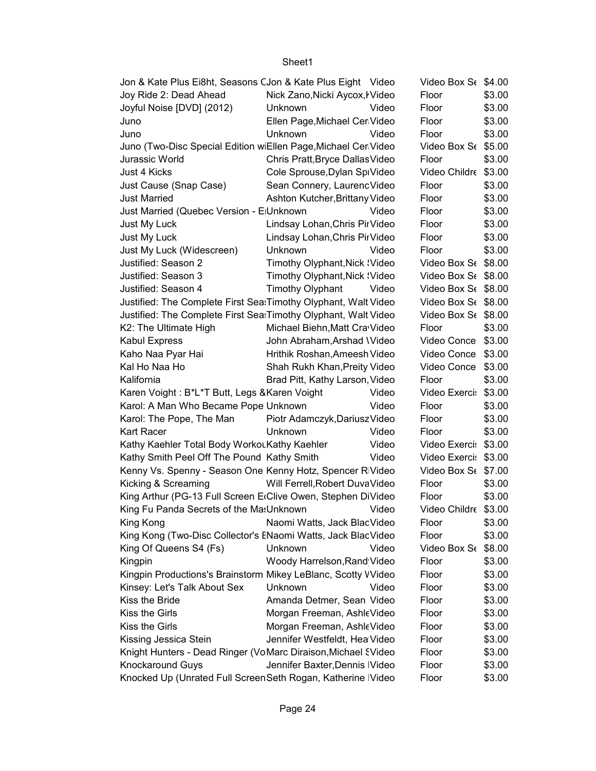Sheet1

| | | | | |
|---|---|---|---|---|
| Jon & Kate Plus Ei8ht, Seasons C | Jon & Kate Plus Eight | Video | Video Box Se | $4.00 |
| Joy Ride 2: Dead Ahead | Nick Zano,Nicki Aycox,K | Video | Floor | $3.00 |
| Joyful Noise [DVD] (2012) | Unknown | Video | Floor | $3.00 |
| Juno | Ellen Page,Michael Cer | Video | Floor | $3.00 |
| Juno | Unknown | Video | Floor | $3.00 |
| Juno (Two-Disc Special Edition wi | Ellen Page,Michael Cer | Video | Video Box Se | $5.00 |
| Jurassic World | Chris Pratt,Bryce Dallas | Video | Floor | $3.00 |
| Just 4 Kicks | Cole Sprouse,Dylan Sp | Video | Video Childre | $3.00 |
| Just Cause (Snap Case) | Sean Connery, Laurenc | Video | Floor | $3.00 |
| Just Married | Ashton Kutcher,Brittany | Video | Floor | $3.00 |
| Just Married (Quebec Version - E | Unknown | Video | Floor | $3.00 |
| Just My Luck | Lindsay Lohan,Chris Pi | Video | Floor | $3.00 |
| Just My Luck | Lindsay Lohan,Chris Pi | Video | Floor | $3.00 |
| Just My Luck (Widescreen) | Unknown | Video | Floor | $3.00 |
| Justified: Season 2 | Timothy Olyphant,Nick | Video | Video Box Se | $8.00 |
| Justified: Season 3 | Timothy Olyphant,Nick | Video | Video Box Se | $8.00 |
| Justified: Season 4 | Timothy Olyphant | Video | Video Box Se | $8.00 |
| Justified: The Complete First Sea | Timothy Olyphant, Walt | Video | Video Box Se | $8.00 |
| Justified: The Complete First Sea | Timothy Olyphant, Walt | Video | Video Box Se | $8.00 |
| K2: The Ultimate High | Michael Biehn,Matt Cra | Video | Floor | $3.00 |
| Kabul Express | John Abraham,Arshad \ | Video | Video Conce | $3.00 |
| Kaho Naa Pyar Hai | Hrithik Roshan,Ameesh | Video | Video Conce | $3.00 |
| Kal Ho Naa Ho | Shah Rukh Khan,Preity | Video | Video Conce | $3.00 |
| Kalifornia | Brad Pitt, Kathy Larson, | Video | Floor | $3.00 |
| Karen Voight : B*L*T Butt, Legs & | Karen Voight | Video | Video Exercis | $3.00 |
| Karol: A Man Who Became Pope | Unknown | Video | Floor | $3.00 |
| Karol: The Pope, The Man | Piotr Adamczyk,Dariusz | Video | Floor | $3.00 |
| Kart Racer | Unknown | Video | Floor | $3.00 |
| Kathy Kaehler Total Body Workou | Kathy Kaehler | Video | Video Exercis | $3.00 |
| Kathy Smith Peel Off The Pound | Kathy Smith | Video | Video Exercis | $3.00 |
| Kenny Vs. Spenny - Season One | Kenny Hotz, Spencer R | Video | Video Box Se | $7.00 |
| Kicking & Screaming | Will Ferrell,Robert Duva | Video | Floor | $3.00 |
| King Arthur (PG-13 Full Screen E | Clive Owen, Stephen Di | Video | Floor | $3.00 |
| King Fu Panda Secrets of the Ma | Unknown | Video | Video Childre | $3.00 |
| King Kong | Naomi Watts, Jack Blac | Video | Floor | $3.00 |
| King Kong (Two-Disc Collector's E | Naomi Watts, Jack Blac | Video | Floor | $3.00 |
| King Of Queens S4 (Fs) | Unknown | Video | Video Box Se | $8.00 |
| Kingpin | Woody Harrelson,Rand | Video | Floor | $3.00 |
| Kingpin Productions's Brainstorm | Mikey LeBlanc, Scotty V | Video | Floor | $3.00 |
| Kinsey: Let's Talk About Sex | Unknown | Video | Floor | $3.00 |
| Kiss the Bride | Amanda Detmer, Sean | Video | Floor | $3.00 |
| Kiss the Girls | Morgan Freeman, Ashle | Video | Floor | $3.00 |
| Kiss the Girls | Morgan Freeman, Ashle | Video | Floor | $3.00 |
| Kissing Jessica Stein | Jennifer Westfeldt, Hea | Video | Floor | $3.00 |
| Knight Hunters - Dead Ringer (Vo | Marc Diraison,Michael S | Video | Floor | $3.00 |
| Knockaround Guys | Jennifer Baxter,Dennis | Video | Floor | $3.00 |
| Knocked Up (Unrated Full Screen | Seth Rogan, Katherine | Video | Floor | $3.00 |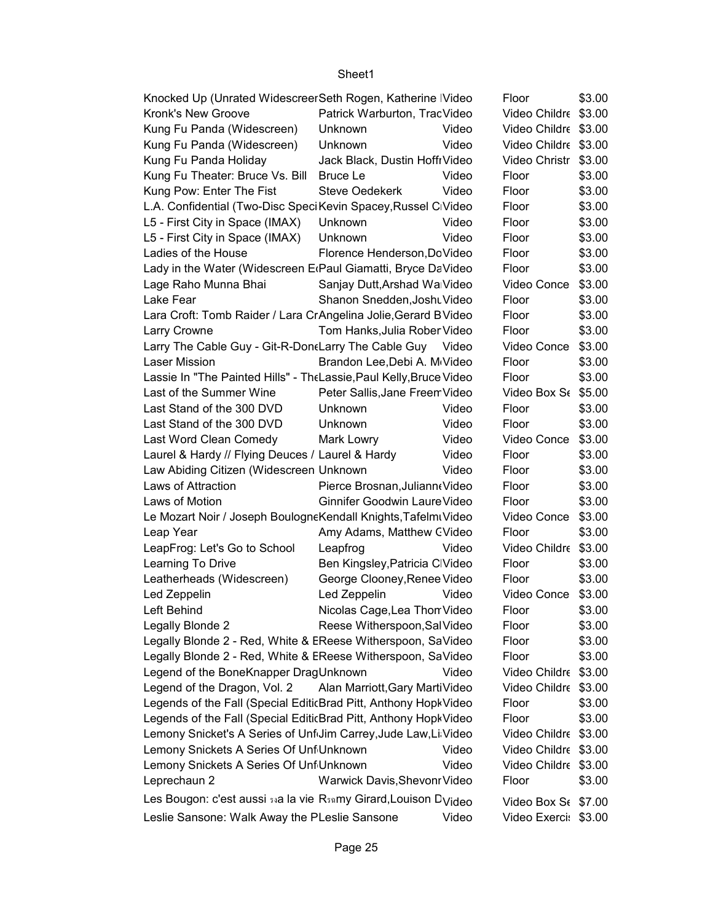| | | | | |
|---|---|---|---|---|
| Knocked Up (Unrated Widescreen | Seth Rogen, Katherine I | Video | Floor | $3.00 |
| Kronk's New Groove | Patrick Warburton, Trac | Video | Video Childre | $3.00 |
| Kung Fu Panda (Widescreen) | Unknown | Video | Video Childre | $3.00 |
| Kung Fu Panda (Widescreen) | Unknown | Video | Video Childre | $3.00 |
| Kung Fu Panda Holiday | Jack Black, Dustin Hoffr | Video | Video Christr | $3.00 |
| Kung Fu Theater: Bruce Vs. Bill | Bruce Le | Video | Floor | $3.00 |
| Kung Pow: Enter The Fist | Steve Oedekerk | Video | Floor | $3.00 |
| L.A. Confidential (Two-Disc Speci | Kevin Spacey,Russel C | Video | Floor | $3.00 |
| L5 - First City in Space (IMAX) | Unknown | Video | Floor | $3.00 |
| L5 - First City in Space (IMAX) | Unknown | Video | Floor | $3.00 |
| Ladies of the House | Florence Henderson,Do | Video | Floor | $3.00 |
| Lady in the Water (Widescreen E | Paul Giamatti, Bryce Da | Video | Floor | $3.00 |
| Lage Raho Munna Bhai | Sanjay Dutt,Arshad Wa | Video | Video Conce | $3.00 |
| Lake Fear | Shanon Snedden,Joshu | Video | Floor | $3.00 |
| Lara Croft: Tomb Raider / Lara Cr | Angelina Jolie,Gerard B | Video | Floor | $3.00 |
| Larry Crowne | Tom Hanks,Julia Rober | Video | Floor | $3.00 |
| Larry The Cable Guy - Git-R-Done | Larry The Cable Guy | Video | Video Conce | $3.00 |
| Laser Mission | Brandon Lee,Debi A. M | Video | Floor | $3.00 |
| Lassie In "The Painted Hills" - The | Lassie,Paul Kelly,Bruce | Video | Floor | $3.00 |
| Last of the Summer Wine | Peter Sallis,Jane Freem | Video | Video Box Se | $5.00 |
| Last Stand of the 300 DVD | Unknown | Video | Floor | $3.00 |
| Last Stand of the 300 DVD | Unknown | Video | Floor | $3.00 |
| Last Word Clean Comedy | Mark Lowry | Video | Video Conce | $3.00 |
| Laurel & Hardy // Flying Deuces / | Laurel & Hardy | Video | Floor | $3.00 |
| Law Abiding Citizen (Widescreen | Unknown | Video | Floor | $3.00 |
| Laws of Attraction | Pierce Brosnan,Julianne | Video | Floor | $3.00 |
| Laws of Motion | Ginnifer Goodwin Laure | Video | Floor | $3.00 |
| Le Mozart Noir / Joseph Boulogne | Kendall Knights,Tafelmu | Video | Video Conce | $3.00 |
| Leap Year | Amy Adams, Matthew G | Video | Floor | $3.00 |
| LeapFrog: Let's Go to School | Leapfrog | Video | Video Childre | $3.00 |
| Learning To Drive | Ben Kingsley,Patricia Cl | Video | Floor | $3.00 |
| Leatherheads (Widescreen) | George Clooney,Renee | Video | Floor | $3.00 |
| Led Zeppelin | Led Zeppelin | Video | Video Conce | $3.00 |
| Left Behind | Nicolas Cage,Lea Thom | Video | Floor | $3.00 |
| Legally Blonde 2 | Reese Witherspoon,Sal | Video | Floor | $3.00 |
| Legally Blonde 2 - Red, White & E | Reese Witherspoon, Sa | Video | Floor | $3.00 |
| Legally Blonde 2 - Red, White & E | Reese Witherspoon, Sa | Video | Floor | $3.00 |
| Legend of the BoneKnapper Drag | Unknown | Video | Video Childre | $3.00 |
| Legend of the Dragon, Vol. 2 | Alan Marriott,Gary Marti | Video | Video Childre | $3.00 |
| Legends of the Fall (Special Editio | Brad Pitt, Anthony Hopk | Video | Floor | $3.00 |
| Legends of the Fall (Special Editio | Brad Pitt, Anthony Hopk | Video | Floor | $3.00 |
| Lemony Snicket's A Series of Unf | Jim Carrey,Jude Law,Li | Video | Video Childre | $3.00 |
| Lemony Snickets A Series Of Unf | Unknown | Video | Video Childre | $3.00 |
| Lemony Snickets A Series Of Unf | Unknown | Video | Video Childre | $3.00 |
| Leprechaun 2 | Warwick Davis,Shevonr | Video | Floor | $3.00 |
| Les Bougon: c'est aussi ça la vie | Rémy Girard,Louison D | Video | Video Box Se | $7.00 |
| Leslie Sansone: Walk Away the P | Leslie Sansone | Video | Video Exerci | $3.00 |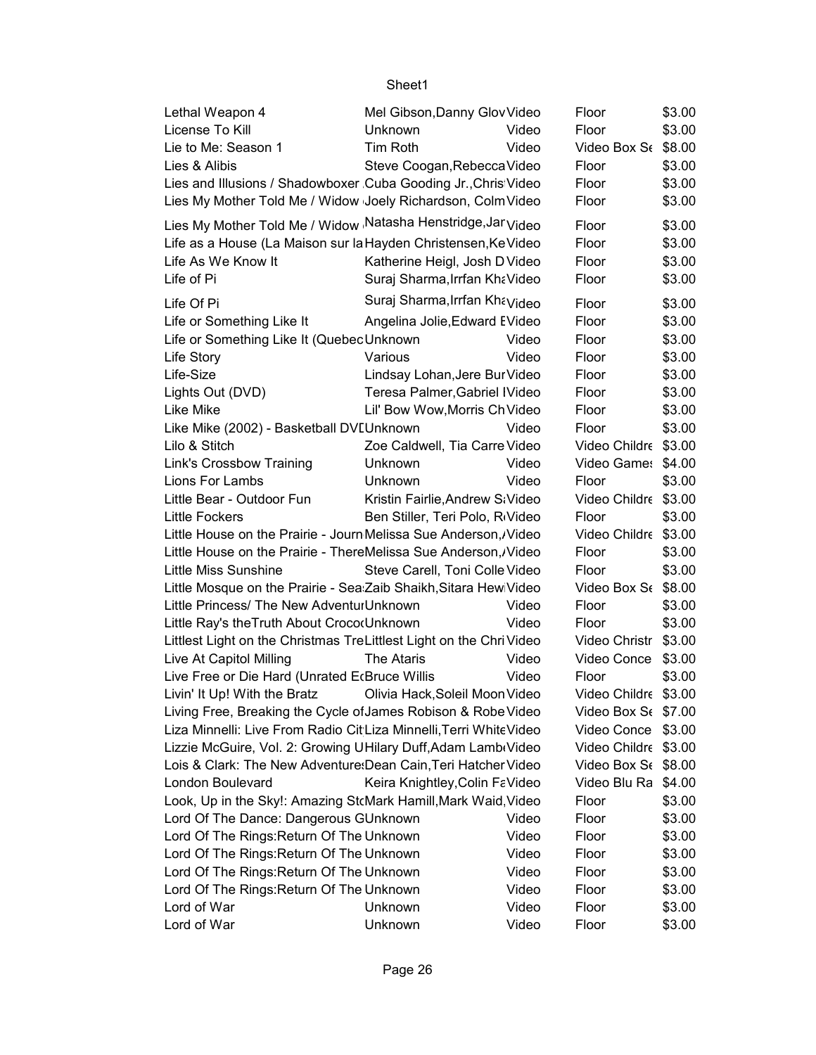| | | | | |
|---|---|---|---|---|
| Lethal Weapon 4 | Mel Gibson,Danny Glov | Video | Floor | $3.00 |
| License To Kill | Unknown | Video | Floor | $3.00 |
| Lie to Me: Season 1 | Tim Roth | Video | Video Box Se | $8.00 |
| Lies & Alibis | Steve Coogan,Rebecca | Video | Floor | $3.00 |
| Lies and Illusions / Shadowboxer | Cuba Gooding Jr.,Chris | Video | Floor | $3.00 |
| Lies My Mother Told Me / Widow | Joely Richardson, Colm | Video | Floor | $3.00 |
| Lies My Mother Told Me / Widow | Natasha Henstridge,Jar | Video | Floor | $3.00 |
| Life as a House (La Maison sur la | Hayden Christensen,Ke | Video | Floor | $3.00 |
| Life As We Know It | Katherine Heigl, Josh D | Video | Floor | $3.00 |
| Life of Pi | Suraj Sharma,Irrfan Kha | Video | Floor | $3.00 |
| Life Of Pi | Suraj Sharma,Irrfan Kha | Video | Floor | $3.00 |
| Life or Something Like It | Angelina Jolie,Edward E | Video | Floor | $3.00 |
| Life or Something Like It (Quebec | Unknown | Video | Floor | $3.00 |
| Life Story | Various | Video | Floor | $3.00 |
| Life-Size | Lindsay Lohan,Jere Bur | Video | Floor | $3.00 |
| Lights Out (DVD) | Teresa Palmer,Gabriel I | Video | Floor | $3.00 |
| Like Mike | Lil' Bow Wow,Morris Ch | Video | Floor | $3.00 |
| Like Mike (2002) - Basketball DVD | Unknown | Video | Floor | $3.00 |
| Lilo & Stitch | Zoe Caldwell, Tia Carre | Video | Video Childre | $3.00 |
| Link's Crossbow Training | Unknown | Video | Video Games | $4.00 |
| Lions For Lambs | Unknown | Video | Floor | $3.00 |
| Little Bear - Outdoor Fun | Kristin Fairlie,Andrew S | Video | Video Childre | $3.00 |
| Little Fockers | Ben Stiller, Teri Polo, R | Video | Floor | $3.00 |
| Little House on the Prairie - Journ | Melissa Sue Anderson,/ | Video | Video Childre | $3.00 |
| Little House on the Prairie - There | Melissa Sue Anderson,/ | Video | Floor | $3.00 |
| Little Miss Sunshine | Steve Carell, Toni Colle | Video | Floor | $3.00 |
| Little Mosque on the Prairie - Sea | Zaib Shaikh,Sitara Hew | Video | Video Box Se | $8.00 |
| Little Princess/ The New Adventur | Unknown | Video | Floor | $3.00 |
| Little Ray's theTruth About Crocod | Unknown | Video | Floor | $3.00 |
| Littlest Light on the Christmas Tre | Littlest Light on the Chri | Video | Video Christm | $3.00 |
| Live At Capitol Milling | The Ataris | Video | Video Conce | $3.00 |
| Live Free or Die Hard (Unrated Ed | Bruce Willis | Video | Floor | $3.00 |
| Livin' It Up! With the Bratz | Olivia Hack,Soleil Moon | Video | Video Childre | $3.00 |
| Living Free, Breaking the Cycle of | James Robison & Robe | Video | Video Box Se | $7.00 |
| Liza Minnelli: Live From Radio Cit | Liza Minnelli,Terri White | Video | Video Conce | $3.00 |
| Lizzie McGuire, Vol. 2: Growing U | Hilary Duff,Adam Lamb | Video | Video Childre | $3.00 |
| Lois & Clark: The New Adventures | Dean Cain,Teri Hatcher | Video | Video Box Se | $8.00 |
| London Boulevard | Keira Knightley,Colin Fa | Video | Video Blu Ra | $4.00 |
| Look, Up in the Sky!: Amazing St | Mark Hamill,Mark Waid, | Video | Floor | $3.00 |
| Lord Of The Dance: Dangerous G | Unknown | Video | Floor | $3.00 |
| Lord Of The Rings:Return Of The | Unknown | Video | Floor | $3.00 |
| Lord Of The Rings:Return Of The | Unknown | Video | Floor | $3.00 |
| Lord Of The Rings:Return Of The | Unknown | Video | Floor | $3.00 |
| Lord Of The Rings:Return Of The | Unknown | Video | Floor | $3.00 |
| Lord of War | Unknown | Video | Floor | $3.00 |
| Lord of War | Unknown | Video | Floor | $3.00 |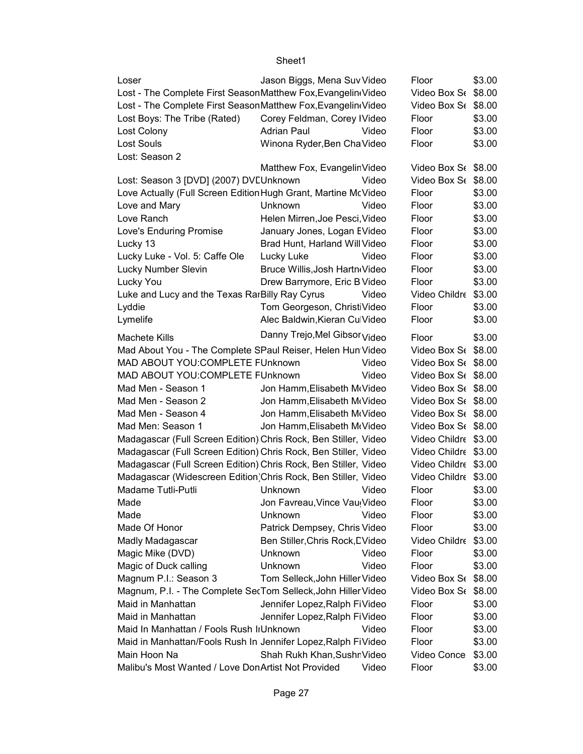| | | | | |
|---|---|---|---|---|
| Loser | Jason Biggs, Mena Suv | Video | Floor | $3.00 |
| Lost - The Complete First Season | Matthew Fox,Evangeline | Video | Video Box Se | $8.00 |
| Lost - The Complete First Season | Matthew Fox,Evangeline | Video | Video Box Se | $8.00 |
| Lost Boys: The Tribe (Rated) | Corey Feldman, Corey I | Video | Floor | $3.00 |
| Lost Colony | Adrian Paul | Video | Floor | $3.00 |
| Lost Souls | Winona Ryder,Ben Cha | Video | Floor | $3.00 |
| Lost: Season 2 | Matthew Fox, Evangelin | Video | Video Box Se | $8.00 |
| Lost: Season 3 [DVD] (2007) DVD | Unknown | Video | Video Box Se | $8.00 |
| Love Actually (Full Screen Edition | Hugh Grant, Martine Mc | Video | Floor | $3.00 |
| Love and Mary | Unknown | Video | Floor | $3.00 |
| Love Ranch | Helen Mirren,Joe Pesci, | Video | Floor | $3.00 |
| Love's Enduring Promise | January Jones, Logan E | Video | Floor | $3.00 |
| Lucky 13 | Brad Hunt, Harland Will | Video | Floor | $3.00 |
| Lucky Luke - Vol. 5: Caffe Ole | Lucky Luke | Video | Floor | $3.00 |
| Lucky Number Slevin | Bruce Willis,Josh Hartn | Video | Floor | $3.00 |
| Lucky You | Drew Barrymore, Eric B | Video | Floor | $3.00 |
| Luke and Lucy and the Texas Rar | Billy Ray Cyrus | Video | Video Childre | $3.00 |
| Lyddie | Tom Georgeson, Christi | Video | Floor | $3.00 |
| Lymelife | Alec Baldwin,Kieran Cu | Video | Floor | $3.00 |
| Machete Kills | Danny Trejo,Mel Gibsor | Video | Floor | $3.00 |
| Mad About You - The Complete S | Paul Reiser, Helen Hun | Video | Video Box Se | $8.00 |
| MAD ABOUT YOU:COMPLETE F | Unknown | Video | Video Box Se | $8.00 |
| MAD ABOUT YOU:COMPLETE F | Unknown | Video | Video Box Se | $8.00 |
| Mad Men - Season 1 | Jon Hamm,Elisabeth M | Video | Video Box Se | $8.00 |
| Mad Men - Season 2 | Jon Hamm,Elisabeth M | Video | Video Box Se | $8.00 |
| Mad Men - Season 4 | Jon Hamm,Elisabeth M | Video | Video Box Se | $8.00 |
| Mad Men: Season 1 | Jon Hamm,Elisabeth M | Video | Video Box Se | $8.00 |
| Madagascar (Full Screen Edition) | Chris Rock, Ben Stiller, | Video | Video Childre | $3.00 |
| Madagascar (Full Screen Edition) | Chris Rock, Ben Stiller, | Video | Video Childre | $3.00 |
| Madagascar (Full Screen Edition) | Chris Rock, Ben Stiller, | Video | Video Childre | $3.00 |
| Madagascar (Widescreen Edition) | Chris Rock, Ben Stiller, | Video | Video Childre | $3.00 |
| Madame Tutli-Putli | Unknown | Video | Floor | $3.00 |
| Made | Jon Favreau,Vince Vau | Video | Floor | $3.00 |
| Made | Unknown | Video | Floor | $3.00 |
| Made Of Honor | Patrick Dempsey, Chris | Video | Floor | $3.00 |
| Madly Madagascar | Ben Stiller,Chris Rock,D | Video | Video Childre | $3.00 |
| Magic Mike (DVD) | Unknown | Video | Floor | $3.00 |
| Magic of Duck calling | Unknown | Video | Floor | $3.00 |
| Magnum P.I.: Season 3 | Tom Selleck,John Hiller | Video | Video Box Se | $8.00 |
| Magnum, P.I. - The Complete Sec | Tom Selleck,John Hiller | Video | Video Box Se | $8.00 |
| Maid in Manhattan | Jennifer Lopez,Ralph Fi | Video | Floor | $3.00 |
| Maid in Manhattan | Jennifer Lopez,Ralph Fi | Video | Floor | $3.00 |
| Maid In Manhattan / Fools Rush In | Unknown | Video | Floor | $3.00 |
| Maid in Manhattan/Fools Rush In | Jennifer Lopez,Ralph Fi | Video | Floor | $3.00 |
| Main Hoon Na | Shah Rukh Khan,Sushn | Video | Video Conce | $3.00 |
| Malibu's Most Wanted / Love Don | Artist Not Provided | Video | Floor | $3.00 |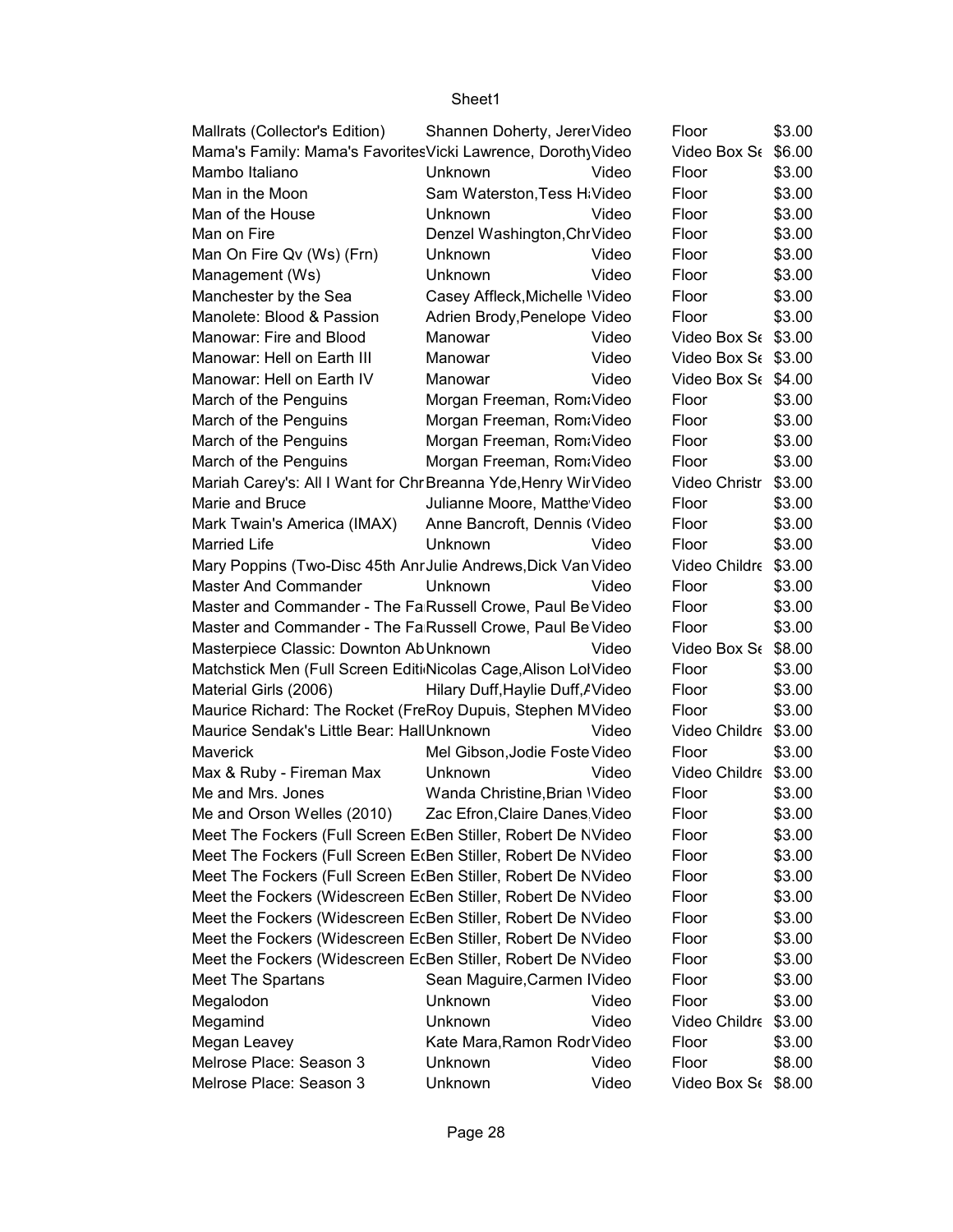Sheet1

| | | | | |
|---|---|---|---|---|
| Mallrats (Collector's Edition) | Shannen Doherty, Jerer | Video | Floor | $3.00 |
| Mama's Family: Mama's Favorites | Vicki Lawrence, Dorothy | Video | Video Box Se | $6.00 |
| Mambo Italiano | Unknown | Video | Floor | $3.00 |
| Man in the Moon | Sam Waterston,Tess H | Video | Floor | $3.00 |
| Man of the House | Unknown | Video | Floor | $3.00 |
| Man on Fire | Denzel Washington,Chr | Video | Floor | $3.00 |
| Man On Fire Qv (Ws) (Frn) | Unknown | Video | Floor | $3.00 |
| Management (Ws) | Unknown | Video | Floor | $3.00 |
| Manchester by the Sea | Casey Affleck,Michelle | Video | Floor | $3.00 |
| Manolete: Blood & Passion | Adrien Brody,Penelope | Video | Floor | $3.00 |
| Manowar: Fire and Blood | Manowar | Video | Video Box Se | $3.00 |
| Manowar: Hell on Earth III | Manowar | Video | Video Box Se | $3.00 |
| Manowar: Hell on Earth IV | Manowar | Video | Video Box Se | $4.00 |
| March of the Penguins | Morgan Freeman, Roma | Video | Floor | $3.00 |
| March of the Penguins | Morgan Freeman, Roma | Video | Floor | $3.00 |
| March of the Penguins | Morgan Freeman, Roma | Video | Floor | $3.00 |
| March of the Penguins | Morgan Freeman, Roma | Video | Floor | $3.00 |
| Mariah Carey's: All I Want for Chr | Breanna Yde,Henry Wir | Video | Video Christr | $3.00 |
| Marie and Bruce | Julianne Moore, Matthe | Video | Floor | $3.00 |
| Mark Twain's America (IMAX) | Anne Bancroft, Dennis ( | Video | Floor | $3.00 |
| Married Life | Unknown | Video | Floor | $3.00 |
| Mary Poppins (Two-Disc 45th Anr | Julie Andrews,Dick Van | Video | Video Childre | $3.00 |
| Master And Commander | Unknown | Video | Floor | $3.00 |
| Master and Commander - The Fa | Russell Crowe, Paul Be | Video | Floor | $3.00 |
| Master and Commander - The Fa | Russell Crowe, Paul Be | Video | Floor | $3.00 |
| Masterpiece Classic: Downton Ab | Unknown | Video | Video Box Se | $8.00 |
| Matchstick Men (Full Screen Editi | Nicolas Cage,Alison Lo | Video | Floor | $3.00 |
| Material Girls (2006) | Hilary Duff,Haylie Duff,A | Video | Floor | $3.00 |
| Maurice Richard: The Rocket (Fre | Roy Dupuis, Stephen M | Video | Floor | $3.00 |
| Maurice Sendak's Little Bear: Hall | Unknown | Video | Video Childre | $3.00 |
| Maverick | Mel Gibson,Jodie Foste | Video | Floor | $3.00 |
| Max & Ruby - Fireman Max | Unknown | Video | Video Childre | $3.00 |
| Me and Mrs. Jones | Wanda Christine,Brian | Video | Floor | $3.00 |
| Me and Orson Welles (2010) | Zac Efron,Claire Danes | Video | Floor | $3.00 |
| Meet The Fockers (Full Screen Ec | Ben Stiller, Robert De N | Video | Floor | $3.00 |
| Meet The Fockers (Full Screen Ec | Ben Stiller, Robert De N | Video | Floor | $3.00 |
| Meet The Fockers (Full Screen Ec | Ben Stiller, Robert De N | Video | Floor | $3.00 |
| Meet the Fockers (Widescreen Ec | Ben Stiller, Robert De N | Video | Floor | $3.00 |
| Meet the Fockers (Widescreen Ec | Ben Stiller, Robert De N | Video | Floor | $3.00 |
| Meet the Fockers (Widescreen Ec | Ben Stiller, Robert De N | Video | Floor | $3.00 |
| Meet the Fockers (Widescreen Ec | Ben Stiller, Robert De N | Video | Floor | $3.00 |
| Meet The Spartans | Sean Maguire,Carmen I | Video | Floor | $3.00 |
| Megalodon | Unknown | Video | Floor | $3.00 |
| Megamind | Unknown | Video | Video Childre | $3.00 |
| Megan Leavey | Kate Mara,Ramon Rodr | Video | Floor | $3.00 |
| Melrose Place: Season 3 | Unknown | Video | Floor | $8.00 |
| Melrose Place: Season 3 | Unknown | Video | Video Box Se | $8.00 |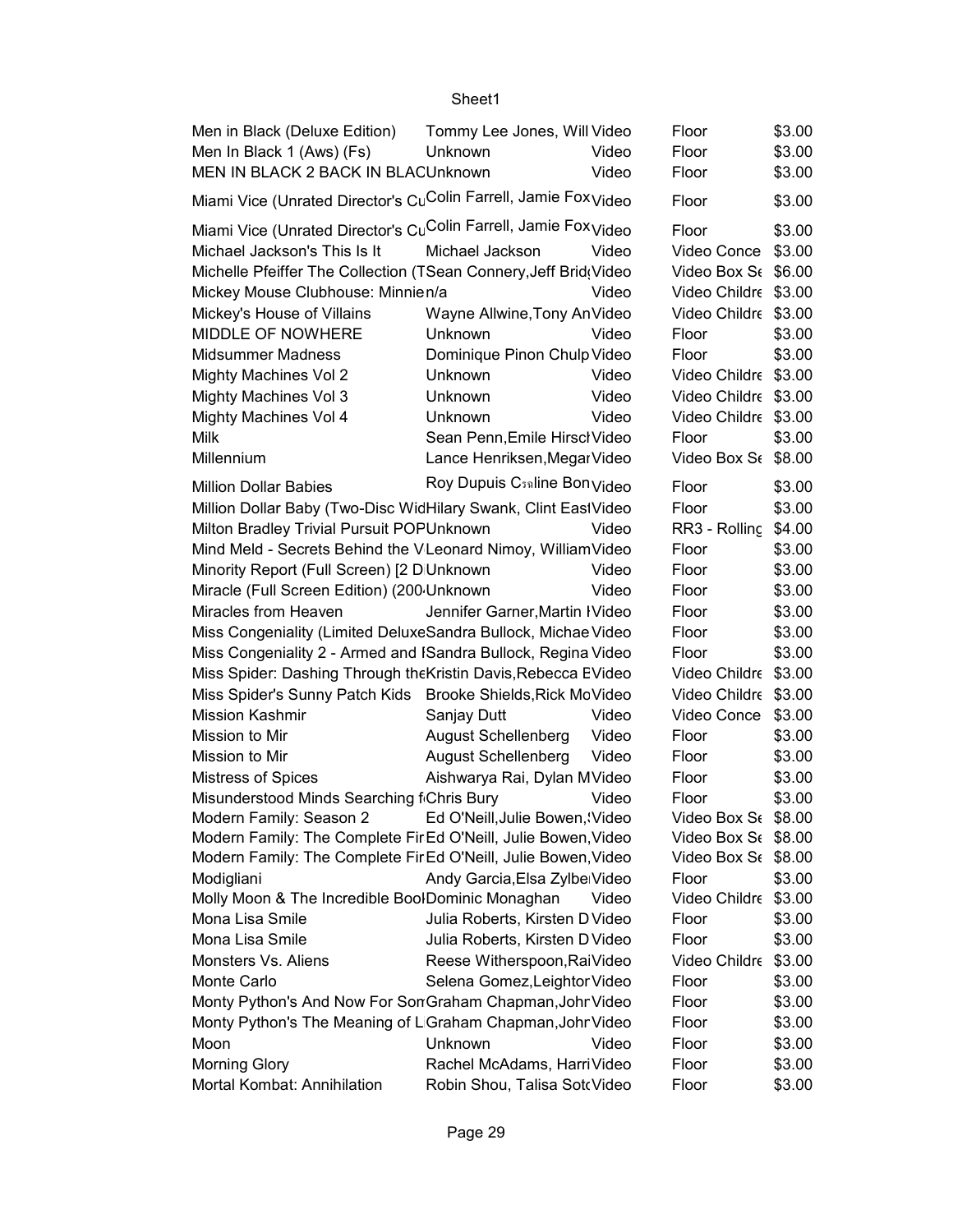Sheet1

| | | | | |
|---|---|---|---|---|
| Men in Black (Deluxe Edition) | Tommy Lee Jones, Will | Video | Floor | $3.00 |
| Men In Black 1 (Aws) (Fs) | Unknown | Video | Floor | $3.00 |
| MEN IN BLACK 2 BACK IN BLAC | Unknown | Video | Floor | $3.00 |
| Miami Vice (Unrated Director's Cu | Colin Farrell, Jamie Fox | Video | Floor | $3.00 |
| Miami Vice (Unrated Director's Cu | Colin Farrell, Jamie Fox | Video | Floor | $3.00 |
| Michael Jackson's This Is It | Michael Jackson | Video | Video Conce | $3.00 |
| Michelle Pfeiffer The Collection (T | Sean Connery,Jeff Brid | Video | Video Box Se | $6.00 |
| Mickey Mouse Clubhouse: Minnie | n/a | Video | Video Childre | $3.00 |
| Mickey's House of Villains | Wayne Allwine,Tony An | Video | Video Childre | $3.00 |
| MIDDLE OF NOWHERE | Unknown | Video | Floor | $3.00 |
| Midsummer Madness | Dominique Pinon Chulp | Video | Floor | $3.00 |
| Mighty Machines Vol 2 | Unknown | Video | Video Childre | $3.00 |
| Mighty Machines Vol 3 | Unknown | Video | Video Childre | $3.00 |
| Mighty Machines Vol 4 | Unknown | Video | Video Childre | $3.00 |
| Milk | Sean Penn,Emile Hirsch | Video | Floor | $3.00 |
| Millennium | Lance Henriksen,Megan | Video | Video Box Se | $8.00 |
| Million Dollar Babies | Roy Dupuis C��line Bon | Video | Floor | $3.00 |
| Million Dollar Baby (Two-Disc Wid | Hilary Swank, Clint East | Video | Floor | $3.00 |
| Milton Bradley Trivial Pursuit POP | Unknown | Video | RR3 - Rolling | $4.00 |
| Mind Meld - Secrets Behind the V | Leonard Nimoy, William | Video | Floor | $3.00 |
| Minority Report (Full Screen) [2 D | Unknown | Video | Floor | $3.00 |
| Miracle (Full Screen Edition) (200 | Unknown | Video | Floor | $3.00 |
| Miracles from Heaven | Jennifer Garner,Martin I | Video | Floor | $3.00 |
| Miss Congeniality (Limited Deluxe | Sandra Bullock, Michae | Video | Floor | $3.00 |
| Miss Congeniality 2 - Armed and I | Sandra Bullock, Regina | Video | Floor | $3.00 |
| Miss Spider: Dashing Through the | Kristin Davis,Rebecca E | Video | Video Childre | $3.00 |
| Miss Spider's Sunny Patch Kids | Brooke Shields,Rick Mo | Video | Video Childre | $3.00 |
| Mission Kashmir | Sanjay Dutt | Video | Video Conce | $3.00 |
| Mission to Mir | August Schellenberg | Video | Floor | $3.00 |
| Mission to Mir | August Schellenberg | Video | Floor | $3.00 |
| Mistress of Spices | Aishwarya Rai, Dylan M | Video | Floor | $3.00 |
| Misunderstood Minds Searching f | Chris Bury | Video | Floor | $3.00 |
| Modern Family: Season 2 | Ed O'Neill,Julie Bowen, | Video | Video Box Se | $8.00 |
| Modern Family: The Complete Fir | Ed O'Neill, Julie Bowen, | Video | Video Box Se | $8.00 |
| Modern Family: The Complete Fir | Ed O'Neill, Julie Bowen, | Video | Video Box Se | $8.00 |
| Modigliani | Andy Garcia,Elsa Zylbe | Video | Floor | $3.00 |
| Molly Moon & The Incredible Boo | Dominic Monaghan | Video | Video Childre | $3.00 |
| Mona Lisa Smile | Julia Roberts, Kirsten D | Video | Floor | $3.00 |
| Mona Lisa Smile | Julia Roberts, Kirsten D | Video | Floor | $3.00 |
| Monsters Vs. Aliens | Reese Witherspoon,Rai | Video | Video Childre | $3.00 |
| Monte Carlo | Selena Gomez,Leighton | Video | Floor | $3.00 |
| Monty Python's And Now For Son | Graham Chapman,John | Video | Floor | $3.00 |
| Monty Python's The Meaning of L | Graham Chapman,John | Video | Floor | $3.00 |
| Moon | Unknown | Video | Floor | $3.00 |
| Morning Glory | Rachel McAdams, Harri | Video | Floor | $3.00 |
| Mortal Kombat: Annihilation | Robin Shou, Talisa Soto | Video | Floor | $3.00 |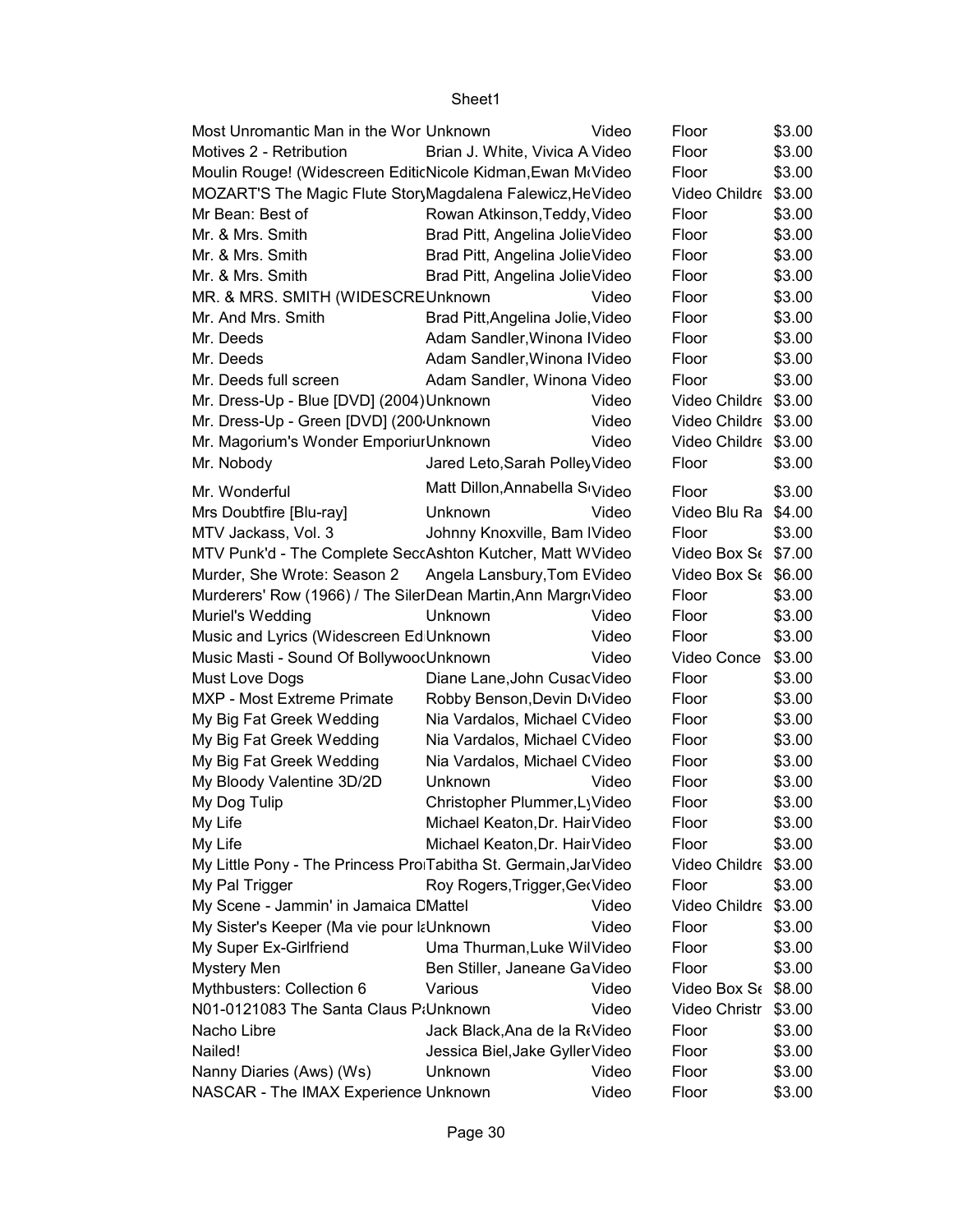| | | | | |
|---|---|---|---|---|
| Most Unromantic Man in the Wor | Unknown | Video | Floor | $3.00 |
| Motives 2 - Retribution | Brian J. White, Vivica A | Video | Floor | $3.00 |
| Moulin Rouge! (Widescreen Editic | Nicole Kidman,Ewan M | Video | Floor | $3.00 |
| MOZART'S The Magic Flute Story | Magdalena Falewicz,He | Video | Video Childre | $3.00 |
| Mr Bean: Best of | Rowan Atkinson,Teddy, | Video | Floor | $3.00 |
| Mr. & Mrs. Smith | Brad Pitt, Angelina Jolie | Video | Floor | $3.00 |
| Mr. & Mrs. Smith | Brad Pitt, Angelina Jolie | Video | Floor | $3.00 |
| Mr. & Mrs. Smith | Brad Pitt, Angelina Jolie | Video | Floor | $3.00 |
| MR. & MRS. SMITH (WIDESCRE | Unknown | Video | Floor | $3.00 |
| Mr. And Mrs. Smith | Brad Pitt,Angelina Jolie, | Video | Floor | $3.00 |
| Mr. Deeds | Adam Sandler,Winona I | Video | Floor | $3.00 |
| Mr. Deeds | Adam Sandler,Winona I | Video | Floor | $3.00 |
| Mr. Deeds full screen | Adam Sandler, Winona | Video | Floor | $3.00 |
| Mr. Dress-Up - Blue [DVD] (2004) | Unknown | Video | Video Childre | $3.00 |
| Mr. Dress-Up - Green [DVD] (200 | Unknown | Video | Video Childre | $3.00 |
| Mr. Magorium's Wonder Emporiur | Unknown | Video | Video Childre | $3.00 |
| Mr. Nobody | Jared Leto,Sarah Polley | Video | Floor | $3.00 |
| Mr. Wonderful | Matt Dillon,Annabella S | Video | Floor | $3.00 |
| Mrs Doubtfire [Blu-ray] | Unknown | Video | Video Blu Ra | $4.00 |
| MTV Jackass, Vol. 3 | Johnny Knoxville, Bam I | Video | Floor | $3.00 |
| MTV Punk'd - The Complete Secc | Ashton Kutcher, Matt W | Video | Video Box Se | $7.00 |
| Murder, She Wrote: Season 2 | Angela Lansbury,Tom E | Video | Video Box Se | $6.00 |
| Murderers' Row (1966) / The Siler | Dean Martin,Ann Margr | Video | Floor | $3.00 |
| Muriel's Wedding | Unknown | Video | Floor | $3.00 |
| Music and Lyrics (Widescreen Ed | Unknown | Video | Floor | $3.00 |
| Music Masti - Sound Of Bollywoo | Unknown | Video | Video Conce | $3.00 |
| Must Love Dogs | Diane Lane,John Cusac | Video | Floor | $3.00 |
| MXP - Most Extreme Primate | Robby Benson,Devin D | Video | Floor | $3.00 |
| My Big Fat Greek Wedding | Nia Vardalos, Michael C | Video | Floor | $3.00 |
| My Big Fat Greek Wedding | Nia Vardalos, Michael C | Video | Floor | $3.00 |
| My Big Fat Greek Wedding | Nia Vardalos, Michael C | Video | Floor | $3.00 |
| My Bloody Valentine 3D/2D | Unknown | Video | Floor | $3.00 |
| My Dog Tulip | Christopher Plummer,L | Video | Floor | $3.00 |
| My Life | Michael Keaton,Dr. Hair | Video | Floor | $3.00 |
| My Life | Michael Keaton,Dr. Hair | Video | Floor | $3.00 |
| My Little Pony - The Princess Pro | Tabitha St. Germain,Jar | Video | Video Childre | $3.00 |
| My Pal Trigger | Roy Rogers,Trigger,Ge | Video | Floor | $3.00 |
| My Scene - Jammin' in Jamaica D | Mattel | Video | Video Childre | $3.00 |
| My Sister's Keeper (Ma vie pour la | Unknown | Video | Floor | $3.00 |
| My Super Ex-Girlfriend | Uma Thurman,Luke Wil | Video | Floor | $3.00 |
| Mystery Men | Ben Stiller, Janeane Ga | Video | Floor | $3.00 |
| Mythbusters: Collection 6 | Various | Video | Video Box Se | $8.00 |
| N01-0121083 The Santa Claus Pa | Unknown | Video | Video Christm | $3.00 |
| Nacho Libre | Jack Black,Ana de la Re | Video | Floor | $3.00 |
| Nailed! | Jessica Biel,Jake Gyller | Video | Floor | $3.00 |
| Nanny Diaries (Aws) (Ws) | Unknown | Video | Floor | $3.00 |
| NASCAR - The IMAX Experience | Unknown | Video | Floor | $3.00 |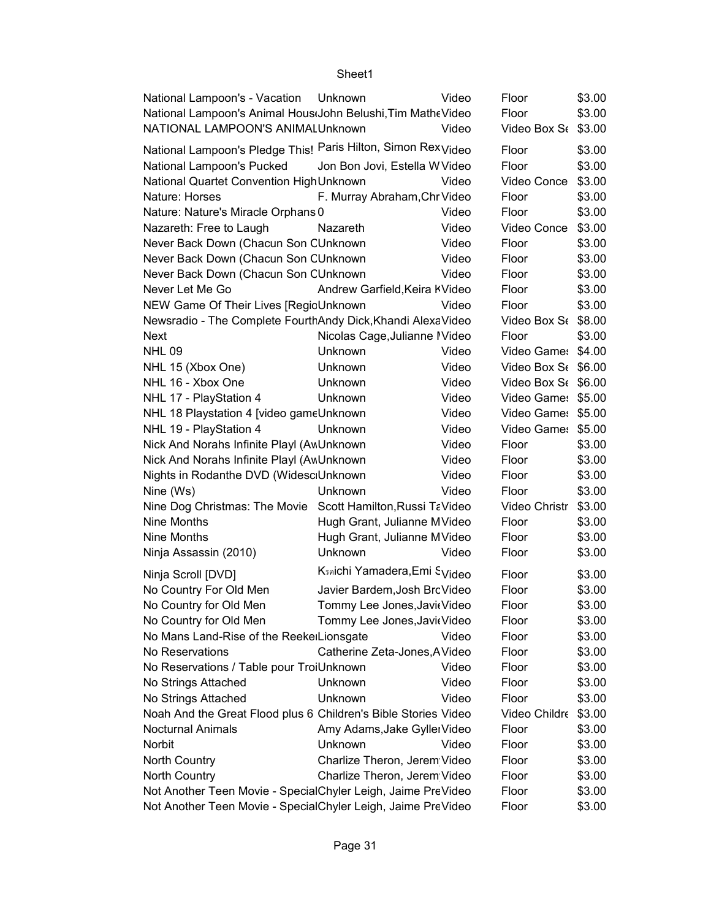| | | | | |
|---|---|---|---|---|
| National Lampoon's - Vacation | Unknown | Video | Floor | $3.00 |
| National Lampoon's Animal Hous | John Belushi,Tim Mathe | Video | Floor | $3.00 |
| NATIONAL LAMPOON'S ANIMAL | Unknown | Video | Video Box Se | $3.00 |
| National Lampoon's Pledge This! | Paris Hilton, Simon Rex | Video | Floor | $3.00 |
| National Lampoon's Pucked | Jon Bon Jovi, Estella W | Video | Floor | $3.00 |
| National Quartet Convention High | Unknown | Video | Video Conce | $3.00 |
| Nature: Horses | F. Murray Abraham,Chr | Video | Floor | $3.00 |
| Nature: Nature's Miracle Orphans | 0 | Video | Floor | $3.00 |
| Nazareth: Free to Laugh | Nazareth | Video | Video Conce | $3.00 |
| Never Back Down (Chacun Son C | Unknown | Video | Floor | $3.00 |
| Never Back Down (Chacun Son C | Unknown | Video | Floor | $3.00 |
| Never Back Down (Chacun Son C | Unknown | Video | Floor | $3.00 |
| Never Let Me Go | Andrew Garfield,Keira K | Video | Floor | $3.00 |
| NEW Game Of Their Lives [Regio | Unknown | Video | Floor | $3.00 |
| Newsradio - The Complete Fourth | Andy Dick,Khandi Alexa | Video | Video Box Se | $8.00 |
| Next | Nicolas Cage,Julianne M | Video | Floor | $3.00 |
| NHL 09 | Unknown | Video | Video Game | $4.00 |
| NHL 15 (Xbox One) | Unknown | Video | Video Box Se | $6.00 |
| NHL 16 - Xbox One | Unknown | Video | Video Box Se | $6.00 |
| NHL 17 - PlayStation 4 | Unknown | Video | Video Game | $5.00 |
| NHL 18 Playstation 4 [video game | Unknown | Video | Video Game | $5.00 |
| NHL 19 - PlayStation 4 | Unknown | Video | Video Game | $5.00 |
| Nick And Norahs Infinite Playl (Aw | Unknown | Video | Floor | $3.00 |
| Nick And Norahs Infinite Playl (Aw | Unknown | Video | Floor | $3.00 |
| Nights in Rodanthe DVD (Widesc | Unknown | Video | Floor | $3.00 |
| Nine (Ws) | Unknown | Video | Floor | $3.00 |
| Nine Dog Christmas: The Movie | Scott Hamilton,Russi Ta | Video | Video Christm | $3.00 |
| Nine Months | Hugh Grant, Julianne M | Video | Floor | $3.00 |
| Nine Months | Hugh Grant, Julianne M | Video | Floor | $3.00 |
| Ninja Assassin (2010) | Unknown | Video | Floor | $3.00 |
| Ninja Scroll [DVD] | K�ichi Yamadera,Emi S | Video | Floor | $3.00 |
| No Country For Old Men | Javier Bardem,Josh Bro | Video | Floor | $3.00 |
| No Country for Old Men | Tommy Lee Jones,Javie | Video | Floor | $3.00 |
| No Country for Old Men | Tommy Lee Jones,Javie | Video | Floor | $3.00 |
| No Mans Land-Rise of the Reeke | Lionsgate | Video | Floor | $3.00 |
| No Reservations | Catherine Zeta-Jones,A | Video | Floor | $3.00 |
| No Reservations / Table pour Troi | Unknown | Video | Floor | $3.00 |
| No Strings Attached | Unknown | Video | Floor | $3.00 |
| No Strings Attached | Unknown | Video | Floor | $3.00 |
| Noah And the Great Flood plus 6 | Children's Bible Stories | Video | Video Childre | $3.00 |
| Nocturnal Animals | Amy Adams,Jake Gyller | Video | Floor | $3.00 |
| Norbit | Unknown | Video | Floor | $3.00 |
| North Country | Charlize Theron, Jerem | Video | Floor | $3.00 |
| North Country | Charlize Theron, Jerem | Video | Floor | $3.00 |
| Not Another Teen Movie - Special | Chyler Leigh, Jaime Pre | Video | Floor | $3.00 |
| Not Another Teen Movie - Special | Chyler Leigh, Jaime Pre | Video | Floor | $3.00 |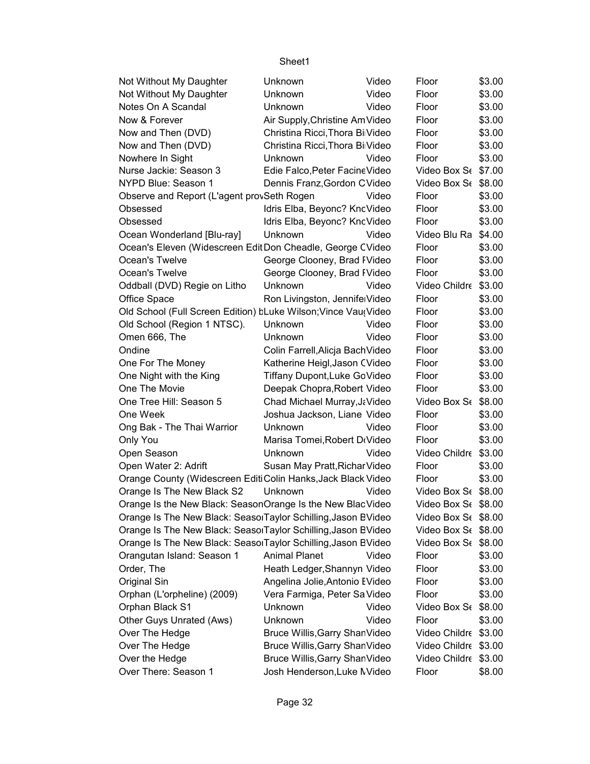Sheet1

| | | | | |
|---|---|---|---|---|
| Not Without My Daughter | Unknown | Video | Floor | $3.00 |
| Not Without My Daughter | Unknown | Video | Floor | $3.00 |
| Notes On A Scandal | Unknown | Video | Floor | $3.00 |
| Now & Forever | Air Supply,Christine Am | Video | Floor | $3.00 |
| Now and Then (DVD) | Christina Ricci,Thora Bi | Video | Floor | $3.00 |
| Now and Then (DVD) | Christina Ricci,Thora Bi | Video | Floor | $3.00 |
| Nowhere In Sight | Unknown | Video | Floor | $3.00 |
| Nurse Jackie: Season 3 | Edie Falco,Peter Facine | Video | Video Box Se | $7.00 |
| NYPD Blue: Season 1 | Dennis Franz,Gordon C | Video | Video Box Se | $8.00 |
| Observe and Report (L'agent prov | Seth Rogen | Video | Floor | $3.00 |
| Obsessed | Idris Elba, Beyonc? Knc | Video | Floor | $3.00 |
| Obsessed | Idris Elba, Beyonc? Knc | Video | Floor | $3.00 |
| Ocean Wonderland [Blu-ray] | Unknown | Video | Video Blu Ra | $4.00 |
| Ocean's Eleven (Widescreen Edit | Don Cheadle, George C | Video | Floor | $3.00 |
| Ocean's Twelve | George Clooney, Brad F | Video | Floor | $3.00 |
| Ocean's Twelve | George Clooney, Brad F | Video | Floor | $3.00 |
| Oddball (DVD) Regie on Litho | Unknown | Video | Video Childre | $3.00 |
| Office Space | Ron Livingston, Jennife | Video | Floor | $3.00 |
| Old School (Full Screen Edition) b | Luke Wilson;Vince Vau | Video | Floor | $3.00 |
| Old School (Region 1 NTSC). | Unknown | Video | Floor | $3.00 |
| Omen 666, The | Unknown | Video | Floor | $3.00 |
| Ondine | Colin Farrell,Alicja Bach | Video | Floor | $3.00 |
| One For The Money | Katherine Heigl,Jason C | Video | Floor | $3.00 |
| One Night with the King | Tiffany Dupont,Luke Go | Video | Floor | $3.00 |
| One The Movie | Deepak Chopra,Robert | Video | Floor | $3.00 |
| One Tree Hill: Season 5 | Chad Michael Murray,Ja | Video | Video Box Se | $8.00 |
| One Week | Joshua Jackson, Liane | Video | Floor | $3.00 |
| Ong Bak - The Thai Warrior | Unknown | Video | Floor | $3.00 |
| Only You | Marisa Tomei,Robert D | Video | Floor | $3.00 |
| Open Season | Unknown | Video | Video Childre | $3.00 |
| Open Water 2: Adrift | Susan May Pratt,Richar | Video | Floor | $3.00 |
| Orange County (Widescreen Editi | Colin Hanks,Jack Black | Video | Floor | $3.00 |
| Orange Is The New Black S2 | Unknown | Video | Video Box Se | $8.00 |
| Orange Is the New Black: Season | Orange Is the New Blac | Video | Video Box Se | $8.00 |
| Orange Is The New Black: Seaso | Taylor Schilling,Jason B | Video | Video Box Se | $8.00 |
| Orange Is The New Black: Seaso | Taylor Schilling,Jason B | Video | Video Box Se | $8.00 |
| Orange Is The New Black: Seaso | Taylor Schilling,Jason B | Video | Video Box Se | $8.00 |
| Orangutan Island: Season 1 | Animal Planet | Video | Floor | $3.00 |
| Order, The | Heath Ledger,Shannyn | Video | Floor | $3.00 |
| Original Sin | Angelina Jolie,Antonio E | Video | Floor | $3.00 |
| Orphan (L'orpheline) (2009) | Vera Farmiga, Peter Sa | Video | Floor | $3.00 |
| Orphan Black S1 | Unknown | Video | Video Box Se | $8.00 |
| Other Guys Unrated (Aws) | Unknown | Video | Floor | $3.00 |
| Over The Hedge | Bruce Willis,Garry Shan | Video | Video Childre | $3.00 |
| Over The Hedge | Bruce Willis,Garry Shan | Video | Video Childre | $3.00 |
| Over the Hedge | Bruce Willis,Garry Shan | Video | Video Childre | $3.00 |
| Over There: Season 1 | Josh Henderson,Luke M | Video | Floor | $8.00 |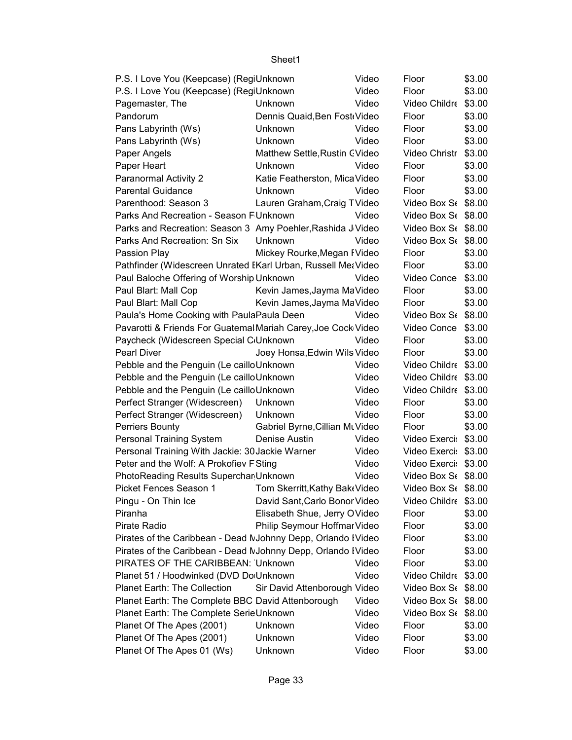Sheet1

| | | | | |
|---|---|---|---|---|
| P.S. I Love You (Keepcase) (Regi | Unknown | Video | Floor | $3.00 |
| P.S. I Love You (Keepcase) (Regi | Unknown | Video | Floor | $3.00 |
| Pagemaster, The | Unknown | Video | Video Childre | $3.00 |
| Pandorum | Dennis Quaid,Ben Foste | Video | Floor | $3.00 |
| Pans Labyrinth (Ws) | Unknown | Video | Floor | $3.00 |
| Pans Labyrinth (Ws) | Unknown | Video | Floor | $3.00 |
| Paper Angels | Matthew Settle,Rustin C | Video | Video Christr | $3.00 |
| Paper Heart | Unknown | Video | Floor | $3.00 |
| Paranormal Activity 2 | Katie Featherston, Mica | Video | Floor | $3.00 |
| Parental Guidance | Unknown | Video | Floor | $3.00 |
| Parenthood: Season 3 | Lauren Graham,Craig T | Video | Video Box Se | $8.00 |
| Parks And Recreation - Season F | Unknown | Video | Video Box Se | $8.00 |
| Parks and Recreation: Season 3 | Amy Poehler,Rashida J | Video | Video Box Se | $8.00 |
| Parks And Recreation: Sn Six | Unknown | Video | Video Box Se | $8.00 |
| Passion Play | Mickey Rourke,Megan F | Video | Floor | $3.00 |
| Pathfinder (Widescreen Unrated E | Karl Urban, Russell Mea | Video | Floor | $3.00 |
| Paul Baloche Offering of Worship | Unknown | Video | Video Conce | $3.00 |
| Paul Blart: Mall Cop | Kevin James,Jayma Ma | Video | Floor | $3.00 |
| Paul Blart: Mall Cop | Kevin James,Jayma Ma | Video | Floor | $3.00 |
| Paula's Home Cooking with Paula | Paula Deen | Video | Video Box Se | $8.00 |
| Pavarotti & Friends For Guatemal | Mariah Carey,Joe Cock | Video | Video Conce | $3.00 |
| Paycheck (Widescreen Special C | Unknown | Video | Floor | $3.00 |
| Pearl Diver | Joey Honsa,Edwin Wils | Video | Floor | $3.00 |
| Pebble and the Penguin (Le caillo | Unknown | Video | Video Childre | $3.00 |
| Pebble and the Penguin (Le caillo | Unknown | Video | Video Childre | $3.00 |
| Pebble and the Penguin (Le caillo | Unknown | Video | Video Childre | $3.00 |
| Perfect Stranger (Widescreen) | Unknown | Video | Floor | $3.00 |
| Perfect Stranger (Widescreen) | Unknown | Video | Floor | $3.00 |
| Perriers Bounty | Gabriel Byrne,Cillian Mu | Video | Floor | $3.00 |
| Personal Training System | Denise Austin | Video | Video Exercis | $3.00 |
| Personal Training With Jackie: 30 | Jackie Warner | Video | Video Exercis | $3.00 |
| Peter and the Wolf: A Prokofiev F | Sting | Video | Video Exercis | $3.00 |
| PhotoReading Results Superchar | Unknown | Video | Video Box Se | $8.00 |
| Picket Fences Season 1 | Tom Skerritt,Kathy Bake | Video | Video Box Se | $8.00 |
| Pingu - On Thin Ice | David Sant,Carlo Bonor | Video | Video Childre | $3.00 |
| Piranha | Elisabeth Shue, Jerry O | Video | Floor | $3.00 |
| Pirate Radio | Philip Seymour Hoffman | Video | Floor | $3.00 |
| Pirates of the Caribbean - Dead M | Johnny Depp, Orlando E | Video | Floor | $3.00 |
| Pirates of the Caribbean - Dead M | Johnny Depp, Orlando E | Video | Floor | $3.00 |
| PIRATES OF THE CARIBBEAN: | Unknown | Video | Floor | $3.00 |
| Planet 51 / Hoodwinked (DVD Do | Unknown | Video | Video Childre | $3.00 |
| Planet Earth: The Collection | Sir David Attenborough | Video | Video Box Se | $8.00 |
| Planet Earth: The Complete BBC | David Attenborough | Video | Video Box Se | $8.00 |
| Planet Earth: The Complete Serie | Unknown | Video | Video Box Se | $8.00 |
| Planet Of The Apes (2001) | Unknown | Video | Floor | $3.00 |
| Planet Of The Apes (2001) | Unknown | Video | Floor | $3.00 |
| Planet Of The Apes 01 (Ws) | Unknown | Video | Floor | $3.00 |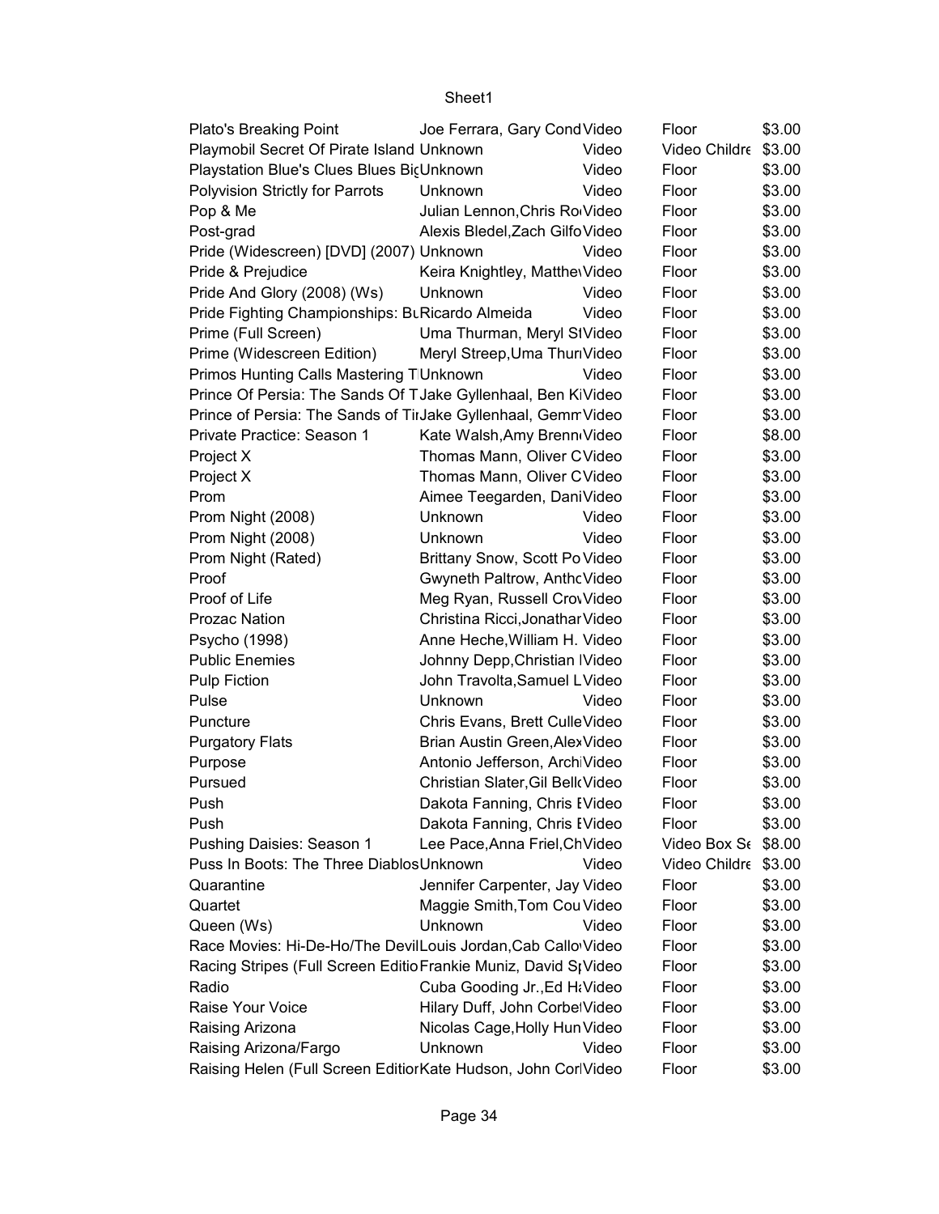| | | | | |
|---|---|---|---|---|
| Plato's Breaking Point | Joe Ferrara, Gary Cond | Video | Floor | $3.00 |
| Playmobil Secret Of Pirate Island | Unknown | Video | Video Childre | $3.00 |
| Playstation Blue's Clues Blues Bi( | Unknown | Video | Floor | $3.00 |
| Polyvision Strictly for Parrots | Unknown | Video | Floor | $3.00 |
| Pop & Me | Julian Lennon,Chris Ro | Video | Floor | $3.00 |
| Post-grad | Alexis Bledel,Zach Gilfo | Video | Floor | $3.00 |
| Pride (Widescreen) [DVD] (2007) | Unknown | Video | Floor | $3.00 |
| Pride & Prejudice | Keira Knightley, Matthe | Video | Floor | $3.00 |
| Pride And Glory (2008) (Ws) | Unknown | Video | Floor | $3.00 |
| Pride Fighting Championships: Bu | Ricardo Almeida | Video | Floor | $3.00 |
| Prime (Full Screen) | Uma Thurman, Meryl St | Video | Floor | $3.00 |
| Prime (Widescreen Edition) | Meryl Streep,Uma Thur | Video | Floor | $3.00 |
| Primos Hunting Calls Mastering T | Unknown | Video | Floor | $3.00 |
| Prince Of Persia: The Sands Of T | Jake Gyllenhaal, Ben Ki | Video | Floor | $3.00 |
| Prince of Persia: The Sands of Ti | Jake Gyllenhaal, Gemm | Video | Floor | $3.00 |
| Private Practice: Season 1 | Kate Walsh,Amy Brenn | Video | Floor | $8.00 |
| Project X | Thomas Mann, Oliver C | Video | Floor | $3.00 |
| Project X | Thomas Mann, Oliver C | Video | Floor | $3.00 |
| Prom | Aimee Teegarden, Dani | Video | Floor | $3.00 |
| Prom Night (2008) | Unknown | Video | Floor | $3.00 |
| Prom Night (2008) | Unknown | Video | Floor | $3.00 |
| Prom Night (Rated) | Brittany Snow, Scott Po | Video | Floor | $3.00 |
| Proof | Gwyneth Paltrow, Antho | Video | Floor | $3.00 |
| Proof of Life | Meg Ryan, Russell Cro | Video | Floor | $3.00 |
| Prozac Nation | Christina Ricci,Jonathar | Video | Floor | $3.00 |
| Psycho (1998) | Anne Heche,William H. | Video | Floor | $3.00 |
| Public Enemies | Johnny Depp,Christian | Video | Floor | $3.00 |
| Pulp Fiction | John Travolta,Samuel L | Video | Floor | $3.00 |
| Pulse | Unknown | Video | Floor | $3.00 |
| Puncture | Chris Evans, Brett Culle | Video | Floor | $3.00 |
| Purgatory Flats | Brian Austin Green,Ale | Video | Floor | $3.00 |
| Purpose | Antonio Jefferson, Archi | Video | Floor | $3.00 |
| Pursued | Christian Slater,Gil Bell | Video | Floor | $3.00 |
| Push | Dakota Fanning, Chris E | Video | Floor | $3.00 |
| Push | Dakota Fanning, Chris E | Video | Floor | $3.00 |
| Pushing Daisies: Season 1 | Lee Pace,Anna Friel,Ch | Video | Video Box Se | $8.00 |
| Puss In Boots: The Three Diablos | Unknown | Video | Video Childre | $3.00 |
| Quarantine | Jennifer Carpenter, Jay | Video | Floor | $3.00 |
| Quartet | Maggie Smith,Tom Cou | Video | Floor | $3.00 |
| Queen (Ws) | Unknown | Video | Floor | $3.00 |
| Race Movies: Hi-De-Ho/The Devil | Louis Jordan,Cab Callo | Video | Floor | $3.00 |
| Racing Stripes (Full Screen Editio | Frankie Muniz, David S | Video | Floor | $3.00 |
| Radio | Cuba Gooding Jr.,Ed H | Video | Floor | $3.00 |
| Raise Your Voice | Hilary Duff, John Corbe | Video | Floor | $3.00 |
| Raising Arizona | Nicolas Cage,Holly Hun | Video | Floor | $3.00 |
| Raising Arizona/Fargo | Unknown | Video | Floor | $3.00 |
| Raising Helen (Full Screen Edition | Kate Hudson, John Cor | Video | Floor | $3.00 |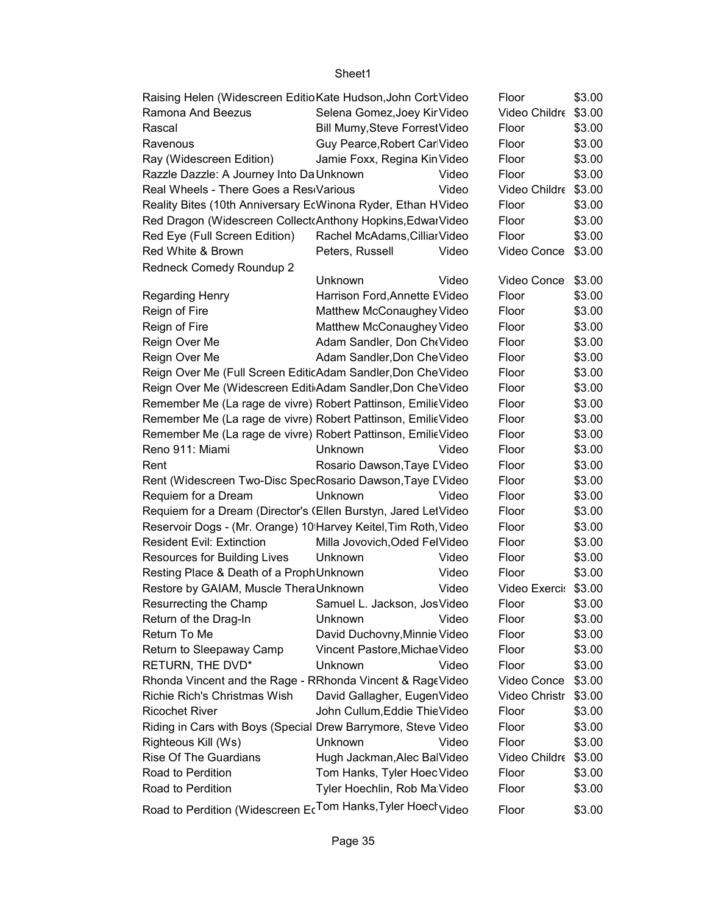Sheet1

| | | | | |
|---|---|---|---|---|
| Raising Helen (Widescreen Editio | Kate Hudson,John Cort | Video | Floor | $3.00 |
| Ramona And Beezus | Selena Gomez,Joey Kir | Video | Video Childre | $3.00 |
| Rascal | Bill Mumy,Steve Forrest | Video | Floor | $3.00 |
| Ravenous | Guy Pearce,Robert Car | Video | Floor | $3.00 |
| Ray (Widescreen Edition) | Jamie Foxx, Regina Kin | Video | Floor | $3.00 |
| Razzle Dazzle: A Journey Into Da | Unknown | Video | Floor | $3.00 |
| Real Wheels - There Goes a Res | Various | Video | Video Childre | $3.00 |
| Reality Bites (10th Anniversary Ec | Winona Ryder, Ethan H | Video | Floor | $3.00 |
| Red Dragon (Widescreen Collecto | Anthony Hopkins,Edwar | Video | Floor | $3.00 |
| Red Eye (Full Screen Edition) | Rachel McAdams,Cilliar | Video | Floor | $3.00 |
| Red White & Brown | Peters, Russell | Video | Video Conce | $3.00 |
| Redneck Comedy Roundup 2 | Unknown | Video | Video Conce | $3.00 |
| Regarding Henry | Harrison Ford,Annette E | Video | Floor | $3.00 |
| Reign of Fire | Matthew McConaughey | Video | Floor | $3.00 |
| Reign of Fire | Matthew McConaughey | Video | Floor | $3.00 |
| Reign Over Me | Adam Sandler, Don Che | Video | Floor | $3.00 |
| Reign Over Me | Adam Sandler,Don Che | Video | Floor | $3.00 |
| Reign Over Me (Full Screen Editio | Adam Sandler,Don Che | Video | Floor | $3.00 |
| Reign Over Me (Widescreen Editi | Adam Sandler,Don Che | Video | Floor | $3.00 |
| Remember Me (La rage de vivre) | Robert Pattinson, Emilie | Video | Floor | $3.00 |
| Remember Me (La rage de vivre) | Robert Pattinson, Emilie | Video | Floor | $3.00 |
| Remember Me (La rage de vivre) | Robert Pattinson, Emilie | Video | Floor | $3.00 |
| Reno 911: Miami | Unknown | Video | Floor | $3.00 |
| Rent | Rosario Dawson,Taye D | Video | Floor | $3.00 |
| Rent (Widescreen Two-Disc Spec | Rosario Dawson,Taye D | Video | Floor | $3.00 |
| Requiem for a Dream | Unknown | Video | Floor | $3.00 |
| Requiem for a Dream (Director's ( | Ellen Burstyn, Jared Let | Video | Floor | $3.00 |
| Reservoir Dogs - (Mr. Orange) 10 | Harvey Keitel,Tim Roth, | Video | Floor | $3.00 |
| Resident Evil: Extinction | Milla Jovovich,Oded Fel | Video | Floor | $3.00 |
| Resources for Building Lives | Unknown | Video | Floor | $3.00 |
| Resting Place & Death of a Proph | Unknown | Video | Floor | $3.00 |
| Restore by GAIAM, Muscle Thera | Unknown | Video | Video Exercis | $3.00 |
| Resurrecting the Champ | Samuel L. Jackson, Jos | Video | Floor | $3.00 |
| Return of the Drag-In | Unknown | Video | Floor | $3.00 |
| Return To Me | David Duchovny,Minnie | Video | Floor | $3.00 |
| Return to Sleepaway Camp | Vincent Pastore,Michae | Video | Floor | $3.00 |
| RETURN, THE DVD* | Unknown | Video | Floor | $3.00 |
| Rhonda Vincent and the Rage - R | Rhonda Vincent & Rage | Video | Video Conce | $3.00 |
| Richie Rich's Christmas Wish | David Gallagher, Eugen | Video | Video Christm | $3.00 |
| Ricochet River | John Cullum,Eddie Thie | Video | Floor | $3.00 |
| Riding in Cars with Boys (Special | Drew Barrymore, Steve | Video | Floor | $3.00 |
| Righteous Kill (Ws) | Unknown | Video | Floor | $3.00 |
| Rise Of The Guardians | Hugh Jackman,Alec Bal | Video | Video Childre | $3.00 |
| Road to Perdition | Tom Hanks, Tyler Hoec | Video | Floor | $3.00 |
| Road to Perdition | Tyler Hoechlin, Rob Ma | Video | Floor | $3.00 |
| Road to Perdition (Widescreen Ec | Tom Hanks,Tyler Hoech | Video | Floor | $3.00 |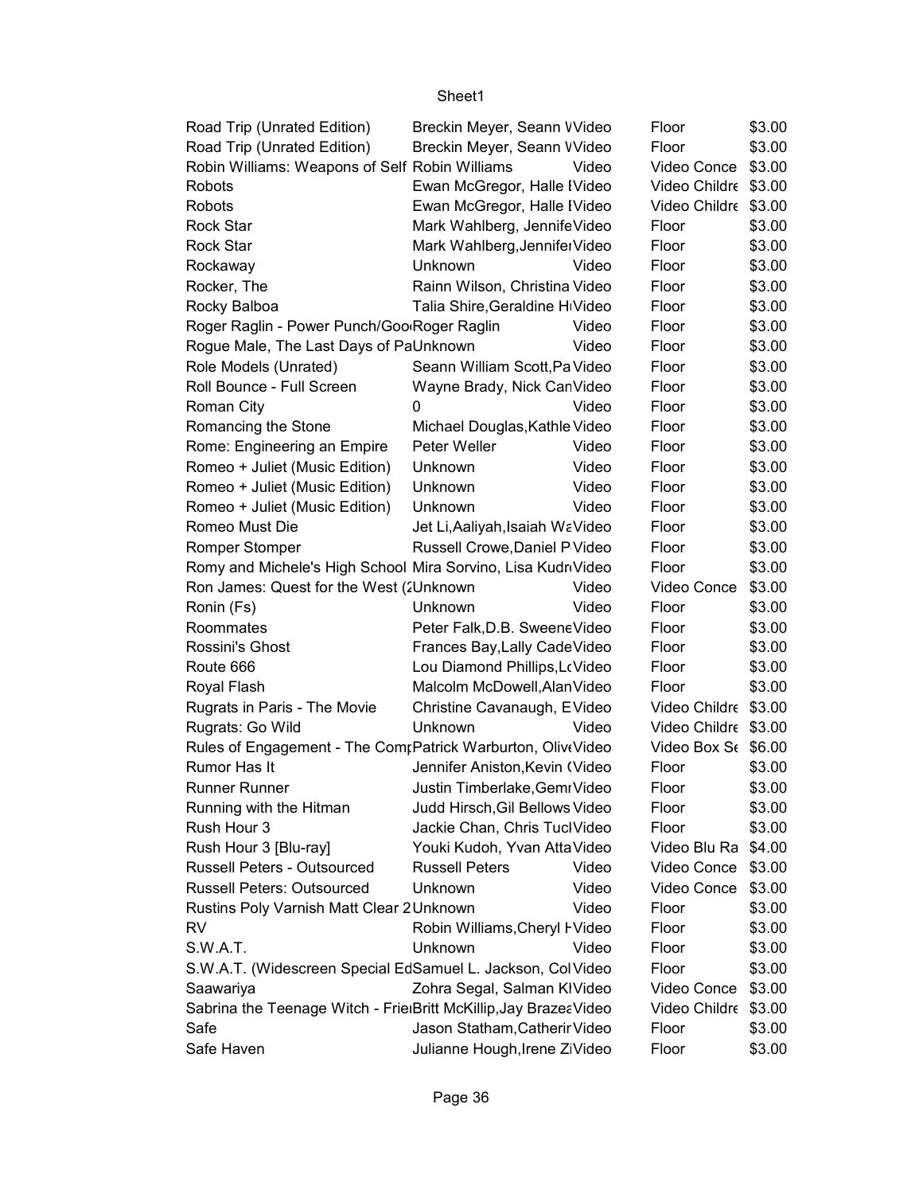| | | | | |
|---|---|---|---|---|
| Road Trip (Unrated Edition) | Breckin Meyer, Seann W | Video | Floor | $3.00 |
| Road Trip (Unrated Edition) | Breckin Meyer, Seann W | Video | Floor | $3.00 |
| Robin Williams: Weapons of Self | Robin Williams | Video | Video Conce | $3.00 |
| Robots | Ewan McGregor, Halle B | Video | Video Childre | $3.00 |
| Robots | Ewan McGregor, Halle B | Video | Video Childre | $3.00 |
| Rock Star | Mark Wahlberg, Jennife | Video | Floor | $3.00 |
| Rock Star | Mark Wahlberg,Jennifer | Video | Floor | $3.00 |
| Rockaway | Unknown | Video | Floor | $3.00 |
| Rocker, The | Rainn Wilson, Christina | Video | Floor | $3.00 |
| Rocky Balboa | Talia Shire,Geraldine H | Video | Floor | $3.00 |
| Roger Raglin - Power Punch/Goo | Roger Raglin | Video | Floor | $3.00 |
| Rogue Male, The Last Days of Pa | Unknown | Video | Floor | $3.00 |
| Role Models (Unrated) | Seann William Scott,Pa | Video | Floor | $3.00 |
| Roll Bounce - Full Screen | Wayne Brady, Nick Can | Video | Floor | $3.00 |
| Roman City | 0 | Video | Floor | $3.00 |
| Romancing the Stone | Michael Douglas,Kathle | Video | Floor | $3.00 |
| Rome: Engineering an Empire | Peter Weller | Video | Floor | $3.00 |
| Romeo + Juliet (Music Edition) | Unknown | Video | Floor | $3.00 |
| Romeo + Juliet (Music Edition) | Unknown | Video | Floor | $3.00 |
| Romeo + Juliet (Music Edition) | Unknown | Video | Floor | $3.00 |
| Romeo Must Die | Jet Li,Aaliyah,Isaiah Wa | Video | Floor | $3.00 |
| Romper Stomper | Russell Crowe,Daniel P | Video | Floor | $3.00 |
| Romy and Michele's High School | Mira Sorvino, Lisa Kudr | Video | Floor | $3.00 |
| Ron James: Quest for the West (2 | Unknown | Video | Video Conce | $3.00 |
| Ronin (Fs) | Unknown | Video | Floor | $3.00 |
| Roommates | Peter Falk,D.B. Sweene | Video | Floor | $3.00 |
| Rossini's Ghost | Frances Bay,Lally Cade | Video | Floor | $3.00 |
| Route 666 | Lou Diamond Phillips,Lo | Video | Floor | $3.00 |
| Royal Flash | Malcolm McDowell,Alan | Video | Floor | $3.00 |
| Rugrats in Paris - The Movie | Christine Cavanaugh, E | Video | Video Childre | $3.00 |
| Rugrats: Go Wild | Unknown | Video | Video Childre | $3.00 |
| Rules of Engagement - The Comp | Patrick Warburton, Olive | Video | Video Box Se | $6.00 |
| Rumor Has It | Jennifer Aniston,Kevin C | Video | Floor | $3.00 |
| Runner Runner | Justin Timberlake,Gemr | Video | Floor | $3.00 |
| Running with the Hitman | Judd Hirsch,Gil Bellows | Video | Floor | $3.00 |
| Rush Hour 3 | Jackie Chan, Chris Tucl | Video | Floor | $3.00 |
| Rush Hour 3 [Blu-ray] | Youki Kudoh, Yvan Atta | Video | Video Blu Ra | $4.00 |
| Russell Peters - Outsourced | Russell Peters | Video | Video Conce | $3.00 |
| Russell Peters: Outsourced | Unknown | Video | Video Conce | $3.00 |
| Rustins Poly Varnish Matt Clear 2 | Unknown | Video | Floor | $3.00 |
| RV | Robin Williams,Cheryl H | Video | Floor | $3.00 |
| S.W.A.T. | Unknown | Video | Floor | $3.00 |
| S.W.A.T. (Widescreen Special Ed | Samuel L. Jackson, Col | Video | Floor | $3.00 |
| Saawariya | Zohra Segal, Salman Kl | Video | Video Conce | $3.00 |
| Sabrina the Teenage Witch - Frie | Britt McKillip,Jay Braze | Video | Video Childre | $3.00 |
| Safe | Jason Statham,Catherir | Video | Floor | $3.00 |
| Safe Haven | Julianne Hough,Irene Zi | Video | Floor | $3.00 |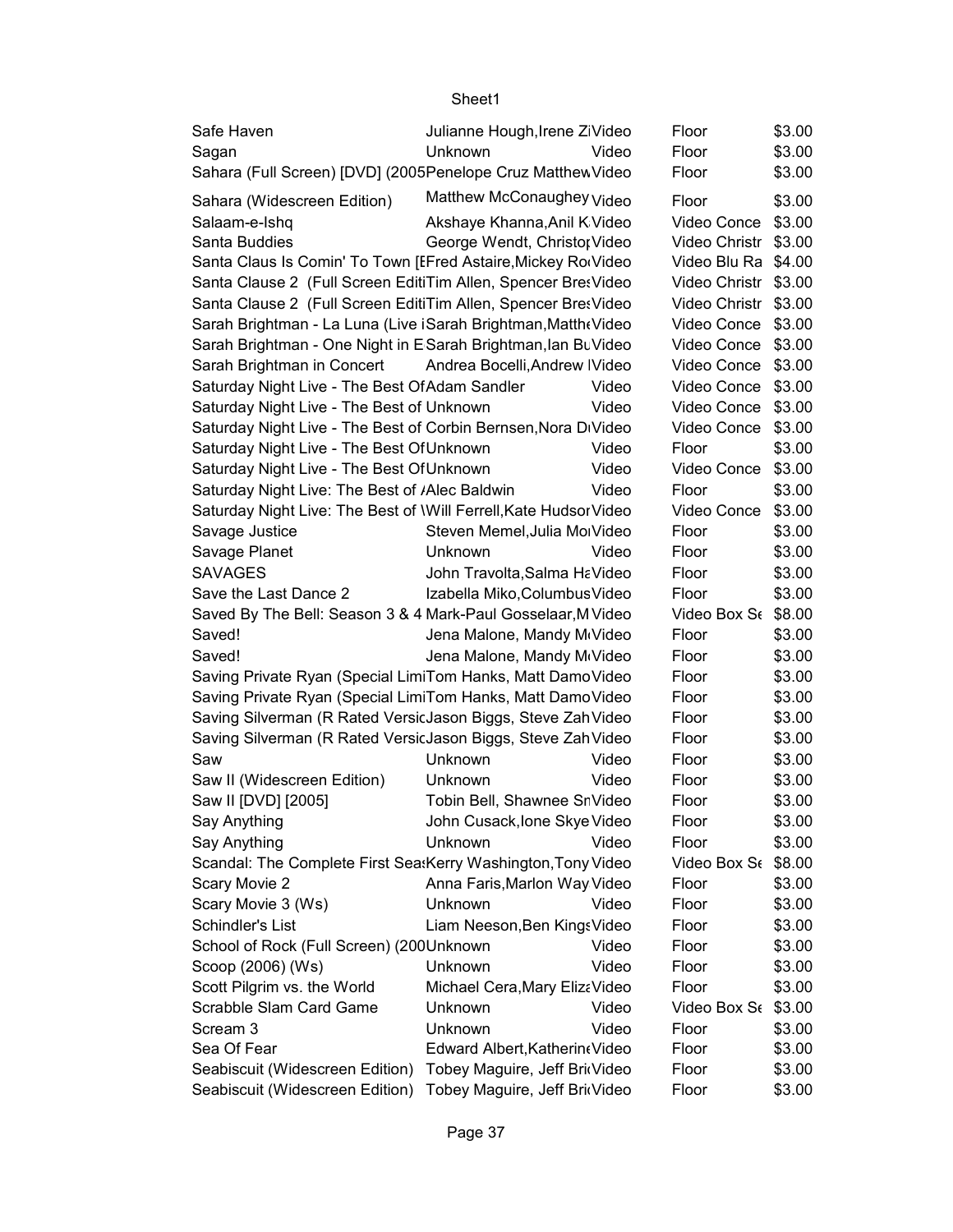| | | | | |
|---|---|---|---|---|
| Safe Haven | Julianne Hough,Irene Zi | Video | Floor | $3.00 |
| Sagan | Unknown | Video | Floor | $3.00 |
| Sahara (Full Screen) [DVD] (2005 | Penelope Cruz Matthew | Video | Floor | $3.00 |
| Sahara (Widescreen Edition) | Matthew McConaughey | Video | Floor | $3.00 |
| Salaam-e-Ishq | Akshaye Khanna,Anil K | Video | Video Conce | $3.00 |
| Santa Buddies | George Wendt, Christop | Video | Video Christm | $3.00 |
| Santa Claus Is Comin' To Town [E | Fred Astaire,Mickey Ro | Video | Video Blu Ra | $4.00 |
| Santa Clause 2 (Full Screen Editi | Tim Allen, Spencer Bres | Video | Video Christm | $3.00 |
| Santa Clause 2 (Full Screen Editi | Tim Allen, Spencer Bres | Video | Video Christm | $3.00 |
| Sarah Brightman - La Luna (Live i | Sarah Brightman,Matthe | Video | Video Conce | $3.00 |
| Sarah Brightman - One Night in E | Sarah Brightman,Ian Bu | Video | Video Conce | $3.00 |
| Sarah Brightman in Concert | Andrea Bocelli,Andrew I | Video | Video Conce | $3.00 |
| Saturday Night Live - The Best Of | Adam Sandler | Video | Video Conce | $3.00 |
| Saturday Night Live - The Best of | Unknown | Video | Video Conce | $3.00 |
| Saturday Night Live - The Best of | Corbin Bernsen,Nora D | Video | Video Conce | $3.00 |
| Saturday Night Live - The Best Of | Unknown | Video | Floor | $3.00 |
| Saturday Night Live - The Best Of | Unknown | Video | Video Conce | $3.00 |
| Saturday Night Live: The Best of / | Alec Baldwin | Video | Floor | $3.00 |
| Saturday Night Live: The Best of \ | Will Ferrell,Kate Hudson | Video | Video Conce | $3.00 |
| Savage Justice | Steven Memel,Julia Mo | Video | Floor | $3.00 |
| Savage Planet | Unknown | Video | Floor | $3.00 |
| SAVAGES | John Travolta,Salma Ha | Video | Floor | $3.00 |
| Save the Last Dance 2 | Izabella Miko,Columbus | Video | Floor | $3.00 |
| Saved By The Bell: Season 3 & 4 | Mark-Paul Gosselaar,M | Video | Video Box Se | $8.00 |
| Saved! | Jena Malone, Mandy M | Video | Floor | $3.00 |
| Saved! | Jena Malone, Mandy M | Video | Floor | $3.00 |
| Saving Private Ryan (Special Limi | Tom Hanks, Matt Damo | Video | Floor | $3.00 |
| Saving Private Ryan (Special Limi | Tom Hanks, Matt Damo | Video | Floor | $3.00 |
| Saving Silverman (R Rated Versic | Jason Biggs, Steve Zah | Video | Floor | $3.00 |
| Saving Silverman (R Rated Versic | Jason Biggs, Steve Zah | Video | Floor | $3.00 |
| Saw | Unknown | Video | Floor | $3.00 |
| Saw II (Widescreen Edition) | Unknown | Video | Floor | $3.00 |
| Saw II [DVD] [2005] | Tobin Bell, Shawnee Sn | Video | Floor | $3.00 |
| Say Anything | John Cusack,Ione Skye | Video | Floor | $3.00 |
| Say Anything | Unknown | Video | Floor | $3.00 |
| Scandal: The Complete First Seas | Kerry Washington,Tony | Video | Video Box Se | $8.00 |
| Scary Movie 2 | Anna Faris,Marlon Way | Video | Floor | $3.00 |
| Scary Movie 3 (Ws) | Unknown | Video | Floor | $3.00 |
| Schindler's List | Liam Neeson,Ben Kings | Video | Floor | $3.00 |
| School of Rock (Full Screen) (200 | Unknown | Video | Floor | $3.00 |
| Scoop (2006) (Ws) | Unknown | Video | Floor | $3.00 |
| Scott Pilgrim vs. the World | Michael Cera,Mary Eliza | Video | Floor | $3.00 |
| Scrabble Slam Card Game | Unknown | Video | Video Box Se | $3.00 |
| Scream 3 | Unknown | Video | Floor | $3.00 |
| Sea Of Fear | Edward Albert,Katherine | Video | Floor | $3.00 |
| Seabiscuit (Widescreen Edition) | Tobey Maguire, Jeff Bri | Video | Floor | $3.00 |
| Seabiscuit (Widescreen Edition) | Tobey Maguire, Jeff Bri | Video | Floor | $3.00 |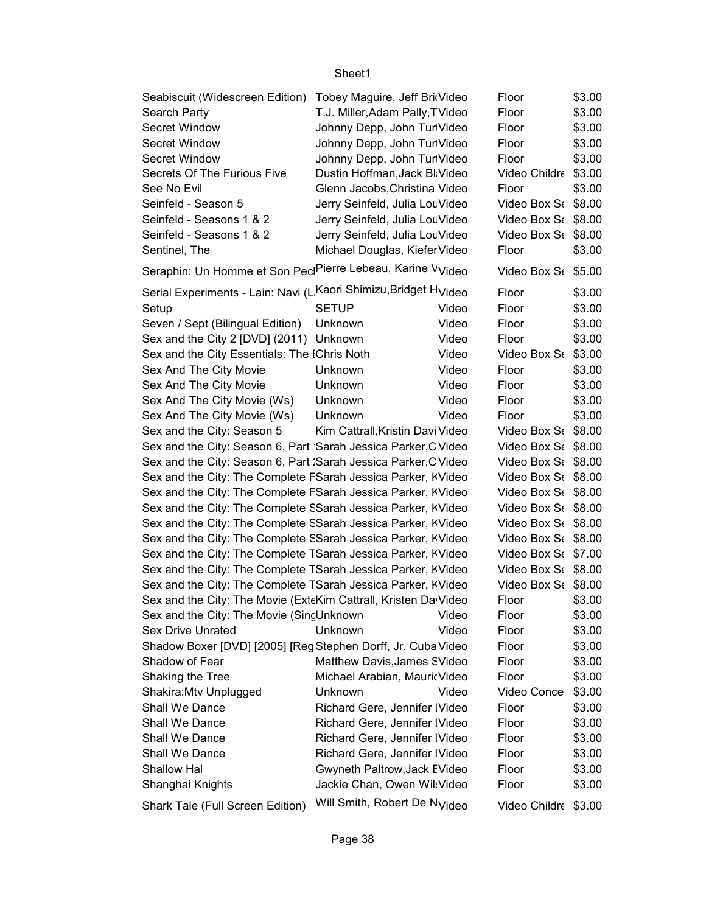Sheet1

| | | | | |
|---|---|---|---|---|
| Seabiscuit (Widescreen Edition) | Tobey Maguire, Jeff Bri | Video | Floor | $3.00 |
| Search Party | T.J. Miller,Adam Pally,T | Video | Floor | $3.00 |
| Secret Window | Johnny Depp, John Tur | Video | Floor | $3.00 |
| Secret Window | Johnny Depp, John Tur | Video | Floor | $3.00 |
| Secret Window | Johnny Depp, John Tur | Video | Floor | $3.00 |
| Secrets Of The Furious Five | Dustin Hoffman,Jack Bl | Video | Video Childre | $3.00 |
| See No Evil | Glenn Jacobs,Christina | Video | Floor | $3.00 |
| Seinfeld - Season 5 | Jerry Seinfeld, Julia Lou | Video | Video Box Se | $8.00 |
| Seinfeld - Seasons 1 & 2 | Jerry Seinfeld, Julia Lou | Video | Video Box Se | $8.00 |
| Seinfeld - Seasons 1 & 2 | Jerry Seinfeld, Julia Lou | Video | Video Box Se | $8.00 |
| Sentinel, The | Michael Douglas, Kiefer | Video | Floor | $3.00 |
| Seraphin: Un Homme et Son Pecl | Pierre Lebeau, Karine V | Video | Video Box Se | $5.00 |
| Serial Experiments - Lain: Navi (L | Kaori Shimizu,Bridget H | Video | Floor | $3.00 |
| Setup | SETUP | Video | Floor | $3.00 |
| Seven / Sept (Bilingual Edition) | Unknown | Video | Floor | $3.00 |
| Sex and the City 2 [DVD] (2011) | Unknown | Video | Floor | $3.00 |
| Sex and the City Essentials: The I | Chris Noth | Video | Video Box Se | $3.00 |
| Sex And The City Movie | Unknown | Video | Floor | $3.00 |
| Sex And The City Movie | Unknown | Video | Floor | $3.00 |
| Sex And The City Movie (Ws) | Unknown | Video | Floor | $3.00 |
| Sex And The City Movie (Ws) | Unknown | Video | Floor | $3.00 |
| Sex and the City: Season 5 | Kim Cattrall,Kristin Davi | Video | Video Box Se | $8.00 |
| Sex and the City: Season 6, Part | Sarah Jessica Parker,C | Video | Video Box Se | $8.00 |
| Sex and the City: Season 6, Part | Sarah Jessica Parker,C | Video | Video Box Se | $8.00 |
| Sex and the City: The Complete F | Sarah Jessica Parker, K | Video | Video Box Se | $8.00 |
| Sex and the City: The Complete F | Sarah Jessica Parker, K | Video | Video Box Se | $8.00 |
| Sex and the City: The Complete S | Sarah Jessica Parker, K | Video | Video Box Se | $8.00 |
| Sex and the City: The Complete S | Sarah Jessica Parker, K | Video | Video Box Se | $8.00 |
| Sex and the City: The Complete S | Sarah Jessica Parker, K | Video | Video Box Se | $8.00 |
| Sex and the City: The Complete T | Sarah Jessica Parker, K | Video | Video Box Se | $7.00 |
| Sex and the City: The Complete T | Sarah Jessica Parker, K | Video | Video Box Se | $8.00 |
| Sex and the City: The Complete T | Sarah Jessica Parker, K | Video | Video Box Se | $8.00 |
| Sex and the City: The Movie (Exte | Kim Cattrall, Kristen Da | Video | Floor | $3.00 |
| Sex and the City: The Movie (Sinc | Unknown | Video | Floor | $3.00 |
| Sex Drive Unrated | Unknown | Video | Floor | $3.00 |
| Shadow Boxer [DVD] [2005] [Reg | Stephen Dorff, Jr. Cuba | Video | Floor | $3.00 |
| Shadow of Fear | Matthew Davis,James S | Video | Floor | $3.00 |
| Shaking the Tree | Michael Arabian, Mauric | Video | Floor | $3.00 |
| Shakira:Mtv Unplugged | Unknown | Video | Video Conce | $3.00 |
| Shall We Dance | Richard Gere, Jennifer I | Video | Floor | $3.00 |
| Shall We Dance | Richard Gere, Jennifer I | Video | Floor | $3.00 |
| Shall We Dance | Richard Gere, Jennifer I | Video | Floor | $3.00 |
| Shall We Dance | Richard Gere, Jennifer I | Video | Floor | $3.00 |
| Shallow Hal | Gwyneth Paltrow,Jack E | Video | Floor | $3.00 |
| Shanghai Knights | Jackie Chan, Owen Wil | Video | Floor | $3.00 |
| Shark Tale (Full Screen Edition) | Will Smith, Robert De N | Video | Video Childre | $3.00 |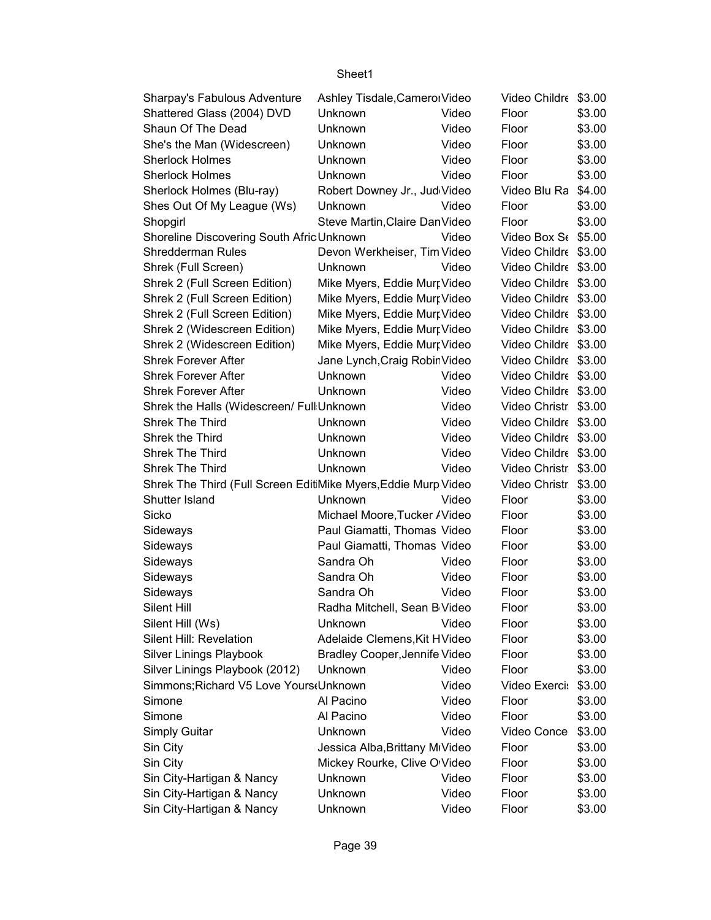| | | | | |
|---|---|---|---|---|
| Sharpay's Fabulous Adventure | Ashley Tisdale,Camero | Video | Video Childre | $3.00 |
| Shattered Glass (2004) DVD | Unknown | Video | Floor | $3.00 |
| Shaun Of The Dead | Unknown | Video | Floor | $3.00 |
| She's the Man (Widescreen) | Unknown | Video | Floor | $3.00 |
| Sherlock Holmes | Unknown | Video | Floor | $3.00 |
| Sherlock Holmes | Unknown | Video | Floor | $3.00 |
| Sherlock Holmes (Blu-ray) | Robert Downey Jr., Jud | Video | Video Blu Ra | $4.00 |
| Shes Out Of My League (Ws) | Unknown | Video | Floor | $3.00 |
| Shopgirl | Steve Martin,Claire Dan | Video | Floor | $3.00 |
| Shoreline Discovering South Afric | Unknown | Video | Video Box Se | $5.00 |
| Shredderman Rules | Devon Werkheiser, Tim | Video | Video Childre | $3.00 |
| Shrek (Full Screen) | Unknown | Video | Video Childre | $3.00 |
| Shrek 2 (Full Screen Edition) | Mike Myers, Eddie Murp | Video | Video Childre | $3.00 |
| Shrek 2 (Full Screen Edition) | Mike Myers, Eddie Murp | Video | Video Childre | $3.00 |
| Shrek 2 (Full Screen Edition) | Mike Myers, Eddie Murp | Video | Video Childre | $3.00 |
| Shrek 2 (Widescreen Edition) | Mike Myers, Eddie Murp | Video | Video Childre | $3.00 |
| Shrek 2 (Widescreen Edition) | Mike Myers, Eddie Murp | Video | Video Childre | $3.00 |
| Shrek Forever After | Jane Lynch,Craig Robin | Video | Video Childre | $3.00 |
| Shrek Forever After | Unknown | Video | Video Childre | $3.00 |
| Shrek Forever After | Unknown | Video | Video Childre | $3.00 |
| Shrek the Halls (Widescreen/ Full | Unknown | Video | Video Christm | $3.00 |
| Shrek The Third | Unknown | Video | Video Childre | $3.00 |
| Shrek the Third | Unknown | Video | Video Childre | $3.00 |
| Shrek The Third | Unknown | Video | Video Childre | $3.00 |
| Shrek The Third | Unknown | Video | Video Christm | $3.00 |
| Shrek The Third (Full Screen Edit | Mike Myers,Eddie Murp | Video | Video Christm | $3.00 |
| Shutter Island | Unknown | Video | Floor | $3.00 |
| Sicko | Michael Moore,Tucker A | Video | Floor | $3.00 |
| Sideways | Paul Giamatti, Thomas | Video | Floor | $3.00 |
| Sideways | Paul Giamatti, Thomas | Video | Floor | $3.00 |
| Sideways | Sandra Oh | Video | Floor | $3.00 |
| Sideways | Sandra Oh | Video | Floor | $3.00 |
| Sideways | Sandra Oh | Video | Floor | $3.00 |
| Silent Hill | Radha Mitchell, Sean B | Video | Floor | $3.00 |
| Silent Hill (Ws) | Unknown | Video | Floor | $3.00 |
| Silent Hill: Revelation | Adelaide Clemens,Kit H | Video | Floor | $3.00 |
| Silver Linings Playbook | Bradley Cooper,Jennife | Video | Floor | $3.00 |
| Silver Linings Playbook (2012) | Unknown | Video | Floor | $3.00 |
| Simmons;Richard V5 Love Yours | Unknown | Video | Video Exercis | $3.00 |
| Simone | Al Pacino | Video | Floor | $3.00 |
| Simone | Al Pacino | Video | Floor | $3.00 |
| Simply Guitar | Unknown | Video | Video Conce | $3.00 |
| Sin City | Jessica Alba,Brittany M | Video | Floor | $3.00 |
| Sin City | Mickey Rourke, Clive O | Video | Floor | $3.00 |
| Sin City-Hartigan & Nancy | Unknown | Video | Floor | $3.00 |
| Sin City-Hartigan & Nancy | Unknown | Video | Floor | $3.00 |
| Sin City-Hartigan & Nancy | Unknown | Video | Floor | $3.00 |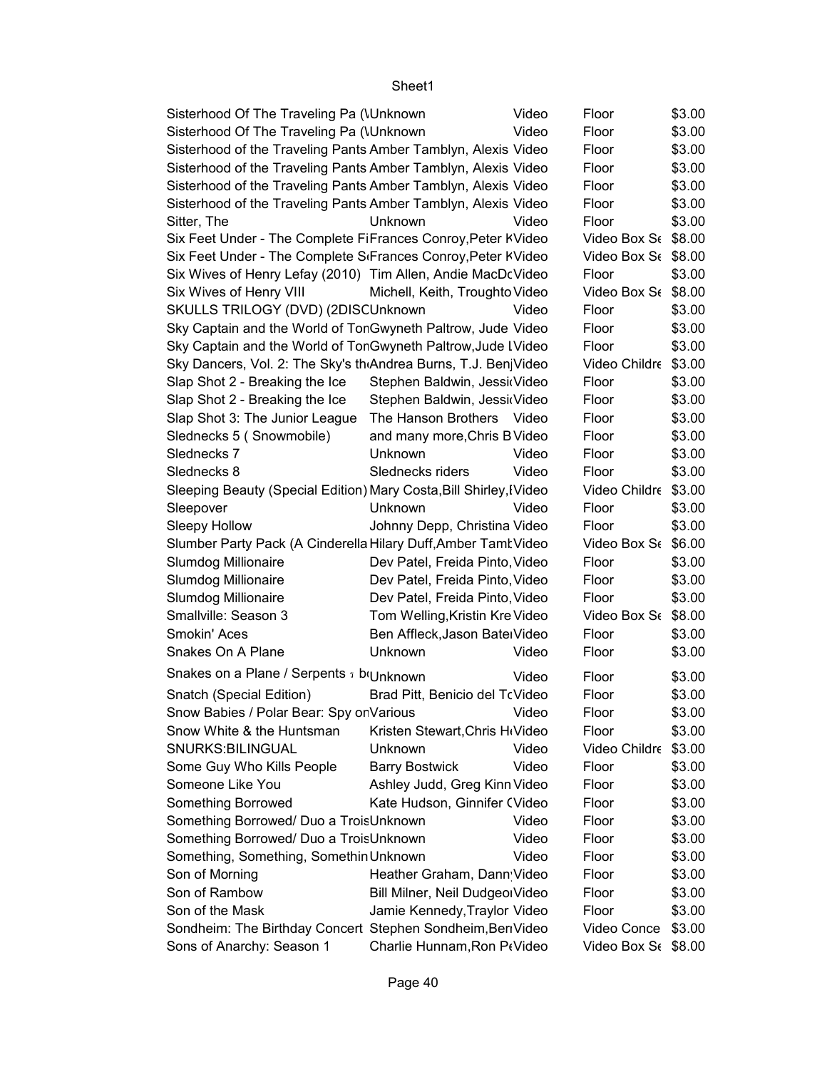| | | | | |
|---|---|---|---|---|
| Sisterhood Of The Traveling Pa (\Unknown | | Video | Floor | $3.00 |
| Sisterhood Of The Traveling Pa (\Unknown | | Video | Floor | $3.00 |
| Sisterhood of the Traveling Pants | Amber Tamblyn, Alexis | Video | Floor | $3.00 |
| Sisterhood of the Traveling Pants | Amber Tamblyn, Alexis | Video | Floor | $3.00 |
| Sisterhood of the Traveling Pants | Amber Tamblyn, Alexis | Video | Floor | $3.00 |
| Sisterhood of the Traveling Pants | Amber Tamblyn, Alexis | Video | Floor | $3.00 |
| Sitter, The | Unknown | Video | Floor | $3.00 |
| Six Feet Under - The Complete Fi | Frances Conroy,Peter K | Video | Video Box Se | $8.00 |
| Six Feet Under - The Complete S | Frances Conroy,Peter K | Video | Video Box Se | $8.00 |
| Six Wives of Henry Lefay (2010) | Tim Allen, Andie MacDo | Video | Floor | $3.00 |
| Six Wives of Henry VIII | Michell, Keith, Troughto | Video | Video Box Se | $8.00 |
| SKULLS TRILOGY (DVD) (2DISC | Unknown | Video | Floor | $3.00 |
| Sky Captain and the World of Tom | Gwyneth Paltrow, Jude | Video | Floor | $3.00 |
| Sky Captain and the World of Tom | Gwyneth Paltrow,Jude L | Video | Floor | $3.00 |
| Sky Dancers, Vol. 2: The Sky's th | Andrea Burns, T.J. Benj | Video | Video Childre | $3.00 |
| Slap Shot 2 - Breaking the Ice | Stephen Baldwin, Jessi | Video | Floor | $3.00 |
| Slap Shot 2 - Breaking the Ice | Stephen Baldwin, Jessi | Video | Floor | $3.00 |
| Slap Shot 3: The Junior League | The Hanson Brothers | Video | Floor | $3.00 |
| Slednecks 5 ( Snowmobile) | and many more,Chris B | Video | Floor | $3.00 |
| Slednecks 7 | Unknown | Video | Floor | $3.00 |
| Slednecks 8 | Slednecks riders | Video | Floor | $3.00 |
| Sleeping Beauty (Special Edition) | Mary Costa,Bill Shirley,I | Video | Video Childre | $3.00 |
| Sleepover | Unknown | Video | Floor | $3.00 |
| Sleepy Hollow | Johnny Depp, Christina | Video | Floor | $3.00 |
| Slumber Party Pack (A Cinderella | Hilary Duff,Amber Tamb | Video | Video Box Se | $6.00 |
| Slumdog Millionaire | Dev Patel, Freida Pinto, | Video | Floor | $3.00 |
| Slumdog Millionaire | Dev Patel, Freida Pinto, | Video | Floor | $3.00 |
| Slumdog Millionaire | Dev Patel, Freida Pinto, | Video | Floor | $3.00 |
| Smallville: Season 3 | Tom Welling,Kristin Kre | Video | Video Box Se | $8.00 |
| Smokin' Aces | Ben Affleck,Jason Bate | Video | Floor | $3.00 |
| Snakes On A Plane | Unknown | Video | Floor | $3.00 |
| Snakes on a Plane / Serpents à b | Unknown | Video | Floor | $3.00 |
| Snatch (Special Edition) | Brad Pitt, Benicio del To | Video | Floor | $3.00 |
| Snow Babies / Polar Bear: Spy on | Various | Video | Floor | $3.00 |
| Snow White & the Huntsman | Kristen Stewart,Chris H | Video | Floor | $3.00 |
| SNURKS:BILINGUAL | Unknown | Video | Video Childre | $3.00 |
| Some Guy Who Kills People | Barry Bostwick | Video | Floor | $3.00 |
| Someone Like You | Ashley Judd, Greg Kinn | Video | Floor | $3.00 |
| Something Borrowed | Kate Hudson, Ginnifer ( | Video | Floor | $3.00 |
| Something Borrowed/ Duo a Trois | Unknown | Video | Floor | $3.00 |
| Something Borrowed/ Duo a Trois | Unknown | Video | Floor | $3.00 |
| Something, Something, Somethin | Unknown | Video | Floor | $3.00 |
| Son of Morning | Heather Graham, Danny | Video | Floor | $3.00 |
| Son of Rambow | Bill Milner, Neil Dudgeo | Video | Floor | $3.00 |
| Son of the Mask | Jamie Kennedy,Traylor | Video | Floor | $3.00 |
| Sondheim: The Birthday Concert | Stephen Sondheim,Ber | Video | Video Conce | $3.00 |
| Sons of Anarchy: Season 1 | Charlie Hunnam,Ron P | Video | Video Box Se | $8.00 |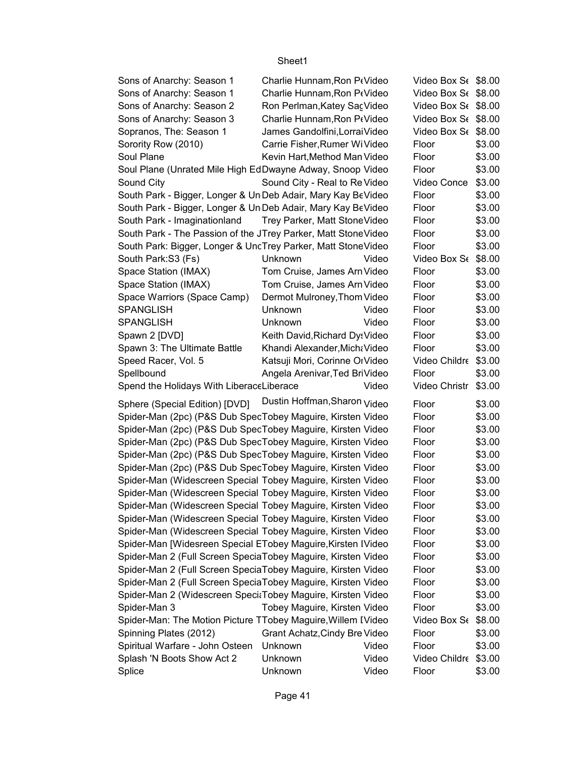Sheet1

| | | | | |
|---|---|---|---|---|
| Sons of Anarchy: Season 1 | Charlie Hunnam,Ron Pe | Video | Video Box Se | $8.00 |
| Sons of Anarchy: Season 1 | Charlie Hunnam,Ron Pe | Video | Video Box Se | $8.00 |
| Sons of Anarchy: Season 2 | Ron Perlman,Katey Sag | Video | Video Box Se | $8.00 |
| Sons of Anarchy: Season 3 | Charlie Hunnam,Ron Pe | Video | Video Box Se | $8.00 |
| Sopranos, The: Season 1 | James Gandolfini,Lorrai | Video | Video Box Se | $8.00 |
| Sorority Row (2010) | Carrie Fisher,Rumer Wi | Video | Floor | $3.00 |
| Soul Plane | Kevin Hart,Method Man | Video | Floor | $3.00 |
| Soul Plane (Unrated Mile High Ed | Dwayne Adway, Snoop | Video | Floor | $3.00 |
| Sound City | Sound City - Real to Re | Video | Video Conce | $3.00 |
| South Park - Bigger, Longer & Un | Deb Adair, Mary Kay Be | Video | Floor | $3.00 |
| South Park - Bigger, Longer & Un | Deb Adair, Mary Kay Be | Video | Floor | $3.00 |
| South Park - Imaginationland | Trey Parker, Matt Stone | Video | Floor | $3.00 |
| South Park - The Passion of the J | Trey Parker, Matt Stone | Video | Floor | $3.00 |
| South Park: Bigger, Longer & Unc | Trey Parker, Matt Stone | Video | Floor | $3.00 |
| South Park:S3 (Fs) | Unknown | Video | Video Box Se | $8.00 |
| Space Station (IMAX) | Tom Cruise, James Arn | Video | Floor | $3.00 |
| Space Station (IMAX) | Tom Cruise, James Arn | Video | Floor | $3.00 |
| Space Warriors (Space Camp) | Dermot Mulroney,Thom | Video | Floor | $3.00 |
| SPANGLISH | Unknown | Video | Floor | $3.00 |
| SPANGLISH | Unknown | Video | Floor | $3.00 |
| Spawn 2 [DVD] | Keith David,Richard Dy | Video | Floor | $3.00 |
| Spawn 3: The Ultimate Battle | Khandi Alexander,Micha | Video | Floor | $3.00 |
| Speed Racer, Vol. 5 | Katsuji Mori, Corinne Or | Video | Video Childre | $3.00 |
| Spellbound | Angela Arenivar,Ted Bri | Video | Floor | $3.00 |
| Spend the Holidays With Liberace | Liberace | Video | Video Christr | $3.00 |
| Sphere (Special Edition) [DVD] | Dustin Hoffman,Sharon | Video | Floor | $3.00 |
| Spider-Man (2pc) (P&S Dub Spec | Tobey Maguire, Kirsten | Video | Floor | $3.00 |
| Spider-Man (2pc) (P&S Dub Spec | Tobey Maguire, Kirsten | Video | Floor | $3.00 |
| Spider-Man (2pc) (P&S Dub Spec | Tobey Maguire, Kirsten | Video | Floor | $3.00 |
| Spider-Man (2pc) (P&S Dub Spec | Tobey Maguire, Kirsten | Video | Floor | $3.00 |
| Spider-Man (2pc) (P&S Dub Spec | Tobey Maguire, Kirsten | Video | Floor | $3.00 |
| Spider-Man (Widescreen Special | Tobey Maguire, Kirsten | Video | Floor | $3.00 |
| Spider-Man (Widescreen Special | Tobey Maguire, Kirsten | Video | Floor | $3.00 |
| Spider-Man (Widescreen Special | Tobey Maguire, Kirsten | Video | Floor | $3.00 |
| Spider-Man (Widescreen Special | Tobey Maguire, Kirsten | Video | Floor | $3.00 |
| Spider-Man (Widescreen Special | Tobey Maguire, Kirsten | Video | Floor | $3.00 |
| Spider-Man [Widesreen Special E | Tobey Maguire,Kirsten I | Video | Floor | $3.00 |
| Spider-Man 2 (Full Screen Specia | Tobey Maguire, Kirsten | Video | Floor | $3.00 |
| Spider-Man 2 (Full Screen Specia | Tobey Maguire, Kirsten | Video | Floor | $3.00 |
| Spider-Man 2 (Full Screen Specia | Tobey Maguire, Kirsten | Video | Floor | $3.00 |
| Spider-Man 2 (Widescreen Specia | Tobey Maguire, Kirsten | Video | Floor | $3.00 |
| Spider-Man 3 | Tobey Maguire, Kirsten | Video | Floor | $3.00 |
| Spider-Man: The Motion Picture T | Tobey Maguire,Willem I | Video | Video Box Se | $8.00 |
| Spinning Plates (2012) | Grant Achatz,Cindy Bre | Video | Floor | $3.00 |
| Spiritual Warfare - John Osteen | Unknown | Video | Floor | $3.00 |
| Splash 'N Boots Show Act 2 | Unknown | Video | Video Childre | $3.00 |
| Splice | Unknown | Video | Floor | $3.00 |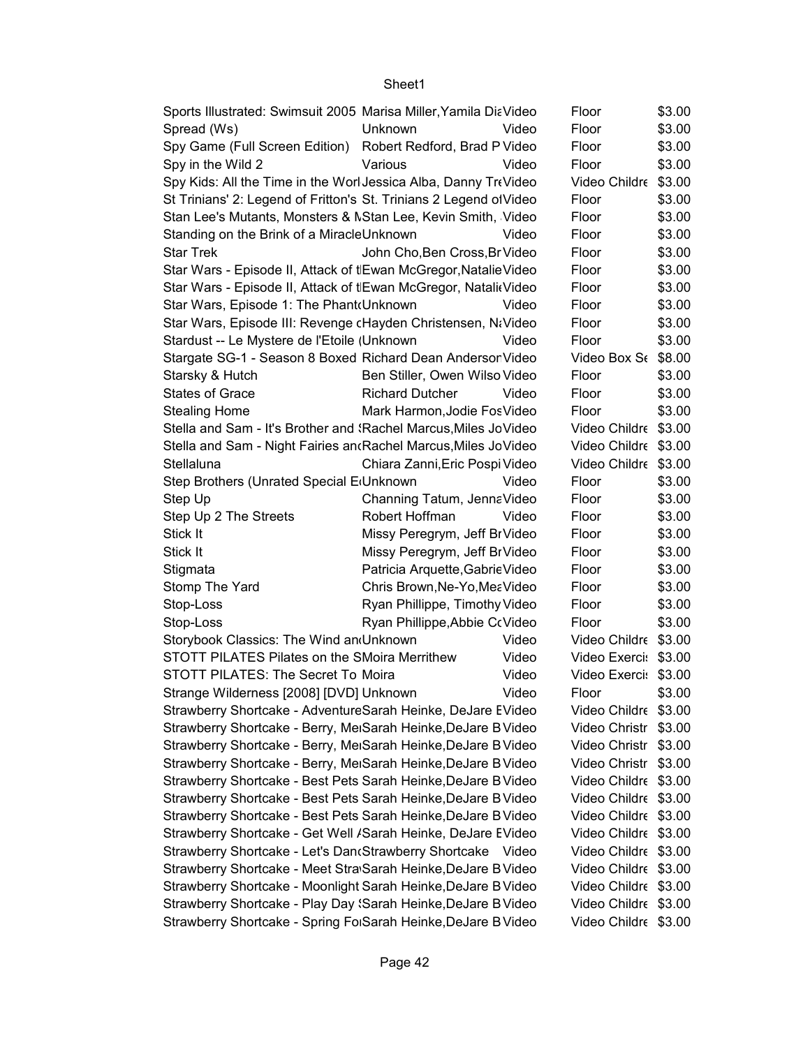Sheet1

| | | | | |
|---|---|---|---|---|
| Sports Illustrated: Swimsuit 2005 | Marisa Miller,Yamila Dia | Video | Floor | $3.00 |
| Spread (Ws) | Unknown | Video | Floor | $3.00 |
| Spy Game (Full Screen Edition) | Robert Redford, Brad P | Video | Floor | $3.00 |
| Spy in the Wild 2 | Various | Video | Floor | $3.00 |
| Spy Kids: All the Time in the Worl | Jessica Alba, Danny Tre | Video | Video Childre | $3.00 |
| St Trinians' 2: Legend of Fritton's | St. Trinians 2 Legend of | Video | Floor | $3.00 |
| Stan Lee's Mutants, Monsters & M | Stan Lee, Kevin Smith, | Video | Floor | $3.00 |
| Standing on the Brink of a Miracle | Unknown | Video | Floor | $3.00 |
| Star Trek | John Cho,Ben Cross,Br | Video | Floor | $3.00 |
| Star Wars - Episode II, Attack of t | Ewan McGregor,Natalie | Video | Floor | $3.00 |
| Star Wars - Episode II, Attack of t | Ewan McGregor, Natali | Video | Floor | $3.00 |
| Star Wars, Episode 1: The Phant | Unknown | Video | Floor | $3.00 |
| Star Wars, Episode III: Revenge c | Hayden Christensen, N | Video | Floor | $3.00 |
| Stardust -- Le Mystere de l'Etoile ( | Unknown | Video | Floor | $3.00 |
| Stargate SG-1 - Season 8 Boxed | Richard Dean Anderson | Video | Video Box Se | $8.00 |
| Starsky & Hutch | Ben Stiller, Owen Wilso | Video | Floor | $3.00 |
| States of Grace | Richard Dutcher | Video | Floor | $3.00 |
| Stealing Home | Mark Harmon,Jodie Fos | Video | Floor | $3.00 |
| Stella and Sam - It's Brother and S | Rachel Marcus,Miles Jo | Video | Video Childre | $3.00 |
| Stella and Sam - Night Fairies and | Rachel Marcus,Miles Jo | Video | Video Childre | $3.00 |
| Stellaluna | Chiara Zanni,Eric Pospi | Video | Video Childre | $3.00 |
| Step Brothers (Unrated Special E | Unknown | Video | Floor | $3.00 |
| Step Up | Channing Tatum, Jenna | Video | Floor | $3.00 |
| Step Up 2 The Streets | Robert Hoffman | Video | Floor | $3.00 |
| Stick It | Missy Peregrym, Jeff Br | Video | Floor | $3.00 |
| Stick It | Missy Peregrym, Jeff Br | Video | Floor | $3.00 |
| Stigmata | Patricia Arquette,Gabrie | Video | Floor | $3.00 |
| Stomp The Yard | Chris Brown,Ne-Yo,Mea | Video | Floor | $3.00 |
| Stop-Loss | Ryan Phillippe, Timothy | Video | Floor | $3.00 |
| Stop-Loss | Ryan Phillippe,Abbie Co | Video | Floor | $3.00 |
| Storybook Classics: The Wind and | Unknown | Video | Video Childre | $3.00 |
| STOTT PILATES Pilates on the S | Moira Merrithew | Video | Video Exercis | $3.00 |
| STOTT PILATES: The Secret To | Moira | Video | Video Exercis | $3.00 |
| Strange Wilderness [2008] [DVD] | Unknown | Video | Floor | $3.00 |
| Strawberry Shortcake - Adventure | Sarah Heinke, DeJare B | Video | Video Childre | $3.00 |
| Strawberry Shortcake - Berry, Me | Sarah Heinke,DeJare B | Video | Video Christm | $3.00 |
| Strawberry Shortcake - Berry, Me | Sarah Heinke,DeJare B | Video | Video Christm | $3.00 |
| Strawberry Shortcake - Berry, Me | Sarah Heinke,DeJare B | Video | Video Christm | $3.00 |
| Strawberry Shortcake - Best Pets | Sarah Heinke,DeJare B | Video | Video Childre | $3.00 |
| Strawberry Shortcake - Best Pets | Sarah Heinke,DeJare B | Video | Video Childre | $3.00 |
| Strawberry Shortcake - Best Pets | Sarah Heinke,DeJare B | Video | Video Childre | $3.00 |
| Strawberry Shortcake - Get Well A | Sarah Heinke, DeJare B | Video | Video Childre | $3.00 |
| Strawberry Shortcake - Let's Danc | Strawberry Shortcake | Video | Video Childre | $3.00 |
| Strawberry Shortcake - Meet Stra | Sarah Heinke,DeJare B | Video | Video Childre | $3.00 |
| Strawberry Shortcake - Moonlight | Sarah Heinke,DeJare B | Video | Video Childre | $3.00 |
| Strawberry Shortcake - Play Day S | Sarah Heinke,DeJare B | Video | Video Childre | $3.00 |
| Strawberry Shortcake - Spring For | Sarah Heinke,DeJare B | Video | Video Childre | $3.00 |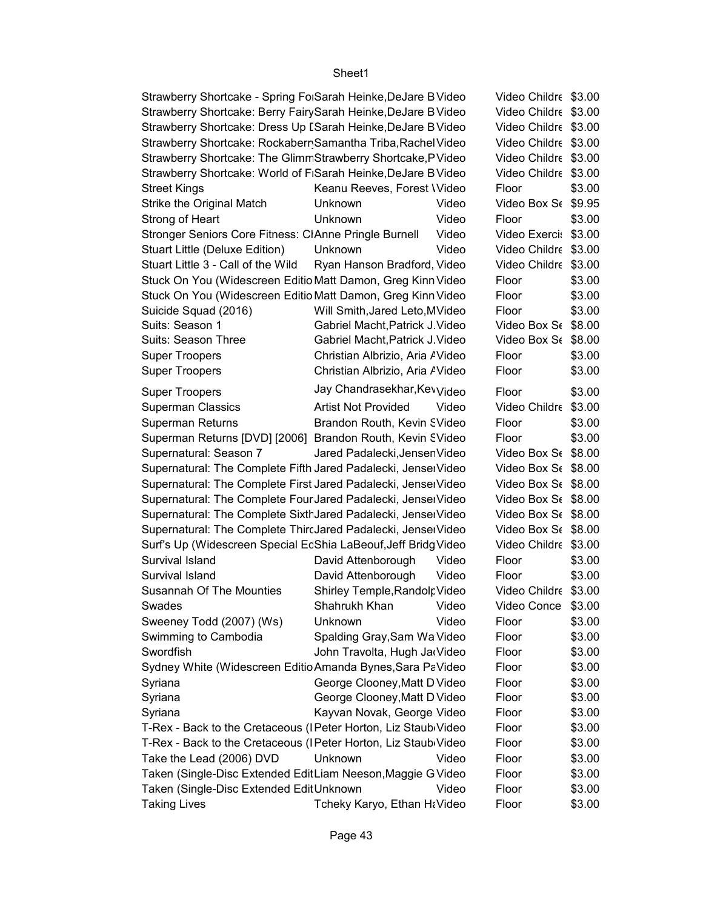| | | | | |
|---|---|---|---|---|
| Strawberry Shortcake - Spring Fo | Sarah Heinke,DeJare B | Video | Video Childre | $3.00 |
| Strawberry Shortcake: Berry Fairy | Sarah Heinke,DeJare B | Video | Video Childre | $3.00 |
| Strawberry Shortcake: Dress Up [ | Sarah Heinke,DeJare B | Video | Video Childre | $3.00 |
| Strawberry Shortcake: Rockaberry | Samantha Triba,Rachel | Video | Video Childre | $3.00 |
| Strawberry Shortcake: The Glimm | Strawberry Shortcake,P | Video | Video Childre | $3.00 |
| Strawberry Shortcake: World of Fi | Sarah Heinke,DeJare B | Video | Video Childre | $3.00 |
| Street Kings | Keanu Reeves, Forest V | Video | Floor | $3.00 |
| Strike the Original Match | Unknown | Video | Video Box Se | $9.95 |
| Strong of Heart | Unknown | Video | Floor | $3.00 |
| Stronger Seniors Core Fitness: Cl | Anne Pringle Burnell | Video | Video Exercis | $3.00 |
| Stuart Little (Deluxe Edition) | Unknown | Video | Video Childre | $3.00 |
| Stuart Little 3 - Call of the Wild | Ryan Hanson Bradford, | Video | Video Childre | $3.00 |
| Stuck On You (Widescreen Editio | Matt Damon, Greg Kinn | Video | Floor | $3.00 |
| Stuck On You (Widescreen Editio | Matt Damon, Greg Kinn | Video | Floor | $3.00 |
| Suicide Squad (2016) | Will Smith,Jared Leto,M | Video | Floor | $3.00 |
| Suits: Season 1 | Gabriel Macht,Patrick J. | Video | Video Box Se | $8.00 |
| Suits: Season Three | Gabriel Macht,Patrick J. | Video | Video Box Se | $8.00 |
| Super Troopers | Christian Albrizio, Aria A | Video | Floor | $3.00 |
| Super Troopers | Christian Albrizio, Aria A | Video | Floor | $3.00 |
| Super Troopers | Jay Chandrasekhar,Kev | Video | Floor | $3.00 |
| Superman Classics | Artist Not Provided | Video | Video Childre | $3.00 |
| Superman Returns | Brandon Routh, Kevin S | Video | Floor | $3.00 |
| Superman Returns [DVD] [2006] | Brandon Routh, Kevin S | Video | Floor | $3.00 |
| Supernatural: Season 7 | Jared Padalecki,Jensen | Video | Video Box Se | $8.00 |
| Supernatural: The Complete Fifth | Jared Padalecki, Jensen | Video | Video Box Se | $8.00 |
| Supernatural: The Complete First | Jared Padalecki, Jensen | Video | Video Box Se | $8.00 |
| Supernatural: The Complete Four | Jared Padalecki, Jensen | Video | Video Box Se | $8.00 |
| Supernatural: The Complete Sixth | Jared Padalecki, Jensen | Video | Video Box Se | $8.00 |
| Supernatural: The Complete Third | Jared Padalecki, Jensen | Video | Video Box Se | $8.00 |
| Surf's Up (Widescreen Special Ed | Shia LaBeouf,Jeff Bridg | Video | Video Childre | $3.00 |
| Survival Island | David Attenborough | Video | Floor | $3.00 |
| Survival Island | David Attenborough | Video | Floor | $3.00 |
| Susannah Of The Mounties | Shirley Temple,Randolp | Video | Video Childre | $3.00 |
| Swades | Shahrukh Khan | Video | Video Conce | $3.00 |
| Sweeney Todd (2007) (Ws) | Unknown | Video | Floor | $3.00 |
| Swimming to Cambodia | Spalding Gray,Sam Wa | Video | Floor | $3.00 |
| Swordfish | John Travolta, Hugh Ja | Video | Floor | $3.00 |
| Sydney White (Widescreen Editio | Amanda Bynes,Sara Pa | Video | Floor | $3.00 |
| Syriana | George Clooney,Matt D | Video | Floor | $3.00 |
| Syriana | George Clooney,Matt D | Video | Floor | $3.00 |
| Syriana | Kayvan Novak, George | Video | Floor | $3.00 |
| T-Rex - Back to the Cretaceous (I | Peter Horton, Liz Staub | Video | Floor | $3.00 |
| T-Rex - Back to the Cretaceous (I | Peter Horton, Liz Staub | Video | Floor | $3.00 |
| Take the Lead (2006) DVD | Unknown | Video | Floor | $3.00 |
| Taken (Single-Disc Extended Edit | Liam Neeson,Maggie G | Video | Floor | $3.00 |
| Taken (Single-Disc Extended Edit | Unknown | Video | Floor | $3.00 |
| Taking Lives | Tcheky Karyo, Ethan Ha | Video | Floor | $3.00 |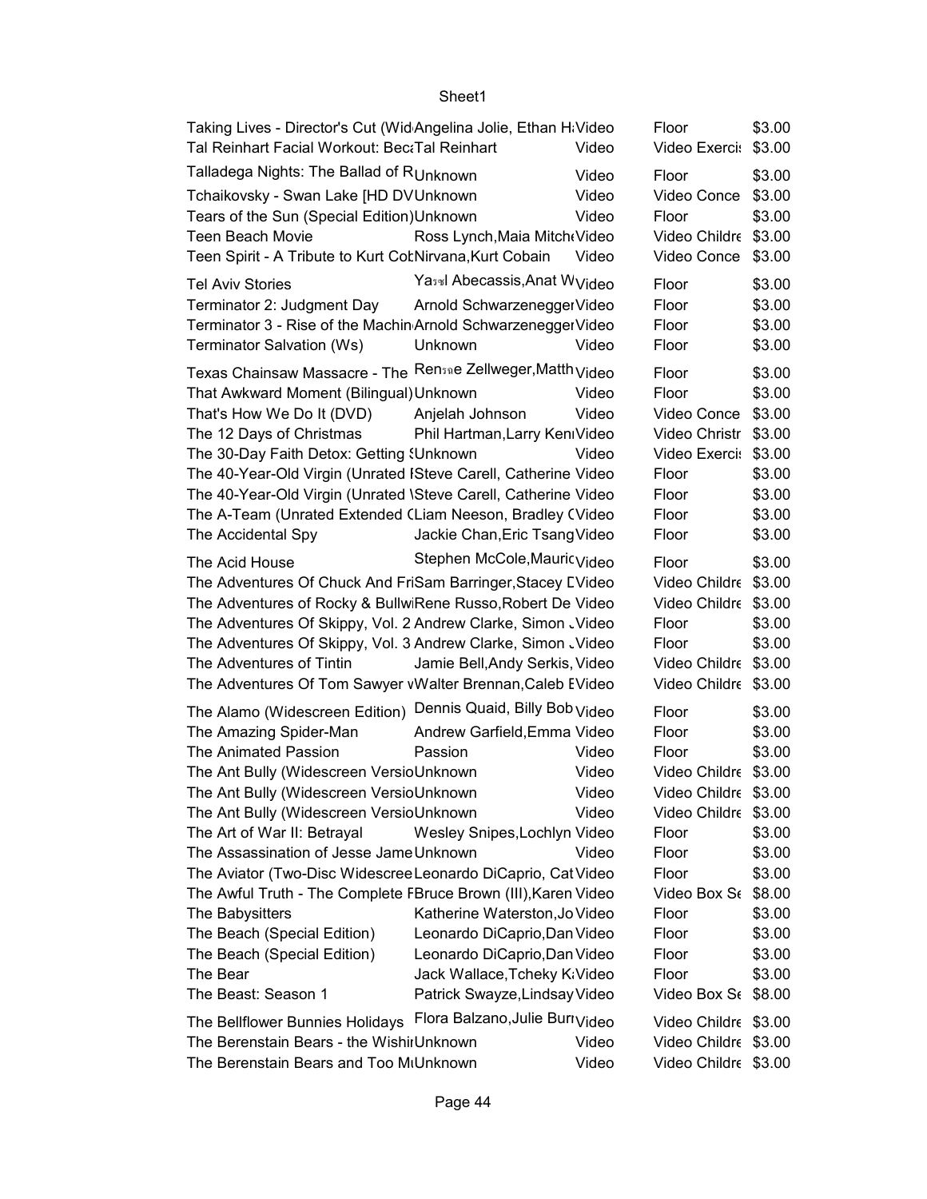| | | | | |
|---|---|---|---|---|
| Taking Lives - Director's Cut (Wid | Angelina Jolie, Ethan H | Video | Floor | $3.00 |
| Tal Reinhart Facial Workout: Beca | Tal Reinhart | Video | Video Exercis | $3.00 |
| Talladega Nights: The Ballad of R | Unknown | Video | Floor | $3.00 |
| Tchaikovsky - Swan Lake [HD DV | Unknown | Video | Video Conce | $3.00 |
| Tears of the Sun (Special Edition) | Unknown | Video | Floor | $3.00 |
| Teen Beach Movie | Ross Lynch,Maia Mitch | Video | Video Childre | $3.00 |
| Teen Spirit - A Tribute to Kurt Cob | Nirvana,Kurt Cobain | Video | Video Conce | $3.00 |
| Tel Aviv Stories | Yaзal Abecassis,Anat W | Video | Floor | $3.00 |
| Terminator 2: Judgment Day | Arnold Schwarzenegger | Video | Floor | $3.00 |
| Terminator 3 - Rise of the Machin | Arnold Schwarzenegger | Video | Floor | $3.00 |
| Terminator Salvation (Ws) | Unknown | Video | Floor | $3.00 |
| Texas Chainsaw Massacre - The | Renзe Zellweger,Matth | Video | Floor | $3.00 |
| That Awkward Moment (Bilingual) | Unknown | Video | Floor | $3.00 |
| That's How We Do It (DVD) | Anjelah Johnson | Video | Video Conce | $3.00 |
| The 12 Days of Christmas | Phil Hartman,Larry Ken | Video | Video Christr | $3.00 |
| The 30-Day Faith Detox: Getting S | Unknown | Video | Video Exercis | $3.00 |
| The 40-Year-Old Virgin (Unrated F | Steve Carell, Catherine | Video | Floor | $3.00 |
| The 40-Year-Old Virgin (Unrated W | Steve Carell, Catherine | Video | Floor | $3.00 |
| The A-Team (Unrated Extended C | Liam Neeson, Bradley C | Video | Floor | $3.00 |
| The Accidental Spy | Jackie Chan,Eric Tsang | Video | Floor | $3.00 |
| The Acid House | Stephen McCole,Mauric | Video | Floor | $3.00 |
| The Adventures Of Chuck And Fri | Sam Barringer,Stacey D | Video | Video Childre | $3.00 |
| The Adventures of Rocky & Bullwi | Rene Russo,Robert De | Video | Video Childre | $3.00 |
| The Adventures Of Skippy, Vol. 2 | Andrew Clarke, Simon J | Video | Floor | $3.00 |
| The Adventures Of Skippy, Vol. 3 | Andrew Clarke, Simon J | Video | Floor | $3.00 |
| The Adventures of Tintin | Jamie Bell,Andy Serkis, | Video | Video Childre | $3.00 |
| The Adventures Of Tom Sawyer w | Walter Brennan,Caleb E | Video | Video Childre | $3.00 |
| The Alamo (Widescreen Edition) | Dennis Quaid, Billy Bob | Video | Floor | $3.00 |
| The Amazing Spider-Man | Andrew Garfield,Emma | Video | Floor | $3.00 |
| The Animated Passion | Passion | Video | Floor | $3.00 |
| The Ant Bully (Widescreen Versio | Unknown | Video | Video Childre | $3.00 |
| The Ant Bully (Widescreen Versio | Unknown | Video | Video Childre | $3.00 |
| The Ant Bully (Widescreen Versio | Unknown | Video | Video Childre | $3.00 |
| The Art of War II: Betrayal | Wesley Snipes,Lochlyn | Video | Floor | $3.00 |
| The Assassination of Jesse Jame | Unknown | Video | Floor | $3.00 |
| The Aviator (Two-Disc Widescree | Leonardo DiCaprio, Cat | Video | Floor | $3.00 |
| The Awful Truth - The Complete F | Bruce Brown (III),Karen | Video | Video Box Se | $8.00 |
| The Babysitters | Katherine Waterston,Jo | Video | Floor | $3.00 |
| The Beach (Special Edition) | Leonardo DiCaprio,Dan | Video | Floor | $3.00 |
| The Beach (Special Edition) | Leonardo DiCaprio,Dan | Video | Floor | $3.00 |
| The Bear | Jack Wallace,Tcheky K | Video | Floor | $3.00 |
| The Beast: Season 1 | Patrick Swayze,Lindsay | Video | Video Box Se | $8.00 |
| The Bellflower Bunnies Holidays | Flora Balzano,Julie Burr | Video | Video Childre | $3.00 |
| The Berenstain Bears - the Wishi | Unknown | Video | Video Childre | $3.00 |
| The Berenstain Bears and Too Mu | Unknown | Video | Video Childre | $3.00 |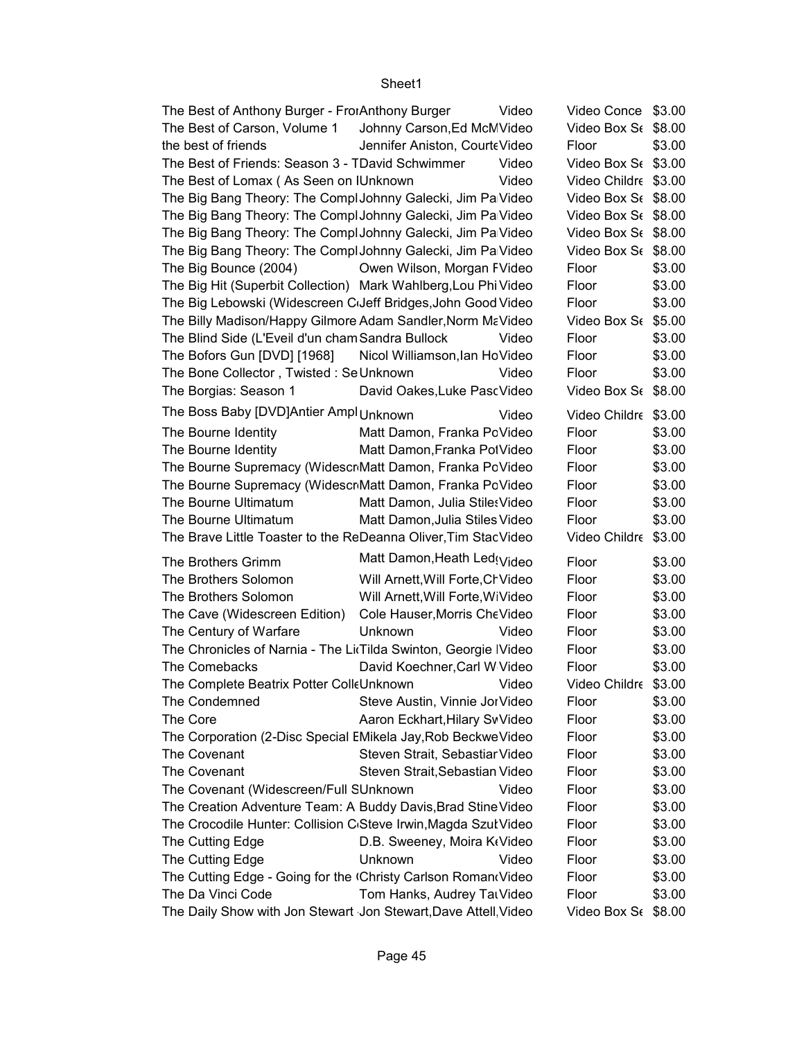Sheet1

| | | | | |
|---|---|---|---|---|
| The Best of Anthony Burger - Fror | Anthony Burger | Video | Video Conce | $3.00 |
| The Best of Carson, Volume 1 | Johnny Carson,Ed McM | Video | Video Box Se | $8.00 |
| the best of friends | Jennifer Aniston, Courte | Video | Floor | $3.00 |
| The Best of Friends: Season 3 - T | David Schwimmer | Video | Video Box Se | $3.00 |
| The Best of Lomax ( As Seen on I | Unknown | Video | Video Childre | $3.00 |
| The Big Bang Theory: The Compl | Johnny Galecki, Jim Pa | Video | Video Box Se | $8.00 |
| The Big Bang Theory: The Compl | Johnny Galecki, Jim Pa | Video | Video Box Se | $8.00 |
| The Big Bang Theory: The Compl | Johnny Galecki, Jim Pa | Video | Video Box Se | $8.00 |
| The Big Bang Theory: The Compl | Johnny Galecki, Jim Pa | Video | Video Box Se | $8.00 |
| The Big Bounce (2004) | Owen Wilson, Morgan F | Video | Floor | $3.00 |
| The Big Hit (Superbit Collection) | Mark Wahlberg,Lou Phi | Video | Floor | $3.00 |
| The Big Lebowski (Widescreen C | Jeff Bridges,John Good | Video | Floor | $3.00 |
| The Billy Madison/Happy Gilmore | Adam Sandler,Norm Ma | Video | Video Box Se | $5.00 |
| The Blind Side (L'Eveil d'un cham | Sandra Bullock | Video | Floor | $3.00 |
| The Bofors Gun [DVD] [1968] | Nicol Williamson,Ian Ho | Video | Floor | $3.00 |
| The Bone Collector , Twisted : Se | Unknown | Video | Floor | $3.00 |
| The Borgias: Season 1 | David Oakes,Luke Pasc | Video | Video Box Se | $8.00 |
| The Boss Baby [DVD]Antier Ampl | Unknown | Video | Video Childre | $3.00 |
| The Bourne Identity | Matt Damon, Franka Po | Video | Floor | $3.00 |
| The Bourne Identity | Matt Damon,Franka Pot | Video | Floor | $3.00 |
| The Bourne Supremacy (Widescr | Matt Damon, Franka Po | Video | Floor | $3.00 |
| The Bourne Supremacy (Widescr | Matt Damon, Franka Po | Video | Floor | $3.00 |
| The Bourne Ultimatum | Matt Damon, Julia Stiles | Video | Floor | $3.00 |
| The Bourne Ultimatum | Matt Damon,Julia Stiles | Video | Floor | $3.00 |
| The Brave Little Toaster to the Re | Deanna Oliver,Tim Stac | Video | Video Childre | $3.00 |
| The Brothers Grimm | Matt Damon,Heath Led | Video | Floor | $3.00 |
| The Brothers Solomon | Will Arnett,Will Forte,Ch | Video | Floor | $3.00 |
| The Brothers Solomon | Will Arnett,Will Forte,Wi | Video | Floor | $3.00 |
| The Cave (Widescreen Edition) | Cole Hauser,Morris Che | Video | Floor | $3.00 |
| The Century of Warfare | Unknown | Video | Floor | $3.00 |
| The Chronicles of Narnia - The Li | Tilda Swinton, Georgie I | Video | Floor | $3.00 |
| The Comebacks | David Koechner,Carl W | Video | Floor | $3.00 |
| The Complete Beatrix Potter Colle | Unknown | Video | Video Childre | $3.00 |
| The Condemned | Steve Austin, Vinnie Jo | Video | Floor | $3.00 |
| The Core | Aaron Eckhart,Hilary Sw | Video | Floor | $3.00 |
| The Corporation (2-Disc Special E | Mikela Jay,Rob Beckwe | Video | Floor | $3.00 |
| The Covenant | Steven Strait, Sebastian | Video | Floor | $3.00 |
| The Covenant | Steven Strait,Sebastian | Video | Floor | $3.00 |
| The Covenant (Widescreen/Full S | Unknown | Video | Floor | $3.00 |
| The Creation Adventure Team: A | Buddy Davis,Brad Stine | Video | Floor | $3.00 |
| The Crocodile Hunter: Collision C | Steve Irwin,Magda Szut | Video | Floor | $3.00 |
| The Cutting Edge | D.B. Sweeney, Moira Ke | Video | Floor | $3.00 |
| The Cutting Edge | Unknown | Video | Floor | $3.00 |
| The Cutting Edge - Going for the ( | Christy Carlson Roman | Video | Floor | $3.00 |
| The Da Vinci Code | Tom Hanks, Audrey Ta | Video | Floor | $3.00 |
| The Daily Show with Jon Stewart | Jon Stewart,Dave Attell, | Video | Video Box Se | $8.00 |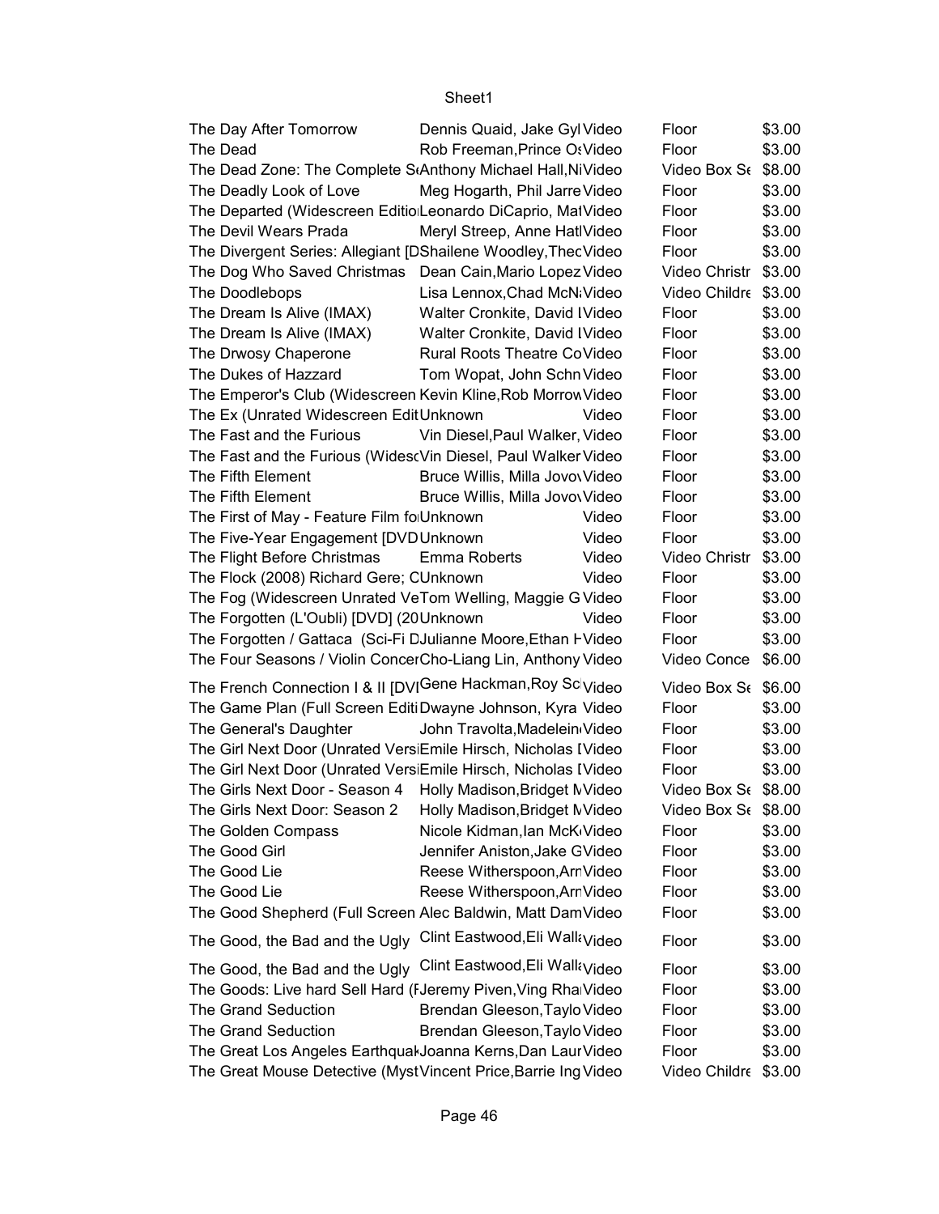| | | | | |
|---|---|---|---|---|
| The Day After Tomorrow | Dennis Quaid, Jake Gyl | Video | Floor | $3.00 |
| The Dead | Rob Freeman,Prince Os | Video | Floor | $3.00 |
| The Dead Zone: The Complete S | Anthony Michael Hall,Ni | Video | Video Box Se | $8.00 |
| The Deadly Look of Love | Meg Hogarth, Phil Jarre | Video | Floor | $3.00 |
| The Departed (Widescreen Editio | Leonardo DiCaprio, Mat | Video | Floor | $3.00 |
| The Devil Wears Prada | Meryl Streep, Anne Hat | Video | Floor | $3.00 |
| The Divergent Series: Allegiant [D | Shailene Woodley,Theo | Video | Floor | $3.00 |
| The Dog Who Saved Christmas | Dean Cain,Mario Lopez | Video | Video Christr | $3.00 |
| The Doodlebops | Lisa Lennox,Chad McN | Video | Video Childre | $3.00 |
| The Dream Is Alive (IMAX) | Walter Cronkite, David I | Video | Floor | $3.00 |
| The Dream Is Alive (IMAX) | Walter Cronkite, David I | Video | Floor | $3.00 |
| The Drwosy Chaperone | Rural Roots Theatre Co | Video | Floor | $3.00 |
| The Dukes of Hazzard | Tom Wopat, John Schn | Video | Floor | $3.00 |
| The Emperor's Club (Widescreen | Kevin Kline,Rob Morrow | Video | Floor | $3.00 |
| The Ex (Unrated Widescreen Edit | Unknown | Video | Floor | $3.00 |
| The Fast and the Furious | Vin Diesel,Paul Walker, | Video | Floor | $3.00 |
| The Fast and the Furious (Widesc | Vin Diesel, Paul Walker | Video | Floor | $3.00 |
| The Fifth Element | Bruce Willis, Milla Jovov | Video | Floor | $3.00 |
| The Fifth Element | Bruce Willis, Milla Jovov | Video | Floor | $3.00 |
| The First of May - Feature Film fo | Unknown | Video | Floor | $3.00 |
| The Five-Year Engagement [DVD | Unknown | Video | Floor | $3.00 |
| The Flight Before Christmas | Emma Roberts | Video | Video Christr | $3.00 |
| The Flock (2008) Richard Gere; C | Unknown | Video | Floor | $3.00 |
| The Fog (Widescreen Unrated Ve | Tom Welling, Maggie G | Video | Floor | $3.00 |
| The Forgotten (L'Oubli) [DVD] (20 | Unknown | Video | Floor | $3.00 |
| The Forgotten / Gattaca (Sci-Fi D | Julianne Moore,Ethan H | Video | Floor | $3.00 |
| The Four Seasons / Violin Concer | Cho-Liang Lin, Anthony | Video | Video Conce | $6.00 |
| The French Connection I & II [DVI | Gene Hackman,Roy Sc | Video | Video Box Se | $6.00 |
| The Game Plan (Full Screen Editi | Dwayne Johnson, Kyra | Video | Floor | $3.00 |
| The General's Daughter | John Travolta,Madelein | Video | Floor | $3.00 |
| The Girl Next Door (Unrated Versi | Emile Hirsch, Nicholas I | Video | Floor | $3.00 |
| The Girl Next Door (Unrated Versi | Emile Hirsch, Nicholas I | Video | Floor | $3.00 |
| The Girls Next Door - Season 4 | Holly Madison,Bridget M | Video | Video Box Se | $8.00 |
| The Girls Next Door: Season 2 | Holly Madison,Bridget M | Video | Video Box Se | $8.00 |
| The Golden Compass | Nicole Kidman,Ian McK | Video | Floor | $3.00 |
| The Good Girl | Jennifer Aniston,Jake G | Video | Floor | $3.00 |
| The Good Lie | Reese Witherspoon,Arn | Video | Floor | $3.00 |
| The Good Lie | Reese Witherspoon,Arn | Video | Floor | $3.00 |
| The Good Shepherd (Full Screen | Alec Baldwin, Matt Dam | Video | Floor | $3.00 |
| The Good, the Bad and the Ugly | Clint Eastwood,Eli Walla | Video | Floor | $3.00 |
| The Good, the Bad and the Ugly | Clint Eastwood,Eli Walla | Video | Floor | $3.00 |
| The Goods: Live hard Sell Hard ( | Jeremy Piven,Ving Rha | Video | Floor | $3.00 |
| The Grand Seduction | Brendan Gleeson,Taylo | Video | Floor | $3.00 |
| The Grand Seduction | Brendan Gleeson,Taylo | Video | Floor | $3.00 |
| The Great Los Angeles Earthquak | Joanna Kerns,Dan Laur | Video | Floor | $3.00 |
| The Great Mouse Detective (Myst | Vincent Price,Barrie Ing | Video | Video Childre | $3.00 |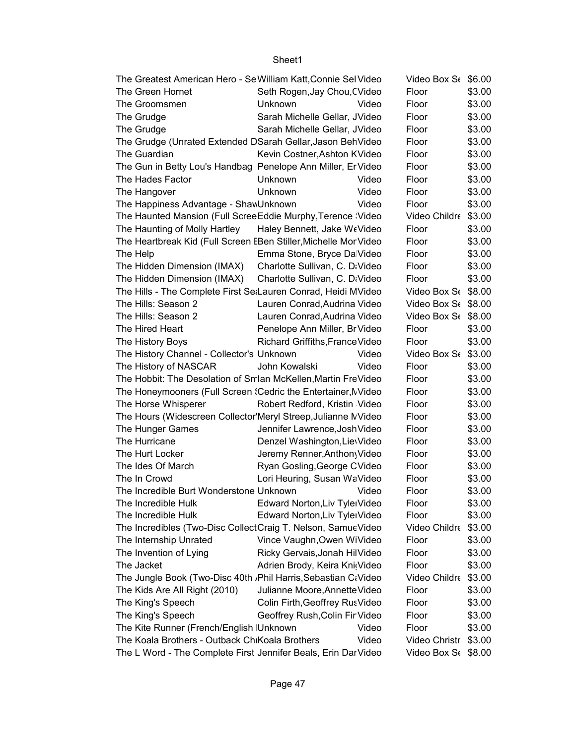| | | | | |
|---|---|---|---|---|
| The Greatest American Hero - Se | William Katt,Connie Sel | Video | Video Box Se | $6.00 |
| The Green Hornet | Seth Rogen,Jay Chou,C | Video | Floor | $3.00 |
| The Groomsmen | Unknown | Video | Floor | $3.00 |
| The Grudge | Sarah Michelle Gellar, J | Video | Floor | $3.00 |
| The Grudge | Sarah Michelle Gellar, J | Video | Floor | $3.00 |
| The Grudge (Unrated Extended D | Sarah Gellar,Jason Beh | Video | Floor | $3.00 |
| The Guardian | Kevin Costner,Ashton K | Video | Floor | $3.00 |
| The Gun in Betty Lou's Handbag | Penelope Ann Miller, Er | Video | Floor | $3.00 |
| The Hades Factor | Unknown | Video | Floor | $3.00 |
| The Hangover | Unknown | Video | Floor | $3.00 |
| The Happiness Advantage - Shaw | Unknown | Video | Floor | $3.00 |
| The Haunted Mansion (Full Scree | Eddie Murphy,Terence | Video | Video Childre | $3.00 |
| The Haunting of Molly Hartley | Haley Bennett, Jake We | Video | Floor | $3.00 |
| The Heartbreak Kid (Full Screen E | Ben Stiller,Michelle Mor | Video | Floor | $3.00 |
| The Help | Emma Stone, Bryce Da | Video | Floor | $3.00 |
| The Hidden Dimension (IMAX) | Charlotte Sullivan, C. D | Video | Floor | $3.00 |
| The Hidden Dimension (IMAX) | Charlotte Sullivan, C. D | Video | Floor | $3.00 |
| The Hills - The Complete First Se | Lauren Conrad, Heidi M | Video | Video Box Se | $8.00 |
| The Hills: Season 2 | Lauren Conrad,Audrina | Video | Video Box Se | $8.00 |
| The Hills: Season 2 | Lauren Conrad,Audrina | Video | Video Box Se | $8.00 |
| The Hired Heart | Penelope Ann Miller, Br | Video | Floor | $3.00 |
| The History Boys | Richard Griffiths,France | Video | Floor | $3.00 |
| The History Channel - Collector's | Unknown | Video | Video Box Se | $3.00 |
| The History of NASCAR | John Kowalski | Video | Floor | $3.00 |
| The Hobbit: The Desolation of Sm | Ian McKellen,Martin Fre | Video | Floor | $3.00 |
| The Honeymooners (Full Screen | Cedric the Entertainer,M | Video | Floor | $3.00 |
| The Horse Whisperer | Robert Redford, Kristin | Video | Floor | $3.00 |
| The Hours (Widescreen Collector' | Meryl Streep,Julianne M | Video | Floor | $3.00 |
| The Hunger Games | Jennifer Lawrence,Josh | Video | Floor | $3.00 |
| The Hurricane | Denzel Washington,Lie | Video | Floor | $3.00 |
| The Hurt Locker | Jeremy Renner,Anthony | Video | Floor | $3.00 |
| The Ides Of March | Ryan Gosling,George C | Video | Floor | $3.00 |
| The In Crowd | Lori Heuring, Susan Wa | Video | Floor | $3.00 |
| The Incredible Burt Wonderstone | Unknown | Video | Floor | $3.00 |
| The Incredible Hulk | Edward Norton,Liv Tyle | Video | Floor | $3.00 |
| The Incredible Hulk | Edward Norton,Liv Tyle | Video | Floor | $3.00 |
| The Incredibles (Two-Disc Collect | Craig T. Nelson, Samue | Video | Video Childre | $3.00 |
| The Internship Unrated | Vince Vaughn,Owen Wi | Video | Floor | $3.00 |
| The Invention of Lying | Ricky Gervais,Jonah Hil | Video | Floor | $3.00 |
| The Jacket | Adrien Brody, Keira Kni | Video | Floor | $3.00 |
| The Jungle Book (Two-Disc 40th | Phil Harris,Sebastian Ca | Video | Video Childre | $3.00 |
| The Kids Are All Right (2010) | Julianne Moore,Annette | Video | Floor | $3.00 |
| The King's Speech | Colin Firth,Geoffrey Rus | Video | Floor | $3.00 |
| The King's Speech | Geoffrey Rush,Colin Fir | Video | Floor | $3.00 |
| The Kite Runner (French/English | Unknown | Video | Floor | $3.00 |
| The Koala Brothers - Outback Ch | Koala Brothers | Video | Video Christr | $3.00 |
| The L Word - The Complete First | Jennifer Beals, Erin Dar | Video | Video Box Se | $8.00 |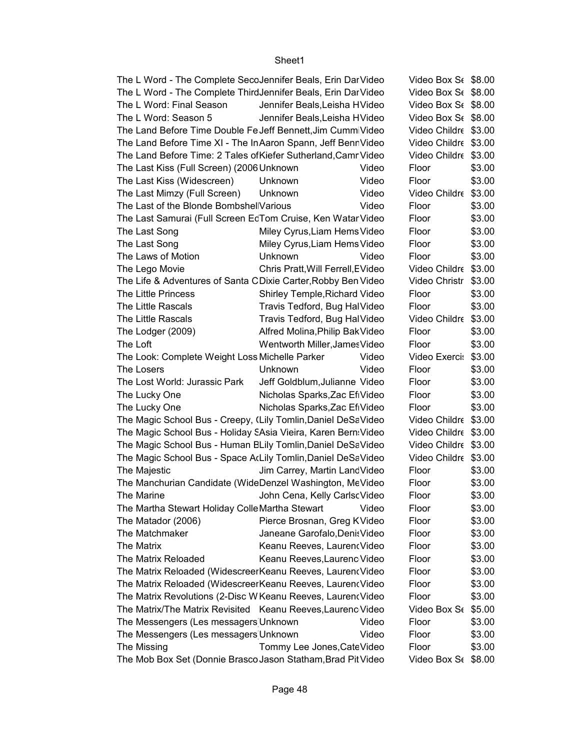Sheet1

| | | | | |
|---|---|---|---|---|
| The L Word - The Complete Seco | Jennifer Beals, Erin Dar | Video | Video Box Se | $8.00 |
| The L Word - The Complete Third | Jennifer Beals, Erin Dar | Video | Video Box Se | $8.00 |
| The L Word: Final Season | Jennifer Beals,Leisha H | Video | Video Box Se | $8.00 |
| The L Word: Season 5 | Jennifer Beals,Leisha H | Video | Video Box Se | $8.00 |
| The Land Before Time Double Fe | Jeff Bennett,Jim Cummi | Video | Video Childre | $3.00 |
| The Land Before Time XI - The In | Aaron Spann, Jeff Benn | Video | Video Childre | $3.00 |
| The Land Before Time: 2 Tales of | Kiefer Sutherland,Camr | Video | Video Childre | $3.00 |
| The Last Kiss (Full Screen) (2006 | Unknown | Video | Floor | $3.00 |
| The Last Kiss (Widescreen) | Unknown | Video | Floor | $3.00 |
| The Last Mimzy (Full Screen) | Unknown | Video | Video Childre | $3.00 |
| The Last of the Blonde Bombshell | Various | Video | Floor | $3.00 |
| The Last Samurai (Full Screen Ed | Tom Cruise, Ken Watar | Video | Floor | $3.00 |
| The Last Song | Miley Cyrus,Liam Hems | Video | Floor | $3.00 |
| The Last Song | Miley Cyrus,Liam Hems | Video | Floor | $3.00 |
| The Laws of Motion | Unknown | Video | Floor | $3.00 |
| The Lego Movie | Chris Pratt,Will Ferrell,E | Video | Video Childre | $3.00 |
| The Life & Adventures of Santa C | Dixie Carter,Robby Ben | Video | Video Christr | $3.00 |
| The Little Princess | Shirley Temple,Richard | Video | Floor | $3.00 |
| The Little Rascals | Travis Tedford, Bug Hal | Video | Floor | $3.00 |
| The Little Rascals | Travis Tedford, Bug Hal | Video | Video Childre | $3.00 |
| The Lodger (2009) | Alfred Molina,Philip Bak | Video | Floor | $3.00 |
| The Loft | Wentworth Miller,James | Video | Floor | $3.00 |
| The Look: Complete Weight Loss | Michelle Parker | Video | Video Exercis | $3.00 |
| The Losers | Unknown | Video | Floor | $3.00 |
| The Lost World: Jurassic Park | Jeff Goldblum,Julianne | Video | Floor | $3.00 |
| The Lucky One | Nicholas Sparks,Zac Ef | Video | Floor | $3.00 |
| The Lucky One | Nicholas Sparks,Zac Ef | Video | Floor | $3.00 |
| The Magic School Bus - Creepy, ( | Lily Tomlin,Daniel DeSa | Video | Video Childre | $3.00 |
| The Magic School Bus - Holiday S | Asia Vieira, Karen Bern | Video | Video Childre | $3.00 |
| The Magic School Bus - Human B | Lily Tomlin,Daniel DeSa | Video | Video Childre | $3.00 |
| The Magic School Bus - Space Ac | Lily Tomlin,Daniel DeSa | Video | Video Childre | $3.00 |
| The Majestic | Jim Carrey, Martin Land | Video | Floor | $3.00 |
| The Manchurian Candidate (Wide | Denzel Washington, Me | Video | Floor | $3.00 |
| The Marine | John Cena, Kelly Carlsc | Video | Floor | $3.00 |
| The Martha Stewart Holiday Colle | Martha Stewart | Video | Floor | $3.00 |
| The Matador (2006) | Pierce Brosnan, Greg K | Video | Floor | $3.00 |
| The Matchmaker | Janeane Garofalo,Denis | Video | Floor | $3.00 |
| The Matrix | Keanu Reeves, Laurenc | Video | Floor | $3.00 |
| The Matrix Reloaded | Keanu Reeves,Laurenc | Video | Floor | $3.00 |
| The Matrix Reloaded (Widescreer | Keanu Reeves, Laurenc | Video | Floor | $3.00 |
| The Matrix Reloaded (Widescreer | Keanu Reeves, Laurenc | Video | Floor | $3.00 |
| The Matrix Revolutions (2-Disc W | Keanu Reeves, Laurenc | Video | Floor | $3.00 |
| The Matrix/The Matrix Revisited | Keanu Reeves,Laurenc | Video | Video Box Se | $5.00 |
| The Messengers (Les messagers | Unknown | Video | Floor | $3.00 |
| The Messengers (Les messagers | Unknown | Video | Floor | $3.00 |
| The Missing | Tommy Lee Jones,Cate | Video | Floor | $3.00 |
| The Mob Box Set (Donnie Brasco | Jason Statham,Brad Pit | Video | Video Box Se | $8.00 |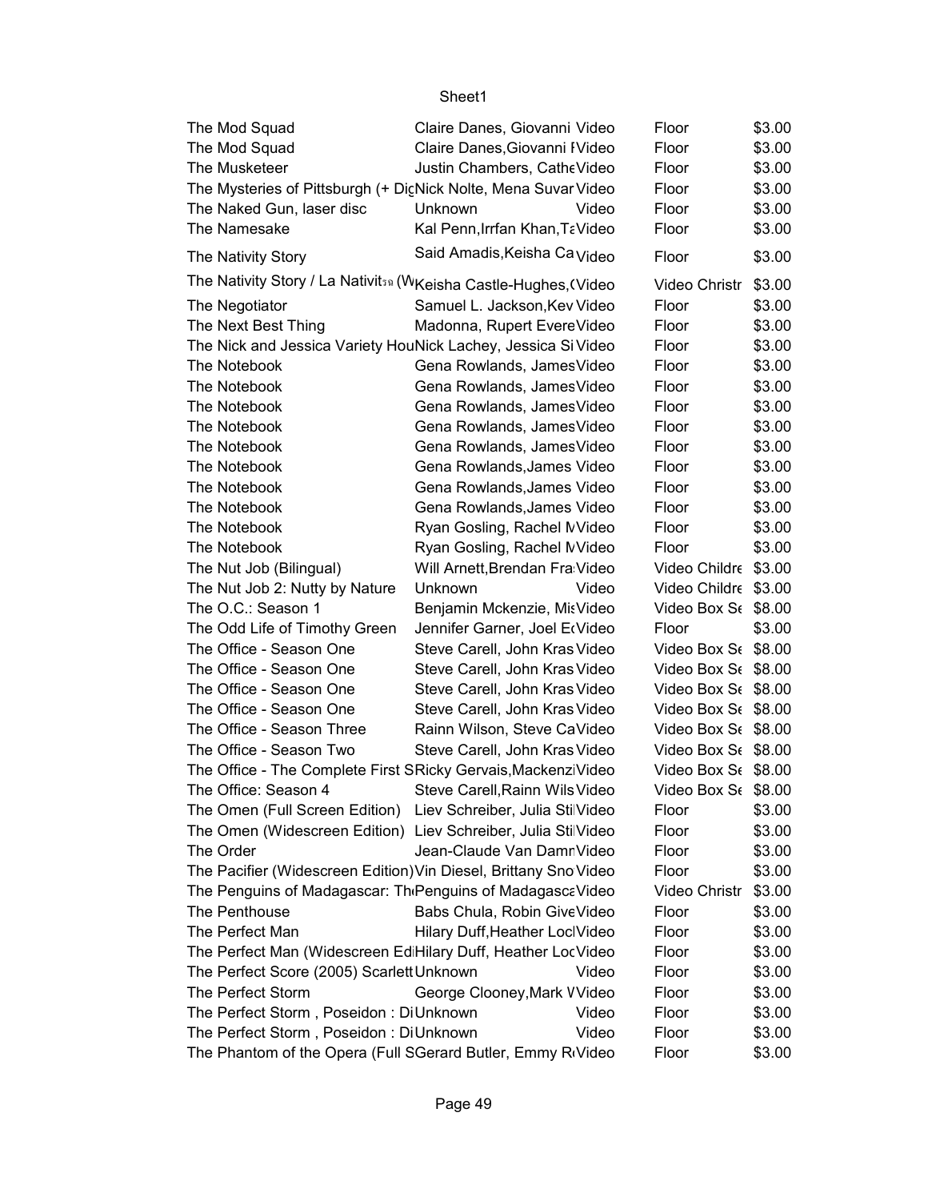Sheet1

| | | | | |
|---|---|---|---|---|
| The Mod Squad | Claire Danes, Giovanni | Video | Floor | $3.00 |
| The Mod Squad | Claire Danes,Giovanni I | Video | Floor | $3.00 |
| The Musketeer | Justin Chambers, Cathe | Video | Floor | $3.00 |
| The Mysteries of Pittsburgh (+ Dig | Nick Nolte, Mena Suvar | Video | Floor | $3.00 |
| The Naked Gun, laser disc | Unknown | Video | Floor | $3.00 |
| The Namesake | Kal Penn,Irrfan Khan,Ta | Video | Floor | $3.00 |
| The Nativity Story | Said Amadis,Keisha Ca | Video | Floor | $3.00 |
| The Nativity Story / La Nativitรถ (W | Keisha Castle-Hughes,( | Video | Video Christr | $3.00 |
| The Negotiator | Samuel L. Jackson,Kev | Video | Floor | $3.00 |
| The Next Best Thing | Madonna, Rupert Evere | Video | Floor | $3.00 |
| The Nick and Jessica Variety Hou | Nick Lachey, Jessica Si | Video | Floor | $3.00 |
| The Notebook | Gena Rowlands, James | Video | Floor | $3.00 |
| The Notebook | Gena Rowlands, James | Video | Floor | $3.00 |
| The Notebook | Gena Rowlands, James | Video | Floor | $3.00 |
| The Notebook | Gena Rowlands, James | Video | Floor | $3.00 |
| The Notebook | Gena Rowlands, James | Video | Floor | $3.00 |
| The Notebook | Gena Rowlands,James | Video | Floor | $3.00 |
| The Notebook | Gena Rowlands,James | Video | Floor | $3.00 |
| The Notebook | Gena Rowlands,James | Video | Floor | $3.00 |
| The Notebook | Ryan Gosling, Rachel M | Video | Floor | $3.00 |
| The Notebook | Ryan Gosling, Rachel M | Video | Floor | $3.00 |
| The Nut Job (Bilingual) | Will Arnett,Brendan Fra | Video | Video Childre | $3.00 |
| The Nut Job 2: Nutty by Nature | Unknown | Video | Video Childre | $3.00 |
| The O.C.: Season 1 | Benjamin Mckenzie, Mis | Video | Video Box Se | $8.00 |
| The Odd Life of Timothy Green | Jennifer Garner, Joel E | Video | Floor | $3.00 |
| The Office - Season One | Steve Carell, John Kras | Video | Video Box Se | $8.00 |
| The Office - Season One | Steve Carell, John Kras | Video | Video Box Se | $8.00 |
| The Office - Season One | Steve Carell, John Kras | Video | Video Box Se | $8.00 |
| The Office - Season One | Steve Carell, John Kras | Video | Video Box Se | $8.00 |
| The Office - Season Three | Rainn Wilson, Steve Ca | Video | Video Box Se | $8.00 |
| The Office - Season Two | Steve Carell, John Kras | Video | Video Box Se | $8.00 |
| The Office - The Complete First S | Ricky Gervais,Mackenzi | Video | Video Box Se | $8.00 |
| The Office: Season 4 | Steve Carell,Rainn Wils | Video | Video Box Se | $8.00 |
| The Omen (Full Screen Edition) | Liev Schreiber, Julia Sti | Video | Floor | $3.00 |
| The Omen (Widescreen Edition) | Liev Schreiber, Julia Sti | Video | Floor | $3.00 |
| The Order | Jean-Claude Van Damn | Video | Floor | $3.00 |
| The Pacifier (Widescreen Edition) | Vin Diesel, Brittany Sno | Video | Floor | $3.00 |
| The Penguins of Madagascar: Th | Penguins of Madagasca | Video | Video Christr | $3.00 |
| The Penthouse | Babs Chula, Robin Give | Video | Floor | $3.00 |
| The Perfect Man | Hilary Duff,Heather Loc | Video | Floor | $3.00 |
| The Perfect Man (Widescreen Ed | Hilary Duff, Heather Loc | Video | Floor | $3.00 |
| The Perfect Score (2005) Scarlett | Unknown | Video | Floor | $3.00 |
| The Perfect Storm | George Clooney,Mark W | Video | Floor | $3.00 |
| The Perfect Storm , Poseidon : Di | Unknown | Video | Floor | $3.00 |
| The Perfect Storm , Poseidon : Di | Unknown | Video | Floor | $3.00 |
| The Phantom of the Opera (Full S | Gerard Butler, Emmy R | Video | Floor | $3.00 |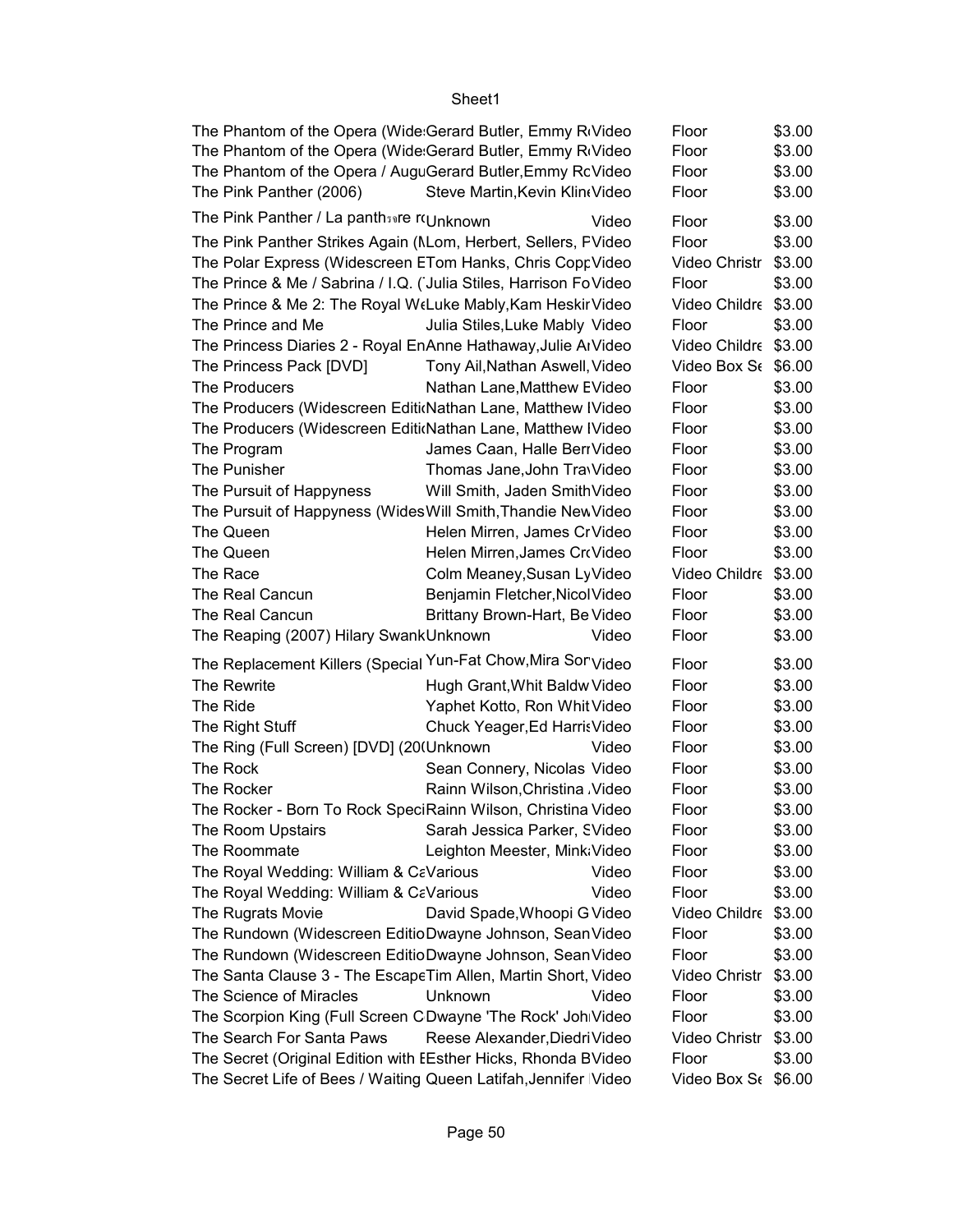Sheet1

| | | | | |
|---|---|---|---|---|
| The Phantom of the Opera (Wide: | Gerard Butler, Emmy R | Video | Floor | $3.00 |
| The Phantom of the Opera (Wide: | Gerard Butler, Emmy R | Video | Floor | $3.00 |
| The Phantom of the Opera / Augu | Gerard Butler,Emmy Rc | Video | Floor | $3.00 |
| The Pink Panther (2006) | Steve Martin,Kevin Klin | Video | Floor | $3.00 |
| The Pink Panther / La panthère r | Unknown | Video | Floor | $3.00 |
| The Pink Panther Strikes Again (N | Lom, Herbert, Sellers, F | Video | Floor | $3.00 |
| The Polar Express (Widescreen E | Tom Hanks, Chris Copp | Video | Video Christr | $3.00 |
| The Prince & Me / Sabrina / I.Q. ( | Julia Stiles, Harrison Fo | Video | Floor | $3.00 |
| The Prince & Me 2: The Royal We | Luke Mably,Kam Heskir | Video | Video Childre | $3.00 |
| The Prince and Me | Julia Stiles,Luke Mably | Video | Floor | $3.00 |
| The Princess Diaries 2 - Royal En | Anne Hathaway,Julie A | Video | Video Childre | $3.00 |
| The Princess Pack [DVD] | Tony Ail,Nathan Aswell, | Video | Video Box Se | $6.00 |
| The Producers | Nathan Lane,Matthew E | Video | Floor | $3.00 |
| The Producers (Widescreen Editi | Nathan Lane, Matthew I | Video | Floor | $3.00 |
| The Producers (Widescreen Editi | Nathan Lane, Matthew I | Video | Floor | $3.00 |
| The Program | James Caan, Halle Berr | Video | Floor | $3.00 |
| The Punisher | Thomas Jane,John Tra | Video | Floor | $3.00 |
| The Pursuit of Happyness | Will Smith, Jaden Smith | Video | Floor | $3.00 |
| The Pursuit of Happyness (Wides | Will Smith,Thandie New | Video | Floor | $3.00 |
| The Queen | Helen Mirren, James Cr | Video | Floor | $3.00 |
| The Queen | Helen Mirren,James Cr | Video | Floor | $3.00 |
| The Race | Colm Meaney,Susan Ly | Video | Video Childre | $3.00 |
| The Real Cancun | Benjamin Fletcher,Nicol | Video | Floor | $3.00 |
| The Real Cancun | Brittany Brown-Hart, Be | Video | Floor | $3.00 |
| The Reaping (2007) Hilary Swank | Unknown | Video | Floor | $3.00 |
| The Replacement Killers (Special | Yun-Fat Chow,Mira Sor | Video | Floor | $3.00 |
| The Rewrite | Hugh Grant,Whit Baldw | Video | Floor | $3.00 |
| The Ride | Yaphet Kotto, Ron Whit | Video | Floor | $3.00 |
| The Right Stuff | Chuck Yeager,Ed Harris | Video | Floor | $3.00 |
| The Ring (Full Screen) [DVD] (20( | Unknown | Video | Floor | $3.00 |
| The Rock | Sean Connery, Nicolas | Video | Floor | $3.00 |
| The Rocker | Rainn Wilson,Christina | Video | Floor | $3.00 |
| The Rocker - Born To Rock Speci | Rainn Wilson, Christina | Video | Floor | $3.00 |
| The Room Upstairs | Sarah Jessica Parker, S | Video | Floor | $3.00 |
| The Roommate | Leighton Meester, Mink | Video | Floor | $3.00 |
| The Royal Wedding: William & Ca | Various | Video | Floor | $3.00 |
| The Royal Wedding: William & Ca | Various | Video | Floor | $3.00 |
| The Rugrats Movie | David Spade,Whoopi G | Video | Video Childre | $3.00 |
| The Rundown (Widescreen Editio | Dwayne Johnson, Sean | Video | Floor | $3.00 |
| The Rundown (Widescreen Editio | Dwayne Johnson, Sean | Video | Floor | $3.00 |
| The Santa Clause 3 - The Escape | Tim Allen, Martin Short, | Video | Video Christr | $3.00 |
| The Science of Miracles | Unknown | Video | Floor | $3.00 |
| The Scorpion King (Full Screen C | Dwayne 'The Rock' Joh | Video | Floor | $3.00 |
| The Search For Santa Paws | Reese Alexander,Diedri | Video | Video Christr | $3.00 |
| The Secret (Original Edition with E | Esther Hicks, Rhonda B | Video | Floor | $3.00 |
| The Secret Life of Bees / Waiting | Queen Latifah,Jennifer | Video | Video Box Se | $6.00 |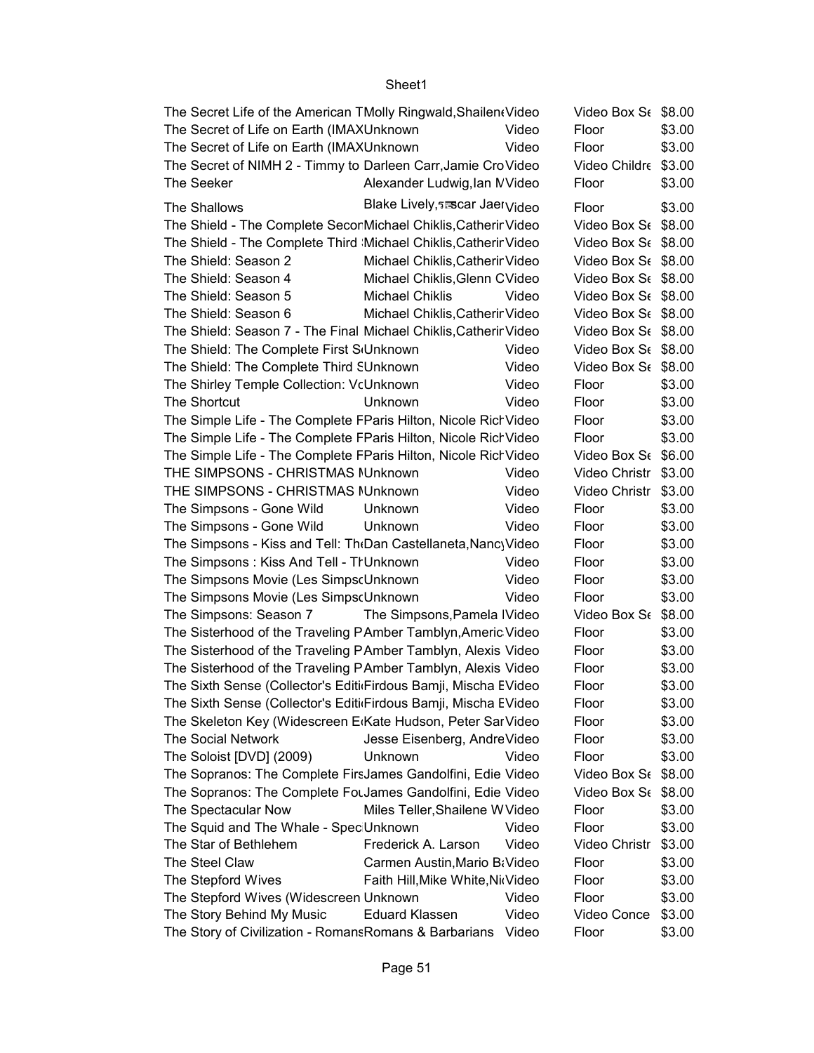Sheet1

| | | | | |
|---|---|---|---|---|
| The Secret Life of the American T | Molly Ringwald,Shailen | Video | Video Box Se | $8.00 |
| The Secret of Life on Earth (IMAX | Unknown | Video | Floor | $3.00 |
| The Secret of Life on Earth (IMAX | Unknown | Video | Floor | $3.00 |
| The Secret of NIMH 2 - Timmy to | Darleen Carr,Jamie Cro | Video | Video Childre | $3.00 |
| The Seeker | Alexander Ludwig,Ian M | Video | Floor | $3.00 |
| The Shallows | Blake Lively,Óscar Jaer | Video | Floor | $3.00 |
| The Shield - The Complete Secon | Michael Chiklis,Catherin | Video | Video Box Se | $8.00 |
| The Shield - The Complete Third | Michael Chiklis,Catherin | Video | Video Box Se | $8.00 |
| The Shield: Season 2 | Michael Chiklis,Catherin | Video | Video Box Se | $8.00 |
| The Shield: Season 4 | Michael Chiklis,Glenn C | Video | Video Box Se | $8.00 |
| The Shield: Season 5 | Michael Chiklis | Video | Video Box Se | $8.00 |
| The Shield: Season 6 | Michael Chiklis,Catherin | Video | Video Box Se | $8.00 |
| The Shield: Season 7 - The Final | Michael Chiklis,Catherin | Video | Video Box Se | $8.00 |
| The Shield: The Complete First S | Unknown | Video | Video Box Se | $8.00 |
| The Shield: The Complete Third S | Unknown | Video | Video Box Se | $8.00 |
| The Shirley Temple Collection: Vo | Unknown | Video | Floor | $3.00 |
| The Shortcut | Unknown | Video | Floor | $3.00 |
| The Simple Life - The Complete F | Paris Hilton, Nicole Rich | Video | Floor | $3.00 |
| The Simple Life - The Complete F | Paris Hilton, Nicole Rich | Video | Floor | $3.00 |
| The Simple Life - The Complete F | Paris Hilton, Nicole Rich | Video | Video Box Se | $6.00 |
| THE SIMPSONS - CHRISTMAS I | Unknown | Video | Video Christm | $3.00 |
| THE SIMPSONS - CHRISTMAS I | Unknown | Video | Video Christm | $3.00 |
| The Simpsons - Gone Wild | Unknown | Video | Floor | $3.00 |
| The Simpsons - Gone Wild | Unknown | Video | Floor | $3.00 |
| The Simpsons - Kiss and Tell: Th | Dan Castellaneta,Nancy | Video | Floor | $3.00 |
| The Simpsons : Kiss And Tell - Th | Unknown | Video | Floor | $3.00 |
| The Simpsons Movie (Les Simpso | Unknown | Video | Floor | $3.00 |
| The Simpsons Movie (Les Simpso | Unknown | Video | Floor | $3.00 |
| The Simpsons: Season 7 | The Simpsons,Pamela I | Video | Video Box Se | $8.00 |
| The Sisterhood of the Traveling P | Amber Tamblyn,Americ | Video | Floor | $3.00 |
| The Sisterhood of the Traveling P | Amber Tamblyn, Alexis | Video | Floor | $3.00 |
| The Sisterhood of the Traveling P | Amber Tamblyn, Alexis | Video | Floor | $3.00 |
| The Sixth Sense (Collector's Editi | Firdous Bamji, Mischa B | Video | Floor | $3.00 |
| The Sixth Sense (Collector's Editi | Firdous Bamji, Mischa B | Video | Floor | $3.00 |
| The Skeleton Key (Widescreen E | Kate Hudson, Peter Sar | Video | Floor | $3.00 |
| The Social Network | Jesse Eisenberg, Andre | Video | Floor | $3.00 |
| The Soloist [DVD] (2009) | Unknown | Video | Floor | $3.00 |
| The Sopranos: The Complete Firs | James Gandolfini, Edie | Video | Video Box Se | $8.00 |
| The Sopranos: The Complete Fou | James Gandolfini, Edie | Video | Video Box Se | $8.00 |
| The Spectacular Now | Miles Teller,Shailene W | Video | Floor | $3.00 |
| The Squid and The Whale - Spec | Unknown | Video | Floor | $3.00 |
| The Star of Bethlehem | Frederick A. Larson | Video | Video Christm | $3.00 |
| The Steel Claw | Carmen Austin,Mario Ba | Video | Floor | $3.00 |
| The Stepford Wives | Faith Hill,Mike White,Ni | Video | Floor | $3.00 |
| The Stepford Wives (Widescreen | Unknown | Video | Floor | $3.00 |
| The Story Behind My Music | Eduard Klassen | Video | Video Conce | $3.00 |
| The Story of Civilization - Romans | Romans & Barbarians | Video | Floor | $3.00 |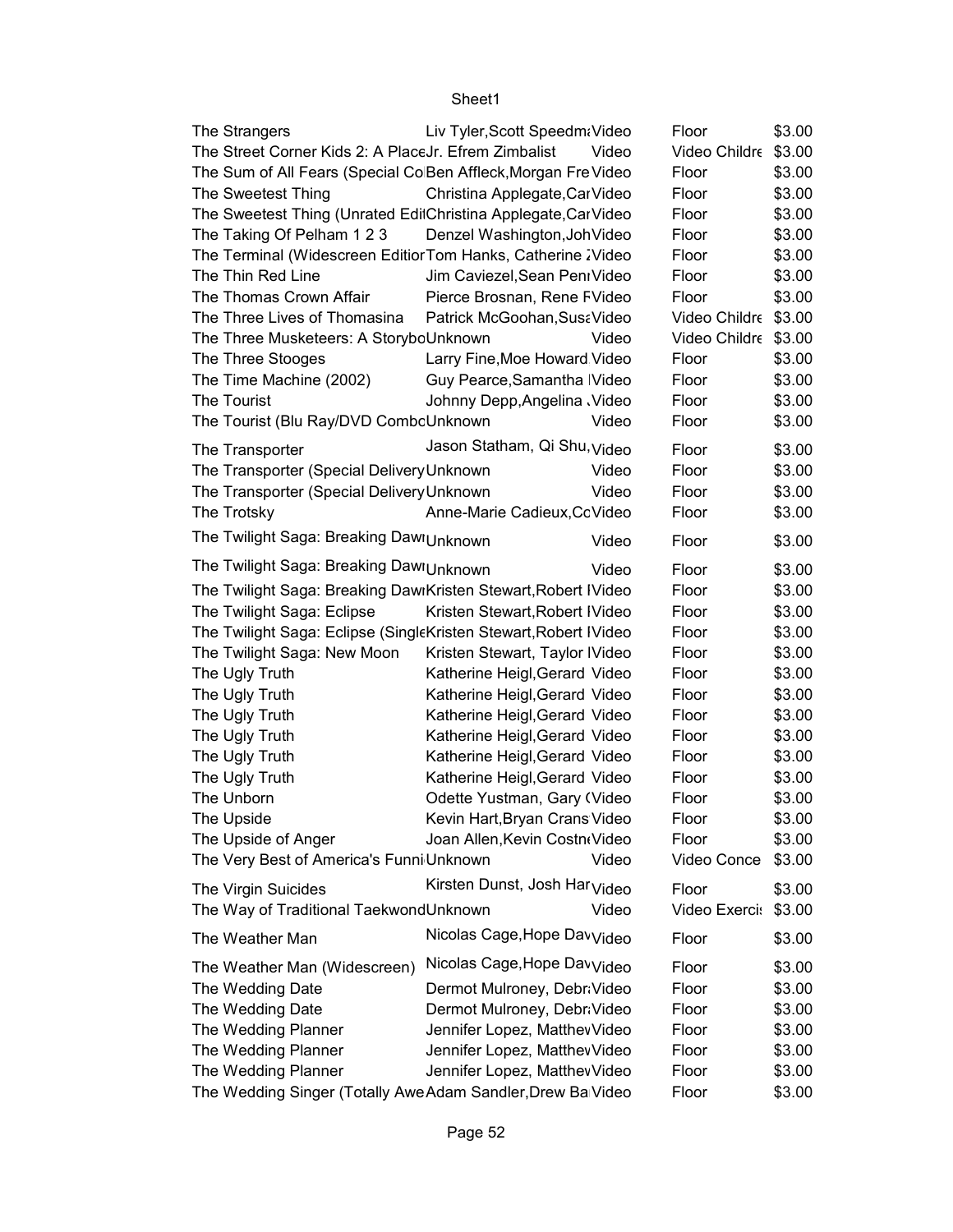Sheet1

| | | | | |
|---|---|---|---|---|
| The Strangers | Liv Tyler,Scott Speedm | Video | Floor | $3.00 |
| The Street Corner Kids 2: A Place | Jr. Efrem Zimbalist | Video | Video Childre | $3.00 |
| The Sum of All Fears (Special Co | Ben Affleck,Morgan Fre | Video | Floor | $3.00 |
| The Sweetest Thing | Christina Applegate,Car | Video | Floor | $3.00 |
| The Sweetest Thing (Unrated Edi | Christina Applegate,Car | Video | Floor | $3.00 |
| The Taking Of Pelham 1 2 3 | Denzel Washington,Joh | Video | Floor | $3.00 |
| The Terminal (Widescreen Editior | Tom Hanks, Catherine | Video | Floor | $3.00 |
| The Thin Red Line | Jim Caviezel,Sean Pen | Video | Floor | $3.00 |
| The Thomas Crown Affair | Pierce Brosnan, Rene F | Video | Floor | $3.00 |
| The Three Lives of Thomasina | Patrick McGoohan,Sus | Video | Video Childre | $3.00 |
| The Three Musketeers: A Storybo | Unknown | Video | Video Childre | $3.00 |
| The Three Stooges | Larry Fine,Moe Howard | Video | Floor | $3.00 |
| The Time Machine (2002) | Guy Pearce,Samantha | Video | Floor | $3.00 |
| The Tourist | Johnny Depp,Angelina | Video | Floor | $3.00 |
| The Tourist (Blu Ray/DVD Combo | Unknown | Video | Floor | $3.00 |
| The Transporter | Jason Statham, Qi Shu, | Video | Floor | $3.00 |
| The Transporter (Special Delivery | Unknown | Video | Floor | $3.00 |
| The Transporter (Special Delivery | Unknown | Video | Floor | $3.00 |
| The Trotsky | Anne-Marie Cadieux,Co | Video | Floor | $3.00 |
| The Twilight Saga: Breaking Daw | Unknown | Video | Floor | $3.00 |
| The Twilight Saga: Breaking Daw | Unknown | Video | Floor | $3.00 |
| The Twilight Saga: Breaking Daw | Kristen Stewart,Robert I | Video | Floor | $3.00 |
| The Twilight Saga: Eclipse | Kristen Stewart,Robert I | Video | Floor | $3.00 |
| The Twilight Saga: Eclipse (Single | Kristen Stewart,Robert I | Video | Floor | $3.00 |
| The Twilight Saga: New Moon | Kristen Stewart, Taylor I | Video | Floor | $3.00 |
| The Ugly Truth | Katherine Heigl,Gerard | Video | Floor | $3.00 |
| The Ugly Truth | Katherine Heigl,Gerard | Video | Floor | $3.00 |
| The Ugly Truth | Katherine Heigl,Gerard | Video | Floor | $3.00 |
| The Ugly Truth | Katherine Heigl,Gerard | Video | Floor | $3.00 |
| The Ugly Truth | Katherine Heigl,Gerard | Video | Floor | $3.00 |
| The Ugly Truth | Katherine Heigl,Gerard | Video | Floor | $3.00 |
| The Unborn | Odette Yustman, Gary ( | Video | Floor | $3.00 |
| The Upside | Kevin Hart,Bryan Crans | Video | Floor | $3.00 |
| The Upside of Anger | Joan Allen,Kevin Costn | Video | Floor | $3.00 |
| The Very Best of America's Funni | Unknown | Video | Video Conce | $3.00 |
| The Virgin Suicides | Kirsten Dunst, Josh Har | Video | Floor | $3.00 |
| The Way of Traditional Taekwond | Unknown | Video | Video Exercis | $3.00 |
| The Weather Man | Nicolas Cage,Hope Dav | Video | Floor | $3.00 |
| The Weather Man (Widescreen) | Nicolas Cage,Hope Dav | Video | Floor | $3.00 |
| The Wedding Date | Dermot Mulroney, Debr | Video | Floor | $3.00 |
| The Wedding Date | Dermot Mulroney, Debr | Video | Floor | $3.00 |
| The Wedding Planner | Jennifer Lopez, Matthe | Video | Floor | $3.00 |
| The Wedding Planner | Jennifer Lopez, Matthe | Video | Floor | $3.00 |
| The Wedding Planner | Jennifer Lopez, Matthe | Video | Floor | $3.00 |
| The Wedding Singer (Totally Awe | Adam Sandler,Drew Ba | Video | Floor | $3.00 |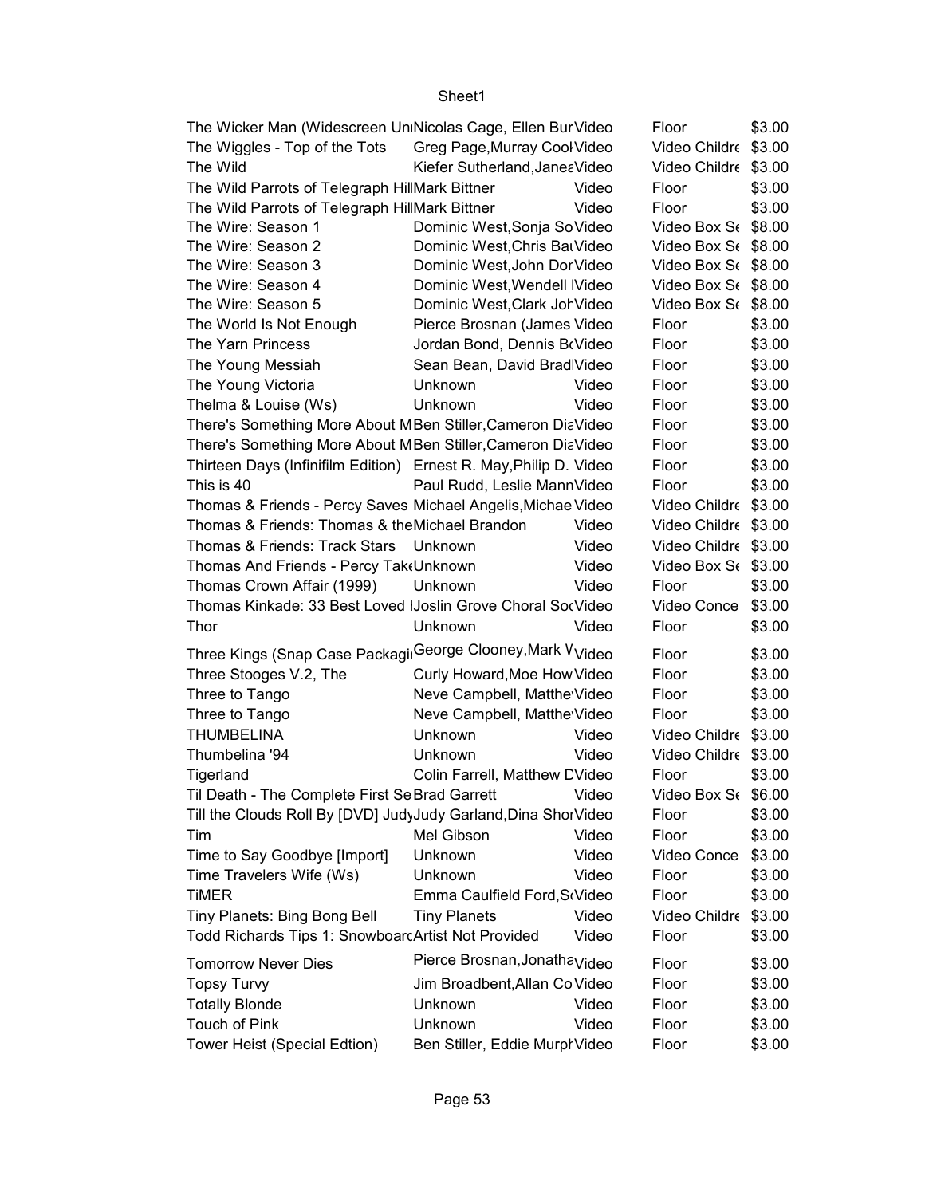| | | | | |
|---|---|---|---|---|
| The Wicker Man (Widescreen Un | Nicolas Cage, Ellen Bur | Video | Floor | $3.00 |
| The Wiggles - Top of the Tots | Greg Page,Murray Cool | Video | Video Childre | $3.00 |
| The Wild | Kiefer Sutherland,Janea | Video | Video Childre | $3.00 |
| The Wild Parrots of Telegraph Hil | Mark Bittner | Video | Floor | $3.00 |
| The Wild Parrots of Telegraph Hil | Mark Bittner | Video | Floor | $3.00 |
| The Wire: Season 1 | Dominic West,Sonja So | Video | Video Box Se | $8.00 |
| The Wire: Season 2 | Dominic West,Chris Ba | Video | Video Box Se | $8.00 |
| The Wire: Season 3 | Dominic West,John Dor | Video | Video Box Se | $8.00 |
| The Wire: Season 4 | Dominic West,Wendell | Video | Video Box Se | $8.00 |
| The Wire: Season 5 | Dominic West,Clark Joh | Video | Video Box Se | $8.00 |
| The World Is Not Enough | Pierce Brosnan (James | Video | Floor | $3.00 |
| The Yarn Princess | Jordan Bond, Dennis B | Video | Floor | $3.00 |
| The Young Messiah | Sean Bean, David Brad | Video | Floor | $3.00 |
| The Young Victoria | Unknown | Video | Floor | $3.00 |
| Thelma & Louise (Ws) | Unknown | Video | Floor | $3.00 |
| There's Something More About M | Ben Stiller,Cameron Dia | Video | Floor | $3.00 |
| There's Something More About M | Ben Stiller,Cameron Dia | Video | Floor | $3.00 |
| Thirteen Days (Infinifilm Edition) | Ernest R. May,Philip D. | Video | Floor | $3.00 |
| This is 40 | Paul Rudd, Leslie Mann | Video | Floor | $3.00 |
| Thomas & Friends - Percy Saves | Michael Angelis,Michae | Video | Video Childre | $3.00 |
| Thomas & Friends: Thomas & the | Michael Brandon | Video | Video Childre | $3.00 |
| Thomas & Friends: Track Stars | Unknown | Video | Video Childre | $3.00 |
| Thomas And Friends - Percy Take | Unknown | Video | Video Box Se | $3.00 |
| Thomas Crown Affair (1999) | Unknown | Video | Floor | $3.00 |
| Thomas Kinkade: 33 Best Loved I | Joslin Grove Choral So | Video | Video Conce | $3.00 |
| Thor | Unknown | Video | Floor | $3.00 |
| Three Kings (Snap Case Packagi | George Clooney,Mark W | Video | Floor | $3.00 |
| Three Stooges V.2, The | Curly Howard,Moe How | Video | Floor | $3.00 |
| Three to Tango | Neve Campbell, Matthe | Video | Floor | $3.00 |
| Three to Tango | Neve Campbell, Matthe | Video | Floor | $3.00 |
| THUMBELINA | Unknown | Video | Video Childre | $3.00 |
| Thumbelina '94 | Unknown | Video | Video Childre | $3.00 |
| Tigerland | Colin Farrell, Matthew D | Video | Floor | $3.00 |
| Til Death - The Complete First Se | Brad Garrett | Video | Video Box Se | $6.00 |
| Till the Clouds Roll By [DVD] Jud | Judy Garland,Dina Sho | Video | Floor | $3.00 |
| Tim | Mel Gibson | Video | Floor | $3.00 |
| Time to Say Goodbye [Import] | Unknown | Video | Video Conce | $3.00 |
| Time Travelers Wife (Ws) | Unknown | Video | Floor | $3.00 |
| TiMER | Emma Caulfield Ford,S | Video | Floor | $3.00 |
| Tiny Planets: Bing Bong Bell | Tiny Planets | Video | Video Childre | $3.00 |
| Todd Richards Tips 1: Snowboar | Artist Not Provided | Video | Floor | $3.00 |
| Tomorrow Never Dies | Pierce Brosnan,Jonatha | Video | Floor | $3.00 |
| Topsy Turvy | Jim Broadbent,Allan Co | Video | Floor | $3.00 |
| Totally Blonde | Unknown | Video | Floor | $3.00 |
| Touch of Pink | Unknown | Video | Floor | $3.00 |
| Tower Heist (Special Edtion) | Ben Stiller, Eddie Murph | Video | Floor | $3.00 |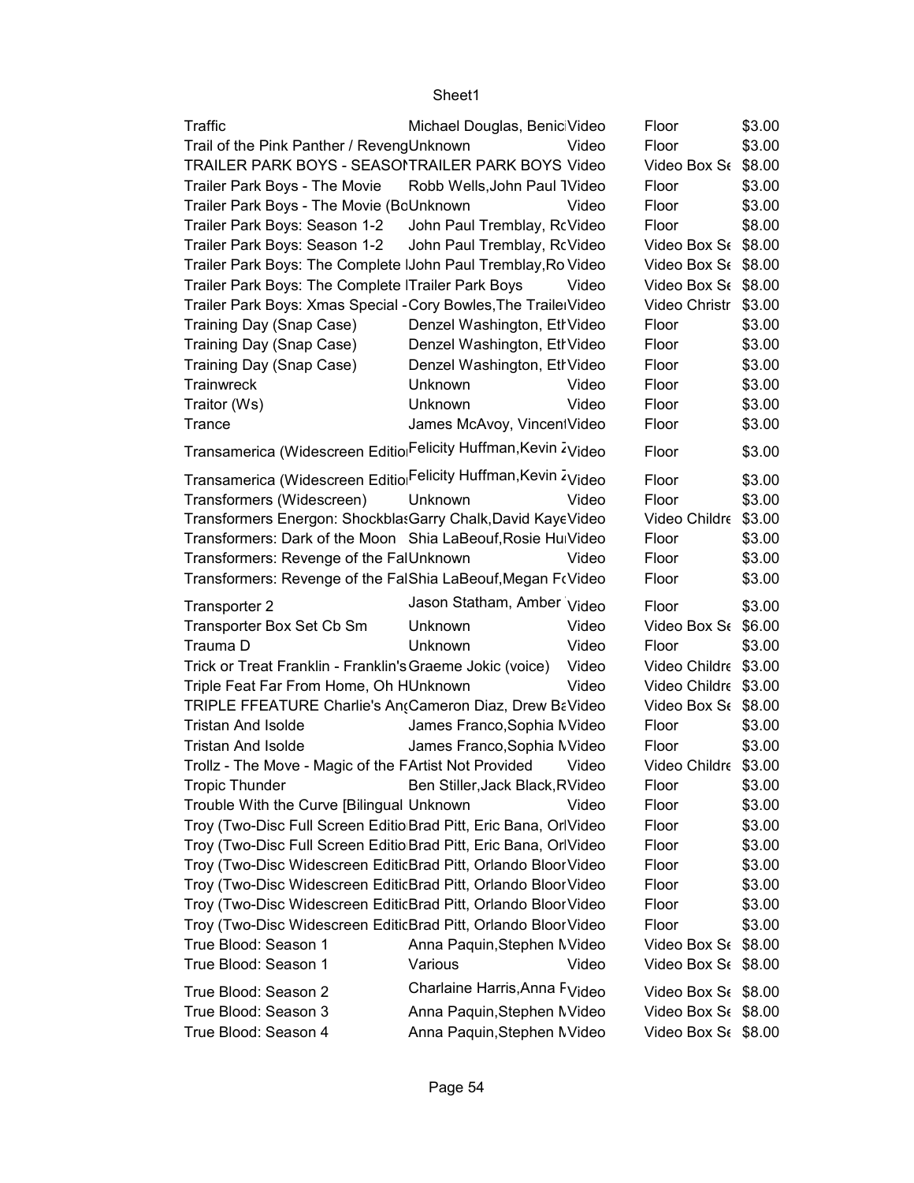| | | | | |
|---|---|---|---|---|
| Traffic | Michael Douglas, Benic | Video | Floor | $3.00 |
| Trail of the Pink Panther / Reveng | Unknown | Video | Floor | $3.00 |
| TRAILER PARK BOYS - SEASON | TRAILER PARK BOYS | Video | Video Box Se | $8.00 |
| Trailer Park Boys - The Movie | Robb Wells,John Paul T | Video | Floor | $3.00 |
| Trailer Park Boys - The Movie (Bo | Unknown | Video | Floor | $3.00 |
| Trailer Park Boys: Season 1-2 | John Paul Tremblay, Ro | Video | Floor | $8.00 |
| Trailer Park Boys: Season 1-2 | John Paul Tremblay, Ro | Video | Video Box Se | $8.00 |
| Trailer Park Boys: The Complete I | John Paul Tremblay,Ro | Video | Video Box Se | $8.00 |
| Trailer Park Boys: The Complete I | Trailer Park Boys | Video | Video Box Se | $8.00 |
| Trailer Park Boys: Xmas Special - | Cory Bowles,The Trailer | Video | Video Christm | $3.00 |
| Training Day (Snap Case) | Denzel Washington, Eth | Video | Floor | $3.00 |
| Training Day (Snap Case) | Denzel Washington, Eth | Video | Floor | $3.00 |
| Training Day (Snap Case) | Denzel Washington, Eth | Video | Floor | $3.00 |
| Trainwreck | Unknown | Video | Floor | $3.00 |
| Traitor (Ws) | Unknown | Video | Floor | $3.00 |
| Trance | James McAvoy, Vincent | Video | Floor | $3.00 |
| Transamerica (Widescreen Editio | Felicity Huffman,Kevin Z | Video | Floor | $3.00 |
| Transamerica (Widescreen Editio | Felicity Huffman,Kevin Z | Video | Floor | $3.00 |
| Transformers (Widescreen) | Unknown | Video | Floor | $3.00 |
| Transformers Energon: Shockblas | Garry Chalk,David Kaye | Video | Video Childre | $3.00 |
| Transformers: Dark of the Moon | Shia LaBeouf,Rosie Hu | Video | Floor | $3.00 |
| Transformers: Revenge of the Fal | Unknown | Video | Floor | $3.00 |
| Transformers: Revenge of the Fal | Shia LaBeouf,Megan Fo | Video | Floor | $3.00 |
| Transporter 2 | Jason Statham, Amber | Video | Floor | $3.00 |
| Transporter Box Set Cb Sm | Unknown | Video | Video Box Se | $6.00 |
| Trauma D | Unknown | Video | Floor | $3.00 |
| Trick or Treat Franklin - Franklin's | Graeme Jokic (voice) | Video | Video Childre | $3.00 |
| Triple Feat Far From Home, Oh H | Unknown | Video | Video Childre | $3.00 |
| TRIPLE FFEATURE Charlie's Ang | Cameron Diaz, Drew Ba | Video | Video Box Se | $8.00 |
| Tristan And Isolde | James Franco,Sophia M | Video | Floor | $3.00 |
| Tristan And Isolde | James Franco,Sophia M | Video | Floor | $3.00 |
| Trollz - The Move - Magic of the F | Artist Not Provided | Video | Video Childre | $3.00 |
| Tropic Thunder | Ben Stiller,Jack Black,R | Video | Floor | $3.00 |
| Trouble With the Curve [Bilingual | Unknown | Video | Floor | $3.00 |
| Troy (Two-Disc Full Screen Editio | Brad Pitt, Eric Bana, Orl | Video | Floor | $3.00 |
| Troy (Two-Disc Full Screen Editio | Brad Pitt, Eric Bana, Orl | Video | Floor | $3.00 |
| Troy (Two-Disc Widescreen Editio | Brad Pitt, Orlando Bloor | Video | Floor | $3.00 |
| Troy (Two-Disc Widescreen Editio | Brad Pitt, Orlando Bloor | Video | Floor | $3.00 |
| Troy (Two-Disc Widescreen Editio | Brad Pitt, Orlando Bloor | Video | Floor | $3.00 |
| Troy (Two-Disc Widescreen Editio | Brad Pitt, Orlando Bloor | Video | Floor | $3.00 |
| True Blood: Season 1 | Anna Paquin,Stephen M | Video | Video Box Se | $8.00 |
| True Blood: Season 1 | Various | Video | Video Box Se | $8.00 |
| True Blood: Season 2 | Charlaine Harris,Anna P | Video | Video Box Se | $8.00 |
| True Blood: Season 3 | Anna Paquin,Stephen M | Video | Video Box Se | $8.00 |
| True Blood: Season 4 | Anna Paquin,Stephen M | Video | Video Box Se | $8.00 |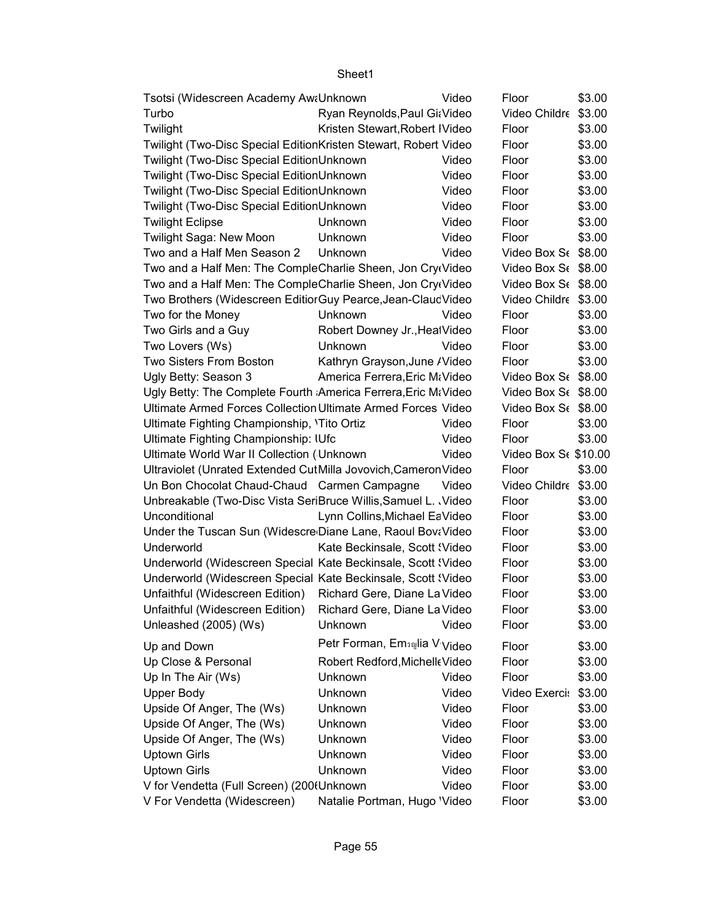Sheet1

| | | | | |
|---|---|---|---|---|
| Tsotsi (Widescreen Academy Aw | Unknown | Video | Floor | $3.00 |
| Turbo | Ryan Reynolds,Paul Gi | Video | Video Childre | $3.00 |
| Twilight | Kristen Stewart,Robert I | Video | Floor | $3.00 |
| Twilight (Two-Disc Special Edition | Kristen Stewart, Robert | Video | Floor | $3.00 |
| Twilight (Two-Disc Special Edition | Unknown | Video | Floor | $3.00 |
| Twilight (Two-Disc Special Edition | Unknown | Video | Floor | $3.00 |
| Twilight (Two-Disc Special Edition | Unknown | Video | Floor | $3.00 |
| Twilight (Two-Disc Special Edition | Unknown | Video | Floor | $3.00 |
| Twilight Eclipse | Unknown | Video | Floor | $3.00 |
| Twilight Saga: New Moon | Unknown | Video | Floor | $3.00 |
| Two and a Half Men Season 2 | Unknown | Video | Video Box Se | $8.00 |
| Two and a Half Men: The Comple | Charlie Sheen, Jon Cry | Video | Video Box Se | $8.00 |
| Two and a Half Men: The Comple | Charlie Sheen, Jon Cry | Video | Video Box Se | $8.00 |
| Two Brothers (Widescreen Editior | Guy Pearce,Jean-Claud | Video | Video Childre | $3.00 |
| Two for the Money | Unknown | Video | Floor | $3.00 |
| Two Girls and a Guy | Robert Downey Jr.,Hea | Video | Floor | $3.00 |
| Two Lovers (Ws) | Unknown | Video | Floor | $3.00 |
| Two Sisters From Boston | Kathryn Grayson,June A | Video | Floor | $3.00 |
| Ugly Betty: Season 3 | America Ferrera,Eric M | Video | Video Box Se | $8.00 |
| Ugly Betty: The Complete Fourth | America Ferrera,Eric M | Video | Video Box Se | $8.00 |
| Ultimate Armed Forces Collection | Ultimate Armed Forces | Video | Video Box Se | $8.00 |
| Ultimate Fighting Championship, | Tito Ortiz | Video | Floor | $3.00 |
| Ultimate Fighting Championship: | Ufc | Video | Floor | $3.00 |
| Ultimate World War II Collection ( | Unknown | Video | Video Box Se | $10.00 |
| Ultraviolet (Unrated Extended Cut | Milla Jovovich,Cameron | Video | Floor | $3.00 |
| Un Bon Chocolat Chaud-Chaud | Carmen Campagne | Video | Video Childre | $3.00 |
| Unbreakable (Two-Disc Vista Seri | Bruce Willis,Samuel L. | Video | Floor | $3.00 |
| Unconditional | Lynn Collins,Michael Ea | Video | Floor | $3.00 |
| Under the Tuscan Sun (Widescre | Diane Lane, Raoul Bov | Video | Floor | $3.00 |
| Underworld | Kate Beckinsale, Scott | Video | Floor | $3.00 |
| Underworld (Widescreen Special | Kate Beckinsale, Scott | Video | Floor | $3.00 |
| Underworld (Widescreen Special | Kate Beckinsale, Scott | Video | Floor | $3.00 |
| Unfaithful (Widescreen Edition) | Richard Gere, Diane La | Video | Floor | $3.00 |
| Unfaithful (Widescreen Edition) | Richard Gere, Diane La | Video | Floor | $3.00 |
| Unleashed (2005) (Ws) | Unknown | Video | Floor | $3.00 |
| Up and Down | Petr Forman, Emília V | Video | Floor | $3.00 |
| Up Close & Personal | Robert Redford,Michelle | Video | Floor | $3.00 |
| Up In The Air (Ws) | Unknown | Video | Floor | $3.00 |
| Upper Body | Unknown | Video | Video Exercis | $3.00 |
| Upside Of Anger, The (Ws) | Unknown | Video | Floor | $3.00 |
| Upside Of Anger, The (Ws) | Unknown | Video | Floor | $3.00 |
| Upside Of Anger, The (Ws) | Unknown | Video | Floor | $3.00 |
| Uptown Girls | Unknown | Video | Floor | $3.00 |
| Uptown Girls | Unknown | Video | Floor | $3.00 |
| V for Vendetta (Full Screen) (200 | Unknown | Video | Floor | $3.00 |
| V For Vendetta (Widescreen) | Natalie Portman, Hugo | Video | Floor | $3.00 |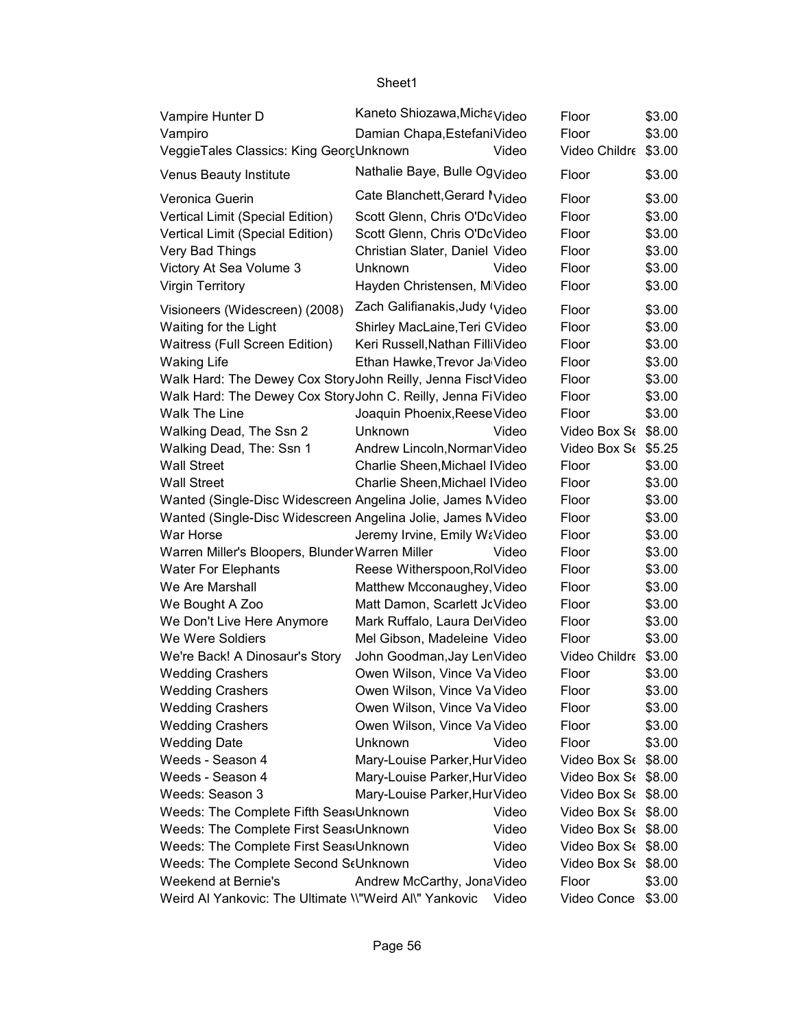| | | | | |
|---|---|---|---|---|
| Vampire Hunter D | Kaneto Shiozawa,Micha | Video | Floor | $3.00 |
| Vampiro | Damian Chapa,Estefani | Video | Floor | $3.00 |
| VeggieTales Classics: King Georg | Unknown | Video | Video Childre | $3.00 |
| Venus Beauty Institute | Nathalie Baye, Bulle Og | Video | Floor | $3.00 |
| Veronica Guerin | Cate Blanchett,Gerard M | Video | Floor | $3.00 |
| Vertical Limit (Special Edition) | Scott Glenn, Chris O'Do | Video | Floor | $3.00 |
| Vertical Limit (Special Edition) | Scott Glenn, Chris O'Do | Video | Floor | $3.00 |
| Very Bad Things | Christian Slater, Daniel | Video | Floor | $3.00 |
| Victory At Sea Volume 3 | Unknown | Video | Floor | $3.00 |
| Virgin Territory | Hayden Christensen, M | Video | Floor | $3.00 |
| Visioneers (Widescreen) (2008) | Zach Galifianakis,Judy ( | Video | Floor | $3.00 |
| Waiting for the Light | Shirley MacLaine,Teri G | Video | Floor | $3.00 |
| Waitress (Full Screen Edition) | Keri Russell,Nathan Filli | Video | Floor | $3.00 |
| Waking Life | Ethan Hawke,Trevor Ja | Video | Floor | $3.00 |
| Walk Hard: The Dewey Cox Story | John Reilly, Jenna Fisch | Video | Floor | $3.00 |
| Walk Hard: The Dewey Cox Story | John C. Reilly, Jenna Fi | Video | Floor | $3.00 |
| Walk The Line | Joaquin Phoenix,Reese | Video | Floor | $3.00 |
| Walking Dead, The Ssn 2 | Unknown | Video | Video Box Se | $8.00 |
| Walking Dead, The: Ssn 1 | Andrew Lincoln,Norman | Video | Video Box Se | $5.25 |
| Wall Street | Charlie Sheen,Michael I | Video | Floor | $3.00 |
| Wall Street | Charlie Sheen,Michael I | Video | Floor | $3.00 |
| Wanted (Single-Disc Widescreen | Angelina Jolie, James M | Video | Floor | $3.00 |
| Wanted (Single-Disc Widescreen | Angelina Jolie, James M | Video | Floor | $3.00 |
| War Horse | Jeremy Irvine, Emily Wa | Video | Floor | $3.00 |
| Warren Miller's Bloopers, Blunder | Warren Miller | Video | Floor | $3.00 |
| Water For Elephants | Reese Witherspoon,Rol | Video | Floor | $3.00 |
| We Are Marshall | Matthew Mcconaughey, | Video | Floor | $3.00 |
| We Bought A Zoo | Matt Damon, Scarlett Jo | Video | Floor | $3.00 |
| We Don't Live Here Anymore | Mark Ruffalo, Laura De | Video | Floor | $3.00 |
| We Were Soldiers | Mel Gibson, Madeleine | Video | Floor | $3.00 |
| We're Back! A Dinosaur's Story | John Goodman,Jay Len | Video | Video Childre | $3.00 |
| Wedding Crashers | Owen Wilson, Vince Va | Video | Floor | $3.00 |
| Wedding Crashers | Owen Wilson, Vince Va | Video | Floor | $3.00 |
| Wedding Crashers | Owen Wilson, Vince Va | Video | Floor | $3.00 |
| Wedding Crashers | Owen Wilson, Vince Va | Video | Floor | $3.00 |
| Wedding Date | Unknown | Video | Floor | $3.00 |
| Weeds - Season 4 | Mary-Louise Parker,Hur | Video | Video Box Se | $8.00 |
| Weeds - Season 4 | Mary-Louise Parker,Hur | Video | Video Box Se | $8.00 |
| Weeds: Season 3 | Mary-Louise Parker,Hur | Video | Video Box Se | $8.00 |
| Weeds: The Complete Fifth Seas | Unknown | Video | Video Box Se | $8.00 |
| Weeds: The Complete First Seas | Unknown | Video | Video Box Se | $8.00 |
| Weeds: The Complete First Seas | Unknown | Video | Video Box Se | $8.00 |
| Weeds: The Complete Second Se | Unknown | Video | Video Box Se | $8.00 |
| Weekend at Bernie's | Andrew McCarthy, Jona | Video | Floor | $3.00 |
| Weird Al Yankovic: The Ultimate | \\"Weird Al\" Yankovic | Video | Video Conce | $3.00 |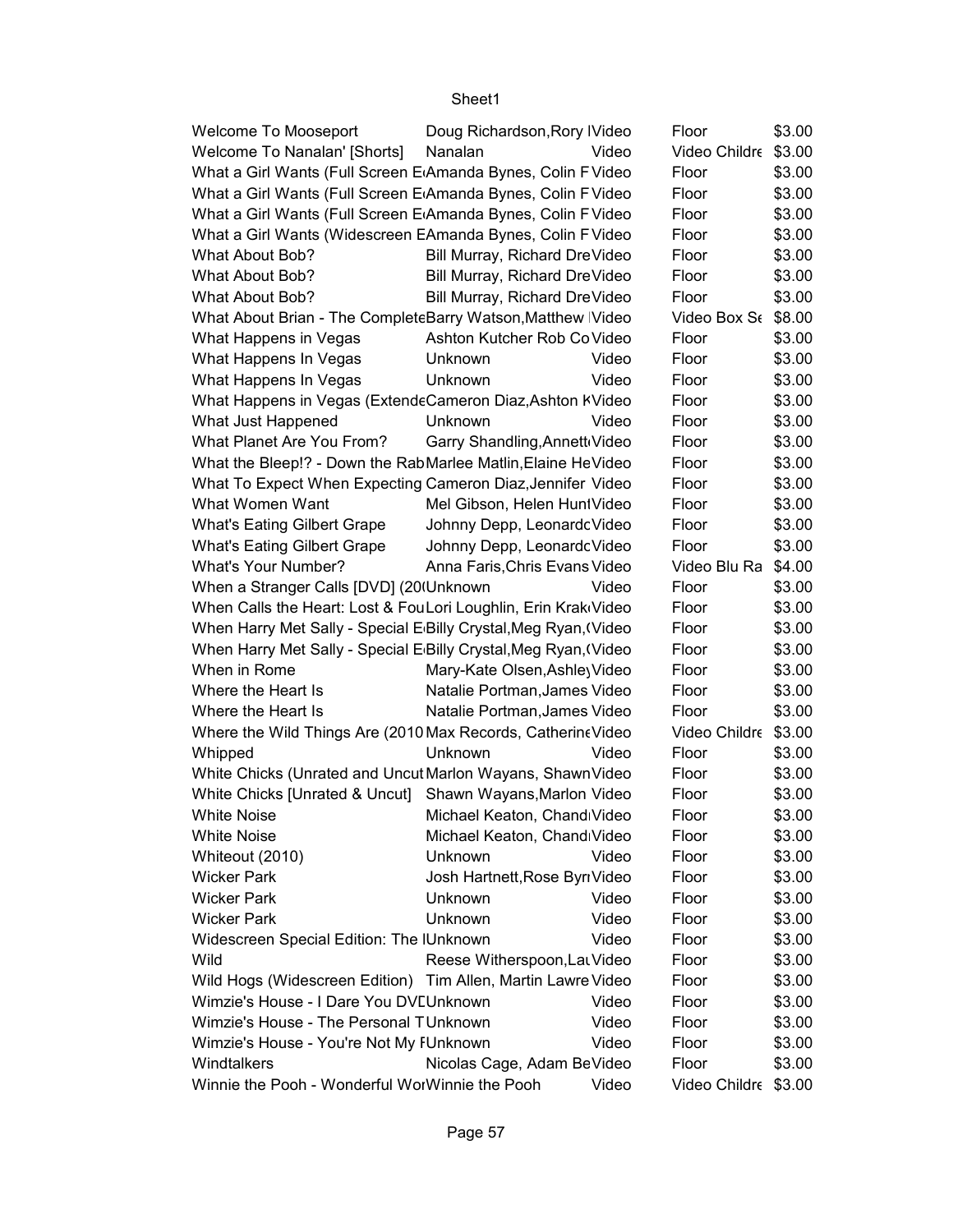Sheet1

| | | | | |
|---|---|---|---|---|
| Welcome To Mooseport | Doug Richardson,Rory I | Video | Floor | $3.00 |
| Welcome To Nanalan' [Shorts] | Nanalan | Video | Video Childre | $3.00 |
| What a Girl Wants (Full Screen E | Amanda Bynes, Colin F | Video | Floor | $3.00 |
| What a Girl Wants (Full Screen E | Amanda Bynes, Colin F | Video | Floor | $3.00 |
| What a Girl Wants (Full Screen E | Amanda Bynes, Colin F | Video | Floor | $3.00 |
| What a Girl Wants (Widescreen E | Amanda Bynes, Colin F | Video | Floor | $3.00 |
| What About Bob? | Bill Murray, Richard Dre | Video | Floor | $3.00 |
| What About Bob? | Bill Murray, Richard Dre | Video | Floor | $3.00 |
| What About Bob? | Bill Murray, Richard Dre | Video | Floor | $3.00 |
| What About Brian - The Complete | Barry Watson,Matthew I | Video | Video Box Se | $8.00 |
| What Happens in Vegas | Ashton Kutcher Rob Co | Video | Floor | $3.00 |
| What Happens In Vegas | Unknown | Video | Floor | $3.00 |
| What Happens In Vegas | Unknown | Video | Floor | $3.00 |
| What Happens in Vegas (Extende | Cameron Diaz,Ashton K | Video | Floor | $3.00 |
| What Just Happened | Unknown | Video | Floor | $3.00 |
| What Planet Are You From? | Garry Shandling,Annett | Video | Floor | $3.00 |
| What the Bleep!? - Down the Rab | Marlee Matlin,Elaine He | Video | Floor | $3.00 |
| What To Expect When Expecting | Cameron Diaz,Jennifer | Video | Floor | $3.00 |
| What Women Want | Mel Gibson, Helen Hunt | Video | Floor | $3.00 |
| What's Eating Gilbert Grape | Johnny Depp, Leonardo | Video | Floor | $3.00 |
| What's Eating Gilbert Grape | Johnny Depp, Leonardo | Video | Floor | $3.00 |
| What's Your Number? | Anna Faris,Chris Evans | Video | Video Blu Ra | $4.00 |
| When a Stranger Calls [DVD] (20 | Unknown | Video | Floor | $3.00 |
| When Calls the Heart: Lost & Fou | Lori Loughlin, Erin Krak | Video | Floor | $3.00 |
| When Harry Met Sally - Special E | Billy Crystal,Meg Ryan,( | Video | Floor | $3.00 |
| When Harry Met Sally - Special E | Billy Crystal,Meg Ryan,( | Video | Floor | $3.00 |
| When in Rome | Mary-Kate Olsen,Ashley | Video | Floor | $3.00 |
| Where the Heart Is | Natalie Portman,James | Video | Floor | $3.00 |
| Where the Heart Is | Natalie Portman,James | Video | Floor | $3.00 |
| Where the Wild Things Are (2010 | Max Records, Catherine | Video | Video Childre | $3.00 |
| Whipped | Unknown | Video | Floor | $3.00 |
| White Chicks (Unrated and Uncut | Marlon Wayans, Shawn | Video | Floor | $3.00 |
| White Chicks [Unrated & Uncut] | Shawn Wayans,Marlon | Video | Floor | $3.00 |
| White Noise | Michael Keaton, Chand | Video | Floor | $3.00 |
| White Noise | Michael Keaton, Chand | Video | Floor | $3.00 |
| Whiteout (2010) | Unknown | Video | Floor | $3.00 |
| Wicker Park | Josh Hartnett,Rose Byr | Video | Floor | $3.00 |
| Wicker Park | Unknown | Video | Floor | $3.00 |
| Wicker Park | Unknown | Video | Floor | $3.00 |
| Widescreen Special Edition: The I | Unknown | Video | Floor | $3.00 |
| Wild | Reese Witherspoon,La | Video | Floor | $3.00 |
| Wild Hogs (Widescreen Edition) | Tim Allen, Martin Lawre | Video | Floor | $3.00 |
| Wimzie's House - I Dare You DVD | Unknown | Video | Floor | $3.00 |
| Wimzie's House - The Personal T | Unknown | Video | Floor | $3.00 |
| Wimzie's House - You're Not My F | Unknown | Video | Floor | $3.00 |
| Windtalkers | Nicolas Cage, Adam Be | Video | Floor | $3.00 |
| Winnie the Pooh - Wonderful Wor | Winnie the Pooh | Video | Video Childre | $3.00 |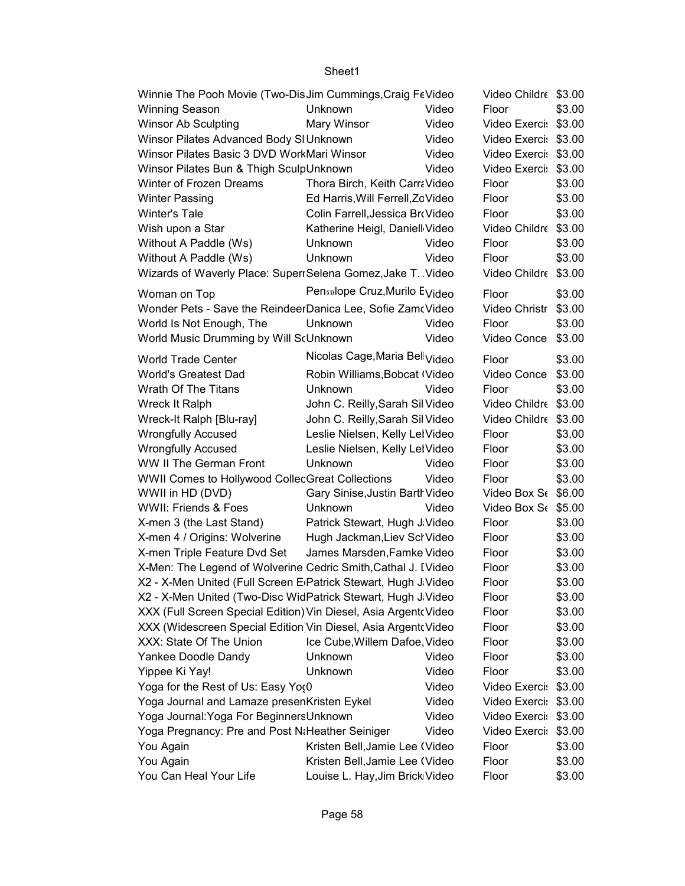| | | | | |
|---|---|---|---|---|
| Winnie The Pooh Movie (Two-Dis | Jim Cummings,Craig Fe | Video | Video Childre | $3.00 |
| Winning Season | Unknown | Video | Floor | $3.00 |
| Winsor Ab Sculpting | Mary Winsor | Video | Video Exercis | $3.00 |
| Winsor Pilates Advanced Body Sl | Unknown | Video | Video Exercis | $3.00 |
| Winsor Pilates Basic 3 DVD Work | Mari Winsor | Video | Video Exercis | $3.00 |
| Winsor Pilates Bun & Thigh Sculp | Unknown | Video | Video Exercis | $3.00 |
| Winter of Frozen Dreams | Thora Birch, Keith Carra | Video | Floor | $3.00 |
| Winter Passing | Ed Harris,Will Ferrell,Zo | Video | Floor | $3.00 |
| Winter's Tale | Colin Farrell,Jessica Bro | Video | Floor | $3.00 |
| Wish upon a Star | Katherine Heigl, Daniell | Video | Video Childre | $3.00 |
| Without A Paddle (Ws) | Unknown | Video | Floor | $3.00 |
| Without A Paddle (Ws) | Unknown | Video | Floor | $3.00 |
| Wizards of Waverly Place: Superr | Selena Gomez,Jake T. | Video | Video Childre | $3.00 |
| Woman on Top | Pen�lope Cruz,Murilo B | Video | Floor | $3.00 |
| Wonder Pets - Save the Reindeer | Danica Lee, Sofie Zamc | Video | Video Christr | $3.00 |
| World Is Not Enough, The | Unknown | Video | Floor | $3.00 |
| World Music Drumming by Will Sc | Unknown | Video | Video Conce | $3.00 |
| World Trade Center | Nicolas Cage,Maria Bell | Video | Floor | $3.00 |
| World's Greatest Dad | Robin Williams,Bobcat ( | Video | Video Conce | $3.00 |
| Wrath Of The Titans | Unknown | Video | Floor | $3.00 |
| Wreck It Ralph | John C. Reilly,Sarah Sil | Video | Video Childre | $3.00 |
| Wreck-It Ralph [Blu-ray] | John C. Reilly,Sarah Sil | Video | Video Childre | $3.00 |
| Wrongfully Accused | Leslie Nielsen, Kelly Le | Video | Floor | $3.00 |
| Wrongfully Accused | Leslie Nielsen, Kelly Le | Video | Floor | $3.00 |
| WW II The German Front | Unknown | Video | Floor | $3.00 |
| WWII Comes to Hollywood Collec | Great Collections | Video | Floor | $3.00 |
| WWII in HD (DVD) | Gary Sinise,Justin Barth | Video | Video Box Se | $6.00 |
| WWII: Friends & Foes | Unknown | Video | Video Box Se | $5.00 |
| X-men 3 (the Last Stand) | Patrick Stewart, Hugh J | Video | Floor | $3.00 |
| X-men 4 / Origins: Wolverine | Hugh Jackman,Liev Sch | Video | Floor | $3.00 |
| X-men Triple Feature Dvd Set | James Marsden,Famke | Video | Floor | $3.00 |
| X-Men: The Legend of Wolverine | Cedric Smith,Cathal J. I | Video | Floor | $3.00 |
| X2 - X-Men United (Full Screen E | Patrick Stewart, Hugh J | Video | Floor | $3.00 |
| X2 - X-Men United (Two-Disc Wid | Patrick Stewart, Hugh J | Video | Floor | $3.00 |
| XXX (Full Screen Special Edition) | Vin Diesel, Asia Argento | Video | Floor | $3.00 |
| XXX (Widescreen Special Edition) | Vin Diesel, Asia Argento | Video | Floor | $3.00 |
| XXX: State Of The Union | Ice Cube,Willem Dafoe, | Video | Floor | $3.00 |
| Yankee Doodle Dandy | Unknown | Video | Floor | $3.00 |
| Yippee Ki Yay! | Unknown | Video | Floor | $3.00 |
| Yoga for the Rest of Us: Easy Yog | 0 | Video | Video Exercis | $3.00 |
| Yoga Journal and Lamaze presen | Kristen Eykel | Video | Video Exercis | $3.00 |
| Yoga Journal:Yoga For Beginners | Unknown | Video | Video Exercis | $3.00 |
| Yoga Pregnancy: Pre and Post Na | Heather Seiniger | Video | Video Exercis | $3.00 |
| You Again | Kristen Bell,Jamie Lee ( | Video | Floor | $3.00 |
| You Again | Kristen Bell,Jamie Lee ( | Video | Floor | $3.00 |
| You Can Heal Your Life | Louise L. Hay,Jim Brick | Video | Floor | $3.00 |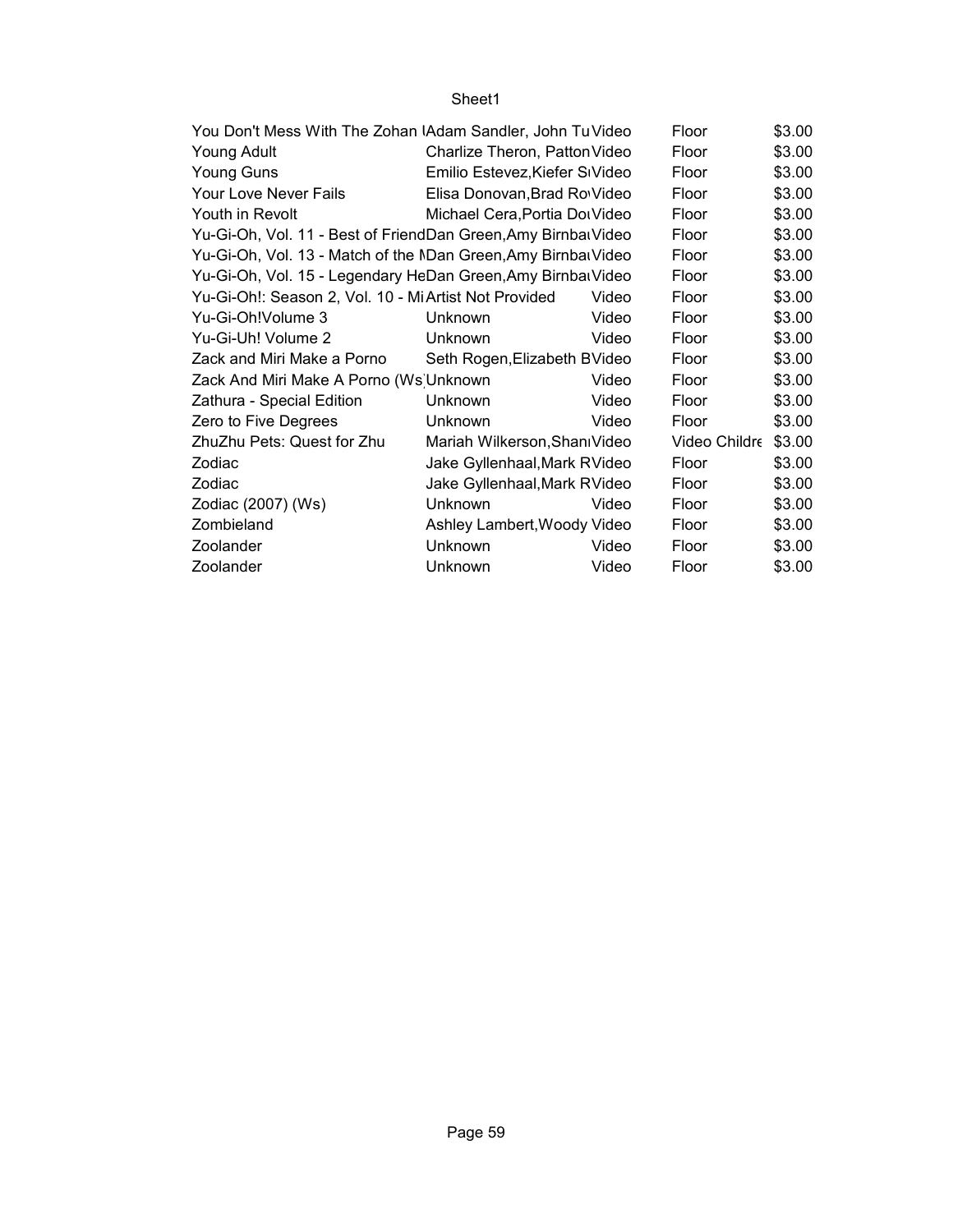| | | | | |
|---|---|---|---|---|
| You Don't Mess With The Zohan ( | Adam Sandler, John Tu | Video | Floor | $3.00 |
| Young Adult | Charlize Theron, Patton | Video | Floor | $3.00 |
| Young Guns | Emilio Estevez,Kiefer S | Video | Floor | $3.00 |
| Your Love Never Fails | Elisa Donovan,Brad Ro | Video | Floor | $3.00 |
| Youth in Revolt | Michael Cera,Portia Do | Video | Floor | $3.00 |
| Yu-Gi-Oh, Vol. 11 - Best of Friend | Dan Green,Amy Birnba | Video | Floor | $3.00 |
| Yu-Gi-Oh, Vol. 13 - Match of the M | Dan Green,Amy Birnba | Video | Floor | $3.00 |
| Yu-Gi-Oh, Vol. 15 - Legendary He | Dan Green,Amy Birnba | Video | Floor | $3.00 |
| Yu-Gi-Oh!: Season 2, Vol. 10 - Mi | Artist Not Provided | Video | Floor | $3.00 |
| Yu-Gi-Oh!Volume 3 | Unknown | Video | Floor | $3.00 |
| Yu-Gi-Uh! Volume 2 | Unknown | Video | Floor | $3.00 |
| Zack and Miri Make a Porno | Seth Rogen,Elizabeth B | Video | Floor | $3.00 |
| Zack And Miri Make A Porno (Ws) | Unknown | Video | Floor | $3.00 |
| Zathura - Special Edition | Unknown | Video | Floor | $3.00 |
| Zero to Five Degrees | Unknown | Video | Floor | $3.00 |
| ZhuZhu Pets: Quest for Zhu | Mariah Wilkerson,Shan | Video | Video Childre | $3.00 |
| Zodiac | Jake Gyllenhaal,Mark R | Video | Floor | $3.00 |
| Zodiac | Jake Gyllenhaal,Mark R | Video | Floor | $3.00 |
| Zodiac (2007) (Ws) | Unknown | Video | Floor | $3.00 |
| Zombieland | Ashley Lambert,Woody | Video | Floor | $3.00 |
| Zoolander | Unknown | Video | Floor | $3.00 |
| Zoolander | Unknown | Video | Floor | $3.00 |